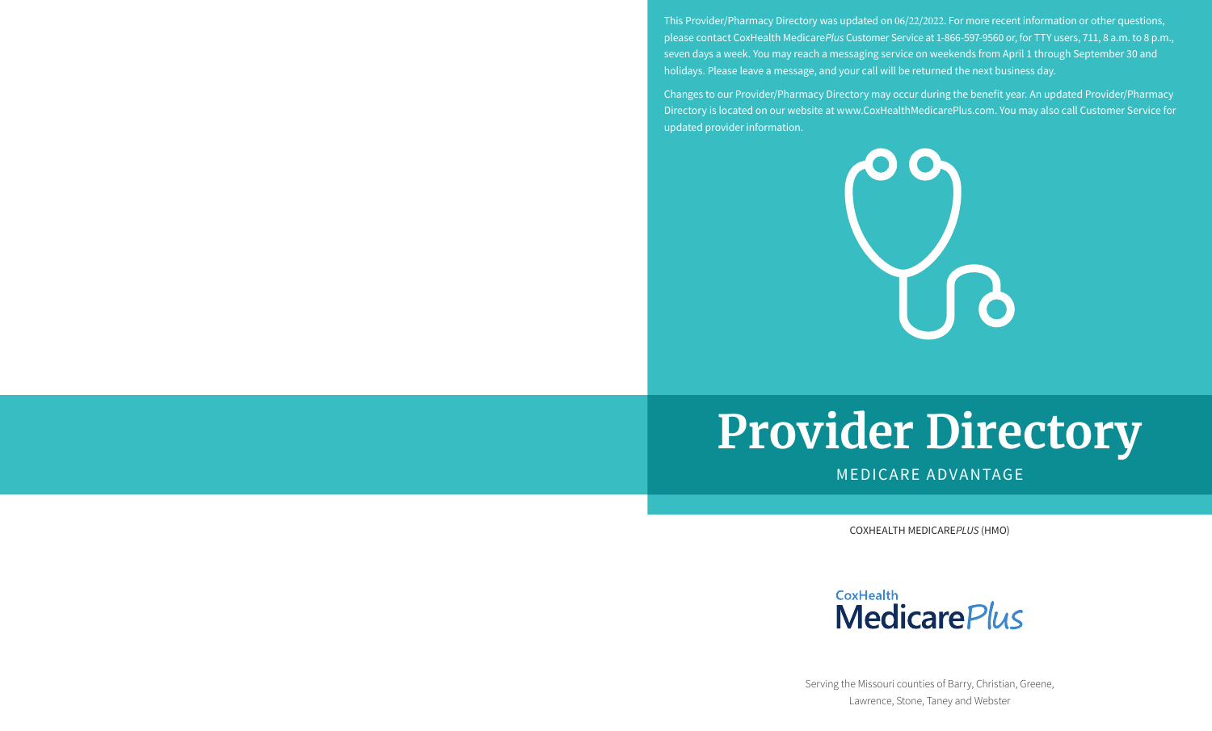This Provider/Pharmacy Directory was updated on 06/22/2022. For more recent information or other questions, please contact CoxHealth Medicare*Plus* Customer Service at 1-866-597-9560 or, for TTY users, 711, 8 a.m. to 8 p.m., seven days a week. You may reach a messaging service on weekends from April 1 through September 30 and holidays. Please leave a message, and your call will be returned the next business day.

Changes to our Provider/Pharmacy Directory may occur during the benefit year. An updated Provider/Pharmacy Directory is located on our website at www.CoxHealthMedicarePlus.com. You may also call Customer Service for updated provider information.

# Provider Directory

MEDICARE ADVANTAGE

COXHEALTH MEDICARE*PLUS* (HMO)

CoxHealth MedicarePlus

Serving the Missouri counties of Barry, Christian, Greene, Lawrence, Stone, Taney and Webster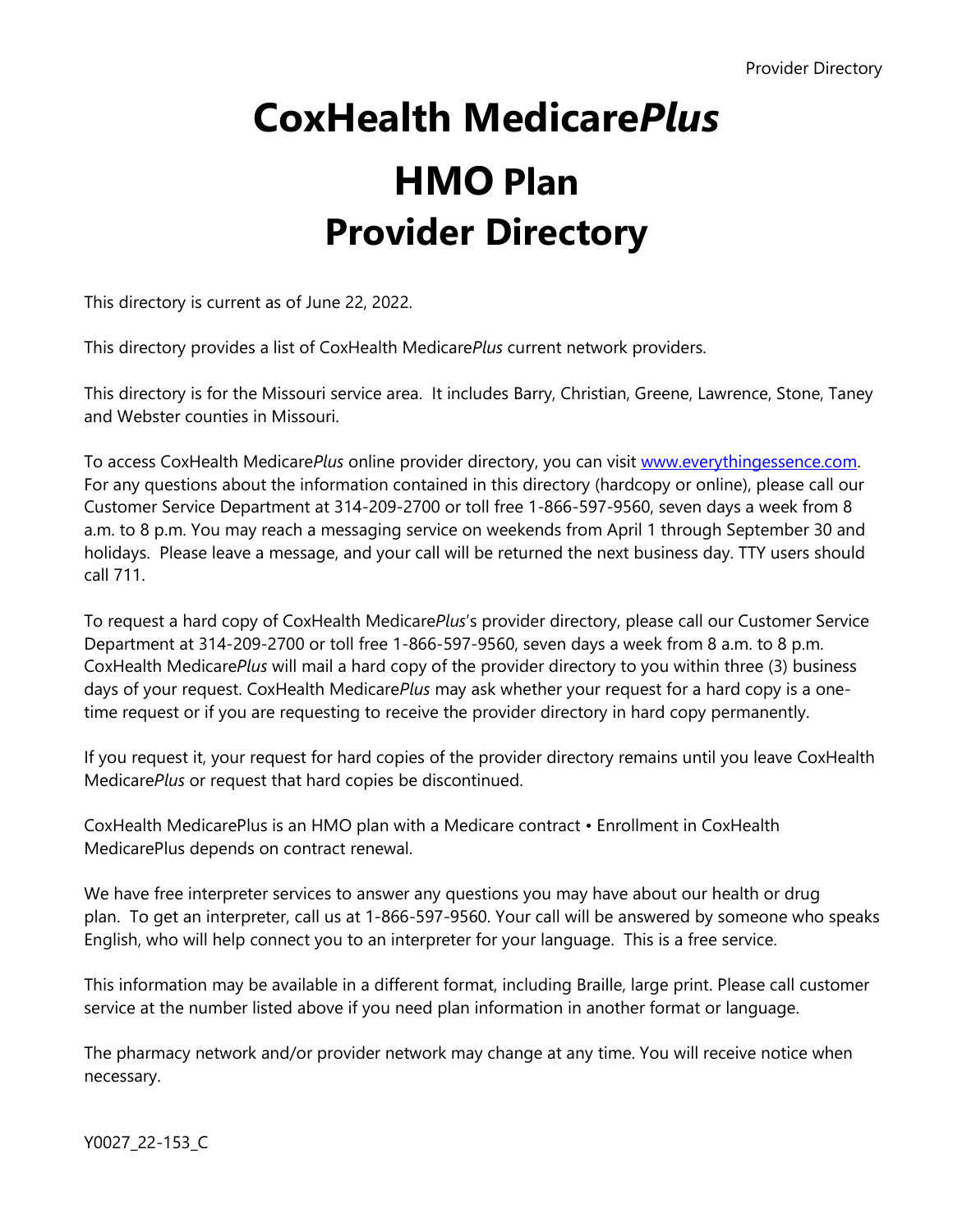# CoxHealth Medicare*Plus*

# HMO Plan

# Provider Directory

This directory is current as of June 22, 2022.

This directory provides a list of CoxHealth Medicare*Plus* current network providers.

This directory is for the Missouri service area. It includes Barry, Christian, Greene, Lawrence, Stone, Taney and Webster counties in Missouri.

To access CoxHealth Medicare*Plus* online provider directory, you can visit [www.everythingessence.com](http://www.everythingessence.com). For any questions about the information contained in this directory (hardcopy or online), please call our Customer Service Department at 314-209-2700 or toll free 1-866-597-9560, seven days a week from 8 a.m. to 8 p.m. You may reach a messaging service on weekends from April 1 through September 30 and holidays. Please leave a message, and your call will be returned the next business day. TTY users should call 711.

To request a hard copy of CoxHealth Medicare*Plus*'s provider directory, please call our Customer Service Department at 314-209-2700 or toll free 1-866-597-9560, seven days a week from 8 a.m. to 8 p.m. CoxHealth Medicare*Plus* will mail a hard copy of the provider directory to you within three (3) business days of your request. CoxHealth Medicare*Plus* may ask whether your request for a hard copy is a one-time request or if you are requesting to receive the provider directory in hard copy permanently.

If you request it, your request for hard copies of the provider directory remains until you leave CoxHealth Medicare*Plus* or request that hard copies be discontinued.

CoxHealth MedicarePlus is an HMO plan with a Medicare contract • Enrollment in CoxHealth MedicarePlus depends on contract renewal.

We have free interpreter services to answer any questions you may have about our health or drug plan. To get an interpreter, call us at 1-866-597-9560. Your call will be answered by someone who speaks English, who will help connect you to an interpreter for your language. This is a free service.

This information may be available in a different format, including Braille, large print. Please call customer service at the number listed above if you need plan information in another format or language.

The pharmacy network and/or provider network may change at any time. You will receive notice when necessary.

Y0027_22-153_C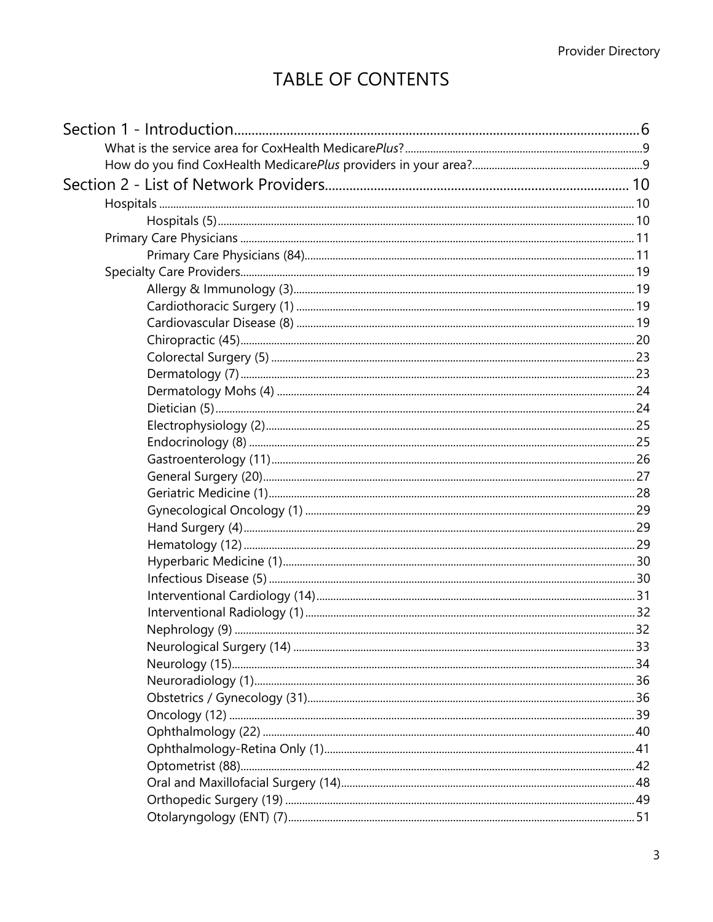# TABLE OF CONTENTS

Section 1 - Introduction ..... 6

- What is the service area for CoxHealth Medicare*Plus*? ..... 9
- How do you find CoxHealth Medicare*Plus* providers in your area? ..... 9

Section 2 - List of Network Providers ..... 10

- Hospitals ..... 10
  - Hospitals (5) ..... 10
- Primary Care Physicians ..... 11
  - Primary Care Physicians (84) ..... 11
- Specialty Care Providers ..... 19
  - Allergy & Immunology (3) ..... 19
  - Cardiothoracic Surgery (1) ..... 19
  - Cardiovascular Disease (8) ..... 19
  - Chiropractic (45) ..... 20
  - Colorectal Surgery (5) ..... 23
  - Dermatology (7) ..... 23
  - Dermatology Mohs (4) ..... 24
  - Dietician (5) ..... 24
  - Electrophysiology (2) ..... 25
  - Endocrinology (8) ..... 25
  - Gastroenterology (11) ..... 26
  - General Surgery (20) ..... 27
  - Geriatric Medicine (1) ..... 28
  - Gynecological Oncology (1) ..... 29
  - Hand Surgery (4) ..... 29
  - Hematology (12) ..... 29
  - Hyperbaric Medicine (1) ..... 30
  - Infectious Disease (5) ..... 30
  - Interventional Cardiology (14) ..... 31
  - Interventional Radiology (1) ..... 32
  - Nephrology (9) ..... 32
  - Neurological Surgery (14) ..... 33
  - Neurology (15) ..... 34
  - Neuroradiology (1) ..... 36
  - Obstetrics / Gynecology (31) ..... 36
  - Oncology (12) ..... 39
  - Ophthalmology (22) ..... 40
  - Ophthalmology-Retina Only (1) ..... 41
  - Optometrist (88) ..... 42
  - Oral and Maxillofacial Surgery (14) ..... 48
  - Orthopedic Surgery (19) ..... 49
  - Otolaryngology (ENT) (7) ..... 51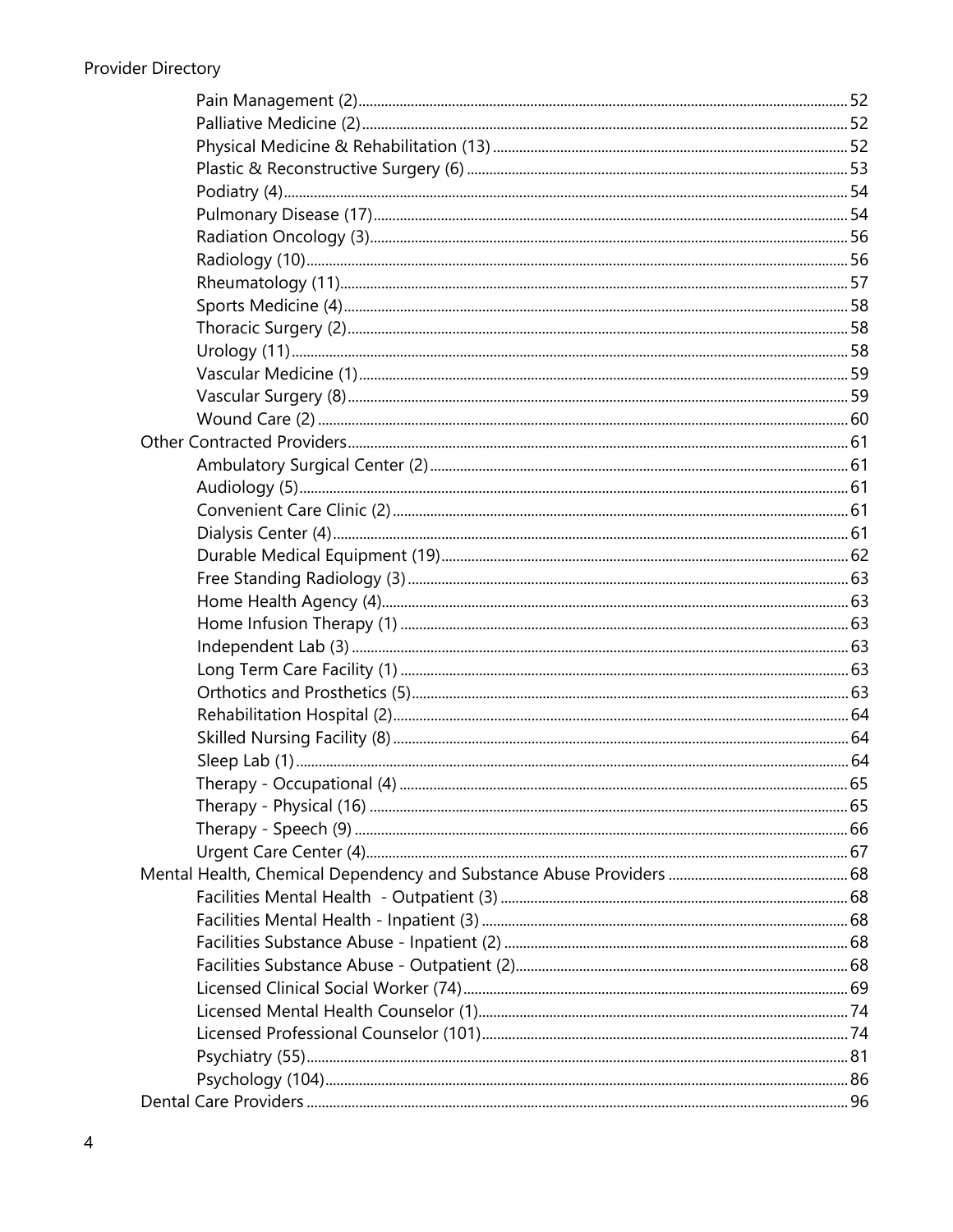- Pain Management (2) ........ 52
- Palliative Medicine (2) ........ 52
- Physical Medicine & Rehabilitation (13) ........ 52
- Plastic & Reconstructive Surgery (6) ........ 53
- Podiatry (4) ........ 54
- Pulmonary Disease (17) ........ 54
- Radiation Oncology (3) ........ 56
- Radiology (10) ........ 56
- Rheumatology (11) ........ 57
- Sports Medicine (4) ........ 58
- Thoracic Surgery (2) ........ 58
- Urology (11) ........ 58
- Vascular Medicine (1) ........ 59
- Vascular Surgery (8) ........ 59
- Wound Care (2) ........ 60

Other Contracted Providers ........ 61

- Ambulatory Surgical Center (2) ........ 61
- Audiology (5) ........ 61
- Convenient Care Clinic (2) ........ 61
- Dialysis Center (4) ........ 61
- Durable Medical Equipment (19) ........ 62
- Free Standing Radiology (3) ........ 63
- Home Health Agency (4) ........ 63
- Home Infusion Therapy (1) ........ 63
- Independent Lab (3) ........ 63
- Long Term Care Facility (1) ........ 63
- Orthotics and Prosthetics (5) ........ 63
- Rehabilitation Hospital (2) ........ 64
- Skilled Nursing Facility (8) ........ 64
- Sleep Lab (1) ........ 64
- Therapy - Occupational (4) ........ 65
- Therapy - Physical (16) ........ 65
- Therapy - Speech (9) ........ 66
- Urgent Care Center (4) ........ 67

Mental Health, Chemical Dependency and Substance Abuse Providers ........ 68

- Facilities Mental Health - Outpatient (3) ........ 68
- Facilities Mental Health - Inpatient (3) ........ 68
- Facilities Substance Abuse - Inpatient (2) ........ 68
- Facilities Substance Abuse - Outpatient (2) ........ 68
- Licensed Clinical Social Worker (74) ........ 69
- Licensed Mental Health Counselor (1) ........ 74
- Licensed Professional Counselor (101) ........ 74
- Psychiatry (55) ........ 81
- Psychology (104) ........ 86

Dental Care Providers ........ 96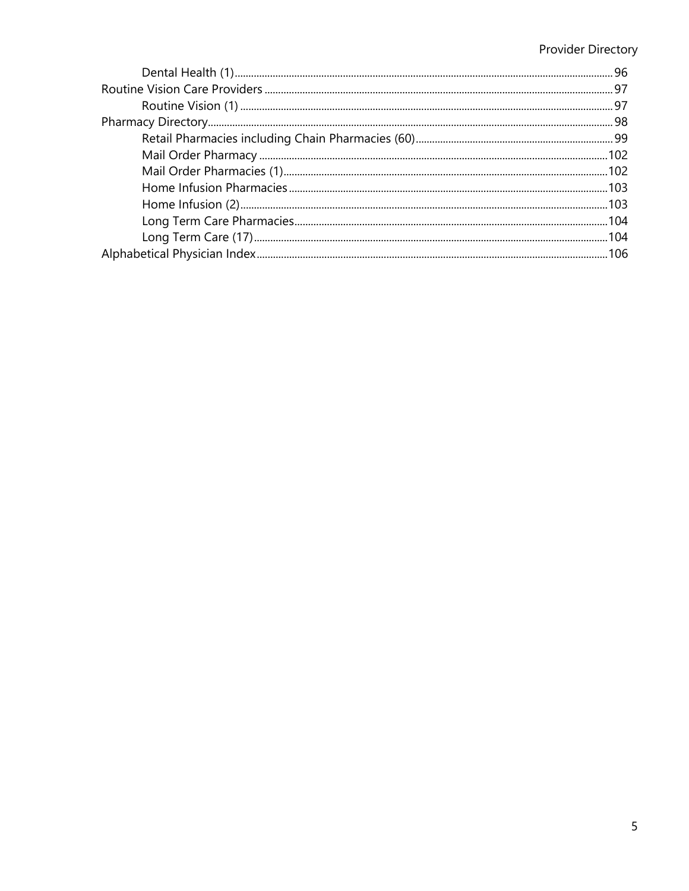- Dental Health (1) ... 96

Routine Vision Care Providers ... 97

- Routine Vision (1) ... 97

Pharmacy Directory ... 98

- Retail Pharmacies including Chain Pharmacies (60) ... 99
- Mail Order Pharmacy ... 102
- Mail Order Pharmacies (1) ... 102
- Home Infusion Pharmacies ... 103
- Home Infusion (2) ... 103
- Long Term Care Pharmacies ... 104
- Long Term Care (17) ... 104

Alphabetical Physician Index ... 106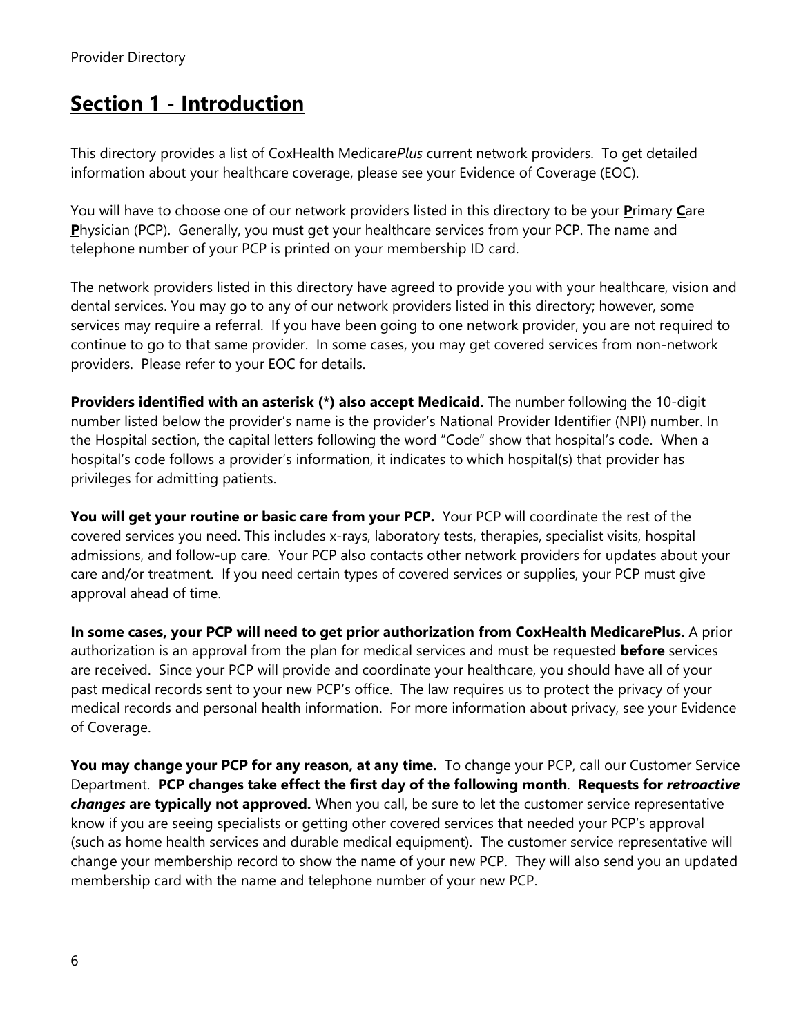# **Section 1 - Introduction**

This directory provides a list of CoxHealth Medicare*Plus* current network providers. To get detailed information about your healthcare coverage, please see your Evidence of Coverage (EOC).

You will have to choose one of our network providers listed in this directory to be your **P**rimary **C**are **P**hysician (PCP). Generally, you must get your healthcare services from your PCP. The name and telephone number of your PCP is printed on your membership ID card.

The network providers listed in this directory have agreed to provide you with your healthcare, vision and dental services. You may go to any of our network providers listed in this directory; however, some services may require a referral. If you have been going to one network provider, you are not required to continue to go to that same provider. In some cases, you may get covered services from non-network providers. Please refer to your EOC for details.

**Providers identified with an asterisk (*) also accept Medicaid.** The number following the 10-digit number listed below the provider's name is the provider's National Provider Identifier (NPI) number. In the Hospital section, the capital letters following the word "Code" show that hospital's code. When a hospital's code follows a provider's information, it indicates to which hospital(s) that provider has privileges for admitting patients.

**You will get your routine or basic care from your PCP.** Your PCP will coordinate the rest of the covered services you need. This includes x-rays, laboratory tests, therapies, specialist visits, hospital admissions, and follow-up care. Your PCP also contacts other network providers for updates about your care and/or treatment. If you need certain types of covered services or supplies, your PCP must give approval ahead of time.

**In some cases, your PCP will need to get prior authorization from CoxHealth MedicarePlus.** A prior authorization is an approval from the plan for medical services and must be requested **before** services are received. Since your PCP will provide and coordinate your healthcare, you should have all of your past medical records sent to your new PCP's office. The law requires us to protect the privacy of your medical records and personal health information. For more information about privacy, see your Evidence of Coverage.

**You may change your PCP for any reason, at any time.** To change your PCP, call our Customer Service Department. **PCP changes take effect the first day of the following month**. **Requests for *retroactive changes* are typically not approved.** When you call, be sure to let the customer service representative know if you are seeing specialists or getting other covered services that needed your PCP's approval (such as home health services and durable medical equipment). The customer service representative will change your membership record to show the name of your new PCP. They will also send you an updated membership card with the name and telephone number of your new PCP.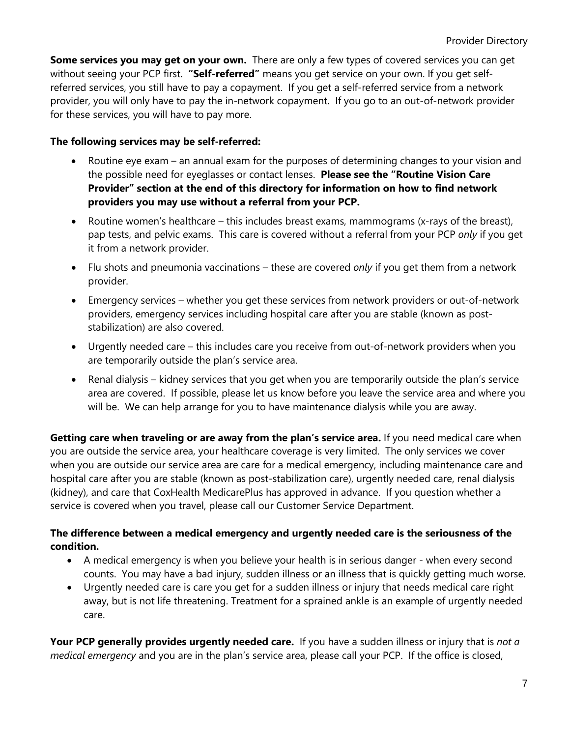**Some services you may get on your own.** There are only a few types of covered services you can get without seeing your PCP first. **"Self-referred"** means you get service on your own. If you get self-referred services, you still have to pay a copayment. If you get a self-referred service from a network provider, you will only have to pay the in-network copayment. If you go to an out-of-network provider for these services, you will have to pay more.

**The following services may be self-referred:**

- Routine eye exam – an annual exam for the purposes of determining changes to your vision and the possible need for eyeglasses or contact lenses. **Please see the "Routine Vision Care Provider" section at the end of this directory for information on how to find network providers you may use without a referral from your PCP.**
- Routine women's healthcare – this includes breast exams, mammograms (x-rays of the breast), pap tests, and pelvic exams. This care is covered without a referral from your PCP *only* if you get it from a network provider.
- Flu shots and pneumonia vaccinations – these are covered *only* if you get them from a network provider.
- Emergency services – whether you get these services from network providers or out-of-network providers, emergency services including hospital care after you are stable (known as post-stabilization) are also covered.
- Urgently needed care – this includes care you receive from out-of-network providers when you are temporarily outside the plan's service area.
- Renal dialysis – kidney services that you get when you are temporarily outside the plan's service area are covered. If possible, please let us know before you leave the service area and where you will be. We can help arrange for you to have maintenance dialysis while you are away.

**Getting care when traveling or are away from the plan's service area.** If you need medical care when you are outside the service area, your healthcare coverage is very limited. The only services we cover when you are outside our service area are care for a medical emergency, including maintenance care and hospital care after you are stable (known as post-stabilization care), urgently needed care, renal dialysis (kidney), and care that CoxHealth MedicarePlus has approved in advance. If you question whether a service is covered when you travel, please call our Customer Service Department.

**The difference between a medical emergency and urgently needed care is the seriousness of the condition.**

- A medical emergency is when you believe your health is in serious danger - when every second counts. You may have a bad injury, sudden illness or an illness that is quickly getting much worse.
- Urgently needed care is care you get for a sudden illness or injury that needs medical care right away, but is not life threatening. Treatment for a sprained ankle is an example of urgently needed care.

**Your PCP generally provides urgently needed care.** If you have a sudden illness or injury that is *not a medical emergency* and you are in the plan's service area, please call your PCP. If the office is closed,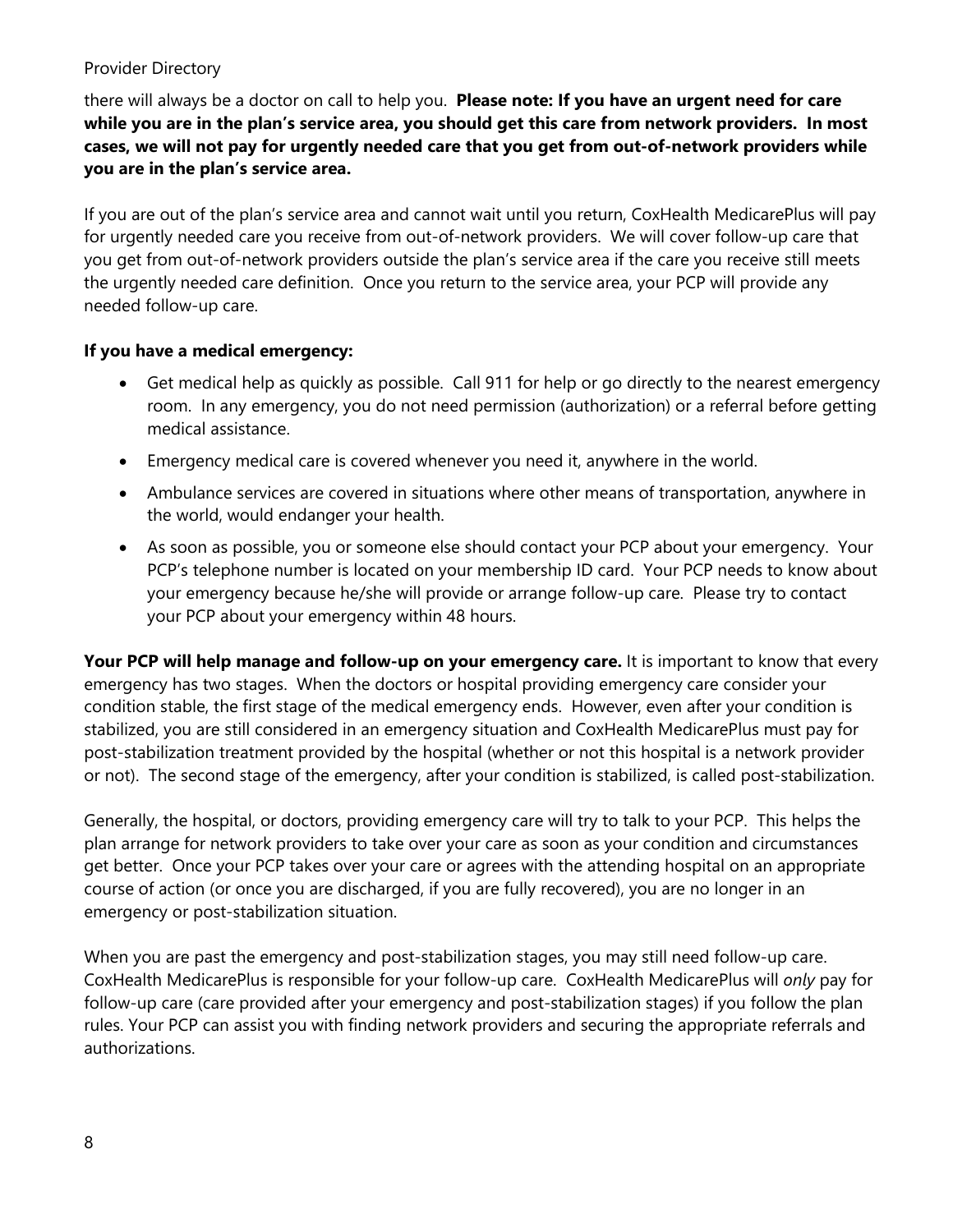there will always be a doctor on call to help you. **Please note: If you have an urgent need for care while you are in the plan's service area, you should get this care from network providers. In most cases, we will not pay for urgently needed care that you get from out-of-network providers while you are in the plan's service area.**

If you are out of the plan's service area and cannot wait until you return, CoxHealth MedicarePlus will pay for urgently needed care you receive from out-of-network providers. We will cover follow-up care that you get from out-of-network providers outside the plan's service area if the care you receive still meets the urgently needed care definition. Once you return to the service area, your PCP will provide any needed follow-up care.

**If you have a medical emergency:**

- Get medical help as quickly as possible. Call 911 for help or go directly to the nearest emergency room. In any emergency, you do not need permission (authorization) or a referral before getting medical assistance.
- Emergency medical care is covered whenever you need it, anywhere in the world.
- Ambulance services are covered in situations where other means of transportation, anywhere in the world, would endanger your health.
- As soon as possible, you or someone else should contact your PCP about your emergency. Your PCP's telephone number is located on your membership ID card. Your PCP needs to know about your emergency because he/she will provide or arrange follow-up care. Please try to contact your PCP about your emergency within 48 hours.

**Your PCP will help manage and follow-up on your emergency care.** It is important to know that every emergency has two stages. When the doctors or hospital providing emergency care consider your condition stable, the first stage of the medical emergency ends. However, even after your condition is stabilized, you are still considered in an emergency situation and CoxHealth MedicarePlus must pay for post-stabilization treatment provided by the hospital (whether or not this hospital is a network provider or not). The second stage of the emergency, after your condition is stabilized, is called post-stabilization.

Generally, the hospital, or doctors, providing emergency care will try to talk to your PCP. This helps the plan arrange for network providers to take over your care as soon as your condition and circumstances get better. Once your PCP takes over your care or agrees with the attending hospital on an appropriate course of action (or once you are discharged, if you are fully recovered), you are no longer in an emergency or post-stabilization situation.

When you are past the emergency and post-stabilization stages, you may still need follow-up care. CoxHealth MedicarePlus is responsible for your follow-up care. CoxHealth MedicarePlus will *only* pay for follow-up care (care provided after your emergency and post-stabilization stages) if you follow the plan rules. Your PCP can assist you with finding network providers and securing the appropriate referrals and authorizations.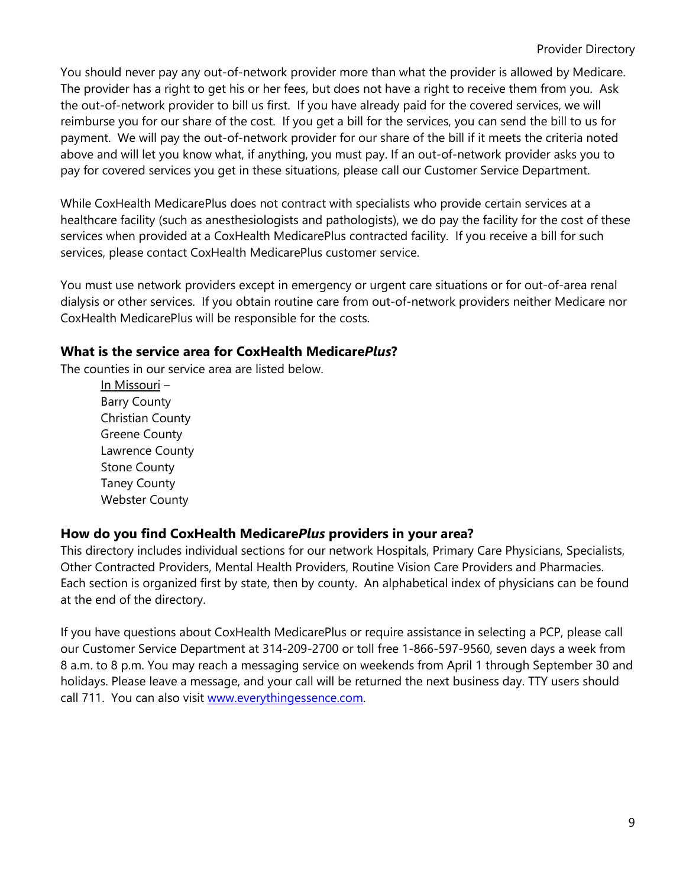You should never pay any out-of-network provider more than what the provider is allowed by Medicare. The provider has a right to get his or her fees, but does not have a right to receive them from you. Ask the out-of-network provider to bill us first. If you have already paid for the covered services, we will reimburse you for our share of the cost. If you get a bill for the services, you can send the bill to us for payment. We will pay the out-of-network provider for our share of the bill if it meets the criteria noted above and will let you know what, if anything, you must pay. If an out-of-network provider asks you to pay for covered services you get in these situations, please call our Customer Service Department.

While CoxHealth MedicarePlus does not contract with specialists who provide certain services at a healthcare facility (such as anesthesiologists and pathologists), we do pay the facility for the cost of these services when provided at a CoxHealth MedicarePlus contracted facility. If you receive a bill for such services, please contact CoxHealth MedicarePlus customer service.

You must use network providers except in emergency or urgent care situations or for out-of-area renal dialysis or other services. If you obtain routine care from out-of-network providers neither Medicare nor CoxHealth MedicarePlus will be responsible for the costs.

### What is the service area for CoxHealth Medicare*Plus*?

The counties in our service area are listed below.

In Missouri –
Barry County
Christian County
Greene County
Lawrence County
Stone County
Taney County
Webster County

### How do you find CoxHealth Medicare*Plus* providers in your area?

This directory includes individual sections for our network Hospitals, Primary Care Physicians, Specialists, Other Contracted Providers, Mental Health Providers, Routine Vision Care Providers and Pharmacies. Each section is organized first by state, then by county. An alphabetical index of physicians can be found at the end of the directory.

If you have questions about CoxHealth MedicarePlus or require assistance in selecting a PCP, please call our Customer Service Department at 314-209-2700 or toll free 1-866-597-9560, seven days a week from 8 a.m. to 8 p.m. You may reach a messaging service on weekends from April 1 through September 30 and holidays. Please leave a message, and your call will be returned the next business day. TTY users should call 711. You can also visit www.everythingessence.com.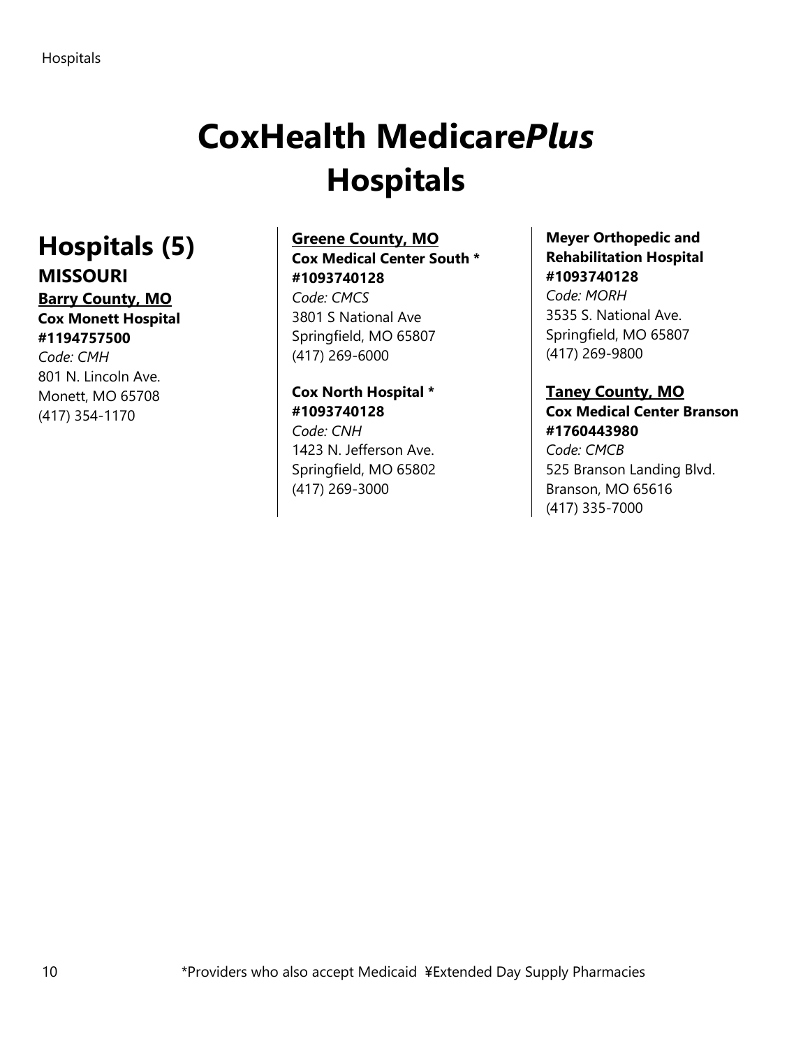# CoxHealth Medicare*Plus*
# Hospitals

## Hospitals (5)

### MISSOURI

**Barry County, MO**

**Cox Monett Hospital**
**#1194757500**
*Code: CMH*
801 N. Lincoln Ave.
Monett, MO 65708
(417) 354-1170

**Greene County, MO**

**Cox Medical Center South ***
**#1093740128**
*Code: CMCS*
3801 S National Ave
Springfield, MO 65807
(417) 269-6000

**Cox North Hospital ***
**#1093740128**
*Code: CNH*
1423 N. Jefferson Ave.
Springfield, MO 65802
(417) 269-3000

**Meyer Orthopedic and Rehabilitation Hospital**
**#1093740128**
*Code: MORH*
3535 S. National Ave.
Springfield, MO 65807
(417) 269-9800

**Taney County, MO**

**Cox Medical Center Branson**
**#1760443980**
*Code: CMCB*
525 Branson Landing Blvd.
Branson, MO 65616
(417) 335-7000

*Providers who also accept Medicaid ¥Extended Day Supply Pharmacies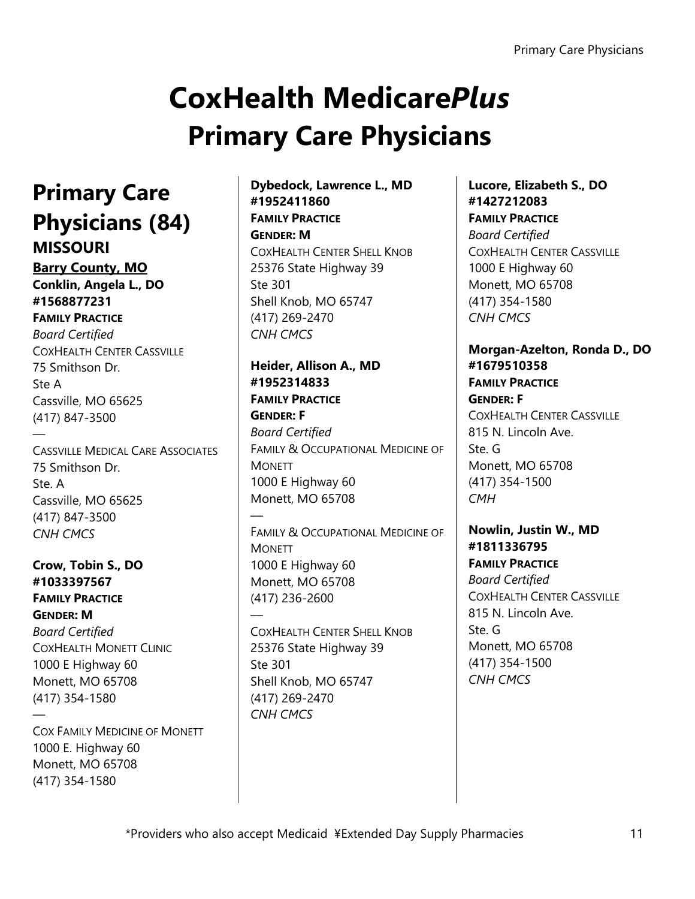# CoxHealth Medicare*Plus*
# Primary Care Physicians

## Primary Care Physicians (84)

### MISSOURI

**Barry County, MO**

**Conklin, Angela L., DO**
**#1568877231**
**FAMILY PRACTICE**
*Board Certified*
COXHEALTH CENTER CASSVILLE
75 Smithson Dr.
Ste A
Cassville, MO 65625
(417) 847-3500
—
CASSVILLE MEDICAL CARE ASSOCIATES
75 Smithson Dr.
Ste. A
Cassville, MO 65625
(417) 847-3500
*CNH CMCS*

**Crow, Tobin S., DO**
**#1033397567**
**FAMILY PRACTICE**
**GENDER: M**
*Board Certified*
COXHEALTH MONETT CLINIC
1000 E Highway 60
Monett, MO 65708
(417) 354-1580
—
COX FAMILY MEDICINE OF MONETT
1000 E. Highway 60
Monett, MO 65708
(417) 354-1580

**Dybedock, Lawrence L., MD**
**#1952411860**
**FAMILY PRACTICE**
**GENDER: M**
COXHEALTH CENTER SHELL KNOB
25376 State Highway 39
Ste 301
Shell Knob, MO 65747
(417) 269-2470
*CNH CMCS*

**Heider, Allison A., MD**
**#1952314833**
**FAMILY PRACTICE**
**GENDER: F**
*Board Certified*
FAMILY & OCCUPATIONAL MEDICINE OF MONETT
1000 E Highway 60
Monett, MO 65708
—
FAMILY & OCCUPATIONAL MEDICINE OF MONETT
1000 E Highway 60
Monett, MO 65708
(417) 236-2600
—
COXHEALTH CENTER SHELL KNOB
25376 State Highway 39
Ste 301
Shell Knob, MO 65747
(417) 269-2470
*CNH CMCS*

**Lucore, Elizabeth S., DO**
**#1427212083**
**FAMILY PRACTICE**
*Board Certified*
COXHEALTH CENTER CASSVILLE
1000 E Highway 60
Monett, MO 65708
(417) 354-1580
*CNH CMCS*

**Morgan-Azelton, Ronda D., DO**
**#1679510358**
**FAMILY PRACTICE**
**GENDER: F**
COXHEALTH CENTER CASSVILLE
815 N. Lincoln Ave.
Ste. G
Monett, MO 65708
(417) 354-1500
*CMH*

**Nowlin, Justin W., MD**
**#1811336795**
**FAMILY PRACTICE**
*Board Certified*
COXHEALTH CENTER CASSVILLE
815 N. Lincoln Ave.
Ste. G
Monett, MO 65708
(417) 354-1500
*CNH CMCS*

*Providers who also accept Medicaid ¥Extended Day Supply Pharmacies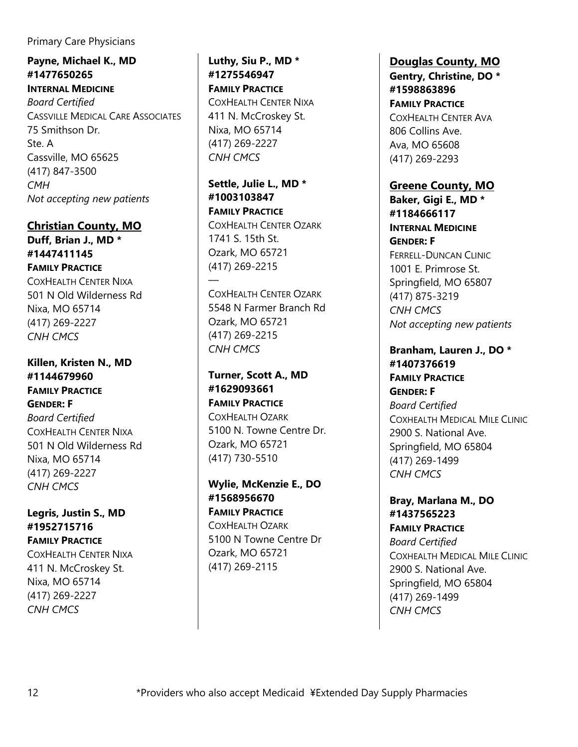**Payne, Michael K., MD**
**#1477650265**
**INTERNAL MEDICINE**
*Board Certified*
CASSVILLE MEDICAL CARE ASSOCIATES
75 Smithson Dr.
Ste. A
Cassville, MO 65625
(417) 847-3500
*CMH*
*Not accepting new patients*

## Christian County, MO

**Duff, Brian J., MD ***
**#1447411145**
**FAMILY PRACTICE**
COXHEALTH CENTER NIXA
501 N Old Wilderness Rd
Nixa, MO 65714
(417) 269-2227
*CNH CMCS*

**Killen, Kristen N., MD**
**#1144679960**
**FAMILY PRACTICE**
**GENDER: F**
*Board Certified*
COXHEALTH CENTER NIXA
501 N Old Wilderness Rd
Nixa, MO 65714
(417) 269-2227
*CNH CMCS*

**Legris, Justin S., MD**
**#1952715716**
**FAMILY PRACTICE**
COXHEALTH CENTER NIXA
411 N. McCroskey St.
Nixa, MO 65714
(417) 269-2227
*CNH CMCS*

**Luthy, Siu P., MD ***
**#1275546947**
**FAMILY PRACTICE**
COXHEALTH CENTER NIXA
411 N. McCroskey St.
Nixa, MO 65714
(417) 269-2227
*CNH CMCS*

**Settle, Julie L., MD ***
**#1003103847**
**FAMILY PRACTICE**
COXHEALTH CENTER OZARK
1741 S. 15th St.
Ozark, MO 65721
(417) 269-2215
—
COXHEALTH CENTER OZARK
5548 N Farmer Branch Rd
Ozark, MO 65721
(417) 269-2215
*CNH CMCS*

**Turner, Scott A., MD**
**#1629093661**
**FAMILY PRACTICE**
COXHEALTH OZARK
5100 N. Towne Centre Dr.
Ozark, MO 65721
(417) 730-5510

**Wylie, McKenzie E., DO**
**#1568956670**
**FAMILY PRACTICE**
COXHEALTH OZARK
5100 N Towne Centre Dr
Ozark, MO 65721
(417) 269-2115

## Douglas County, MO

**Gentry, Christine, DO ***
**#1598863896**
**FAMILY PRACTICE**
COXHEALTH CENTER AVA
806 Collins Ave.
Ava, MO 65608
(417) 269-2293

## Greene County, MO

**Baker, Gigi E., MD ***
**#1184666117**
**INTERNAL MEDICINE**
**GENDER: F**
FERRELL-DUNCAN CLINIC
1001 E. Primrose St.
Springfield, MO 65807
(417) 875-3219
*CNH CMCS*
*Not accepting new patients*

**Branham, Lauren J., DO ***
**#1407376619**
**FAMILY PRACTICE**
**GENDER: F**
*Board Certified*
COXHEALTH MEDICAL MILE CLINIC
2900 S. National Ave.
Springfield, MO 65804
(417) 269-1499
*CNH CMCS*

**Bray, Marlana M., DO**
**#1437565223**
**FAMILY PRACTICE**
*Board Certified*
COXHEALTH MEDICAL MILE CLINIC
2900 S. National Ave.
Springfield, MO 65804
(417) 269-1499
*CNH CMCS*

*Providers who also accept Medicaid ¥Extended Day Supply Pharmacies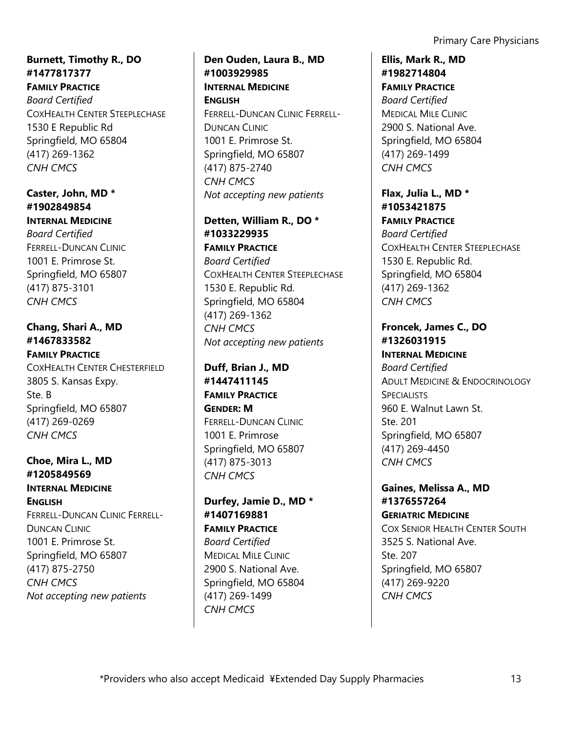**Burnett, Timothy R., DO**
**#1477817377**
**FAMILY PRACTICE**
*Board Certified*
COXHEALTH CENTER STEEPLECHASE
1530 E Republic Rd
Springfield, MO 65804
(417) 269-1362
*CNH CMCS*

**Caster, John, MD ***
**#1902849854**
**INTERNAL MEDICINE**
*Board Certified*
FERRELL-DUNCAN CLINIC
1001 E. Primrose St.
Springfield, MO 65807
(417) 875-3101
*CNH CMCS*

**Chang, Shari A., MD**
**#1467833582**
**FAMILY PRACTICE**
COXHEALTH CENTER CHESTERFIELD
3805 S. Kansas Expy.
Ste. B
Springfield, MO 65807
(417) 269-0269
*CNH CMCS*

**Choe, Mira L., MD**
**#1205849569**
**INTERNAL MEDICINE**
**ENGLISH**
FERRELL-DUNCAN CLINIC FERRELL-DUNCAN CLINIC
1001 E. Primrose St.
Springfield, MO 65807
(417) 875-2750
*CNH CMCS*
*Not accepting new patients*

**Den Ouden, Laura B., MD**
**#1003929985**
**INTERNAL MEDICINE**
**ENGLISH**
FERRELL-DUNCAN CLINIC FERRELL-DUNCAN CLINIC
1001 E. Primrose St.
Springfield, MO 65807
(417) 875-2740
*CNH CMCS*
*Not accepting new patients*

**Detten, William R., DO ***
**#1033229935**
**FAMILY PRACTICE**
*Board Certified*
COXHEALTH CENTER STEEPLECHASE
1530 E. Republic Rd.
Springfield, MO 65804
(417) 269-1362
*CNH CMCS*
*Not accepting new patients*

**Duff, Brian J., MD**
**#1447411145**
**FAMILY PRACTICE**
**GENDER: M**
FERRELL-DUNCAN CLINIC
1001 E. Primrose
Springfield, MO 65807
(417) 875-3013
*CNH CMCS*

**Durfey, Jamie D., MD ***
**#1407169881**
**FAMILY PRACTICE**
*Board Certified*
MEDICAL MILE CLINIC
2900 S. National Ave.
Springfield, MO 65804
(417) 269-1499
*CNH CMCS*

**Ellis, Mark R., MD**
**#1982714804**
**FAMILY PRACTICE**
*Board Certified*
MEDICAL MILE CLINIC
2900 S. National Ave.
Springfield, MO 65804
(417) 269-1499
*CNH CMCS*

**Flax, Julia L., MD ***
**#1053421875**
**FAMILY PRACTICE**
*Board Certified*
COXHEALTH CENTER STEEPLECHASE
1530 E. Republic Rd.
Springfield, MO 65804
(417) 269-1362
*CNH CMCS*

**Froncek, James C., DO**
**#1326031915**
**INTERNAL MEDICINE**
*Board Certified*
ADULT MEDICINE & ENDOCRINOLOGY SPECIALISTS
960 E. Walnut Lawn St.
Ste. 201
Springfield, MO 65807
(417) 269-4450
*CNH CMCS*

**Gaines, Melissa A., MD**
**#1376557264**
**GERIATRIC MEDICINE**
COX SENIOR HEALTH CENTER SOUTH
3525 S. National Ave.
Ste. 207
Springfield, MO 65807
(417) 269-9220
*CNH CMCS*

*Providers who also accept Medicaid ¥Extended Day Supply Pharmacies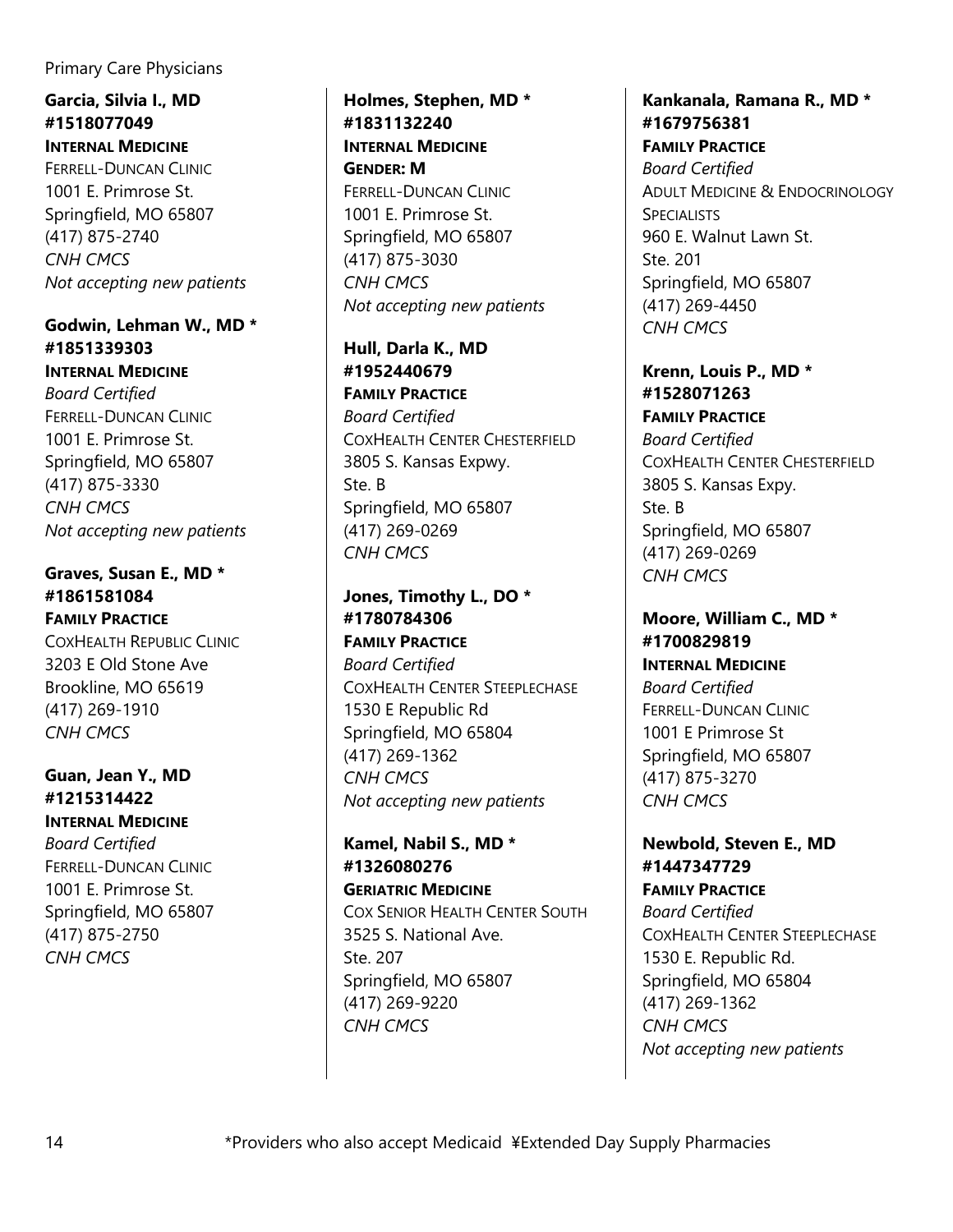**Garcia, Silvia I., MD**
**#1518077049**
**INTERNAL MEDICINE**
FERRELL-DUNCAN CLINIC
1001 E. Primrose St.
Springfield, MO 65807
(417) 875-2740
*CNH CMCS*
*Not accepting new patients*

**Godwin, Lehman W., MD ***
**#1851339303**
**INTERNAL MEDICINE**
*Board Certified*
FERRELL-DUNCAN CLINIC
1001 E. Primrose St.
Springfield, MO 65807
(417) 875-3330
*CNH CMCS*
*Not accepting new patients*

**Graves, Susan E., MD ***
**#1861581084**
**FAMILY PRACTICE**
COXHEALTH REPUBLIC CLINIC
3203 E Old Stone Ave
Brookline, MO 65619
(417) 269-1910
*CNH CMCS*

**Guan, Jean Y., MD**
**#1215314422**
**INTERNAL MEDICINE**
*Board Certified*
FERRELL-DUNCAN CLINIC
1001 E. Primrose St.
Springfield, MO 65807
(417) 875-2750
*CNH CMCS*

**Holmes, Stephen, MD ***
**#1831132240**
**INTERNAL MEDICINE**
**GENDER: M**
FERRELL-DUNCAN CLINIC
1001 E. Primrose St.
Springfield, MO 65807
(417) 875-3030
*CNH CMCS*
*Not accepting new patients*

**Hull, Darla K., MD**
**#1952440679**
**FAMILY PRACTICE**
*Board Certified*
COXHEALTH CENTER CHESTERFIELD
3805 S. Kansas Expwy.
Ste. B
Springfield, MO 65807
(417) 269-0269
*CNH CMCS*

**Jones, Timothy L., DO ***
**#1780784306**
**FAMILY PRACTICE**
*Board Certified*
COXHEALTH CENTER STEEPLECHASE
1530 E Republic Rd
Springfield, MO 65804
(417) 269-1362
*CNH CMCS*
*Not accepting new patients*

**Kamel, Nabil S., MD ***
**#1326080276**
**GERIATRIC MEDICINE**
COX SENIOR HEALTH CENTER SOUTH
3525 S. National Ave.
Ste. 207
Springfield, MO 65807
(417) 269-9220
*CNH CMCS*

**Kankanala, Ramana R., MD ***
**#1679756381**
**FAMILY PRACTICE**
*Board Certified*
ADULT MEDICINE & ENDOCRINOLOGY SPECIALISTS
960 E. Walnut Lawn St.
Ste. 201
Springfield, MO 65807
(417) 269-4450
*CNH CMCS*

**Krenn, Louis P., MD ***
**#1528071263**
**FAMILY PRACTICE**
*Board Certified*
COXHEALTH CENTER CHESTERFIELD
3805 S. Kansas Expy.
Ste. B
Springfield, MO 65807
(417) 269-0269
*CNH CMCS*

**Moore, William C., MD ***
**#1700829819**
**INTERNAL MEDICINE**
*Board Certified*
FERRELL-DUNCAN CLINIC
1001 E Primrose St
Springfield, MO 65807
(417) 875-3270
*CNH CMCS*

**Newbold, Steven E., MD**
**#1447347729**
**FAMILY PRACTICE**
*Board Certified*
COXHEALTH CENTER STEEPLECHASE
1530 E. Republic Rd.
Springfield, MO 65804
(417) 269-1362
*CNH CMCS*
*Not accepting new patients*

*Providers who also accept Medicaid ¥Extended Day Supply Pharmacies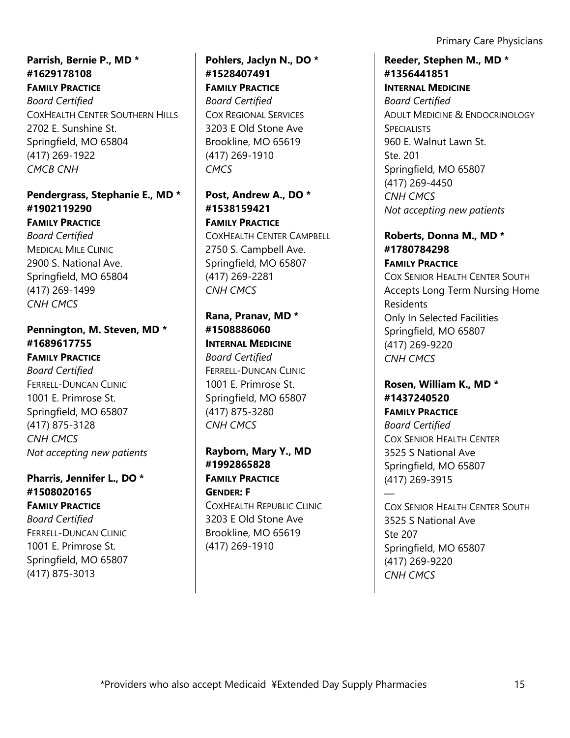**Parrish, Bernie P., MD * #1629178108**
**FAMILY PRACTICE**
*Board Certified*
COXHEALTH CENTER SOUTHERN HILLS
2702 E. Sunshine St.
Springfield, MO 65804
(417) 269-1922
*CMCB CNH*

**Pendergrass, Stephanie E., MD * #1902119290**
**FAMILY PRACTICE**
*Board Certified*
MEDICAL MILE CLINIC
2900 S. National Ave.
Springfield, MO 65804
(417) 269-1499
*CNH CMCS*

**Pennington, M. Steven, MD * #1689617755**
**FAMILY PRACTICE**
*Board Certified*
FERRELL-DUNCAN CLINIC
1001 E. Primrose St.
Springfield, MO 65807
(417) 875-3128
*CNH CMCS*
*Not accepting new patients*

**Pharris, Jennifer L., DO * #1508020165**
**FAMILY PRACTICE**
*Board Certified*
FERRELL-DUNCAN CLINIC
1001 E. Primrose St.
Springfield, MO 65807
(417) 875-3013

**Pohlers, Jaclyn N., DO * #1528407491**
**FAMILY PRACTICE**
*Board Certified*
COX REGIONAL SERVICES
3203 E Old Stone Ave
Brookline, MO 65619
(417) 269-1910
*CMCS*

**Post, Andrew A., DO * #1538159421**
**FAMILY PRACTICE**
COXHEALTH CENTER CAMPBELL
2750 S. Campbell Ave.
Springfield, MO 65807
(417) 269-2281
*CNH CMCS*

**Rana, Pranav, MD * #1508886060**
**INTERNAL MEDICINE**
*Board Certified*
FERRELL-DUNCAN CLINIC
1001 E. Primrose St.
Springfield, MO 65807
(417) 875-3280
*CNH CMCS*

**Rayborn, Mary Y., MD #1992865828**
**FAMILY PRACTICE**
**GENDER: F**
COXHEALTH REPUBLIC CLINIC
3203 E Old Stone Ave
Brookline, MO 65619
(417) 269-1910

**Reeder, Stephen M., MD * #1356441851**
**INTERNAL MEDICINE**
*Board Certified*
ADULT MEDICINE & ENDOCRINOLOGY SPECIALISTS
960 E. Walnut Lawn St.
Ste. 201
Springfield, MO 65807
(417) 269-4450
*CNH CMCS*
*Not accepting new patients*

**Roberts, Donna M., MD * #1780784298**
**FAMILY PRACTICE**
COX SENIOR HEALTH CENTER SOUTH
Accepts Long Term Nursing Home Residents
Only In Selected Facilities
Springfield, MO 65807
(417) 269-9220
*CNH CMCS*

**Rosen, William K., MD * #1437240520**
**FAMILY PRACTICE**
*Board Certified*
COX SENIOR HEALTH CENTER
3525 S National Ave
Springfield, MO 65807
(417) 269-3915

—

COX SENIOR HEALTH CENTER SOUTH
3525 S National Ave
Ste 207
Springfield, MO 65807
(417) 269-9220
*CNH CMCS*

*Providers who also accept Medicaid ¥Extended Day Supply Pharmacies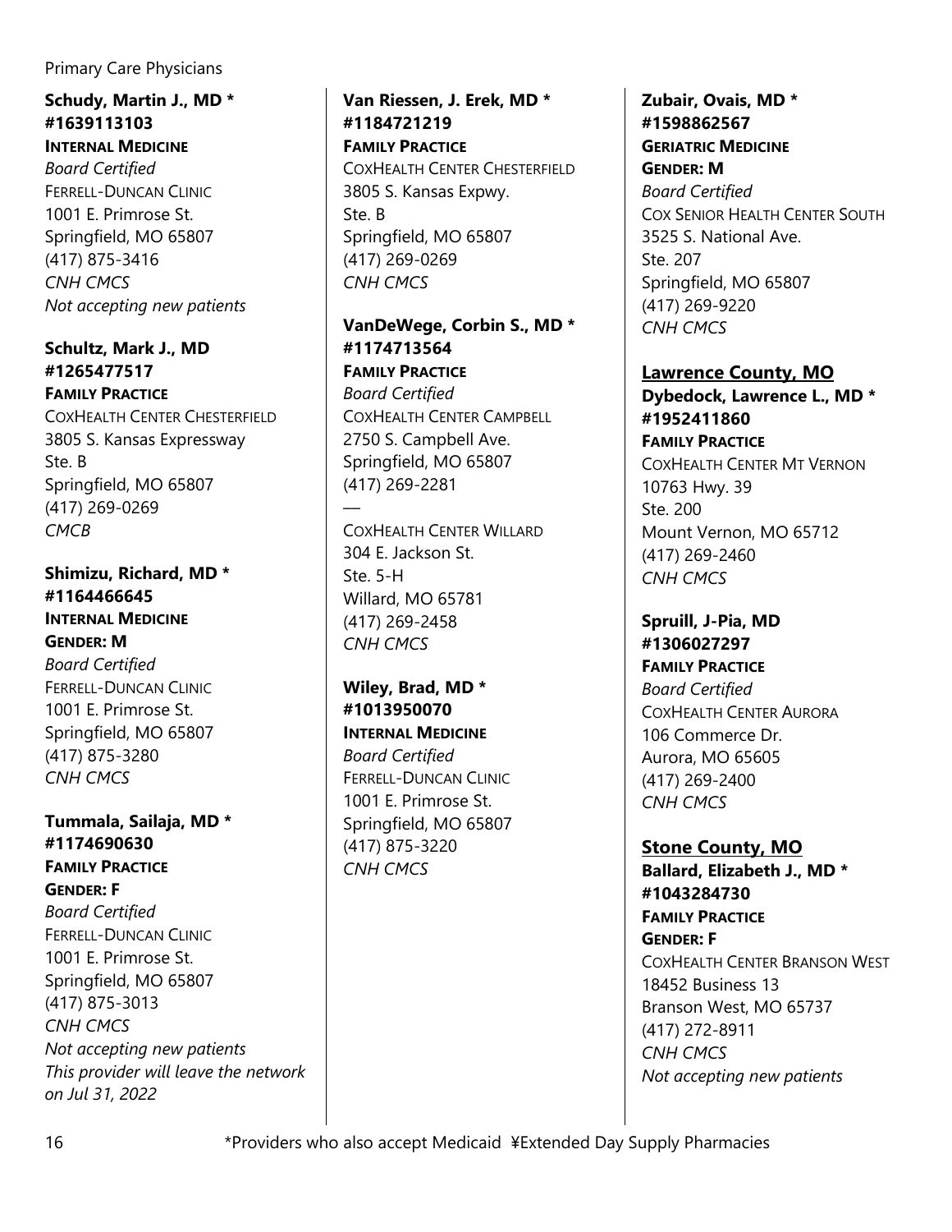**Schudy, Martin J., MD \***
**#1639113103**
**INTERNAL MEDICINE**
*Board Certified*
FERRELL-DUNCAN CLINIC
1001 E. Primrose St.
Springfield, MO 65807
(417) 875-3416
*CNH CMCS*
*Not accepting new patients*

**Schultz, Mark J., MD**
**#1265477517**
**FAMILY PRACTICE**
COXHEALTH CENTER CHESTERFIELD
3805 S. Kansas Expressway
Ste. B
Springfield, MO 65807
(417) 269-0269
*CMCB*

**Shimizu, Richard, MD \***
**#1164466645**
**INTERNAL MEDICINE**
**GENDER: M**
*Board Certified*
FERRELL-DUNCAN CLINIC
1001 E. Primrose St.
Springfield, MO 65807
(417) 875-3280
*CNH CMCS*

**Tummala, Sailaja, MD \***
**#1174690630**
**FAMILY PRACTICE**
**GENDER: F**
*Board Certified*
FERRELL-DUNCAN CLINIC
1001 E. Primrose St.
Springfield, MO 65807
(417) 875-3013
*CNH CMCS*
*Not accepting new patients*
*This provider will leave the network on Jul 31, 2022*

**Van Riessen, J. Erek, MD \***
**#1184721219**
**FAMILY PRACTICE**
COXHEALTH CENTER CHESTERFIELD
3805 S. Kansas Expwy.
Ste. B
Springfield, MO 65807
(417) 269-0269
*CNH CMCS*

**VanDeWege, Corbin S., MD \***
**#1174713564**
**FAMILY PRACTICE**
*Board Certified*
COXHEALTH CENTER CAMPBELL
2750 S. Campbell Ave.
Springfield, MO 65807
(417) 269-2281

—

COXHEALTH CENTER WILLARD
304 E. Jackson St.
Ste. 5-H
Willard, MO 65781
(417) 269-2458
*CNH CMCS*

**Wiley, Brad, MD \***
**#1013950070**
**INTERNAL MEDICINE**
*Board Certified*
FERRELL-DUNCAN CLINIC
1001 E. Primrose St.
Springfield, MO 65807
(417) 875-3220
*CNH CMCS*

**Zubair, Ovais, MD \***
**#1598862567**
**GERIATRIC MEDICINE**
**GENDER: M**
*Board Certified*
COX SENIOR HEALTH CENTER SOUTH
3525 S. National Ave.
Ste. 207
Springfield, MO 65807
(417) 269-9220
*CNH CMCS*

## Lawrence County, MO

**Dybedock, Lawrence L., MD \***
**#1952411860**
**FAMILY PRACTICE**
COXHEALTH CENTER MT VERNON
10763 Hwy. 39
Ste. 200
Mount Vernon, MO 65712
(417) 269-2460
*CNH CMCS*

**Spruill, J-Pia, MD**
**#1306027297**
**FAMILY PRACTICE**
*Board Certified*
COXHEALTH CENTER AURORA
106 Commerce Dr.
Aurora, MO 65605
(417) 269-2400
*CNH CMCS*

## Stone County, MO

**Ballard, Elizabeth J., MD \***
**#1043284730**
**FAMILY PRACTICE**
**GENDER: F**
COXHEALTH CENTER BRANSON WEST
18452 Business 13
Branson West, MO 65737
(417) 272-8911
*CNH CMCS*
*Not accepting new patients*

\*Providers who also accept Medicaid ¥Extended Day Supply Pharmacies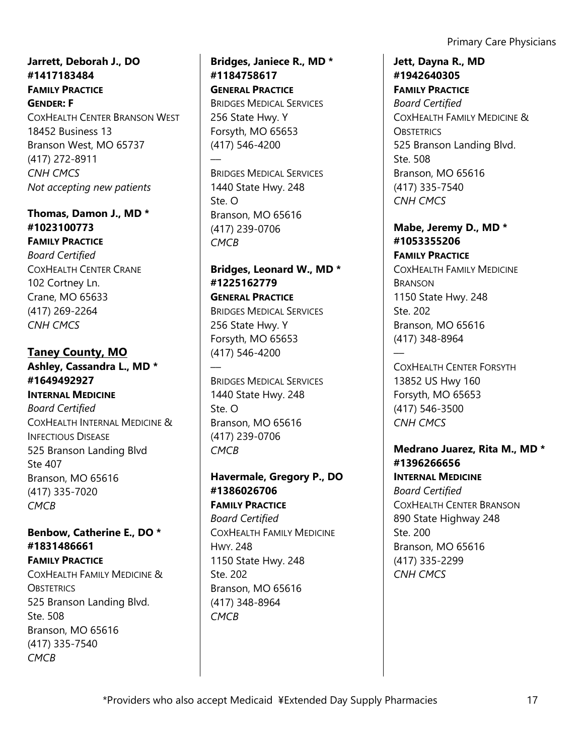**Jarrett, Deborah J., DO**
**#1417183484**
**FAMILY PRACTICE**
**GENDER: F**
COXHEALTH CENTER BRANSON WEST
18452 Business 13
Branson West, MO 65737
(417) 272-8911
*CNH CMCS*
*Not accepting new patients*

**Thomas, Damon J., MD ***
**#1023100773**
**FAMILY PRACTICE**
*Board Certified*
COXHEALTH CENTER CRANE
102 Cortney Ln.
Crane, MO 65633
(417) 269-2264
*CNH CMCS*

## Taney County, MO

**Ashley, Cassandra L., MD ***
**#1649492927**
**INTERNAL MEDICINE**
*Board Certified*
COXHEALTH INTERNAL MEDICINE & INFECTIOUS DISEASE
525 Branson Landing Blvd
Ste 407
Branson, MO 65616
(417) 335-7020
*CMCB*

**Benbow, Catherine E., DO ***
**#1831486661**
**FAMILY PRACTICE**
COXHEALTH FAMILY MEDICINE & OBSTETRICS
525 Branson Landing Blvd.
Ste. 508
Branson, MO 65616
(417) 335-7540
*CMCB*

**Bridges, Janiece R., MD ***
**#1184758617**
**GENERAL PRACTICE**
BRIDGES MEDICAL SERVICES
256 State Hwy. Y
Forsyth, MO 65653
(417) 546-4200

—

BRIDGES MEDICAL SERVICES
1440 State Hwy. 248
Ste. O
Branson, MO 65616
(417) 239-0706
*CMCB*

**Bridges, Leonard W., MD ***
**#1225162779**
**GENERAL PRACTICE**
BRIDGES MEDICAL SERVICES
256 State Hwy. Y
Forsyth, MO 65653
(417) 546-4200

—

BRIDGES MEDICAL SERVICES
1440 State Hwy. 248
Ste. O
Branson, MO 65616
(417) 239-0706
*CMCB*

**Havermale, Gregory P., DO**
**#1386026706**
**FAMILY PRACTICE**
*Board Certified*
COXHEALTH FAMILY MEDICINE HWY. 248
1150 State Hwy. 248
Ste. 202
Branson, MO 65616
(417) 348-8964
*CMCB*

**Jett, Dayna R., MD**
**#1942640305**
**FAMILY PRACTICE**
*Board Certified*
COXHEALTH FAMILY MEDICINE & OBSTETRICS
525 Branson Landing Blvd.
Ste. 508
Branson, MO 65616
(417) 335-7540
*CNH CMCS*

**Mabe, Jeremy D., MD ***
**#1053355206**
**FAMILY PRACTICE**
COXHEALTH FAMILY MEDICINE BRANSON
1150 State Hwy. 248
Ste. 202
Branson, MO 65616
(417) 348-8964

—

COXHEALTH CENTER FORSYTH
13852 US Hwy 160
Forsyth, MO 65653
(417) 546-3500
*CNH CMCS*

**Medrano Juarez, Rita M., MD ***
**#1396266656**
**INTERNAL MEDICINE**
*Board Certified*
COXHEALTH CENTER BRANSON
890 State Highway 248
Ste. 200
Branson, MO 65616
(417) 335-2299
*CNH CMCS*

*Providers who also accept Medicaid ¥Extended Day Supply Pharmacies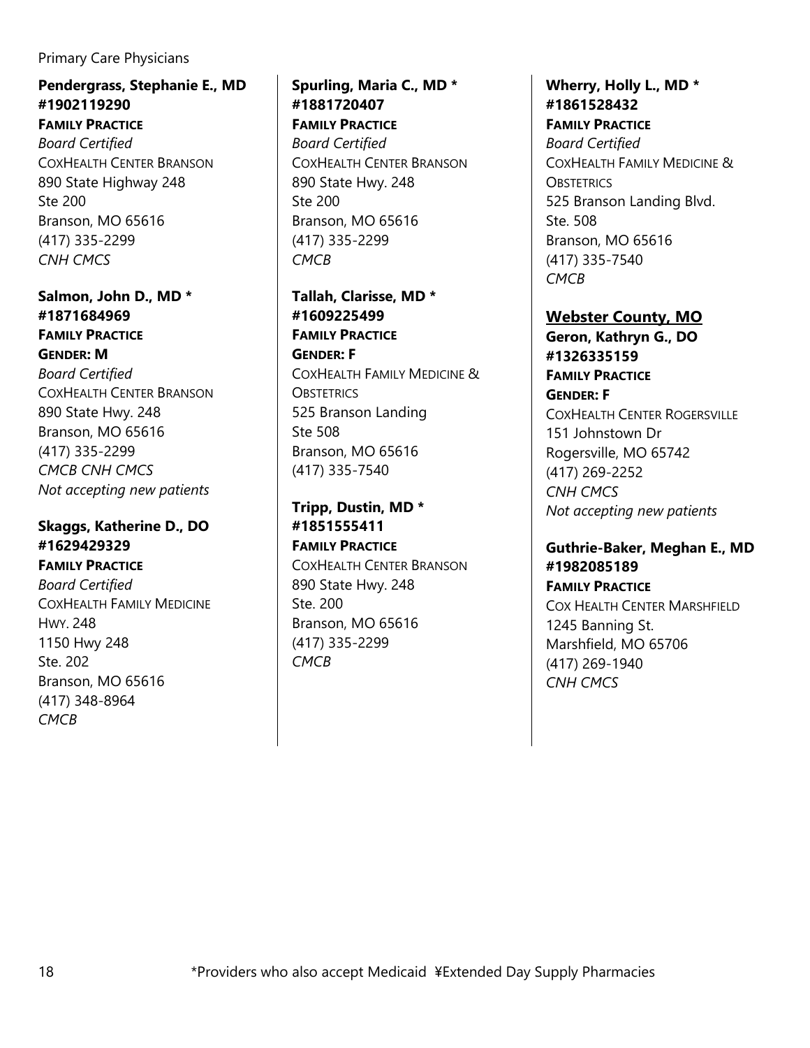**Pendergrass, Stephanie E., MD #1902119290**
**FAMILY PRACTICE**
*Board Certified*
COXHEALTH CENTER BRANSON
890 State Highway 248
Ste 200
Branson, MO 65616
(417) 335-2299
*CNH CMCS*

**Salmon, John D., MD * #1871684969**
**FAMILY PRACTICE**
**GENDER: M**
*Board Certified*
COXHEALTH CENTER BRANSON
890 State Hwy. 248
Branson, MO 65616
(417) 335-2299
*CMCB CNH CMCS*
*Not accepting new patients*

**Skaggs, Katherine D., DO #1629429329**
**FAMILY PRACTICE**
*Board Certified*
COXHEALTH FAMILY MEDICINE HWY. 248
1150 Hwy 248
Ste. 202
Branson, MO 65616
(417) 348-8964
*CMCB*

**Spurling, Maria C., MD * #1881720407**
**FAMILY PRACTICE**
*Board Certified*
COXHEALTH CENTER BRANSON
890 State Hwy. 248
Ste 200
Branson, MO 65616
(417) 335-2299
*CMCB*

**Tallah, Clarisse, MD * #1609225499**
**FAMILY PRACTICE**
**GENDER: F**
COXHEALTH FAMILY MEDICINE & OBSTETRICS
525 Branson Landing
Ste 508
Branson, MO 65616
(417) 335-7540

**Tripp, Dustin, MD * #1851555411**
**FAMILY PRACTICE**
COXHEALTH CENTER BRANSON
890 State Hwy. 248
Ste. 200
Branson, MO 65616
(417) 335-2299
*CMCB*

**Wherry, Holly L., MD * #1861528432**
**FAMILY PRACTICE**
*Board Certified*
COXHEALTH FAMILY MEDICINE & OBSTETRICS
525 Branson Landing Blvd.
Ste. 508
Branson, MO 65616
(417) 335-7540
*CMCB*

## Webster County, MO

**Geron, Kathryn G., DO #1326335159**
**FAMILY PRACTICE**
**GENDER: F**
COXHEALTH CENTER ROGERSVILLE
151 Johnstown Dr
Rogersville, MO 65742
(417) 269-2252
*CNH CMCS*
*Not accepting new patients*

**Guthrie-Baker, Meghan E., MD #1982085189**
**FAMILY PRACTICE**
COX HEALTH CENTER MARSHFIELD
1245 Banning St.
Marshfield, MO 65706
(417) 269-1940
*CNH CMCS*

*Providers who also accept Medicaid ¥Extended Day Supply Pharmacies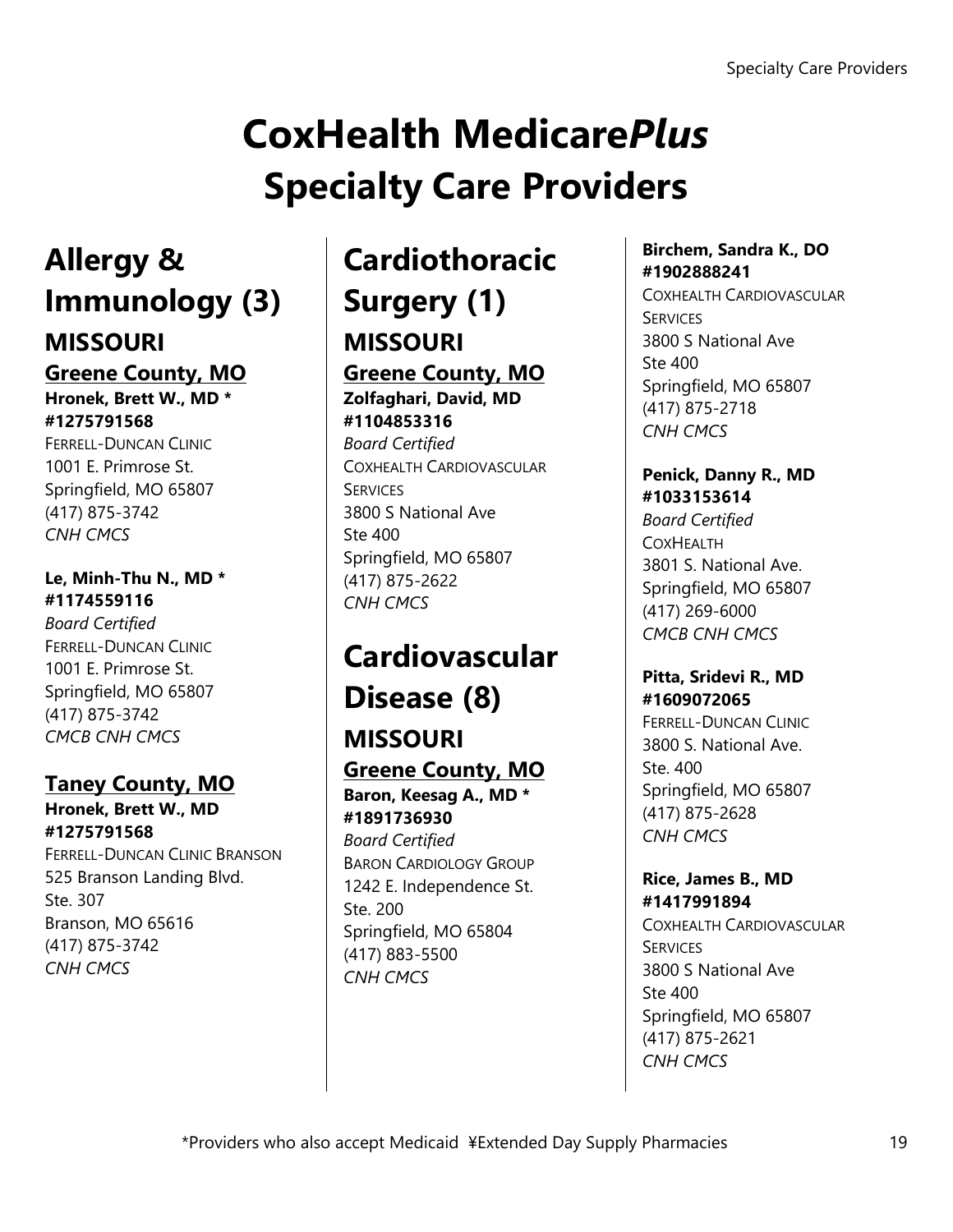# CoxHealth Medicare*Plus* Specialty Care Providers

## Allergy & Immunology (3)

### MISSOURI

#### Greene County, MO

**Hronek, Brett W., MD * #1275791568**
FERRELL-DUNCAN CLINIC
1001 E. Primrose St.
Springfield, MO 65807
(417) 875-3742
*CNH CMCS*

**Le, Minh-Thu N., MD * #1174559116**
*Board Certified*
FERRELL-DUNCAN CLINIC
1001 E. Primrose St.
Springfield, MO 65807
(417) 875-3742
*CMCB CNH CMCS*

#### Taney County, MO

**Hronek, Brett W., MD #1275791568**
FERRELL-DUNCAN CLINIC BRANSON
525 Branson Landing Blvd.
Ste. 307
Branson, MO 65616
(417) 875-3742
*CNH CMCS*

## Cardiothoracic Surgery (1)

### MISSOURI

#### Greene County, MO

**Zolfaghari, David, MD #1104853316**
*Board Certified*
COXHEALTH CARDIOVASCULAR SERVICES
3800 S National Ave
Ste 400
Springfield, MO 65807
(417) 875-2622
*CNH CMCS*

## Cardiovascular Disease (8)

### MISSOURI

#### Greene County, MO

**Baron, Keesag A., MD * #1891736930**
*Board Certified*
BARON CARDIOLOGY GROUP
1242 E. Independence St.
Ste. 200
Springfield, MO 65804
(417) 883-5500
*CNH CMCS*

**Birchem, Sandra K., DO #1902888241**
COXHEALTH CARDIOVASCULAR SERVICES
3800 S National Ave
Ste 400
Springfield, MO 65807
(417) 875-2718
*CNH CMCS*

**Penick, Danny R., MD #1033153614**
*Board Certified*
COXHEALTH
3801 S. National Ave.
Springfield, MO 65807
(417) 269-6000
*CMCB CNH CMCS*

**Pitta, Sridevi R., MD #1609072065**
FERRELL-DUNCAN CLINIC
3800 S. National Ave.
Ste. 400
Springfield, MO 65807
(417) 875-2628
*CNH CMCS*

**Rice, James B., MD #1417991894**
COXHEALTH CARDIOVASCULAR SERVICES
3800 S National Ave
Ste 400
Springfield, MO 65807
(417) 875-2621
*CNH CMCS*

*Providers who also accept Medicaid ¥Extended Day Supply Pharmacies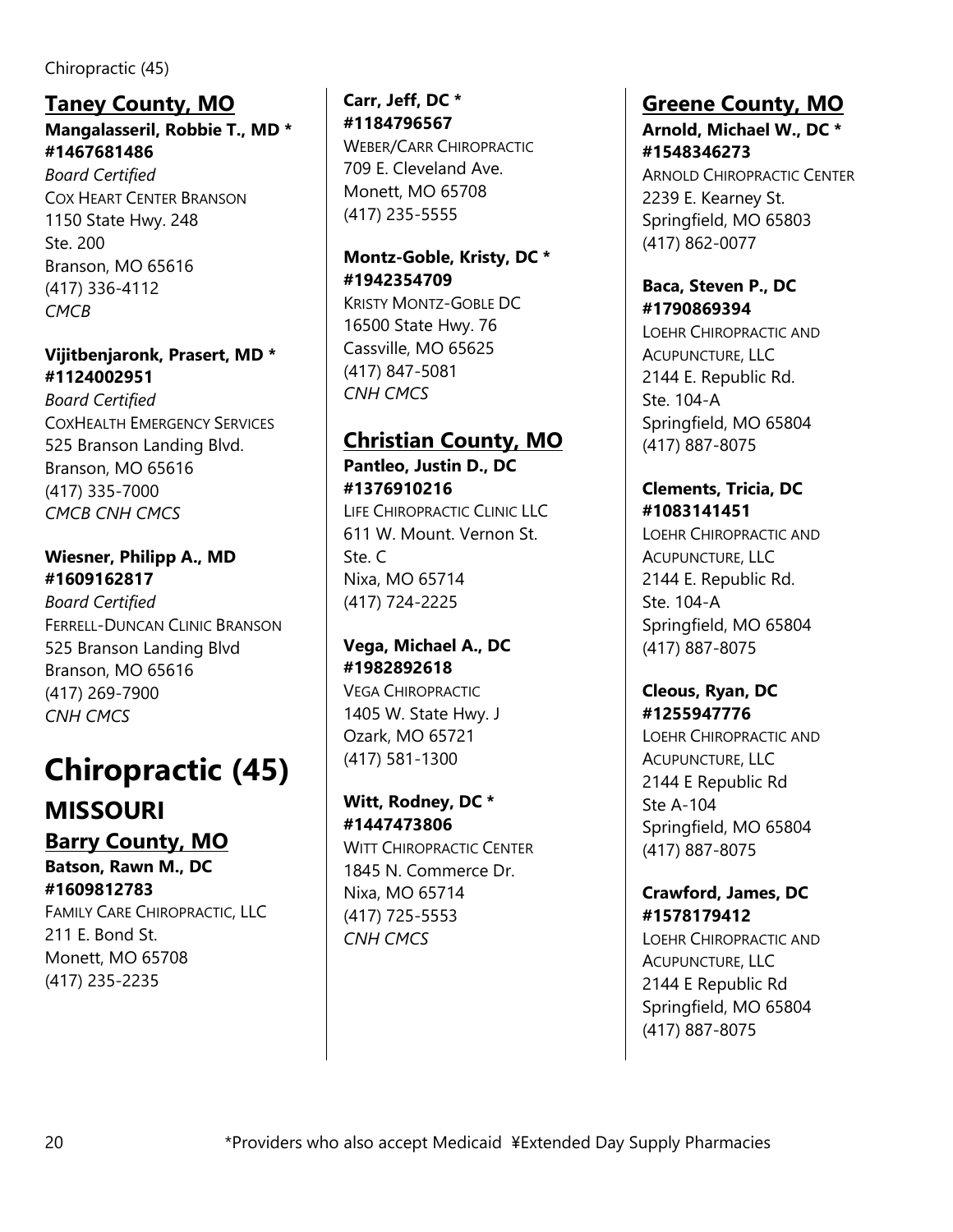## Taney County, MO

**Mangalasseril, Robbie T., MD * #1467681486**
*Board Certified*
COX HEART CENTER BRANSON
1150 State Hwy. 248
Ste. 200
Branson, MO 65616
(417) 336-4112
*CMCB*

**Vijitbenjaronk, Prasert, MD * #1124002951**
*Board Certified*
COXHEALTH EMERGENCY SERVICES
525 Branson Landing Blvd.
Branson, MO 65616
(417) 335-7000
*CMCB CNH CMCS*

**Wiesner, Philipp A., MD #1609162817**
*Board Certified*
FERRELL-DUNCAN CLINIC BRANSON
525 Branson Landing Blvd
Branson, MO 65616
(417) 269-7900
*CNH CMCS*

# Chiropractic (45)

## MISSOURI

### Barry County, MO

**Batson, Rawn M., DC #1609812783**
FAMILY CARE CHIROPRACTIC, LLC
211 E. Bond St.
Monett, MO 65708
(417) 235-2235

**Carr, Jeff, DC * #1184796567**
WEBER/CARR CHIROPRACTIC
709 E. Cleveland Ave.
Monett, MO 65708
(417) 235-5555

**Montz-Goble, Kristy, DC * #1942354709**
KRISTY MONTZ-GOBLE DC
16500 State Hwy. 76
Cassville, MO 65625
(417) 847-5081
*CNH CMCS*

### Christian County, MO

**Pantleo, Justin D., DC #1376910216**
LIFE CHIROPRACTIC CLINIC LLC
611 W. Mount. Vernon St.
Ste. C
Nixa, MO 65714
(417) 724-2225

**Vega, Michael A., DC #1982892618**
VEGA CHIROPRACTIC
1405 W. State Hwy. J
Ozark, MO 65721
(417) 581-1300

**Witt, Rodney, DC * #1447473806**
WITT CHIROPRACTIC CENTER
1845 N. Commerce Dr.
Nixa, MO 65714
(417) 725-5553
*CNH CMCS*

### Greene County, MO

**Arnold, Michael W., DC * #1548346273**
ARNOLD CHIROPRACTIC CENTER
2239 E. Kearney St.
Springfield, MO 65803
(417) 862-0077

**Baca, Steven P., DC #1790869394**
LOEHR CHIROPRACTIC AND ACUPUNCTURE, LLC
2144 E. Republic Rd.
Ste. 104-A
Springfield, MO 65804
(417) 887-8075

**Clements, Tricia, DC #1083141451**
LOEHR CHIROPRACTIC AND ACUPUNCTURE, LLC
2144 E. Republic Rd.
Ste. 104-A
Springfield, MO 65804
(417) 887-8075

**Cleous, Ryan, DC #1255947776**
LOEHR CHIROPRACTIC AND ACUPUNCTURE, LLC
2144 E Republic Rd
Ste A-104
Springfield, MO 65804
(417) 887-8075

**Crawford, James, DC #1578179412**
LOEHR CHIROPRACTIC AND ACUPUNCTURE, LLC
2144 E Republic Rd
Springfield, MO 65804
(417) 887-8075

*Providers who also accept Medicaid ¥Extended Day Supply Pharmacies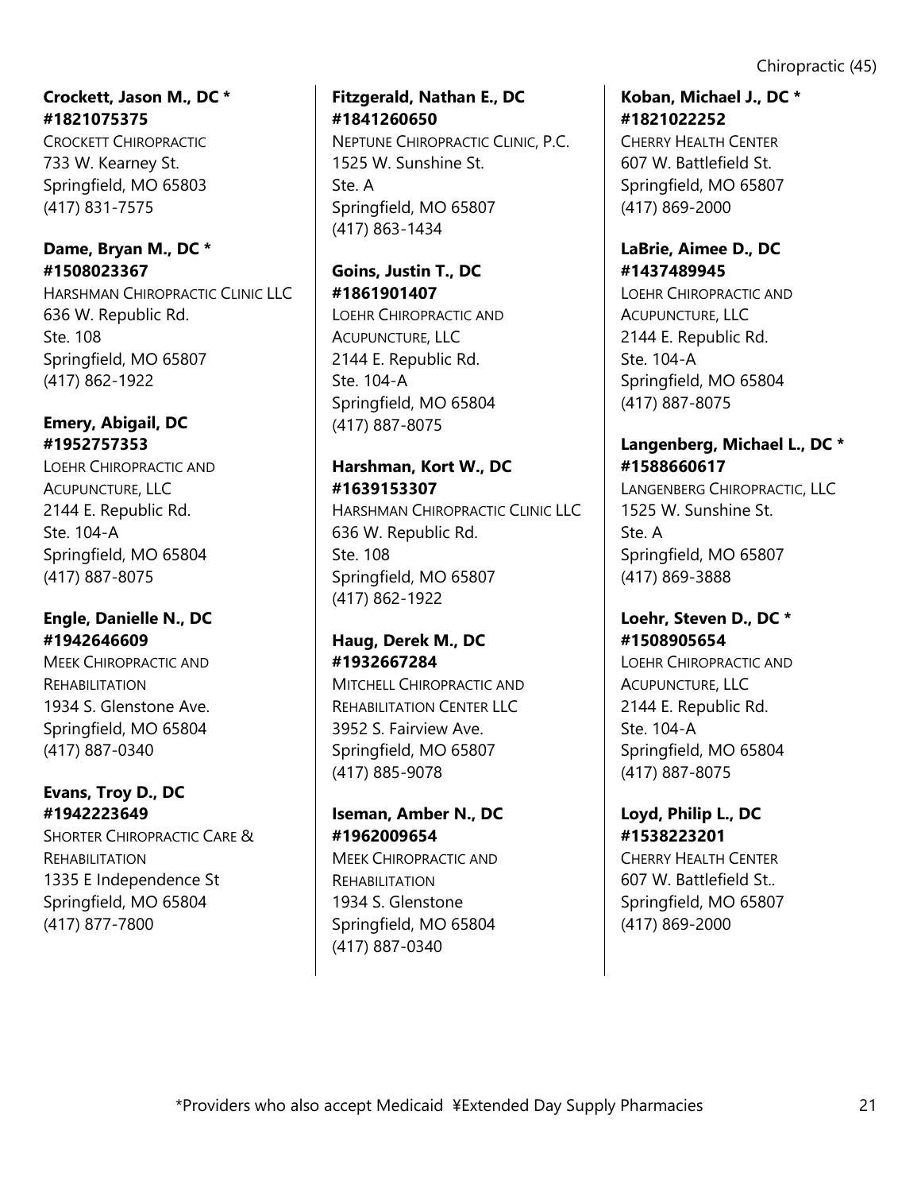**Crockett, Jason M., DC * #1821075375**
CROCKETT CHIROPRACTIC
733 W. Kearney St.
Springfield, MO 65803
(417) 831-7575

**Dame, Bryan M., DC * #1508023367**
HARSHMAN CHIROPRACTIC CLINIC LLC
636 W. Republic Rd.
Ste. 108
Springfield, MO 65807
(417) 862-1922

**Emery, Abigail, DC #1952757353**
LOEHR CHIROPRACTIC AND ACUPUNCTURE, LLC
2144 E. Republic Rd.
Ste. 104-A
Springfield, MO 65804
(417) 887-8075

**Engle, Danielle N., DC #1942646609**
MEEK CHIROPRACTIC AND REHABILITATION
1934 S. Glenstone Ave.
Springfield, MO 65804
(417) 887-0340

**Evans, Troy D., DC #1942223649**
SHORTER CHIROPRACTIC CARE & REHABILITATION
1335 E Independence St
Springfield, MO 65804
(417) 877-7800

**Fitzgerald, Nathan E., DC #1841260650**
NEPTUNE CHIROPRACTIC CLINIC, P.C.
1525 W. Sunshine St.
Ste. A
Springfield, MO 65807
(417) 863-1434

**Goins, Justin T., DC #1861901407**
LOEHR CHIROPRACTIC AND ACUPUNCTURE, LLC
2144 E. Republic Rd.
Ste. 104-A
Springfield, MO 65804
(417) 887-8075

**Harshman, Kort W., DC #1639153307**
HARSHMAN CHIROPRACTIC CLINIC LLC
636 W. Republic Rd.
Ste. 108
Springfield, MO 65807
(417) 862-1922

**Haug, Derek M., DC #1932667284**
MITCHELL CHIROPRACTIC AND REHABILITATION CENTER LLC
3952 S. Fairview Ave.
Springfield, MO 65807
(417) 885-9078

**Iseman, Amber N., DC #1962009654**
MEEK CHIROPRACTIC AND REHABILITATION
1934 S. Glenstone
Springfield, MO 65804
(417) 887-0340

**Koban, Michael J., DC * #1821022252**
CHERRY HEALTH CENTER
607 W. Battlefield St.
Springfield, MO 65807
(417) 869-2000

**LaBrie, Aimee D., DC #1437489945**
LOEHR CHIROPRACTIC AND ACUPUNCTURE, LLC
2144 E. Republic Rd.
Ste. 104-A
Springfield, MO 65804
(417) 887-8075

**Langenberg, Michael L., DC * #1588660617**
LANGENBERG CHIROPRACTIC, LLC
1525 W. Sunshine St.
Ste. A
Springfield, MO 65807
(417) 869-3888

**Loehr, Steven D., DC * #1508905654**
LOEHR CHIROPRACTIC AND ACUPUNCTURE, LLC
2144 E. Republic Rd.
Ste. 104-A
Springfield, MO 65804
(417) 887-8075

**Loyd, Philip L., DC #1538223201**
CHERRY HEALTH CENTER
607 W. Battlefield St..
Springfield, MO 65807
(417) 869-2000

*Providers who also accept Medicaid ¥Extended Day Supply Pharmacies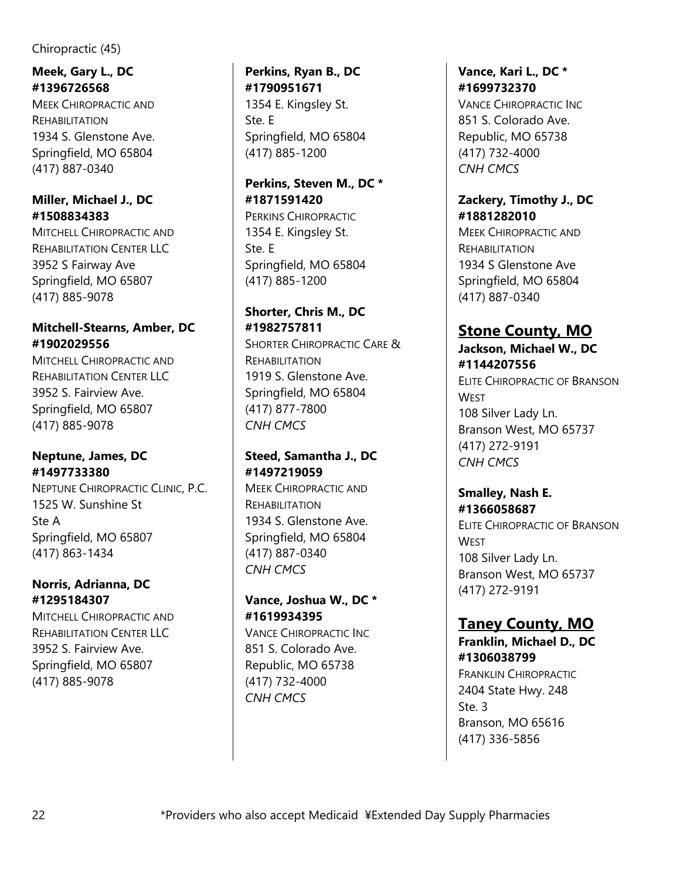Chiropractic (45)

**Meek, Gary L., DC**
**#1396726568**
MEEK CHIROPRACTIC AND REHABILITATION
1934 S. Glenstone Ave.
Springfield, MO 65804
(417) 887-0340

**Miller, Michael J., DC**
**#1508834383**
MITCHELL CHIROPRACTIC AND REHABILITATION CENTER LLC
3952 S Fairway Ave
Springfield, MO 65807
(417) 885-9078

**Mitchell-Stearns, Amber, DC**
**#1902029556**
MITCHELL CHIROPRACTIC AND REHABILITATION CENTER LLC
3952 S. Fairview Ave.
Springfield, MO 65807
(417) 885-9078

**Neptune, James, DC**
**#1497733380**
NEPTUNE CHIROPRACTIC CLINIC, P.C.
1525 W. Sunshine St
Ste A
Springfield, MO 65807
(417) 863-1434

**Norris, Adrianna, DC**
**#1295184307**
MITCHELL CHIROPRACTIC AND REHABILITATION CENTER LLC
3952 S. Fairview Ave.
Springfield, MO 65807
(417) 885-9078

**Perkins, Ryan B., DC**
**#1790951671**
1354 E. Kingsley St.
Ste. E
Springfield, MO 65804
(417) 885-1200

**Perkins, Steven M., DC ***
**#1871591420**
PERKINS CHIROPRACTIC
1354 E. Kingsley St.
Ste. E
Springfield, MO 65804
(417) 885-1200

**Shorter, Chris M., DC**
**#1982757811**
SHORTER CHIROPRACTIC CARE & REHABILITATION
1919 S. Glenstone Ave.
Springfield, MO 65804
(417) 877-7800
*CNH CMCS*

**Steed, Samantha J., DC**
**#1497219059**
MEEK CHIROPRACTIC AND REHABILITATION
1934 S. Glenstone Ave.
Springfield, MO 65804
(417) 887-0340
*CNH CMCS*

**Vance, Joshua W., DC ***
**#1619934395**
VANCE CHIROPRACTIC INC
851 S. Colorado Ave.
Republic, MO 65738
(417) 732-4000
*CNH CMCS*

**Vance, Kari L., DC ***
**#1699732370**
VANCE CHIROPRACTIC INC
851 S. Colorado Ave.
Republic, MO 65738
(417) 732-4000
*CNH CMCS*

**Zackery, Timothy J., DC**
**#1881282010**
MEEK CHIROPRACTIC AND REHABILITATION
1934 S Glenstone Ave
Springfield, MO 65804
(417) 887-0340

## Stone County, MO

**Jackson, Michael W., DC**
**#1144207556**
ELITE CHIROPRACTIC OF BRANSON WEST
108 Silver Lady Ln.
Branson West, MO 65737
(417) 272-9191
*CNH CMCS*

**Smalley, Nash E.**
**#1366058687**
ELITE CHIROPRACTIC OF BRANSON WEST
108 Silver Lady Ln.
Branson West, MO 65737
(417) 272-9191

## Taney County, MO

**Franklin, Michael D., DC**
**#1306038799**
FRANKLIN CHIROPRACTIC
2404 State Hwy. 248
Ste. 3
Branson, MO 65616
(417) 336-5856

*Providers who also accept Medicaid ¥Extended Day Supply Pharmacies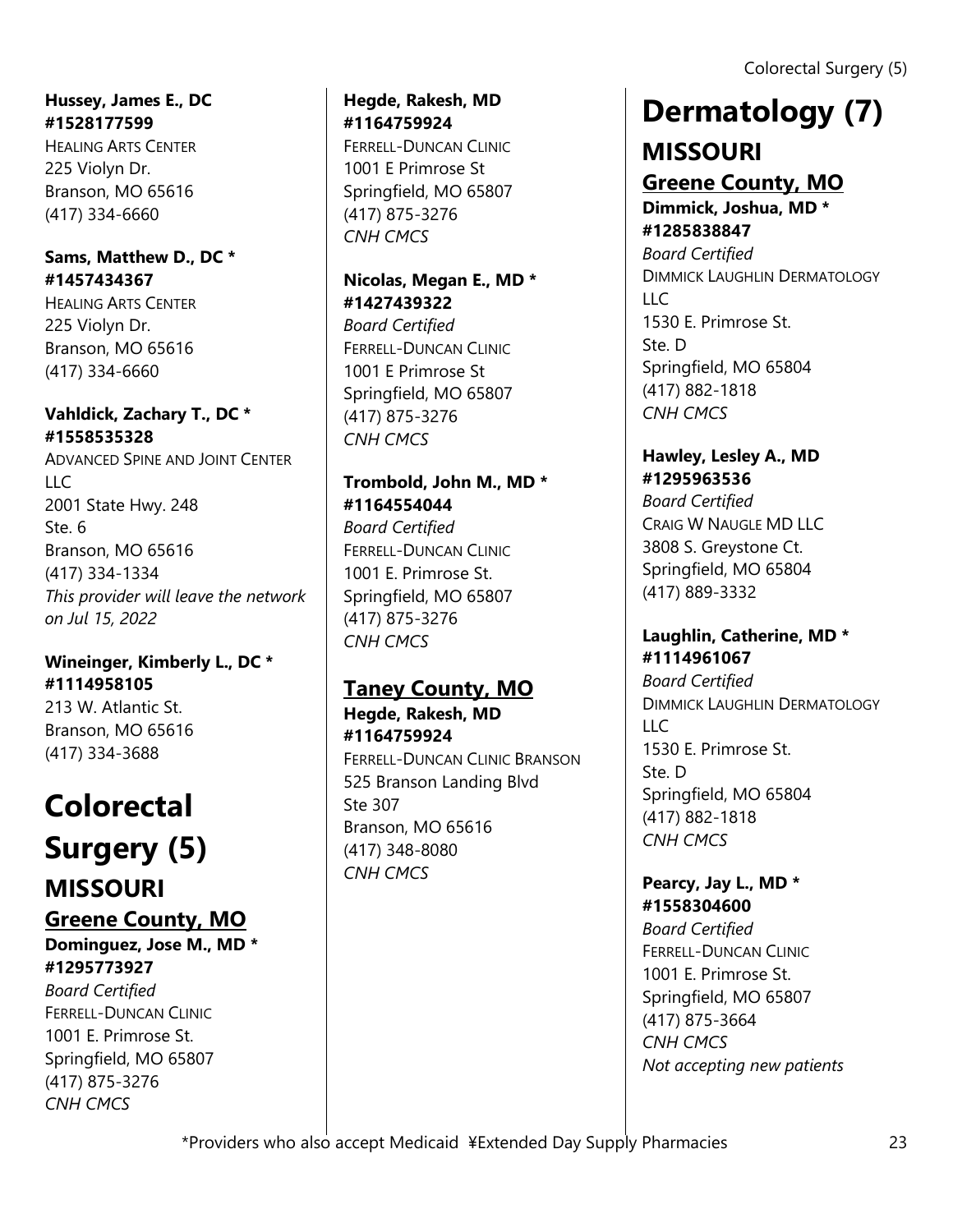**Hussey, James E., DC**
**#1528177599**
HEALING ARTS CENTER
225 Violyn Dr.
Branson, MO 65616
(417) 334-6660

**Sams, Matthew D., DC ***
**#1457434367**
HEALING ARTS CENTER
225 Violyn Dr.
Branson, MO 65616
(417) 334-6660

**Vahldick, Zachary T., DC ***
**#1558535328**
ADVANCED SPINE AND JOINT CENTER LLC
2001 State Hwy. 248
Ste. 6
Branson, MO 65616
(417) 334-1334
*This provider will leave the network on Jul 15, 2022*

**Wineinger, Kimberly L., DC ***
**#1114958105**
213 W. Atlantic St.
Branson, MO 65616
(417) 334-3688

# Colorectal Surgery (5)

## MISSOURI

### Greene County, MO

**Dominguez, Jose M., MD ***
**#1295773927**
*Board Certified*
FERRELL-DUNCAN CLINIC
1001 E. Primrose St.
Springfield, MO 65807
(417) 875-3276
*CNH CMCS*

**Hegde, Rakesh, MD**
**#1164759924**
FERRELL-DUNCAN CLINIC
1001 E Primrose St
Springfield, MO 65807
(417) 875-3276
*CNH CMCS*

**Nicolas, Megan E., MD ***
**#1427439322**
*Board Certified*
FERRELL-DUNCAN CLINIC
1001 E Primrose St
Springfield, MO 65807
(417) 875-3276
*CNH CMCS*

**Trombold, John M., MD ***
**#1164554044**
*Board Certified*
FERRELL-DUNCAN CLINIC
1001 E. Primrose St.
Springfield, MO 65807
(417) 875-3276
*CNH CMCS*

### Taney County, MO

**Hegde, Rakesh, MD**
**#1164759924**
FERRELL-DUNCAN CLINIC BRANSON
525 Branson Landing Blvd
Ste 307
Branson, MO 65616
(417) 348-8080
*CNH CMCS*

# Dermatology (7)

## MISSOURI

### Greene County, MO

**Dimmick, Joshua, MD ***
**#1285838847**
*Board Certified*
DIMMICK LAUGHLIN DERMATOLOGY LLC
1530 E. Primrose St.
Ste. D
Springfield, MO 65804
(417) 882-1818
*CNH CMCS*

**Hawley, Lesley A., MD**
**#1295963536**
*Board Certified*
CRAIG W NAUGLE MD LLC
3808 S. Greystone Ct.
Springfield, MO 65804
(417) 889-3332

**Laughlin, Catherine, MD ***
**#1114961067**
*Board Certified*
DIMMICK LAUGHLIN DERMATOLOGY LLC
1530 E. Primrose St.
Ste. D
Springfield, MO 65804
(417) 882-1818
*CNH CMCS*

**Pearcy, Jay L., MD ***
**#1558304600**
*Board Certified*
FERRELL-DUNCAN CLINIC
1001 E. Primrose St.
Springfield, MO 65807
(417) 875-3664
*CNH CMCS*
*Not accepting new patients*

*Providers who also accept Medicaid ¥Extended Day Supply Pharmacies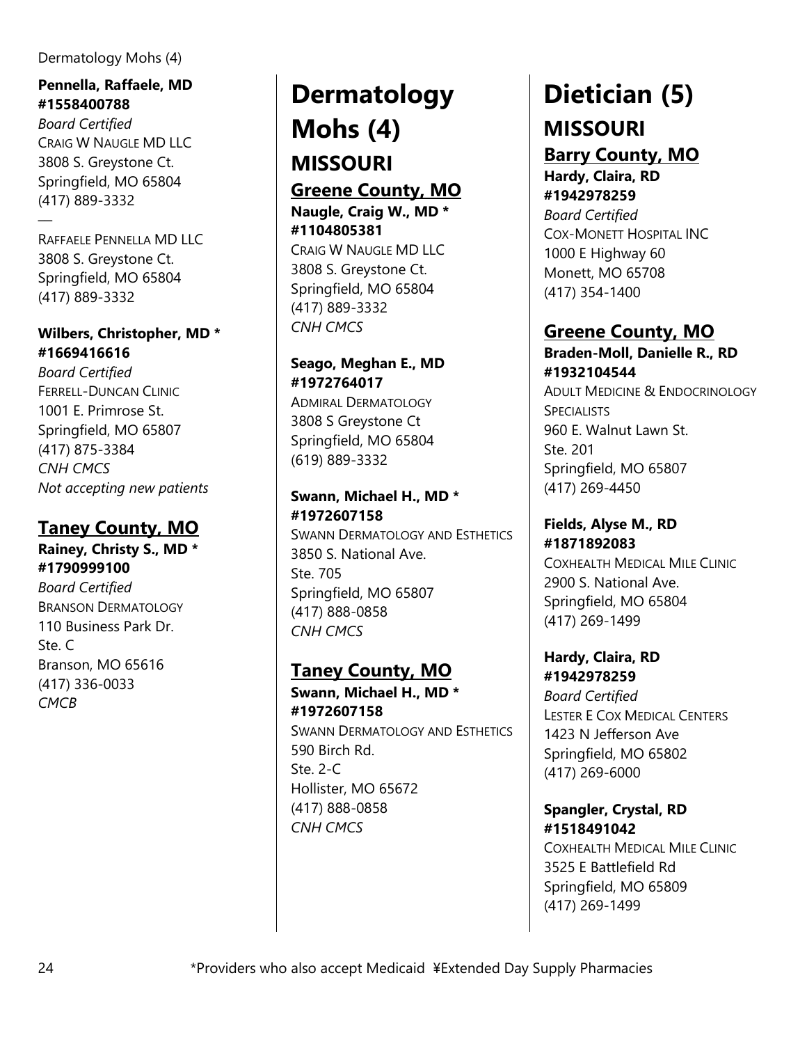Dermatology Mohs (4)

**Pennella, Raffaele, MD**
**#1558400788**
*Board Certified*
CRAIG W NAUGLE MD LLC
3808 S. Greystone Ct.
Springfield, MO 65804
(417) 889-3332
—
RAFFAELE PENNELLA MD LLC
3808 S. Greystone Ct.
Springfield, MO 65804
(417) 889-3332

**Wilbers, Christopher, MD \***
**#1669416616**
*Board Certified*
FERRELL-DUNCAN CLINIC
1001 E. Primrose St.
Springfield, MO 65807
(417) 875-3384
*CNH CMCS*
*Not accepting new patients*

### Taney County, MO

**Rainey, Christy S., MD \***
**#1790999100**
*Board Certified*
BRANSON DERMATOLOGY
110 Business Park Dr.
Ste. C
Branson, MO 65616
(417) 336-0033
*CMCB*

# Dermatology Mohs (4)

## MISSOURI

### Greene County, MO

**Naugle, Craig W., MD \***
**#1104805381**
CRAIG W NAUGLE MD LLC
3808 S. Greystone Ct.
Springfield, MO 65804
(417) 889-3332
*CNH CMCS*

**Seago, Meghan E., MD**
**#1972764017**
ADMIRAL DERMATOLOGY
3808 S Greystone Ct
Springfield, MO 65804
(619) 889-3332

**Swann, Michael H., MD \***
**#1972607158**
SWANN DERMATOLOGY AND ESTHETICS
3850 S. National Ave.
Ste. 705
Springfield, MO 65807
(417) 888-0858
*CNH CMCS*

### Taney County, MO

**Swann, Michael H., MD \***
**#1972607158**
SWANN DERMATOLOGY AND ESTHETICS
590 Birch Rd.
Ste. 2-C
Hollister, MO 65672
(417) 888-0858
*CNH CMCS*

# Dietician (5)

## MISSOURI

### Barry County, MO

**Hardy, Claira, RD**
**#1942978259**
*Board Certified*
COX-MONETT HOSPITAL INC
1000 E Highway 60
Monett, MO 65708
(417) 354-1400

### Greene County, MO

**Braden-Moll, Danielle R., RD**
**#1932104544**
ADULT MEDICINE & ENDOCRINOLOGY SPECIALISTS
960 E. Walnut Lawn St.
Ste. 201
Springfield, MO 65807
(417) 269-4450

**Fields, Alyse M., RD**
**#1871892083**
COXHEALTH MEDICAL MILE CLINIC
2900 S. National Ave.
Springfield, MO 65804
(417) 269-1499

**Hardy, Claira, RD**
**#1942978259**
*Board Certified*
LESTER E COX MEDICAL CENTERS
1423 N Jefferson Ave
Springfield, MO 65802
(417) 269-6000

**Spangler, Crystal, RD**
**#1518491042**
COXHEALTH MEDICAL MILE CLINIC
3525 E Battlefield Rd
Springfield, MO 65809
(417) 269-1499

\*Providers who also accept Medicaid ¥Extended Day Supply Pharmacies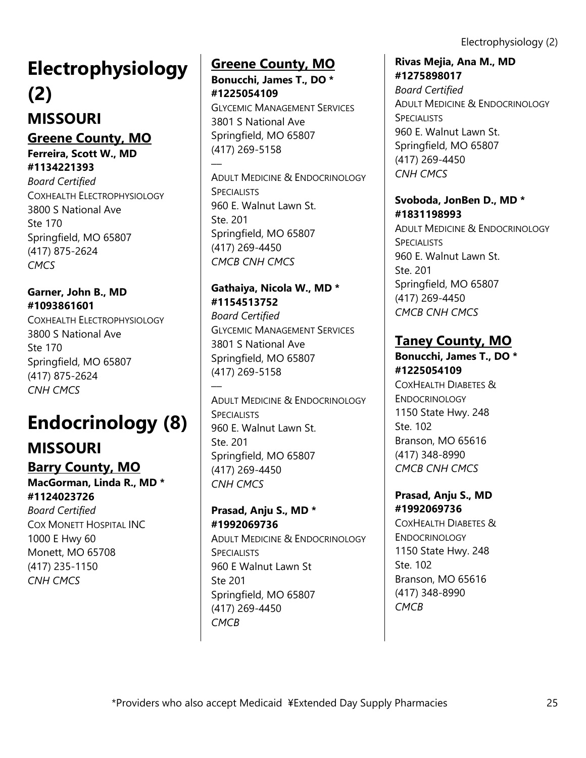# Electrophysiology (2)

## MISSOURI

### Greene County, MO

**Ferreira, Scott W., MD**
**#1134221393**
*Board Certified*
COXHEALTH ELECTROPHYSIOLOGY
3800 S National Ave
Ste 170
Springfield, MO 65807
(417) 875-2624
*CMCS*

**Garner, John B., MD**
**#1093861601**
COXHEALTH ELECTROPHYSIOLOGY
3800 S National Ave
Ste 170
Springfield, MO 65807
(417) 875-2624
*CNH CMCS*

# Endocrinology (8)

## MISSOURI

### Barry County, MO

**MacGorman, Linda R., MD ***
**#1124023726**
*Board Certified*
COX MONETT HOSPITAL INC
1000 E Hwy 60
Monett, MO 65708
(417) 235-1150
*CNH CMCS*

### Greene County, MO

**Bonucchi, James T., DO ***
**#1225054109**
GLYCEMIC MANAGEMENT SERVICES
3801 S National Ave
Springfield, MO 65807
(417) 269-5158

—

ADULT MEDICINE & ENDOCRINOLOGY SPECIALISTS
960 E. Walnut Lawn St.
Ste. 201
Springfield, MO 65807
(417) 269-4450
*CMCB CNH CMCS*

**Gathaiya, Nicola W., MD ***
**#1154513752**
*Board Certified*
GLYCEMIC MANAGEMENT SERVICES
3801 S National Ave
Springfield, MO 65807
(417) 269-5158

—

ADULT MEDICINE & ENDOCRINOLOGY SPECIALISTS
960 E. Walnut Lawn St.
Ste. 201
Springfield, MO 65807
(417) 269-4450
*CNH CMCS*

**Prasad, Anju S., MD ***
**#1992069736**
ADULT MEDICINE & ENDOCRINOLOGY SPECIALISTS
960 E Walnut Lawn St
Ste 201
Springfield, MO 65807
(417) 269-4450
*CMCB*

**Rivas Mejia, Ana M., MD**
**#1275898017**
*Board Certified*
ADULT MEDICINE & ENDOCRINOLOGY SPECIALISTS
960 E. Walnut Lawn St.
Springfield, MO 65807
(417) 269-4450
*CNH CMCS*

**Svoboda, JonBen D., MD ***
**#1831198993**
ADULT MEDICINE & ENDOCRINOLOGY SPECIALISTS
960 E. Walnut Lawn St.
Ste. 201
Springfield, MO 65807
(417) 269-4450
*CMCB CNH CMCS*

### Taney County, MO

**Bonucchi, James T., DO ***
**#1225054109**
COXHEALTH DIABETES & ENDOCRINOLOGY
1150 State Hwy. 248
Ste. 102
Branson, MO 65616
(417) 348-8990
*CMCB CNH CMCS*

**Prasad, Anju S., MD**
**#1992069736**
COXHEALTH DIABETES & ENDOCRINOLOGY
1150 State Hwy. 248
Ste. 102
Branson, MO 65616
(417) 348-8990
*CMCB*

*Providers who also accept Medicaid ¥Extended Day Supply Pharmacies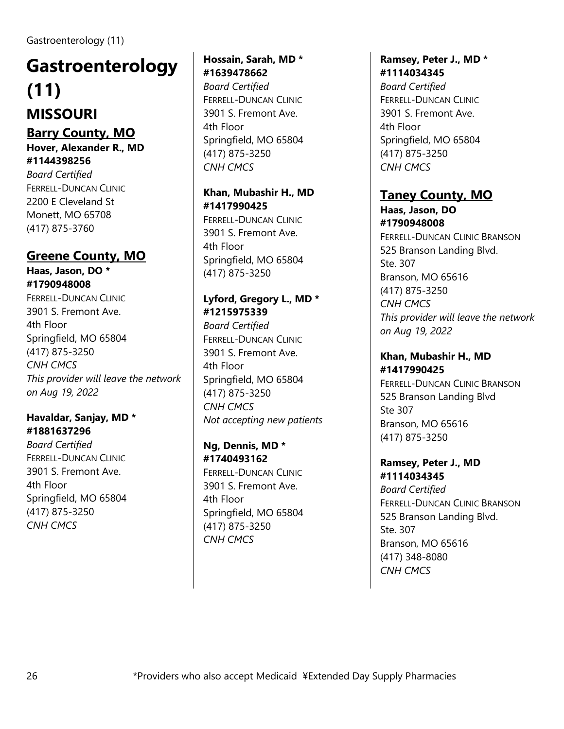# Gastroenterology (11)

## MISSOURI

### Barry County, MO

**Hover, Alexander R., MD**
**#1144398256**
*Board Certified*
FERRELL-DUNCAN CLINIC
2200 E Cleveland St
Monett, MO 65708
(417) 875-3760

### Greene County, MO

**Haas, Jason, DO ***
**#1790948008**
FERRELL-DUNCAN CLINIC
3901 S. Fremont Ave.
4th Floor
Springfield, MO 65804
(417) 875-3250
*CNH CMCS*
*This provider will leave the network on Aug 19, 2022*

**Havaldar, Sanjay, MD ***
**#1881637296**
*Board Certified*
FERRELL-DUNCAN CLINIC
3901 S. Fremont Ave.
4th Floor
Springfield, MO 65804
(417) 875-3250
*CNH CMCS*

**Hossain, Sarah, MD ***
**#1639478662**
*Board Certified*
FERRELL-DUNCAN CLINIC
3901 S. Fremont Ave.
4th Floor
Springfield, MO 65804
(417) 875-3250
*CNH CMCS*

**Khan, Mubashir H., MD**
**#1417990425**
FERRELL-DUNCAN CLINIC
3901 S. Fremont Ave.
4th Floor
Springfield, MO 65804
(417) 875-3250

**Lyford, Gregory L., MD ***
**#1215975339**
*Board Certified*
FERRELL-DUNCAN CLINIC
3901 S. Fremont Ave.
4th Floor
Springfield, MO 65804
(417) 875-3250
*CNH CMCS*
*Not accepting new patients*

**Ng, Dennis, MD ***
**#1740493162**
FERRELL-DUNCAN CLINIC
3901 S. Fremont Ave.
4th Floor
Springfield, MO 65804
(417) 875-3250
*CNH CMCS*

**Ramsey, Peter J., MD ***
**#1114034345**
*Board Certified*
FERRELL-DUNCAN CLINIC
3901 S. Fremont Ave.
4th Floor
Springfield, MO 65804
(417) 875-3250
*CNH CMCS*

### Taney County, MO

**Haas, Jason, DO**
**#1790948008**
FERRELL-DUNCAN CLINIC BRANSON
525 Branson Landing Blvd.
Ste. 307
Branson, MO 65616
(417) 875-3250
*CNH CMCS*
*This provider will leave the network on Aug 19, 2022*

**Khan, Mubashir H., MD**
**#1417990425**
FERRELL-DUNCAN CLINIC BRANSON
525 Branson Landing Blvd
Ste 307
Branson, MO 65616
(417) 875-3250

**Ramsey, Peter J., MD**
**#1114034345**
*Board Certified*
FERRELL-DUNCAN CLINIC BRANSON
525 Branson Landing Blvd.
Ste. 307
Branson, MO 65616
(417) 348-8080
*CNH CMCS*

*Providers who also accept Medicaid ¥Extended Day Supply Pharmacies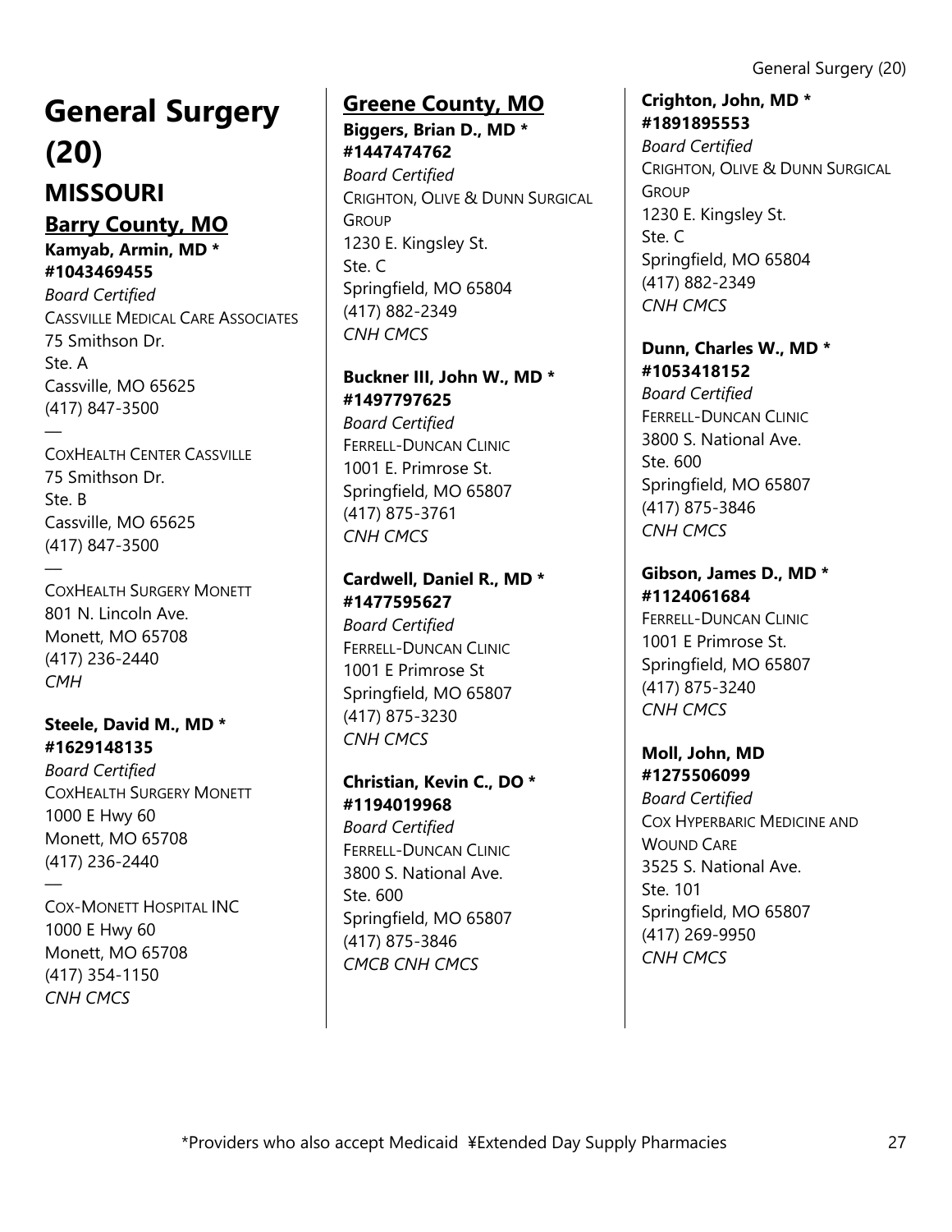# General Surgery (20)

## MISSOURI

### Barry County, MO

**Kamyab, Armin, MD * #1043469455**
*Board Certified*
CASSVILLE MEDICAL CARE ASSOCIATES
75 Smithson Dr.
Ste. A
Cassville, MO 65625
(417) 847-3500

—

COXHEALTH CENTER CASSVILLE
75 Smithson Dr.
Ste. B
Cassville, MO 65625
(417) 847-3500

—

COXHEALTH SURGERY MONETT
801 N. Lincoln Ave.
Monett, MO 65708
(417) 236-2440
*CMH*

**Steele, David M., MD * #1629148135**
*Board Certified*
COXHEALTH SURGERY MONETT
1000 E Hwy 60
Monett, MO 65708
(417) 236-2440

—

COX-MONETT HOSPITAL INC
1000 E Hwy 60
Monett, MO 65708
(417) 354-1150
*CNH CMCS*

### Greene County, MO

**Biggers, Brian D., MD * #1447474762**
*Board Certified*
CRIGHTON, OLIVE & DUNN SURGICAL GROUP
1230 E. Kingsley St.
Ste. C
Springfield, MO 65804
(417) 882-2349
*CNH CMCS*

**Buckner III, John W., MD * #1497797625**
*Board Certified*
FERRELL-DUNCAN CLINIC
1001 E. Primrose St.
Springfield, MO 65807
(417) 875-3761
*CNH CMCS*

**Cardwell, Daniel R., MD * #1477595627**
*Board Certified*
FERRELL-DUNCAN CLINIC
1001 E Primrose St
Springfield, MO 65807
(417) 875-3230
*CNH CMCS*

**Christian, Kevin C., DO * #1194019968**
*Board Certified*
FERRELL-DUNCAN CLINIC
3800 S. National Ave.
Ste. 600
Springfield, MO 65807
(417) 875-3846
*CMCB CNH CMCS*

**Crighton, John, MD * #1891895553**
*Board Certified*
CRIGHTON, OLIVE & DUNN SURGICAL GROUP
1230 E. Kingsley St.
Ste. C
Springfield, MO 65804
(417) 882-2349
*CNH CMCS*

**Dunn, Charles W., MD * #1053418152**
*Board Certified*
FERRELL-DUNCAN CLINIC
3800 S. National Ave.
Ste. 600
Springfield, MO 65807
(417) 875-3846
*CNH CMCS*

**Gibson, James D., MD * #1124061684**
FERRELL-DUNCAN CLINIC
1001 E Primrose St.
Springfield, MO 65807
(417) 875-3240
*CNH CMCS*

**Moll, John, MD #1275506099**
*Board Certified*
COX HYPERBARIC MEDICINE AND WOUND CARE
3525 S. National Ave.
Ste. 101
Springfield, MO 65807
(417) 269-9950
*CNH CMCS*

*Providers who also accept Medicaid ¥Extended Day Supply Pharmacies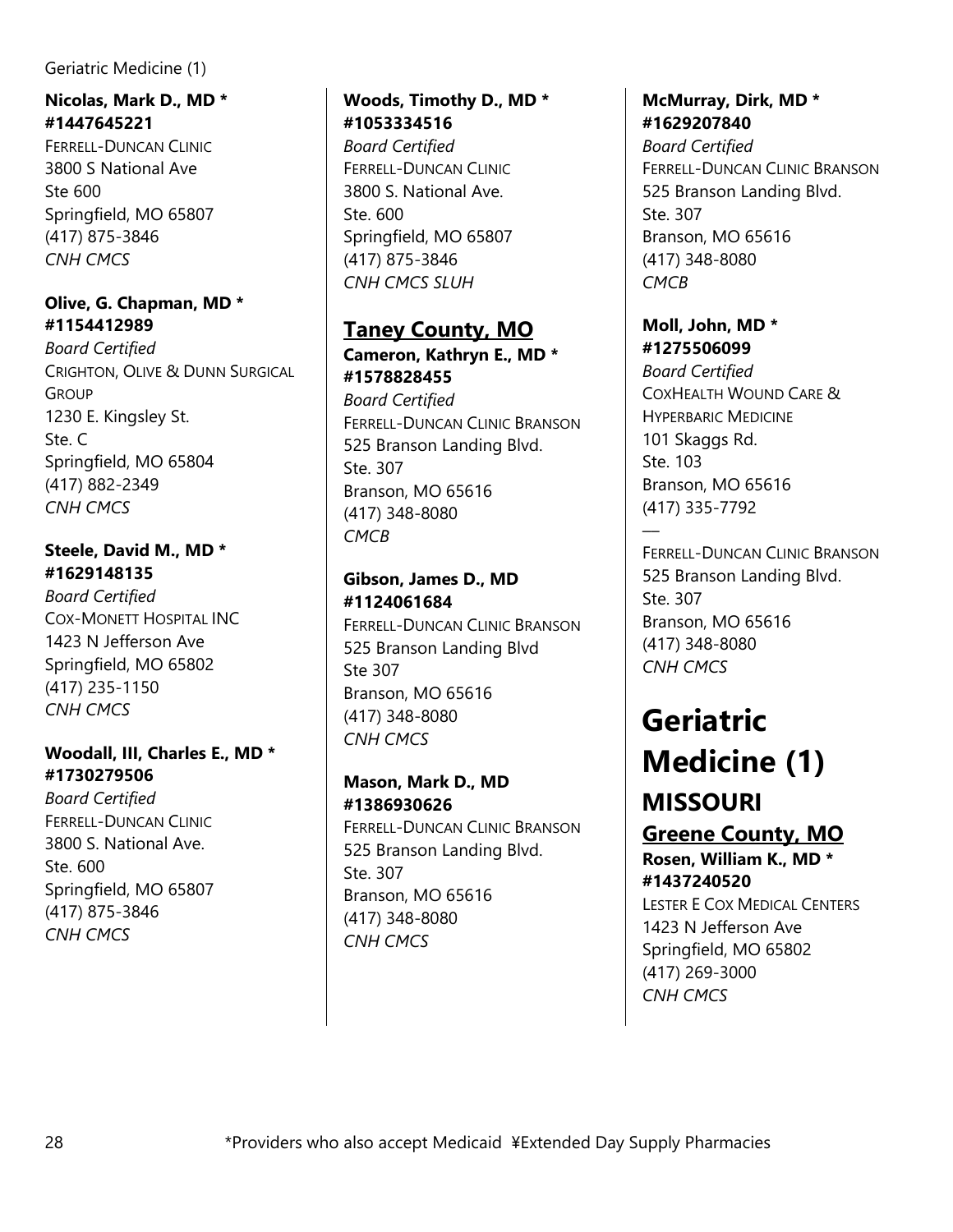**Nicolas, Mark D., MD * #1447645221**
FERRELL-DUNCAN CLINIC
3800 S National Ave
Ste 600
Springfield, MO 65807
(417) 875-3846
*CNH CMCS*

**Olive, G. Chapman, MD * #1154412989**
*Board Certified*
CRIGHTON, OLIVE & DUNN SURGICAL GROUP
1230 E. Kingsley St.
Ste. C
Springfield, MO 65804
(417) 882-2349
*CNH CMCS*

**Steele, David M., MD * #1629148135**
*Board Certified*
COX-MONETT HOSPITAL INC
1423 N Jefferson Ave
Springfield, MO 65802
(417) 235-1150
*CNH CMCS*

**Woodall, III, Charles E., MD * #1730279506**
*Board Certified*
FERRELL-DUNCAN CLINIC
3800 S. National Ave.
Ste. 600
Springfield, MO 65807
(417) 875-3846
*CNH CMCS*

**Woods, Timothy D., MD * #1053334516**
*Board Certified*
FERRELL-DUNCAN CLINIC
3800 S. National Ave.
Ste. 600
Springfield, MO 65807
(417) 875-3846
*CNH CMCS SLUH*

### Taney County, MO

**Cameron, Kathryn E., MD * #1578828455**
*Board Certified*
FERRELL-DUNCAN CLINIC BRANSON
525 Branson Landing Blvd.
Ste. 307
Branson, MO 65616
(417) 348-8080
*CMCB*

**Gibson, James D., MD #1124061684**
FERRELL-DUNCAN CLINIC BRANSON
525 Branson Landing Blvd
Ste 307
Branson, MO 65616
(417) 348-8080
*CNH CMCS*

**Mason, Mark D., MD #1386930626**
FERRELL-DUNCAN CLINIC BRANSON
525 Branson Landing Blvd.
Ste. 307
Branson, MO 65616
(417) 348-8080
*CNH CMCS*

**McMurray, Dirk, MD * #1629207840**
*Board Certified*
FERRELL-DUNCAN CLINIC BRANSON
525 Branson Landing Blvd.
Ste. 307
Branson, MO 65616
(417) 348-8080
*CMCB*

**Moll, John, MD * #1275506099**
*Board Certified*
COXHEALTH WOUND CARE & HYPERBARIC MEDICINE
101 Skaggs Rd.
Ste. 103
Branson, MO 65616
(417) 335-7792

—

FERRELL-DUNCAN CLINIC BRANSON
525 Branson Landing Blvd.
Ste. 307
Branson, MO 65616
(417) 348-8080
*CNH CMCS*

# Geriatric Medicine (1)

## MISSOURI

### Greene County, MO

**Rosen, William K., MD * #1437240520**
LESTER E COX MEDICAL CENTERS
1423 N Jefferson Ave
Springfield, MO 65802
(417) 269-3000
*CNH CMCS*

*Providers who also accept Medicaid ¥Extended Day Supply Pharmacies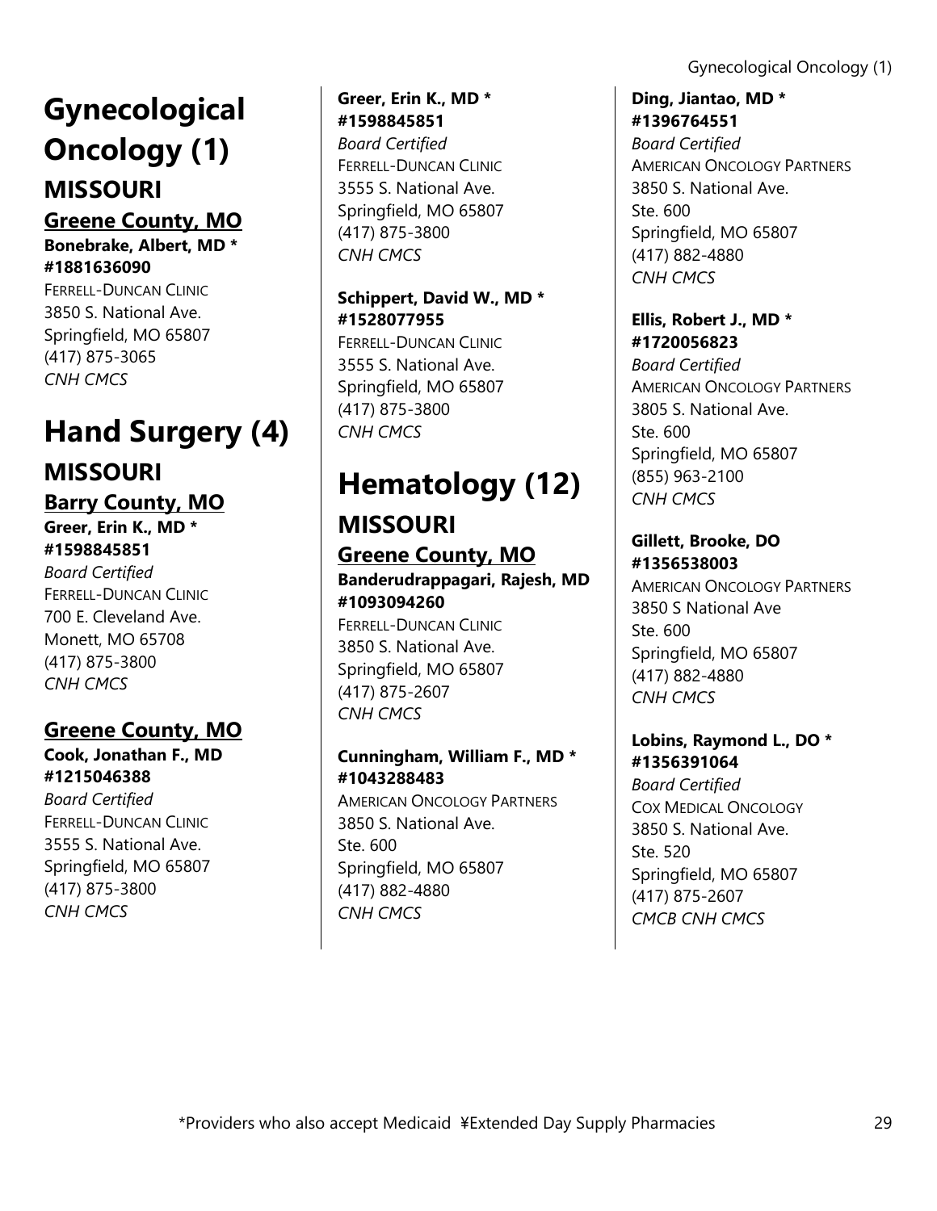# Gynecological Oncology (1)

## MISSOURI

### Greene County, MO

**Bonebrake, Albert, MD * #1881636090**
FERRELL-DUNCAN CLINIC
3850 S. National Ave.
Springfield, MO 65807
(417) 875-3065
*CNH CMCS*

# Hand Surgery (4)

## MISSOURI

### Barry County, MO

**Greer, Erin K., MD * #1598845851**
*Board Certified*
FERRELL-DUNCAN CLINIC
700 E. Cleveland Ave.
Monett, MO 65708
(417) 875-3800
*CNH CMCS*

### Greene County, MO

**Cook, Jonathan F., MD #1215046388**
*Board Certified*
FERRELL-DUNCAN CLINIC
3555 S. National Ave.
Springfield, MO 65807
(417) 875-3800
*CNH CMCS*

**Greer, Erin K., MD * #1598845851**
*Board Certified*
FERRELL-DUNCAN CLINIC
3555 S. National Ave.
Springfield, MO 65807
(417) 875-3800
*CNH CMCS*

**Schippert, David W., MD * #1528077955**
FERRELL-DUNCAN CLINIC
3555 S. National Ave.
Springfield, MO 65807
(417) 875-3800
*CNH CMCS*

# Hematology (12)

## MISSOURI

### Greene County, MO

**Banderudrappagari, Rajesh, MD #1093094260**
FERRELL-DUNCAN CLINIC
3850 S. National Ave.
Springfield, MO 65807
(417) 875-2607
*CNH CMCS*

**Cunningham, William F., MD * #1043288483**
AMERICAN ONCOLOGY PARTNERS
3850 S. National Ave.
Ste. 600
Springfield, MO 65807
(417) 882-4880
*CNH CMCS*

**Ding, Jiantao, MD * #1396764551**
*Board Certified*
AMERICAN ONCOLOGY PARTNERS
3850 S. National Ave.
Ste. 600
Springfield, MO 65807
(417) 882-4880
*CNH CMCS*

**Ellis, Robert J., MD * #1720056823**
*Board Certified*
AMERICAN ONCOLOGY PARTNERS
3805 S. National Ave.
Ste. 600
Springfield, MO 65807
(855) 963-2100
*CNH CMCS*

**Gillett, Brooke, DO #1356538003**
AMERICAN ONCOLOGY PARTNERS
3850 S National Ave
Ste. 600
Springfield, MO 65807
(417) 882-4880
*CNH CMCS*

**Lobins, Raymond L., DO * #1356391064**
*Board Certified*
COX MEDICAL ONCOLOGY
3850 S. National Ave.
Ste. 520
Springfield, MO 65807
(417) 875-2607
*CMCB CNH CMCS*

*Providers who also accept Medicaid ¥Extended Day Supply Pharmacies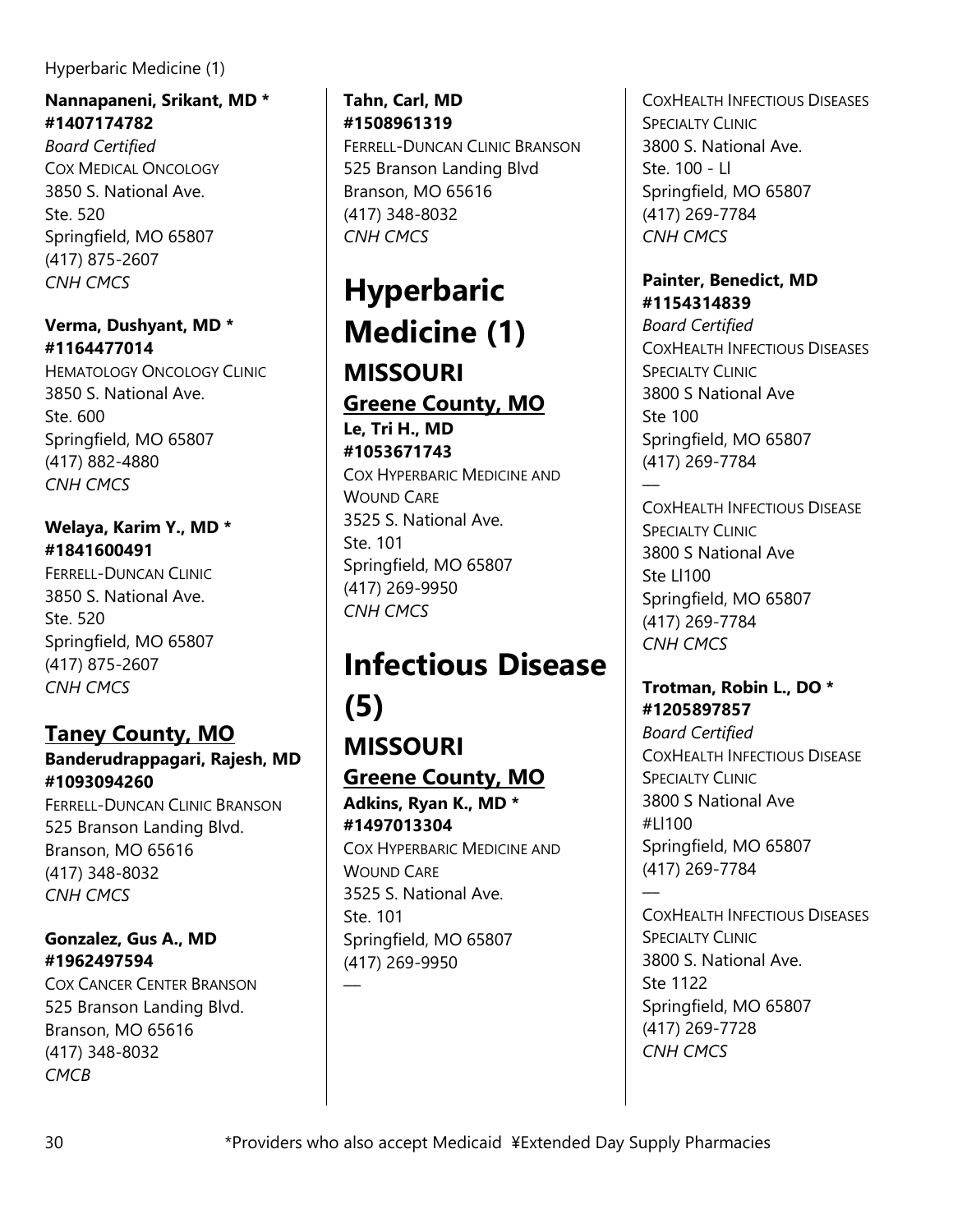**Nannapaneni, Srikant, MD * #1407174782**
*Board Certified*
COX MEDICAL ONCOLOGY
3850 S. National Ave.
Ste. 520
Springfield, MO 65807
(417) 875-2607
*CNH CMCS*

**Verma, Dushyant, MD * #1164477014**
HEMATOLOGY ONCOLOGY CLINIC
3850 S. National Ave.
Ste. 600
Springfield, MO 65807
(417) 882-4880
*CNH CMCS*

**Welaya, Karim Y., MD * #1841600491**
FERRELL-DUNCAN CLINIC
3850 S. National Ave.
Ste. 520
Springfield, MO 65807
(417) 875-2607
*CNH CMCS*

### Taney County, MO

**Banderudrappagari, Rajesh, MD #1093094260**
FERRELL-DUNCAN CLINIC BRANSON
525 Branson Landing Blvd.
Branson, MO 65616
(417) 348-8032
*CNH CMCS*

**Gonzalez, Gus A., MD #1962497594**
COX CANCER CENTER BRANSON
525 Branson Landing Blvd.
Branson, MO 65616
(417) 348-8032
*CMCB*

**Tahn, Carl, MD #1508961319**
FERRELL-DUNCAN CLINIC BRANSON
525 Branson Landing Blvd
Branson, MO 65616
(417) 348-8032
*CNH CMCS*

# Hyperbaric Medicine (1)

## MISSOURI

### Greene County, MO

**Le, Tri H., MD #1053671743**
COX HYPERBARIC MEDICINE AND WOUND CARE
3525 S. National Ave.
Ste. 101
Springfield, MO 65807
(417) 269-9950
*CNH CMCS*

# Infectious Disease (5)

## MISSOURI

### Greene County, MO

**Adkins, Ryan K., MD * #1497013304**
COX HYPERBARIC MEDICINE AND WOUND CARE
3525 S. National Ave.
Ste. 101
Springfield, MO 65807
(417) 269-9950

---

COXHEALTH INFECTIOUS DISEASES SPECIALTY CLINIC
3800 S. National Ave.
Ste. 100 - Ll
Springfield, MO 65807
(417) 269-7784
*CNH CMCS*

**Painter, Benedict, MD #1154314839**
*Board Certified*
COXHEALTH INFECTIOUS DISEASES SPECIALTY CLINIC
3800 S National Ave
Ste 100
Springfield, MO 65807
(417) 269-7784

---

COXHEALTH INFECTIOUS DISEASE SPECIALTY CLINIC
3800 S National Ave
Ste Ll100
Springfield, MO 65807
(417) 269-7784
*CNH CMCS*

**Trotman, Robin L., DO * #1205897857**
*Board Certified*
COXHEALTH INFECTIOUS DISEASE SPECIALTY CLINIC
3800 S National Ave
#Ll100
Springfield, MO 65807
(417) 269-7784

---

COXHEALTH INFECTIOUS DISEASES SPECIALTY CLINIC
3800 S. National Ave.
Ste 1122
Springfield, MO 65807
(417) 269-7728
*CNH CMCS*

*Providers who also accept Medicaid ¥Extended Day Supply Pharmacies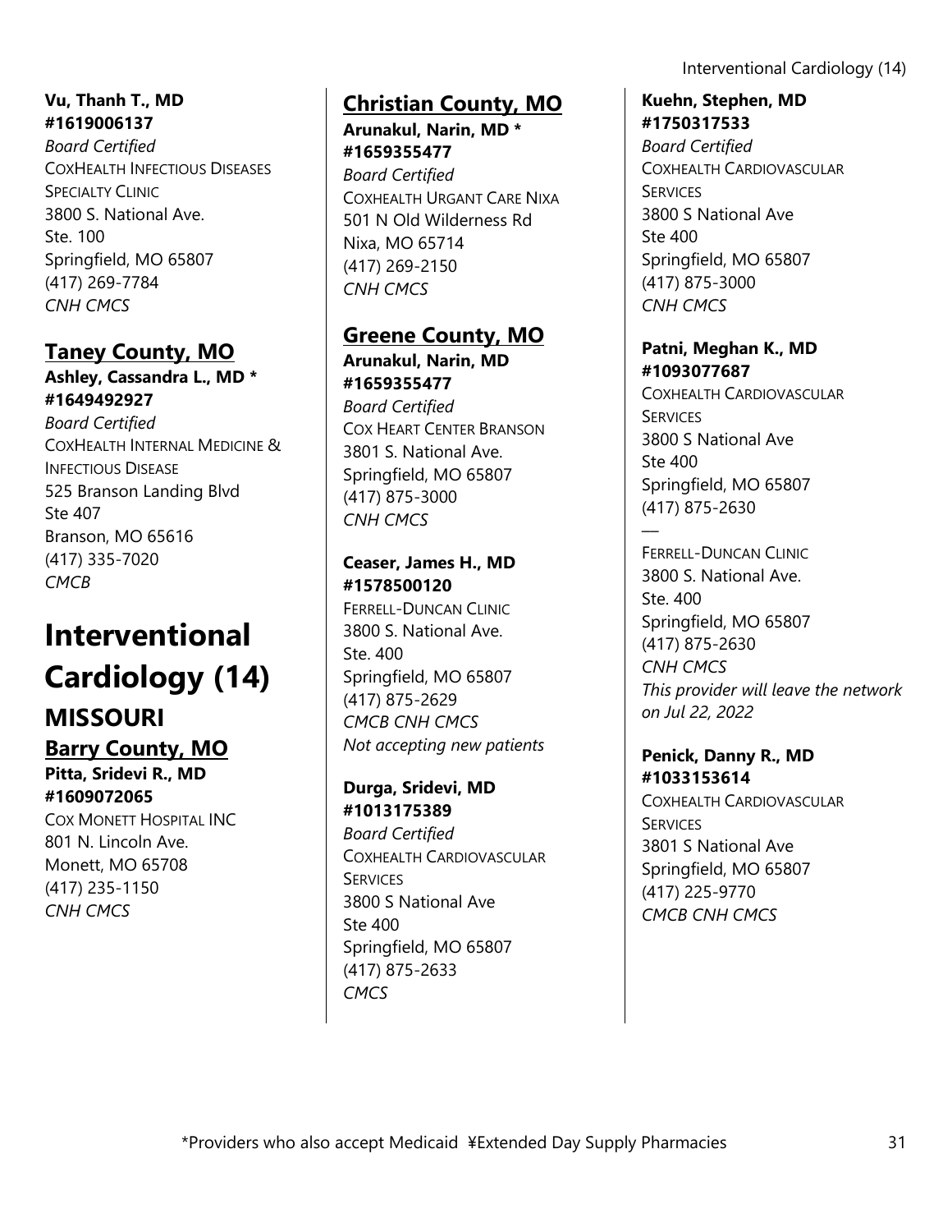**Vu, Thanh T., MD**
**#1619006137**
*Board Certified*
COXHEALTH INFECTIOUS DISEASES SPECIALTY CLINIC
3800 S. National Ave.
Ste. 100
Springfield, MO 65807
(417) 269-7784
*CNH CMCS*

### Taney County, MO

**Ashley, Cassandra L., MD ***
**#1649492927**
*Board Certified*
COXHEALTH INTERNAL MEDICINE & INFECTIOUS DISEASE
525 Branson Landing Blvd
Ste 407
Branson, MO 65616
(417) 335-7020
*CMCB*

# Interventional Cardiology (14)

## MISSOURI

### Barry County, MO

**Pitta, Sridevi R., MD**
**#1609072065**
COX MONETT HOSPITAL INC
801 N. Lincoln Ave.
Monett, MO 65708
(417) 235-1150
*CNH CMCS*

### Christian County, MO

**Arunakul, Narin, MD ***
**#1659355477**
*Board Certified*
COXHEALTH URGANT CARE NIXA
501 N Old Wilderness Rd
Nixa, MO 65714
(417) 269-2150
*CNH CMCS*

### Greene County, MO

**Arunakul, Narin, MD**
**#1659355477**
*Board Certified*
COX HEART CENTER BRANSON
3801 S. National Ave.
Springfield, MO 65807
(417) 875-3000
*CNH CMCS*

**Ceaser, James H., MD**
**#1578500120**
FERRELL-DUNCAN CLINIC
3800 S. National Ave.
Ste. 400
Springfield, MO 65807
(417) 875-2629
*CMCB CNH CMCS*
*Not accepting new patients*

**Durga, Sridevi, MD**
**#1013175389**
*Board Certified*
COXHEALTH CARDIOVASCULAR SERVICES
3800 S National Ave
Ste 400
Springfield, MO 65807
(417) 875-2633
*CMCS*

**Kuehn, Stephen, MD**
**#1750317533**
*Board Certified*
COXHEALTH CARDIOVASCULAR SERVICES
3800 S National Ave
Ste 400
Springfield, MO 65807
(417) 875-3000
*CNH CMCS*

**Patni, Meghan K., MD**
**#1093077687**
COXHEALTH CARDIOVASCULAR SERVICES
3800 S National Ave
Ste 400
Springfield, MO 65807
(417) 875-2630

—

FERRELL-DUNCAN CLINIC
3800 S. National Ave.
Ste. 400
Springfield, MO 65807
(417) 875-2630
*CNH CMCS*
*This provider will leave the network on Jul 22, 2022*

**Penick, Danny R., MD**
**#1033153614**
COXHEALTH CARDIOVASCULAR SERVICES
3801 S National Ave
Springfield, MO 65807
(417) 225-9770
*CMCB CNH CMCS*

*Providers who also accept Medicaid ¥Extended Day Supply Pharmacies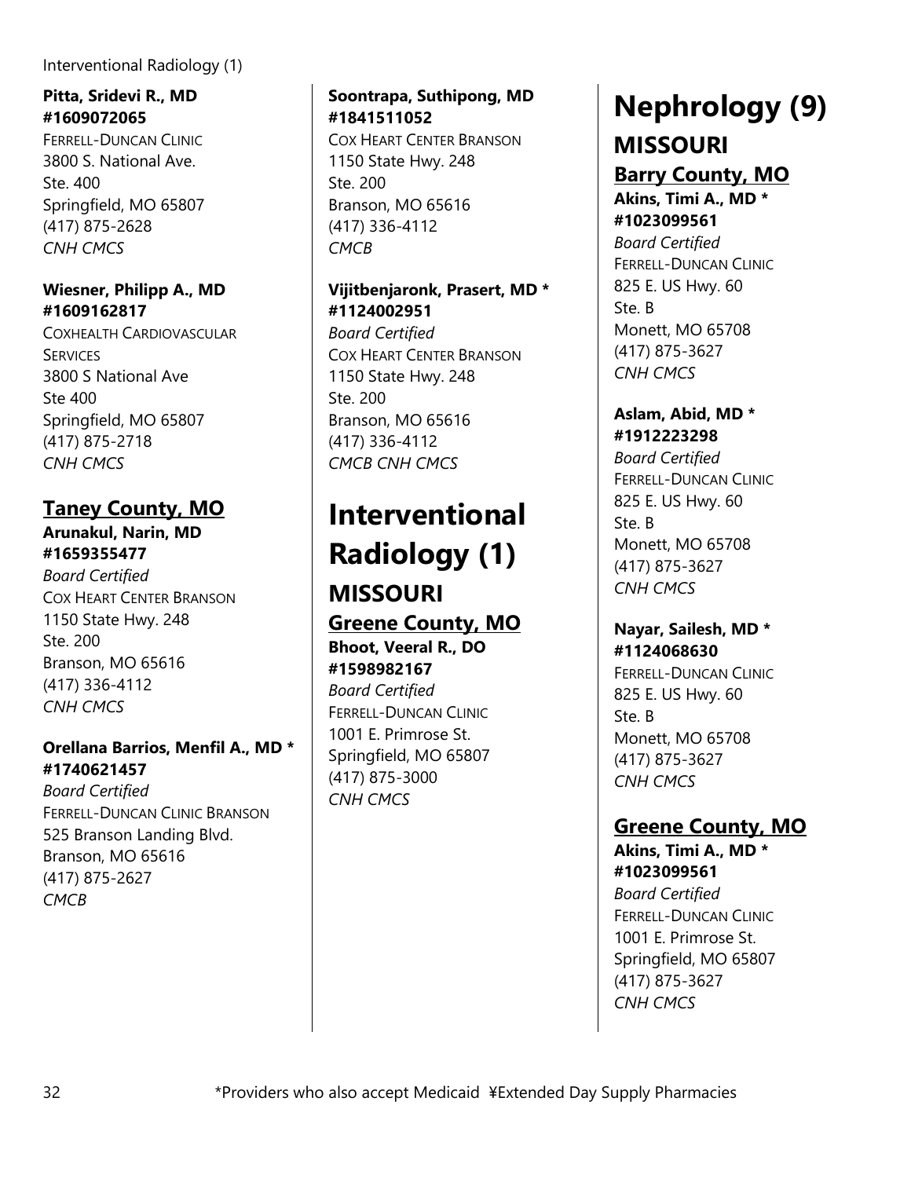**Pitta, Sridevi R., MD**
**#1609072065**
FERRELL-DUNCAN CLINIC
3800 S. National Ave.
Ste. 400
Springfield, MO 65807
(417) 875-2628
*CNH CMCS*

**Wiesner, Philipp A., MD**
**#1609162817**
COXHEALTH CARDIOVASCULAR SERVICES
3800 S National Ave
Ste 400
Springfield, MO 65807
(417) 875-2718
*CNH CMCS*

### Taney County, MO

**Arunakul, Narin, MD**
**#1659355477**
*Board Certified*
COX HEART CENTER BRANSON
1150 State Hwy. 248
Ste. 200
Branson, MO 65616
(417) 336-4112
*CNH CMCS*

**Orellana Barrios, Menfil A., MD ***
**#1740621457**
*Board Certified*
FERRELL-DUNCAN CLINIC BRANSON
525 Branson Landing Blvd.
Branson, MO 65616
(417) 875-2627
*CMCB*

**Soontrapa, Suthipong, MD**
**#1841511052**
COX HEART CENTER BRANSON
1150 State Hwy. 248
Ste. 200
Branson, MO 65616
(417) 336-4112
*CMCB*

**Vijitbenjaronk, Prasert, MD ***
**#1124002951**
*Board Certified*
COX HEART CENTER BRANSON
1150 State Hwy. 248
Ste. 200
Branson, MO 65616
(417) 336-4112
*CMCB CNH CMCS*

# Interventional Radiology (1)

## MISSOURI

### Greene County, MO

**Bhoot, Veeral R., DO**
**#1598982167**
*Board Certified*
FERRELL-DUNCAN CLINIC
1001 E. Primrose St.
Springfield, MO 65807
(417) 875-3000
*CNH CMCS*

# Nephrology (9)

## MISSOURI

### Barry County, MO

**Akins, Timi A., MD ***
**#1023099561**
*Board Certified*
FERRELL-DUNCAN CLINIC
825 E. US Hwy. 60
Ste. B
Monett, MO 65708
(417) 875-3627
*CNH CMCS*

**Aslam, Abid, MD ***
**#1912223298**
*Board Certified*
FERRELL-DUNCAN CLINIC
825 E. US Hwy. 60
Ste. B
Monett, MO 65708
(417) 875-3627
*CNH CMCS*

**Nayar, Sailesh, MD ***
**#1124068630**
FERRELL-DUNCAN CLINIC
825 E. US Hwy. 60
Ste. B
Monett, MO 65708
(417) 875-3627
*CNH CMCS*

### Greene County, MO

**Akins, Timi A., MD ***
**#1023099561**
*Board Certified*
FERRELL-DUNCAN CLINIC
1001 E. Primrose St.
Springfield, MO 65807
(417) 875-3627
*CNH CMCS*

*Providers who also accept Medicaid ¥Extended Day Supply Pharmacies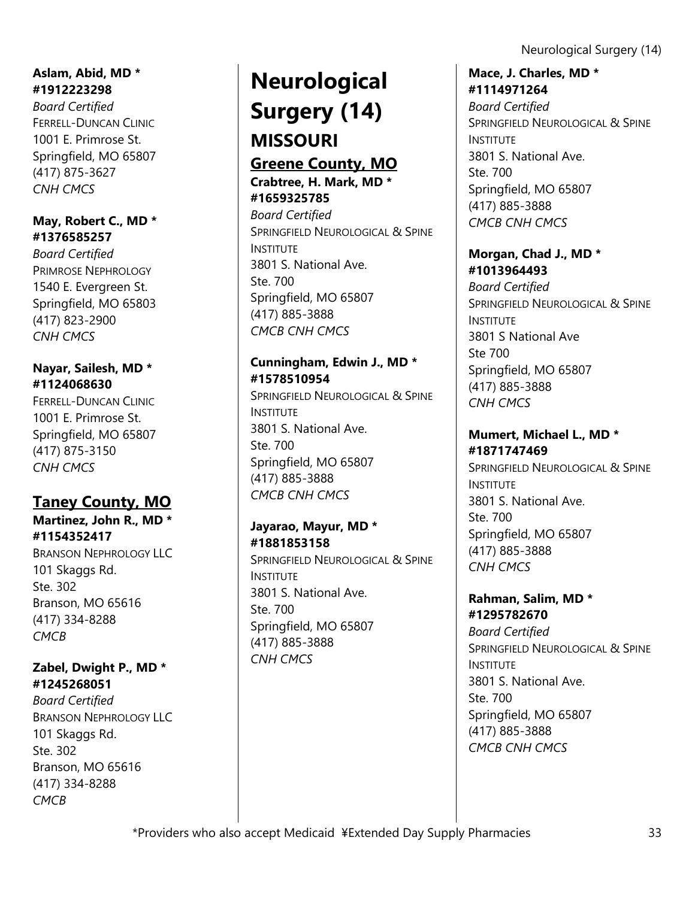**Aslam, Abid, MD * #1912223298**
*Board Certified*
FERRELL-DUNCAN CLINIC
1001 E. Primrose St.
Springfield, MO 65807
(417) 875-3627
*CNH CMCS*

**May, Robert C., MD * #1376585257**
*Board Certified*
PRIMROSE NEPHROLOGY
1540 E. Evergreen St.
Springfield, MO 65803
(417) 823-2900
*CNH CMCS*

**Nayar, Sailesh, MD * #1124068630**
FERRELL-DUNCAN CLINIC
1001 E. Primrose St.
Springfield, MO 65807
(417) 875-3150
*CNH CMCS*

## Taney County, MO

**Martinez, John R., MD * #1154352417**
BRANSON NEPHROLOGY LLC
101 Skaggs Rd.
Ste. 302
Branson, MO 65616
(417) 334-8288
*CMCB*

**Zabel, Dwight P., MD * #1245268051**
*Board Certified*
BRANSON NEPHROLOGY LLC
101 Skaggs Rd.
Ste. 302
Branson, MO 65616
(417) 334-8288
*CMCB*

# Neurological Surgery (14)

## MISSOURI

## Greene County, MO

**Crabtree, H. Mark, MD * #1659325785**
*Board Certified*
SPRINGFIELD NEUROLOGICAL & SPINE INSTITUTE
3801 S. National Ave.
Ste. 700
Springfield, MO 65807
(417) 885-3888
*CMCB CNH CMCS*

**Cunningham, Edwin J., MD * #1578510954**
SPRINGFIELD NEUROLOGICAL & SPINE INSTITUTE
3801 S. National Ave.
Ste. 700
Springfield, MO 65807
(417) 885-3888
*CMCB CNH CMCS*

**Jayarao, Mayur, MD * #1881853158**
SPRINGFIELD NEUROLOGICAL & SPINE INSTITUTE
3801 S. National Ave.
Ste. 700
Springfield, MO 65807
(417) 885-3888
*CNH CMCS*

**Mace, J. Charles, MD * #1114971264**
*Board Certified*
SPRINGFIELD NEUROLOGICAL & SPINE INSTITUTE
3801 S. National Ave.
Ste. 700
Springfield, MO 65807
(417) 885-3888
*CMCB CNH CMCS*

**Morgan, Chad J., MD * #1013964493**
*Board Certified*
SPRINGFIELD NEUROLOGICAL & SPINE INSTITUTE
3801 S National Ave
Ste 700
Springfield, MO 65807
(417) 885-3888
*CNH CMCS*

**Mumert, Michael L., MD * #1871747469**
SPRINGFIELD NEUROLOGICAL & SPINE INSTITUTE
3801 S. National Ave.
Ste. 700
Springfield, MO 65807
(417) 885-3888
*CNH CMCS*

**Rahman, Salim, MD * #1295782670**
*Board Certified*
SPRINGFIELD NEUROLOGICAL & SPINE INSTITUTE
3801 S. National Ave.
Ste. 700
Springfield, MO 65807
(417) 885-3888
*CMCB CNH CMCS*

*Providers who also accept Medicaid ¥Extended Day Supply Pharmacies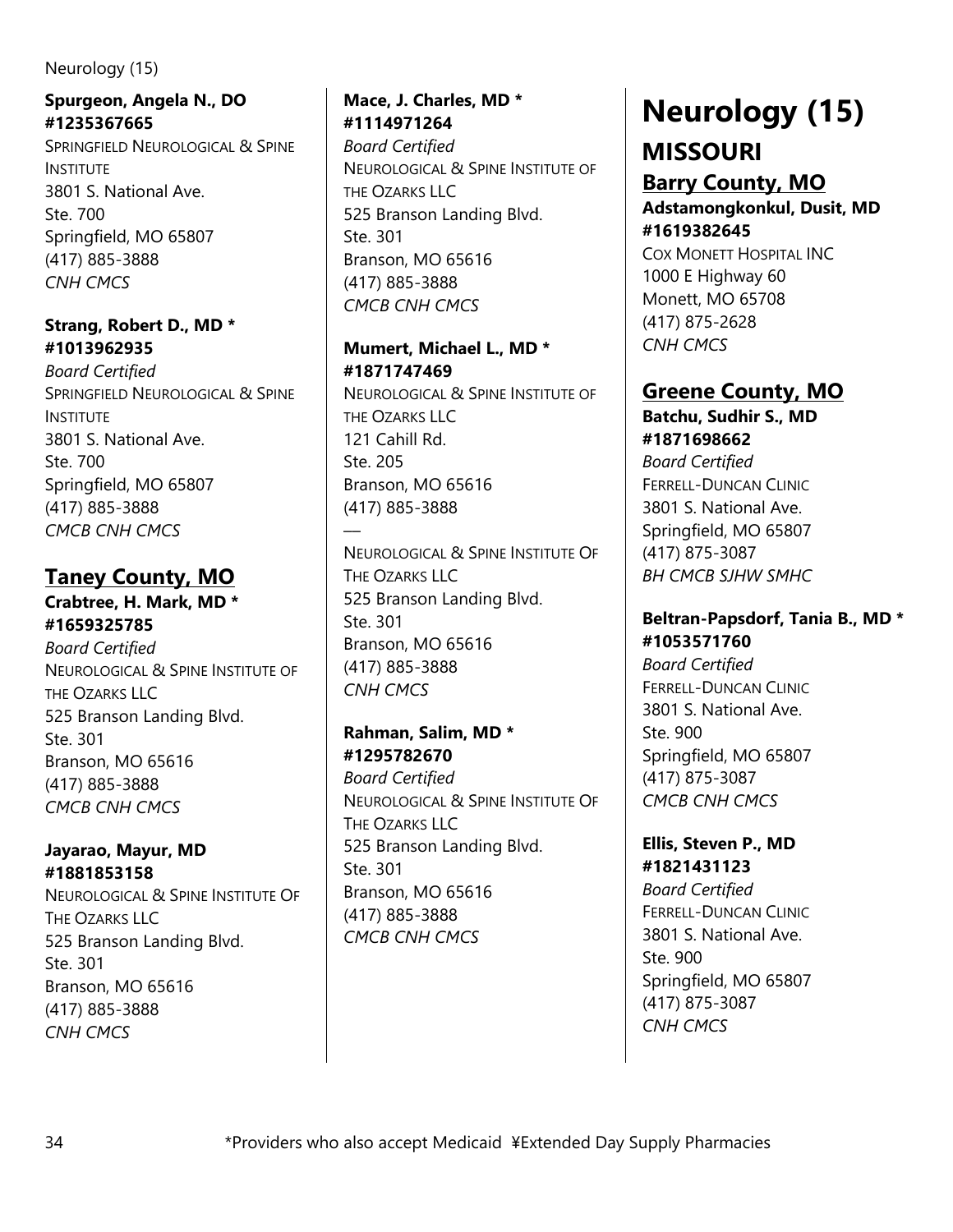**Spurgeon, Angela N., DO**
**#1235367665**
SPRINGFIELD NEUROLOGICAL & SPINE INSTITUTE
3801 S. National Ave.
Ste. 700
Springfield, MO 65807
(417) 885-3888
*CNH CMCS*

**Strang, Robert D., MD ***
**#1013962935**
*Board Certified*
SPRINGFIELD NEUROLOGICAL & SPINE INSTITUTE
3801 S. National Ave.
Ste. 700
Springfield, MO 65807
(417) 885-3888
*CMCB CNH CMCS*

## Taney County, MO

**Crabtree, H. Mark, MD ***
**#1659325785**
*Board Certified*
NEUROLOGICAL & SPINE INSTITUTE OF THE OZARKS LLC
525 Branson Landing Blvd.
Ste. 301
Branson, MO 65616
(417) 885-3888
*CMCB CNH CMCS*

**Jayarao, Mayur, MD**
**#1881853158**
NEUROLOGICAL & SPINE INSTITUTE OF THE OZARKS LLC
525 Branson Landing Blvd.
Ste. 301
Branson, MO 65616
(417) 885-3888
*CNH CMCS*

**Mace, J. Charles, MD ***
**#1114971264**
*Board Certified*
NEUROLOGICAL & SPINE INSTITUTE OF THE OZARKS LLC
525 Branson Landing Blvd.
Ste. 301
Branson, MO 65616
(417) 885-3888
*CMCB CNH CMCS*

**Mumert, Michael L., MD ***
**#1871747469**
NEUROLOGICAL & SPINE INSTITUTE OF THE OZARKS LLC
121 Cahill Rd.
Ste. 205
Branson, MO 65616
(417) 885-3888

—

NEUROLOGICAL & SPINE INSTITUTE OF THE OZARKS LLC
525 Branson Landing Blvd.
Ste. 301
Branson, MO 65616
(417) 885-3888
*CNH CMCS*

**Rahman, Salim, MD ***
**#1295782670**
*Board Certified*
NEUROLOGICAL & SPINE INSTITUTE OF THE OZARKS LLC
525 Branson Landing Blvd.
Ste. 301
Branson, MO 65616
(417) 885-3888
*CMCB CNH CMCS*

# Neurology (15)

# MISSOURI

## Barry County, MO

**Adstamongkonkul, Dusit, MD**
**#1619382645**
COX MONETT HOSPITAL INC
1000 E Highway 60
Monett, MO 65708
(417) 875-2628
*CNH CMCS*

## Greene County, MO

**Batchu, Sudhir S., MD**
**#1871698662**
*Board Certified*
FERRELL-DUNCAN CLINIC
3801 S. National Ave.
Springfield, MO 65807
(417) 875-3087
*BH CMCB SJHW SMHC*

**Beltran-Papsdorf, Tania B., MD ***
**#1053571760**
*Board Certified*
FERRELL-DUNCAN CLINIC
3801 S. National Ave.
Ste. 900
Springfield, MO 65807
(417) 875-3087
*CMCB CNH CMCS*

**Ellis, Steven P., MD**
**#1821431123**
*Board Certified*
FERRELL-DUNCAN CLINIC
3801 S. National Ave.
Ste. 900
Springfield, MO 65807
(417) 875-3087
*CNH CMCS*

*Providers who also accept Medicaid ¥Extended Day Supply Pharmacies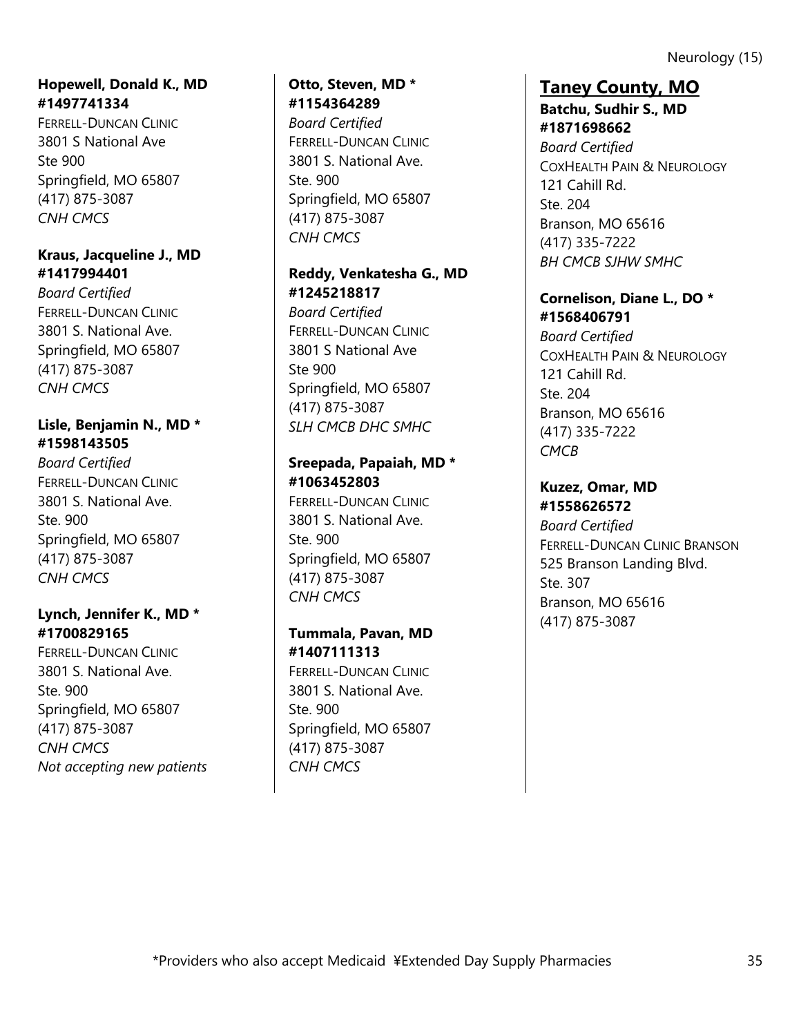**Hopewell, Donald K., MD**
**#1497741334**
FERRELL-DUNCAN CLINIC
3801 S National Ave
Ste 900
Springfield, MO 65807
(417) 875-3087
*CNH CMCS*

**Kraus, Jacqueline J., MD**
**#1417994401**
*Board Certified*
FERRELL-DUNCAN CLINIC
3801 S. National Ave.
Springfield, MO 65807
(417) 875-3087
*CNH CMCS*

**Lisle, Benjamin N., MD ***
**#1598143505**
*Board Certified*
FERRELL-DUNCAN CLINIC
3801 S. National Ave.
Ste. 900
Springfield, MO 65807
(417) 875-3087
*CNH CMCS*

**Lynch, Jennifer K., MD ***
**#1700829165**
FERRELL-DUNCAN CLINIC
3801 S. National Ave.
Ste. 900
Springfield, MO 65807
(417) 875-3087
*CNH CMCS*
*Not accepting new patients*

**Otto, Steven, MD ***
**#1154364289**
*Board Certified*
FERRELL-DUNCAN CLINIC
3801 S. National Ave.
Ste. 900
Springfield, MO 65807
(417) 875-3087
*CNH CMCS*

**Reddy, Venkatesha G., MD**
**#1245218817**
*Board Certified*
FERRELL-DUNCAN CLINIC
3801 S National Ave
Ste 900
Springfield, MO 65807
(417) 875-3087
*SLH CMCB DHC SMHC*

**Sreepada, Papaiah, MD ***
**#1063452803**
FERRELL-DUNCAN CLINIC
3801 S. National Ave.
Ste. 900
Springfield, MO 65807
(417) 875-3087
*CNH CMCS*

**Tummala, Pavan, MD**
**#1407111313**
FERRELL-DUNCAN CLINIC
3801 S. National Ave.
Ste. 900
Springfield, MO 65807
(417) 875-3087
*CNH CMCS*

## Taney County, MO

**Batchu, Sudhir S., MD**
**#1871698662**
*Board Certified*
COXHEALTH PAIN & NEUROLOGY
121 Cahill Rd.
Ste. 204
Branson, MO 65616
(417) 335-7222
*BH CMCB SJHW SMHC*

**Cornelison, Diane L., DO ***
**#1568406791**
*Board Certified*
COXHEALTH PAIN & NEUROLOGY
121 Cahill Rd.
Ste. 204
Branson, MO 65616
(417) 335-7222
*CMCB*

**Kuzez, Omar, MD**
**#1558626572**
*Board Certified*
FERRELL-DUNCAN CLINIC BRANSON
525 Branson Landing Blvd.
Ste. 307
Branson, MO 65616
(417) 875-3087

*Providers who also accept Medicaid ¥Extended Day Supply Pharmacies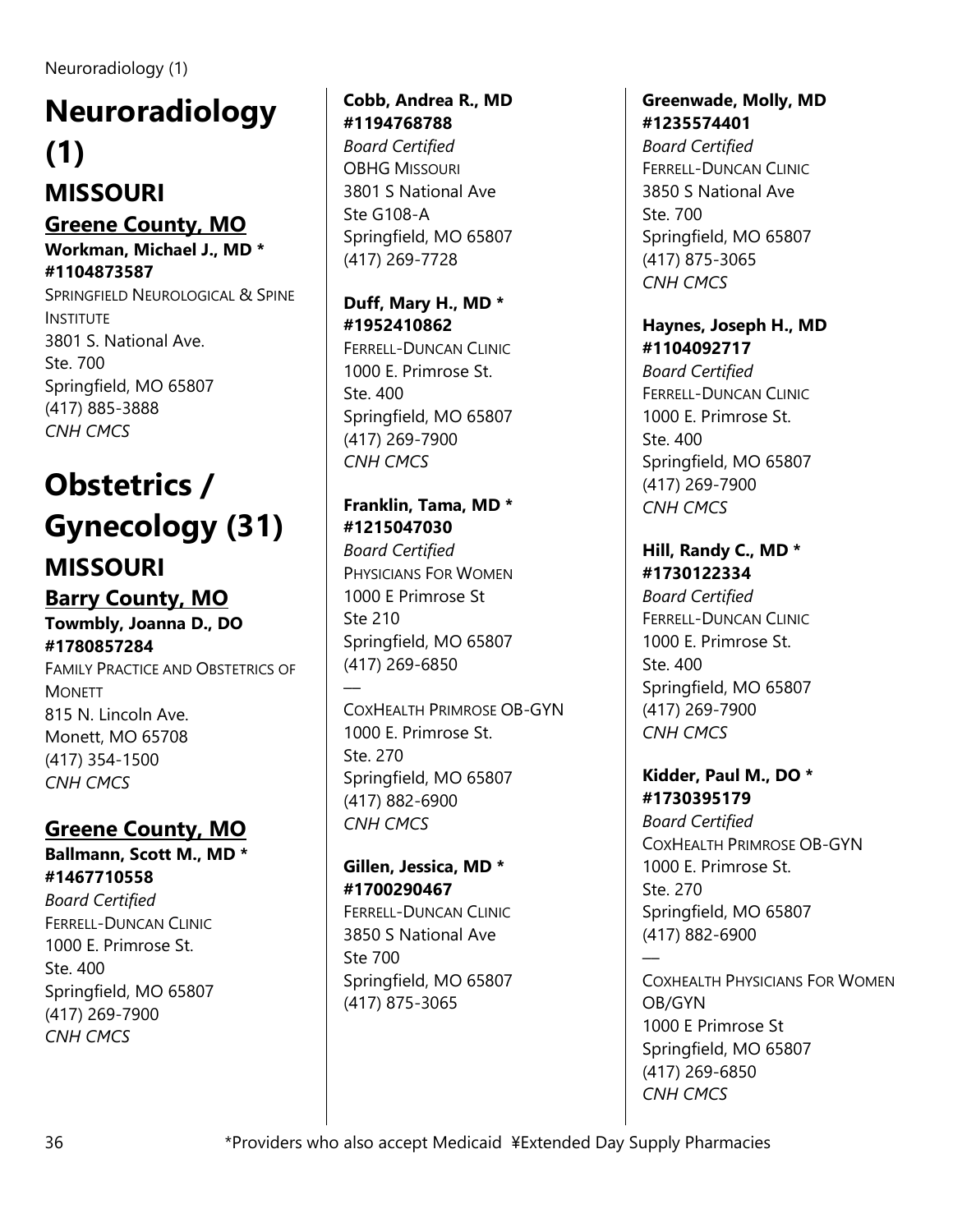# Neuroradiology (1)

## MISSOURI

### Greene County, MO

**Workman, Michael J., MD * #1104873587**
SPRINGFIELD NEUROLOGICAL & SPINE INSTITUTE
3801 S. National Ave.
Ste. 700
Springfield, MO 65807
(417) 885-3888
*CNH CMCS*

# Obstetrics / Gynecology (31)

## MISSOURI

### Barry County, MO

**Towmbly, Joanna D., DO #1780857284**
FAMILY PRACTICE AND OBSTETRICS OF MONETT
815 N. Lincoln Ave.
Monett, MO 65708
(417) 354-1500
*CNH CMCS*

### Greene County, MO

**Ballmann, Scott M., MD * #1467710558**
*Board Certified*
FERRELL-DUNCAN CLINIC
1000 E. Primrose St.
Ste. 400
Springfield, MO 65807
(417) 269-7900
*CNH CMCS*

**Cobb, Andrea R., MD #1194768788**
*Board Certified*
OBHG MISSOURI
3801 S National Ave
Ste G108-A
Springfield, MO 65807
(417) 269-7728

**Duff, Mary H., MD * #1952410862**
FERRELL-DUNCAN CLINIC
1000 E. Primrose St.
Ste. 400
Springfield, MO 65807
(417) 269-7900
*CNH CMCS*

**Franklin, Tama, MD * #1215047030**
*Board Certified*
PHYSICIANS FOR WOMEN
1000 E Primrose St
Ste 210
Springfield, MO 65807
(417) 269-6850
—
COXHEALTH PRIMROSE OB-GYN
1000 E. Primrose St.
Ste. 270
Springfield, MO 65807
(417) 882-6900
*CNH CMCS*

**Gillen, Jessica, MD * #1700290467**
FERRELL-DUNCAN CLINIC
3850 S National Ave
Ste 700
Springfield, MO 65807
(417) 875-3065

**Greenwade, Molly, MD #1235574401**
*Board Certified*
FERRELL-DUNCAN CLINIC
3850 S National Ave
Ste. 700
Springfield, MO 65807
(417) 875-3065
*CNH CMCS*

**Haynes, Joseph H., MD #1104092717**
*Board Certified*
FERRELL-DUNCAN CLINIC
1000 E. Primrose St.
Ste. 400
Springfield, MO 65807
(417) 269-7900
*CNH CMCS*

**Hill, Randy C., MD * #1730122334**
*Board Certified*
FERRELL-DUNCAN CLINIC
1000 E. Primrose St.
Ste. 400
Springfield, MO 65807
(417) 269-7900
*CNH CMCS*

**Kidder, Paul M., DO * #1730395179**
*Board Certified*
COXHEALTH PRIMROSE OB-GYN
1000 E. Primrose St.
Ste. 270
Springfield, MO 65807
(417) 882-6900
—
COXHEALTH PHYSICIANS FOR WOMEN OB/GYN
1000 E Primrose St
Springfield, MO 65807
(417) 269-6850
*CNH CMCS*

*Providers who also accept Medicaid ¥Extended Day Supply Pharmacies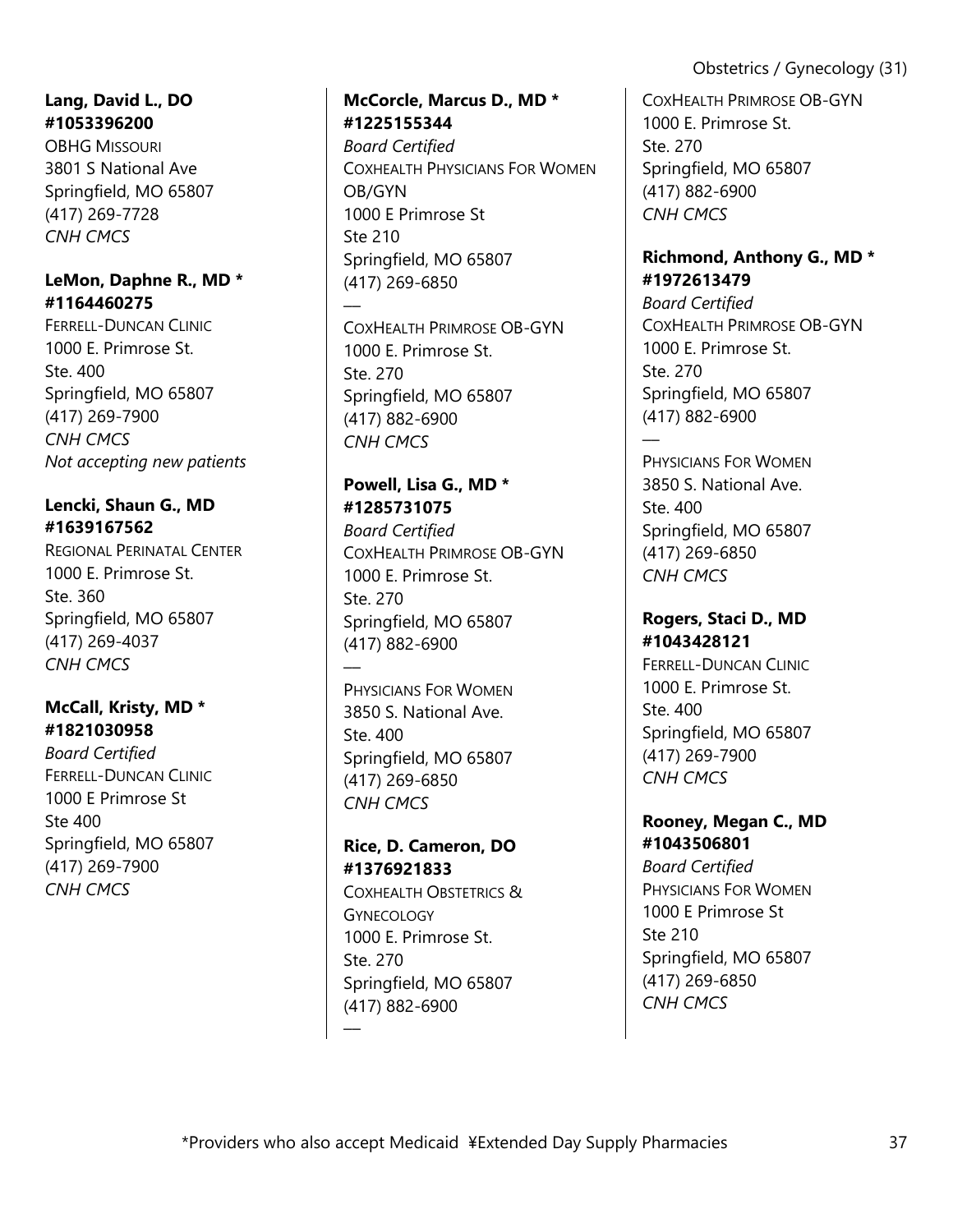**Lang, David L., DO**
**#1053396200**
OBHG MISSOURI
3801 S National Ave
Springfield, MO 65807
(417) 269-7728
*CNH CMCS*

**LeMon, Daphne R., MD ***
**#1164460275**
FERRELL-DUNCAN CLINIC
1000 E. Primrose St.
Ste. 400
Springfield, MO 65807
(417) 269-7900
*CNH CMCS*
*Not accepting new patients*

**Lencki, Shaun G., MD**
**#1639167562**
REGIONAL PERINATAL CENTER
1000 E. Primrose St.
Ste. 360
Springfield, MO 65807
(417) 269-4037
*CNH CMCS*

**McCall, Kristy, MD ***
**#1821030958**
*Board Certified*
FERRELL-DUNCAN CLINIC
1000 E Primrose St
Ste 400
Springfield, MO 65807
(417) 269-7900
*CNH CMCS*

**McCorcle, Marcus D., MD ***
**#1225155344**
*Board Certified*
COXHEALTH PHYSICIANS FOR WOMEN OB/GYN
1000 E Primrose St
Ste 210
Springfield, MO 65807
(417) 269-6850

—

COXHEALTH PRIMROSE OB-GYN
1000 E. Primrose St.
Ste. 270
Springfield, MO 65807
(417) 882-6900
*CNH CMCS*

**Powell, Lisa G., MD ***
**#1285731075**
*Board Certified*
COXHEALTH PRIMROSE OB-GYN
1000 E. Primrose St.
Ste. 270
Springfield, MO 65807
(417) 882-6900

—

PHYSICIANS FOR WOMEN
3850 S. National Ave.
Ste. 400
Springfield, MO 65807
(417) 269-6850
*CNH CMCS*

**Rice, D. Cameron, DO**
**#1376921833**
COXHEALTH OBSTETRICS & GYNECOLOGY
1000 E. Primrose St.
Ste. 270
Springfield, MO 65807
(417) 882-6900

—

COXHEALTH PRIMROSE OB-GYN
1000 E. Primrose St.
Ste. 270
Springfield, MO 65807
(417) 882-6900
*CNH CMCS*

**Richmond, Anthony G., MD ***
**#1972613479**
*Board Certified*
COXHEALTH PRIMROSE OB-GYN
1000 E. Primrose St.
Ste. 270
Springfield, MO 65807
(417) 882-6900

—

PHYSICIANS FOR WOMEN
3850 S. National Ave.
Ste. 400
Springfield, MO 65807
(417) 269-6850
*CNH CMCS*

**Rogers, Staci D., MD**
**#1043428121**
FERRELL-DUNCAN CLINIC
1000 E. Primrose St.
Ste. 400
Springfield, MO 65807
(417) 269-7900
*CNH CMCS*

**Rooney, Megan C., MD**
**#1043506801**
*Board Certified*
PHYSICIANS FOR WOMEN
1000 E Primrose St
Ste 210
Springfield, MO 65807
(417) 269-6850
*CNH CMCS*

*Providers who also accept Medicaid ¥Extended Day Supply Pharmacies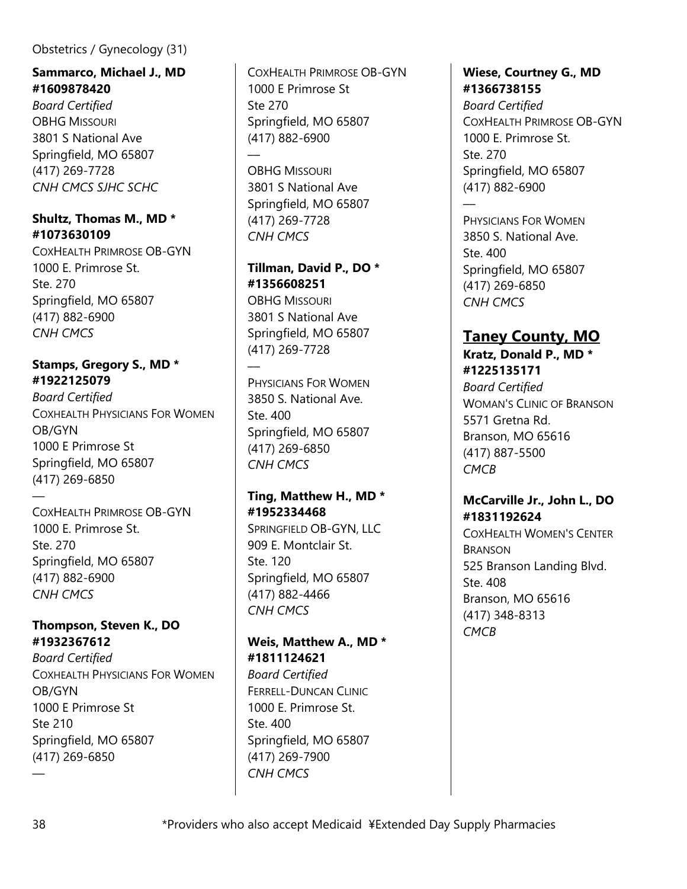Obstetrics / Gynecology (31)

**Sammarco, Michael J., MD #1609878420**
*Board Certified*
OBHG MISSOURI
3801 S National Ave
Springfield, MO 65807
(417) 269-7728
*CNH CMCS SJHC SCHC*

**Shultz, Thomas M., MD * #1073630109**
COXHEALTH PRIMROSE OB-GYN
1000 E. Primrose St.
Ste. 270
Springfield, MO 65807
(417) 882-6900
*CNH CMCS*

**Stamps, Gregory S., MD * #1922125079**
*Board Certified*
COXHEALTH PHYSICIANS FOR WOMEN OB/GYN
1000 E Primrose St
Springfield, MO 65807
(417) 269-6850
—
COXHEALTH PRIMROSE OB-GYN
1000 E. Primrose St.
Ste. 270
Springfield, MO 65807
(417) 882-6900
*CNH CMCS*

**Thompson, Steven K., DO #1932367612**
*Board Certified*
COXHEALTH PHYSICIANS FOR WOMEN OB/GYN
1000 E Primrose St
Ste 210
Springfield, MO 65807
(417) 269-6850
—
COXHEALTH PRIMROSE OB-GYN
1000 E Primrose St
Ste 270
Springfield, MO 65807
(417) 882-6900
—
OBHG MISSOURI
3801 S National Ave
Springfield, MO 65807
(417) 269-7728
*CNH CMCS*

**Tillman, David P., DO * #1356608251**
OBHG MISSOURI
3801 S National Ave
Springfield, MO 65807
(417) 269-7728
—
PHYSICIANS FOR WOMEN
3850 S. National Ave.
Ste. 400
Springfield, MO 65807
(417) 269-6850
*CNH CMCS*

**Ting, Matthew H., MD * #1952334468**
SPRINGFIELD OB-GYN, LLC
909 E. Montclair St.
Ste. 120
Springfield, MO 65807
(417) 882-4466
*CNH CMCS*

**Weis, Matthew A., MD * #1811124621**
*Board Certified*
FERRELL-DUNCAN CLINIC
1000 E. Primrose St.
Ste. 400
Springfield, MO 65807
(417) 269-7900
*CNH CMCS*

**Wiese, Courtney G., MD #1366738155**
*Board Certified*
COXHEALTH PRIMROSE OB-GYN
1000 E. Primrose St.
Ste. 270
Springfield, MO 65807
(417) 882-6900
—
PHYSICIANS FOR WOMEN
3850 S. National Ave.
Ste. 400
Springfield, MO 65807
(417) 269-6850
*CNH CMCS*

## Taney County, MO

**Kratz, Donald P., MD * #1225135171**
*Board Certified*
WOMAN'S CLINIC OF BRANSON
5571 Gretna Rd.
Branson, MO 65616
(417) 887-5500
*CMCB*

**McCarville Jr., John L., DO #1831192624**
COXHEALTH WOMEN'S CENTER BRANSON
525 Branson Landing Blvd.
Ste. 408
Branson, MO 65616
(417) 348-8313
*CMCB*

*Providers who also accept Medicaid ¥Extended Day Supply Pharmacies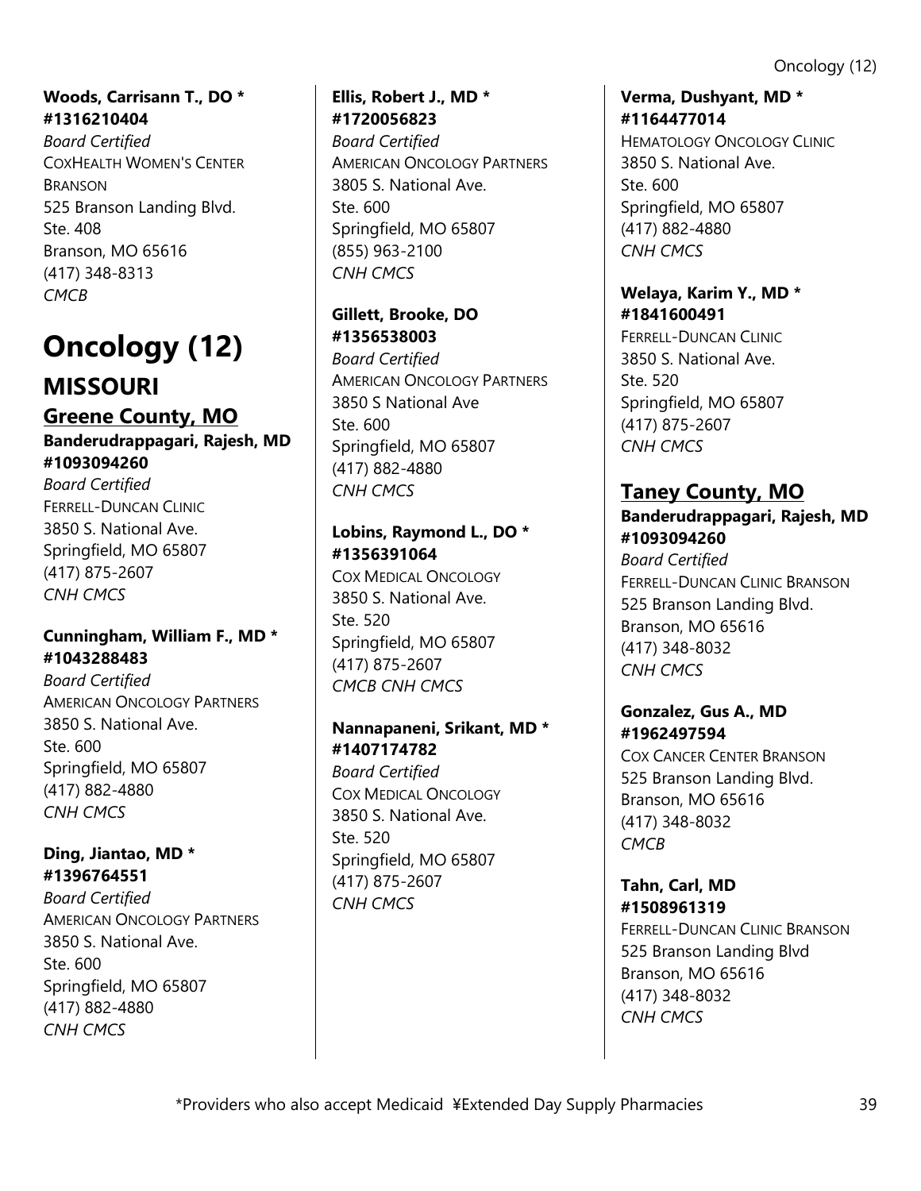**Woods, Carrisann T., DO * #1316210404**
*Board Certified*
COXHEALTH WOMEN'S CENTER BRANSON
525 Branson Landing Blvd.
Ste. 408
Branson, MO 65616
(417) 348-8313
*CMCB*

# Oncology (12)

## MISSOURI

### Greene County, MO

**Banderudrappagari, Rajesh, MD #1093094260**
*Board Certified*
FERRELL-DUNCAN CLINIC
3850 S. National Ave.
Springfield, MO 65807
(417) 875-2607
*CNH CMCS*

**Cunningham, William F., MD * #1043288483**
*Board Certified*
AMERICAN ONCOLOGY PARTNERS
3850 S. National Ave.
Ste. 600
Springfield, MO 65807
(417) 882-4880
*CNH CMCS*

**Ding, Jiantao, MD * #1396764551**
*Board Certified*
AMERICAN ONCOLOGY PARTNERS
3850 S. National Ave.
Ste. 600
Springfield, MO 65807
(417) 882-4880
*CNH CMCS*

**Ellis, Robert J., MD * #1720056823**
*Board Certified*
AMERICAN ONCOLOGY PARTNERS
3805 S. National Ave.
Ste. 600
Springfield, MO 65807
(855) 963-2100
*CNH CMCS*

**Gillett, Brooke, DO #1356538003**
*Board Certified*
AMERICAN ONCOLOGY PARTNERS
3850 S National Ave
Ste. 600
Springfield, MO 65807
(417) 882-4880
*CNH CMCS*

**Lobins, Raymond L., DO * #1356391064**
COX MEDICAL ONCOLOGY
3850 S. National Ave.
Ste. 520
Springfield, MO 65807
(417) 875-2607
*CMCB CNH CMCS*

**Nannapaneni, Srikant, MD * #1407174782**
*Board Certified*
COX MEDICAL ONCOLOGY
3850 S. National Ave.
Ste. 520
Springfield, MO 65807
(417) 875-2607
*CNH CMCS*

**Verma, Dushyant, MD * #1164477014**
HEMATOLOGY ONCOLOGY CLINIC
3850 S. National Ave.
Ste. 600
Springfield, MO 65807
(417) 882-4880
*CNH CMCS*

**Welaya, Karim Y., MD * #1841600491**
FERRELL-DUNCAN CLINIC
3850 S. National Ave.
Ste. 520
Springfield, MO 65807
(417) 875-2607
*CNH CMCS*

### Taney County, MO

**Banderudrappagari, Rajesh, MD #1093094260**
*Board Certified*
FERRELL-DUNCAN CLINIC BRANSON
525 Branson Landing Blvd.
Branson, MO 65616
(417) 348-8032
*CNH CMCS*

**Gonzalez, Gus A., MD #1962497594**
COX CANCER CENTER BRANSON
525 Branson Landing Blvd.
Branson, MO 65616
(417) 348-8032
*CMCB*

**Tahn, Carl, MD #1508961319**
FERRELL-DUNCAN CLINIC BRANSON
525 Branson Landing Blvd
Branson, MO 65616
(417) 348-8032
*CNH CMCS*

*Providers who also accept Medicaid ¥Extended Day Supply Pharmacies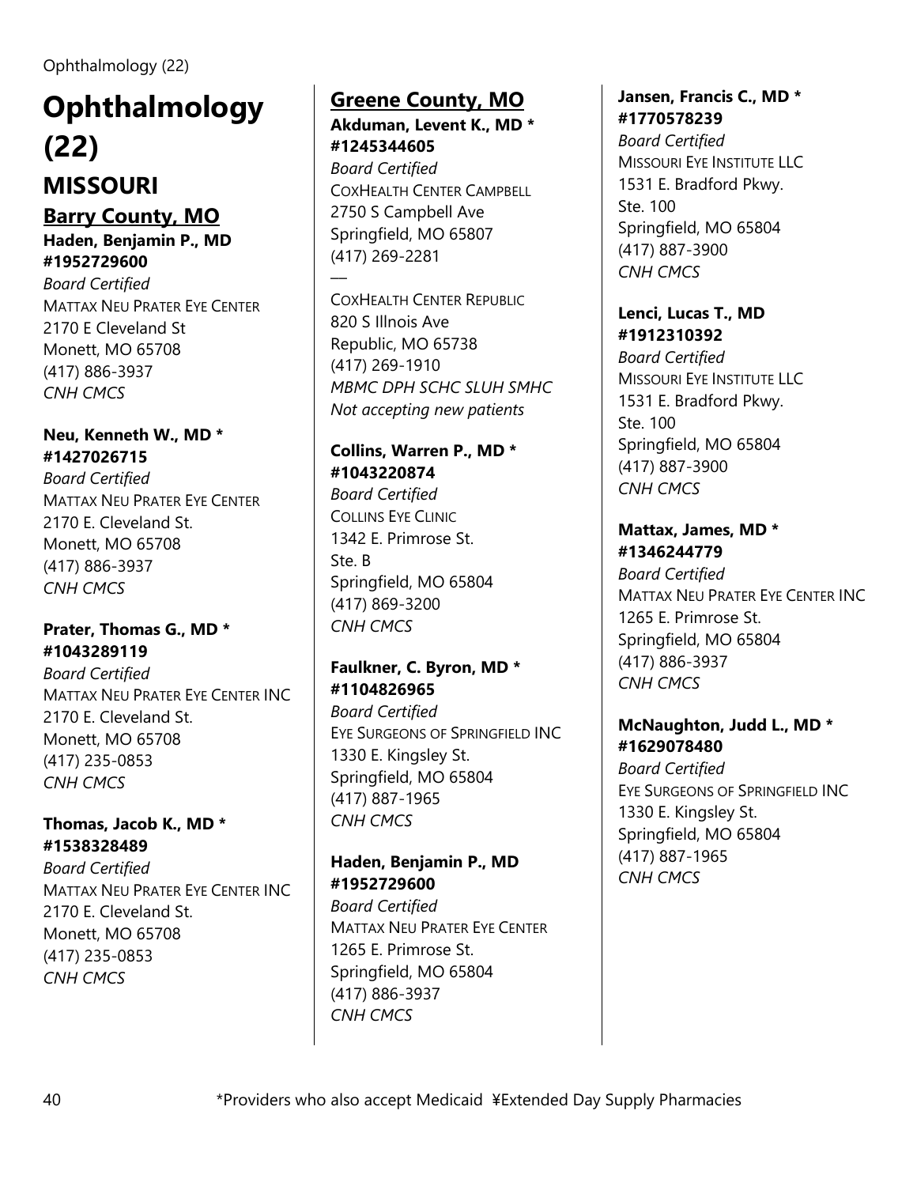# Ophthalmology (22)

## MISSOURI

### Barry County, MO

**Haden, Benjamin P., MD**
**#1952729600**
*Board Certified*
MATTAX NEU PRATER EYE CENTER
2170 E Cleveland St
Monett, MO 65708
(417) 886-3937
*CNH CMCS*

**Neu, Kenneth W., MD ***
**#1427026715**
*Board Certified*
MATTAX NEU PRATER EYE CENTER
2170 E. Cleveland St.
Monett, MO 65708
(417) 886-3937
*CNH CMCS*

**Prater, Thomas G., MD ***
**#1043289119**
*Board Certified*
MATTAX NEU PRATER EYE CENTER INC
2170 E. Cleveland St.
Monett, MO 65708
(417) 235-0853
*CNH CMCS*

**Thomas, Jacob K., MD ***
**#1538328489**
*Board Certified*
MATTAX NEU PRATER EYE CENTER INC
2170 E. Cleveland St.
Monett, MO 65708
(417) 235-0853
*CNH CMCS*

### Greene County, MO

**Akduman, Levent K., MD ***
**#1245344605**
*Board Certified*
COXHEALTH CENTER CAMPBELL
2750 S Campbell Ave
Springfield, MO 65807
(417) 269-2281

---

COXHEALTH CENTER REPUBLIC
820 S Illnois Ave
Republic, MO 65738
(417) 269-1910
*MBMC DPH SCHC SLUH SMHC*
*Not accepting new patients*

**Collins, Warren P., MD ***
**#1043220874**
*Board Certified*
COLLINS EYE CLINIC
1342 E. Primrose St.
Ste. B
Springfield, MO 65804
(417) 869-3200
*CNH CMCS*

**Faulkner, C. Byron, MD ***
**#1104826965**
*Board Certified*
EYE SURGEONS OF SPRINGFIELD INC
1330 E. Kingsley St.
Springfield, MO 65804
(417) 887-1965
*CNH CMCS*

**Haden, Benjamin P., MD**
**#1952729600**
*Board Certified*
MATTAX NEU PRATER EYE CENTER
1265 E. Primrose St.
Springfield, MO 65804
(417) 886-3937
*CNH CMCS*

**Jansen, Francis C., MD ***
**#1770578239**
*Board Certified*
MISSOURI EYE INSTITUTE LLC
1531 E. Bradford Pkwy.
Ste. 100
Springfield, MO 65804
(417) 887-3900
*CNH CMCS*

**Lenci, Lucas T., MD**
**#1912310392**
*Board Certified*
MISSOURI EYE INSTITUTE LLC
1531 E. Bradford Pkwy.
Ste. 100
Springfield, MO 65804
(417) 887-3900
*CNH CMCS*

**Mattax, James, MD ***
**#1346244779**
*Board Certified*
MATTAX NEU PRATER EYE CENTER INC
1265 E. Primrose St.
Springfield, MO 65804
(417) 886-3937
*CNH CMCS*

**McNaughton, Judd L., MD ***
**#1629078480**
*Board Certified*
EYE SURGEONS OF SPRINGFIELD INC
1330 E. Kingsley St.
Springfield, MO 65804
(417) 887-1965
*CNH CMCS*

*Providers who also accept Medicaid ¥Extended Day Supply Pharmacies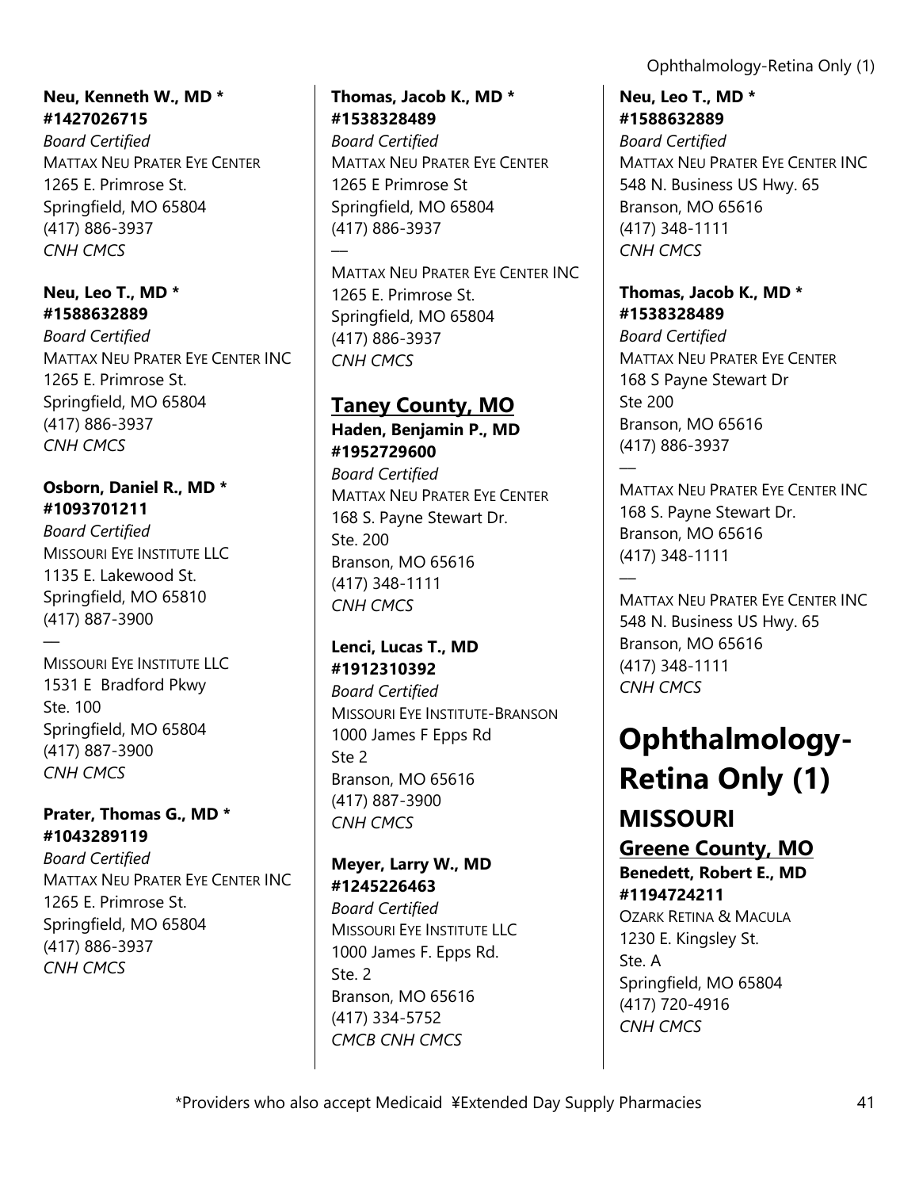**Neu, Kenneth W., MD * #1427026715**
*Board Certified*
MATTAX NEU PRATER EYE CENTER
1265 E. Primrose St.
Springfield, MO 65804
(417) 886-3937
*CNH CMCS*

**Neu, Leo T., MD * #1588632889**
*Board Certified*
MATTAX NEU PRATER EYE CENTER INC
1265 E. Primrose St.
Springfield, MO 65804
(417) 886-3937
*CNH CMCS*

**Osborn, Daniel R., MD * #1093701211**
*Board Certified*
MISSOURI EYE INSTITUTE LLC
1135 E. Lakewood St.
Springfield, MO 65810
(417) 887-3900

—

MISSOURI EYE INSTITUTE LLC
1531 E Bradford Pkwy
Ste. 100
Springfield, MO 65804
(417) 887-3900
*CNH CMCS*

**Prater, Thomas G., MD * #1043289119**
*Board Certified*
MATTAX NEU PRATER EYE CENTER INC
1265 E. Primrose St.
Springfield, MO 65804
(417) 886-3937
*CNH CMCS*

**Thomas, Jacob K., MD * #1538328489**
*Board Certified*
MATTAX NEU PRATER EYE CENTER
1265 E Primrose St
Springfield, MO 65804
(417) 886-3937

—

MATTAX NEU PRATER EYE CENTER INC
1265 E. Primrose St.
Springfield, MO 65804
(417) 886-3937
*CNH CMCS*

### Taney County, MO

**Haden, Benjamin P., MD #1952729600**
*Board Certified*
MATTAX NEU PRATER EYE CENTER
168 S. Payne Stewart Dr.
Ste. 200
Branson, MO 65616
(417) 348-1111
*CNH CMCS*

**Lenci, Lucas T., MD #1912310392**
*Board Certified*
MISSOURI EYE INSTITUTE-BRANSON
1000 James F Epps Rd
Ste 2
Branson, MO 65616
(417) 887-3900
*CNH CMCS*

**Meyer, Larry W., MD #1245226463**
*Board Certified*
MISSOURI EYE INSTITUTE LLC
1000 James F. Epps Rd.
Ste. 2
Branson, MO 65616
(417) 334-5752
*CMCB CNH CMCS*

**Neu, Leo T., MD * #1588632889**
*Board Certified*
MATTAX NEU PRATER EYE CENTER INC
548 N. Business US Hwy. 65
Branson, MO 65616
(417) 348-1111
*CNH CMCS*

**Thomas, Jacob K., MD * #1538328489**
*Board Certified*
MATTAX NEU PRATER EYE CENTER
168 S Payne Stewart Dr
Ste 200
Branson, MO 65616
(417) 886-3937

—

MATTAX NEU PRATER EYE CENTER INC
168 S. Payne Stewart Dr.
Branson, MO 65616
(417) 348-1111

—

MATTAX NEU PRATER EYE CENTER INC
548 N. Business US Hwy. 65
Branson, MO 65616
(417) 348-1111
*CNH CMCS*

# Ophthalmology-Retina Only (1)

## MISSOURI

### Greene County, MO

**Benedett, Robert E., MD #1194724211**
OZARK RETINA & MACULA
1230 E. Kingsley St.
Ste. A
Springfield, MO 65804
(417) 720-4916
*CNH CMCS*

*Providers who also accept Medicaid ¥Extended Day Supply Pharmacies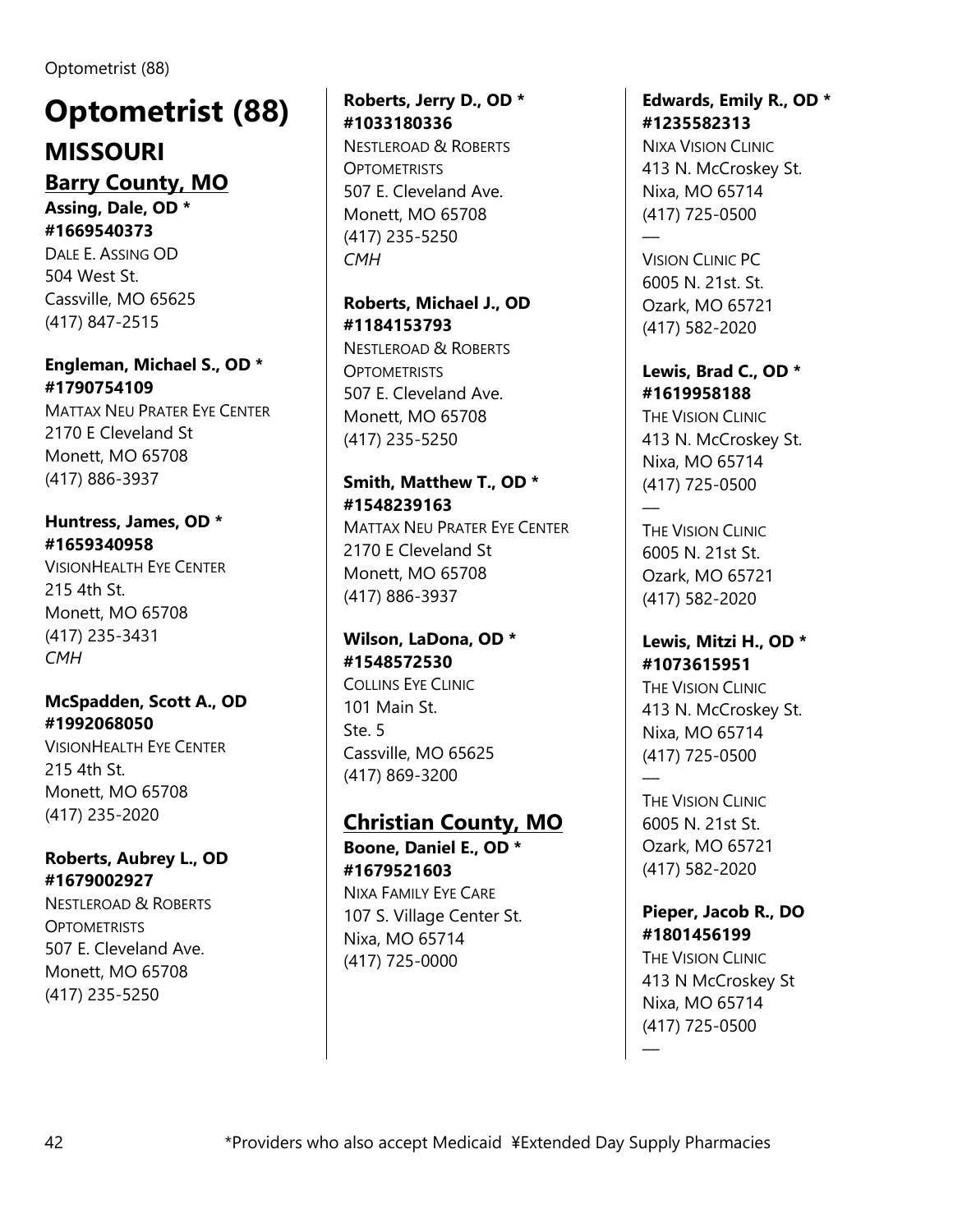# Optometrist (88)

## MISSOURI

### Barry County, MO

**Assing, Dale, OD * #1669540373**
DALE E. ASSING OD
504 West St.
Cassville, MO 65625
(417) 847-2515

**Engleman, Michael S., OD * #1790754109**
MATTAX NEU PRATER EYE CENTER
2170 E Cleveland St
Monett, MO 65708
(417) 886-3937

**Huntress, James, OD * #1659340958**
VISIONHEALTH EYE CENTER
215 4th St.
Monett, MO 65708
(417) 235-3431
*CMH*

**McSpadden, Scott A., OD #1992068050**
VISIONHEALTH EYE CENTER
215 4th St.
Monett, MO 65708
(417) 235-2020

**Roberts, Aubrey L., OD #1679002927**
NESTLEROAD & ROBERTS OPTOMETRISTS
507 E. Cleveland Ave.
Monett, MO 65708
(417) 235-5250

**Roberts, Jerry D., OD * #1033180336**
NESTLEROAD & ROBERTS OPTOMETRISTS
507 E. Cleveland Ave.
Monett, MO 65708
(417) 235-5250
*CMH*

**Roberts, Michael J., OD #1184153793**
NESTLEROAD & ROBERTS OPTOMETRISTS
507 E. Cleveland Ave.
Monett, MO 65708
(417) 235-5250

**Smith, Matthew T., OD * #1548239163**
MATTAX NEU PRATER EYE CENTER
2170 E Cleveland St
Monett, MO 65708
(417) 886-3937

**Wilson, LaDona, OD * #1548572530**
COLLINS EYE CLINIC
101 Main St.
Ste. 5
Cassville, MO 65625
(417) 869-3200

### Christian County, MO

**Boone, Daniel E., OD * #1679521603**
NIXA FAMILY EYE CARE
107 S. Village Center St.
Nixa, MO 65714
(417) 725-0000

**Edwards, Emily R., OD * #1235582313**
NIXA VISION CLINIC
413 N. McCroskey St.
Nixa, MO 65714
(417) 725-0500

—

VISION CLINIC PC
6005 N. 21st. St.
Ozark, MO 65721
(417) 582-2020

**Lewis, Brad C., OD * #1619958188**
THE VISION CLINIC
413 N. McCroskey St.
Nixa, MO 65714
(417) 725-0500

—

THE VISION CLINIC
6005 N. 21st St.
Ozark, MO 65721
(417) 582-2020

**Lewis, Mitzi H., OD * #1073615951**
THE VISION CLINIC
413 N. McCroskey St.
Nixa, MO 65714
(417) 725-0500

—

THE VISION CLINIC
6005 N. 21st St.
Ozark, MO 65721
(417) 582-2020

**Pieper, Jacob R., DO #1801456199**
THE VISION CLINIC
413 N McCroskey St
Nixa, MO 65714
(417) 725-0500

—

*Providers who also accept Medicaid ¥Extended Day Supply Pharmacies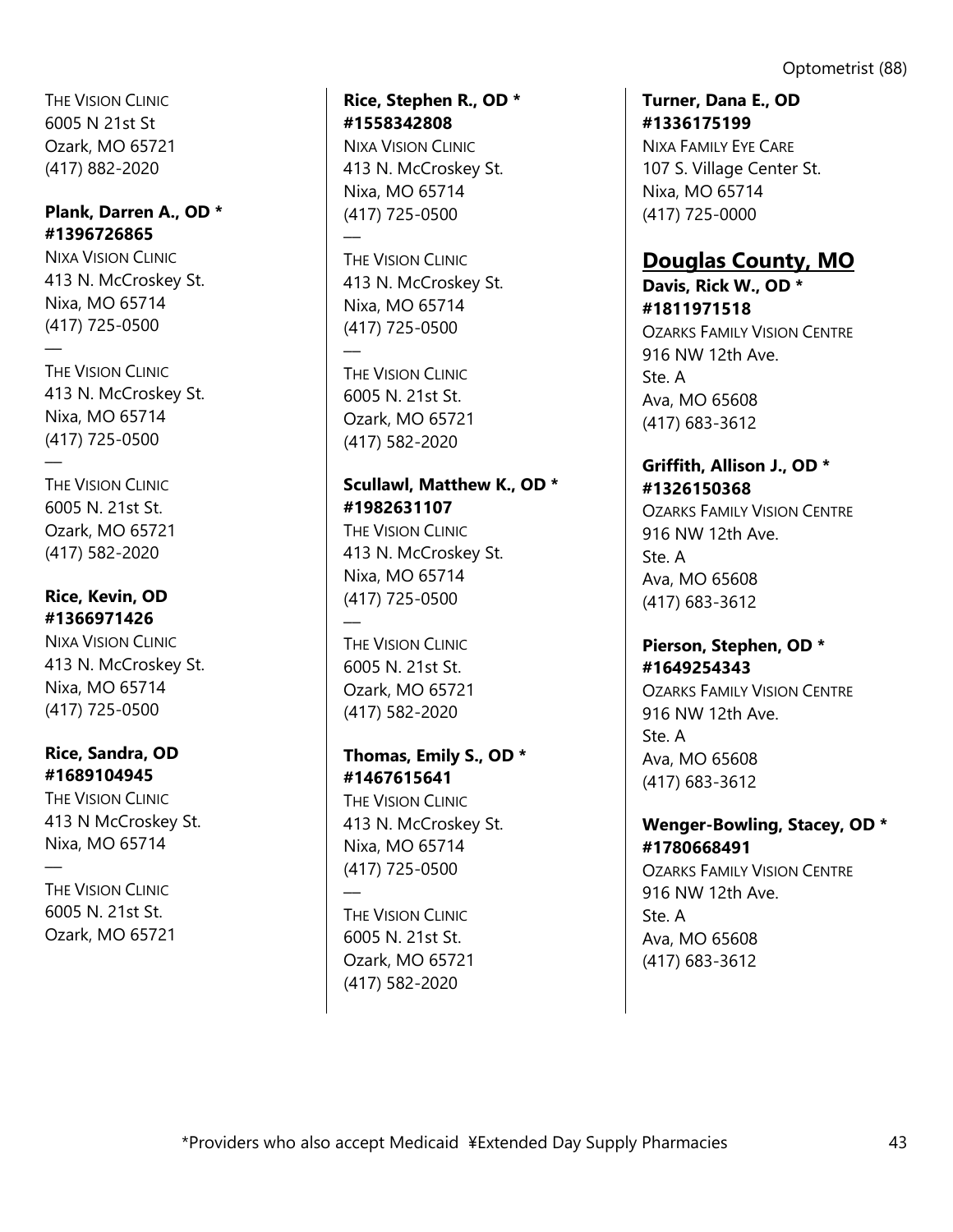THE VISION CLINIC
6005 N 21st St
Ozark, MO 65721
(417) 882-2020

**Plank, Darren A., OD * #1396726865**
NIXA VISION CLINIC
413 N. McCroskey St.
Nixa, MO 65714
(417) 725-0500

—

THE VISION CLINIC
413 N. McCroskey St.
Nixa, MO 65714
(417) 725-0500

—

THE VISION CLINIC
6005 N. 21st St.
Ozark, MO 65721
(417) 582-2020

**Rice, Kevin, OD #1366971426**
NIXA VISION CLINIC
413 N. McCroskey St.
Nixa, MO 65714
(417) 725-0500

**Rice, Sandra, OD #1689104945**
THE VISION CLINIC
413 N McCroskey St.
Nixa, MO 65714

—

THE VISION CLINIC
6005 N. 21st St.
Ozark, MO 65721

**Rice, Stephen R., OD * #1558342808**
NIXA VISION CLINIC
413 N. McCroskey St.
Nixa, MO 65714
(417) 725-0500

—

THE VISION CLINIC
413 N. McCroskey St.
Nixa, MO 65714
(417) 725-0500

—

THE VISION CLINIC
6005 N. 21st St.
Ozark, MO 65721
(417) 582-2020

**Scullawl, Matthew K., OD * #1982631107**
THE VISION CLINIC
413 N. McCroskey St.
Nixa, MO 65714
(417) 725-0500

—

THE VISION CLINIC
6005 N. 21st St.
Ozark, MO 65721
(417) 582-2020

**Thomas, Emily S., OD * #1467615641**
THE VISION CLINIC
413 N. McCroskey St.
Nixa, MO 65714
(417) 725-0500

—

THE VISION CLINIC
6005 N. 21st St.
Ozark, MO 65721
(417) 582-2020

**Turner, Dana E., OD #1336175199**
NIXA FAMILY EYE CARE
107 S. Village Center St.
Nixa, MO 65714
(417) 725-0000

## Douglas County, MO

**Davis, Rick W., OD * #1811971518**
OZARKS FAMILY VISION CENTRE
916 NW 12th Ave.
Ste. A
Ava, MO 65608
(417) 683-3612

**Griffith, Allison J., OD * #1326150368**
OZARKS FAMILY VISION CENTRE
916 NW 12th Ave.
Ste. A
Ava, MO 65608
(417) 683-3612

**Pierson, Stephen, OD * #1649254343**
OZARKS FAMILY VISION CENTRE
916 NW 12th Ave.
Ste. A
Ava, MO 65608
(417) 683-3612

**Wenger-Bowling, Stacey, OD * #1780668491**
OZARKS FAMILY VISION CENTRE
916 NW 12th Ave.
Ste. A
Ava, MO 65608
(417) 683-3612

*Providers who also accept Medicaid ¥Extended Day Supply Pharmacies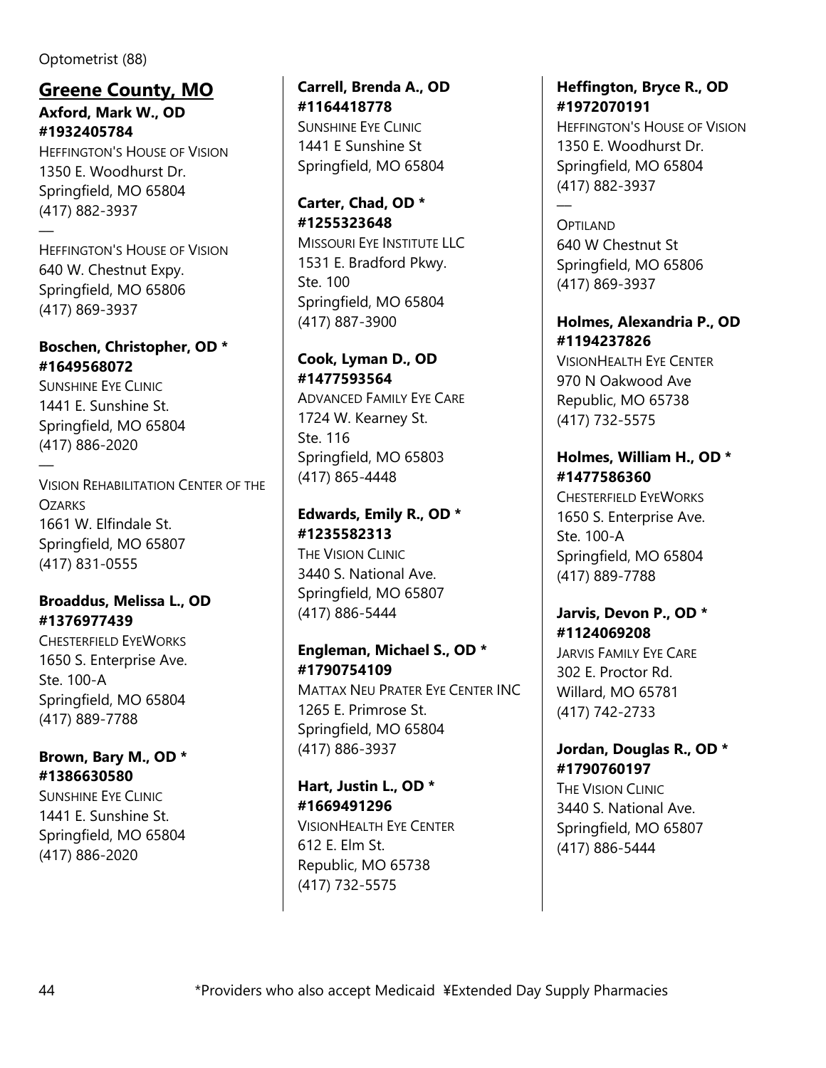Optometrist (88)

## Greene County, MO

**Axford, Mark W., OD #1932405784**
HEFFINGTON'S HOUSE OF VISION
1350 E. Woodhurst Dr.
Springfield, MO 65804
(417) 882-3937
—
HEFFINGTON'S HOUSE OF VISION
640 W. Chestnut Expy.
Springfield, MO 65806
(417) 869-3937

**Boschen, Christopher, OD * #1649568072**
SUNSHINE EYE CLINIC
1441 E. Sunshine St.
Springfield, MO 65804
(417) 886-2020
—
VISION REHABILITATION CENTER OF THE OZARKS
1661 W. Elfindale St.
Springfield, MO 65807
(417) 831-0555

**Broaddus, Melissa L., OD #1376977439**
CHESTERFIELD EYEWORKS
1650 S. Enterprise Ave.
Ste. 100-A
Springfield, MO 65804
(417) 889-7788

**Brown, Bary M., OD * #1386630580**
SUNSHINE EYE CLINIC
1441 E. Sunshine St.
Springfield, MO 65804
(417) 886-2020

**Carrell, Brenda A., OD #1164418778**
SUNSHINE EYE CLINIC
1441 E Sunshine St
Springfield, MO 65804

**Carter, Chad, OD * #1255323648**
MISSOURI EYE INSTITUTE LLC
1531 E. Bradford Pkwy.
Ste. 100
Springfield, MO 65804
(417) 887-3900

**Cook, Lyman D., OD #1477593564**
ADVANCED FAMILY EYE CARE
1724 W. Kearney St.
Ste. 116
Springfield, MO 65803
(417) 865-4448

**Edwards, Emily R., OD * #1235582313**
THE VISION CLINIC
3440 S. National Ave.
Springfield, MO 65807
(417) 886-5444

**Engleman, Michael S., OD * #1790754109**
MATTAX NEU PRATER EYE CENTER INC
1265 E. Primrose St.
Springfield, MO 65804
(417) 886-3937

**Hart, Justin L., OD * #1669491296**
VISIONHEALTH EYE CENTER
612 E. Elm St.
Republic, MO 65738
(417) 732-5575

**Heffington, Bryce R., OD #1972070191**
HEFFINGTON'S HOUSE OF VISION
1350 E. Woodhurst Dr.
Springfield, MO 65804
(417) 882-3937
—
OPTILAND
640 W Chestnut St
Springfield, MO 65806
(417) 869-3937

**Holmes, Alexandria P., OD #1194237826**
VISIONHEALTH EYE CENTER
970 N Oakwood Ave
Republic, MO 65738
(417) 732-5575

**Holmes, William H., OD * #1477586360**
CHESTERFIELD EYEWORKS
1650 S. Enterprise Ave.
Ste. 100-A
Springfield, MO 65804
(417) 889-7788

**Jarvis, Devon P., OD * #1124069208**
JARVIS FAMILY EYE CARE
302 E. Proctor Rd.
Willard, MO 65781
(417) 742-2733

**Jordan, Douglas R., OD * #1790760197**
THE VISION CLINIC
3440 S. National Ave.
Springfield, MO 65807
(417) 886-5444

*Providers who also accept Medicaid ¥Extended Day Supply Pharmacies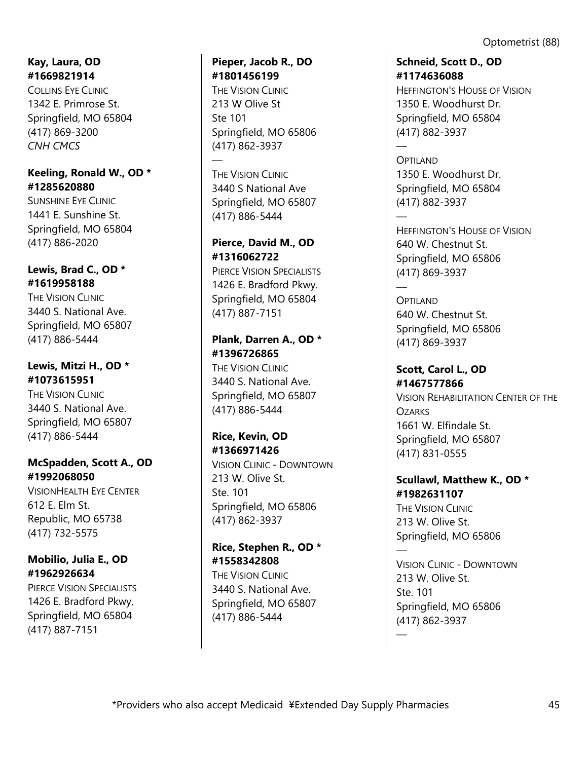**Kay, Laura, OD**
**#1669821914**
COLLINS EYE CLINIC
1342 E. Primrose St.
Springfield, MO 65804
(417) 869-3200
*CNH CMCS*

**Keeling, Ronald W., OD ***
**#1285620880**
SUNSHINE EYE CLINIC
1441 E. Sunshine St.
Springfield, MO 65804
(417) 886-2020

**Lewis, Brad C., OD ***
**#1619958188**
THE VISION CLINIC
3440 S. National Ave.
Springfield, MO 65807
(417) 886-5444

**Lewis, Mitzi H., OD ***
**#1073615951**
THE VISION CLINIC
3440 S. National Ave.
Springfield, MO 65807
(417) 886-5444

**McSpadden, Scott A., OD**
**#1992068050**
VISIONHEALTH EYE CENTER
612 E. Elm St.
Republic, MO 65738
(417) 732-5575

**Mobilio, Julia E., OD**
**#1962926634**
PIERCE VISION SPECIALISTS
1426 E. Bradford Pkwy.
Springfield, MO 65804
(417) 887-7151

**Pieper, Jacob R., DO**
**#1801456199**
THE VISION CLINIC
213 W Olive St
Ste 101
Springfield, MO 65806
(417) 862-3937
—
THE VISION CLINIC
3440 S National Ave
Springfield, MO 65807
(417) 886-5444

**Pierce, David M., OD**
**#1316062722**
PIERCE VISION SPECIALISTS
1426 E. Bradford Pkwy.
Springfield, MO 65804
(417) 887-7151

**Plank, Darren A., OD ***
**#1396726865**
THE VISION CLINIC
3440 S. National Ave.
Springfield, MO 65807
(417) 886-5444

**Rice, Kevin, OD**
**#1366971426**
VISION CLINIC - DOWNTOWN
213 W. Olive St.
Ste. 101
Springfield, MO 65806
(417) 862-3937

**Rice, Stephen R., OD ***
**#1558342808**
THE VISION CLINIC
3440 S. National Ave.
Springfield, MO 65807
(417) 886-5444

**Schneid, Scott D., OD**
**#1174636088**
HEFFINGTON'S HOUSE OF VISION
1350 E. Woodhurst Dr.
Springfield, MO 65804
(417) 882-3937
—
OPTILAND
1350 E. Woodhurst Dr.
Springfield, MO 65804
(417) 882-3937
—
HEFFINGTON'S HOUSE OF VISION
640 W. Chestnut St.
Springfield, MO 65806
(417) 869-3937
—
OPTILAND
640 W. Chestnut St.
Springfield, MO 65806
(417) 869-3937

**Scott, Carol L., OD**
**#1467577866**
VISION REHABILITATION CENTER OF THE OZARKS
1661 W. Elfindale St.
Springfield, MO 65807
(417) 831-0555

**Scullawl, Matthew K., OD ***
**#1982631107**
THE VISION CLINIC
213 W. Olive St.
Springfield, MO 65806
—
VISION CLINIC - DOWNTOWN
213 W. Olive St.
Ste. 101
Springfield, MO 65806
(417) 862-3937
—

*Providers who also accept Medicaid ¥Extended Day Supply Pharmacies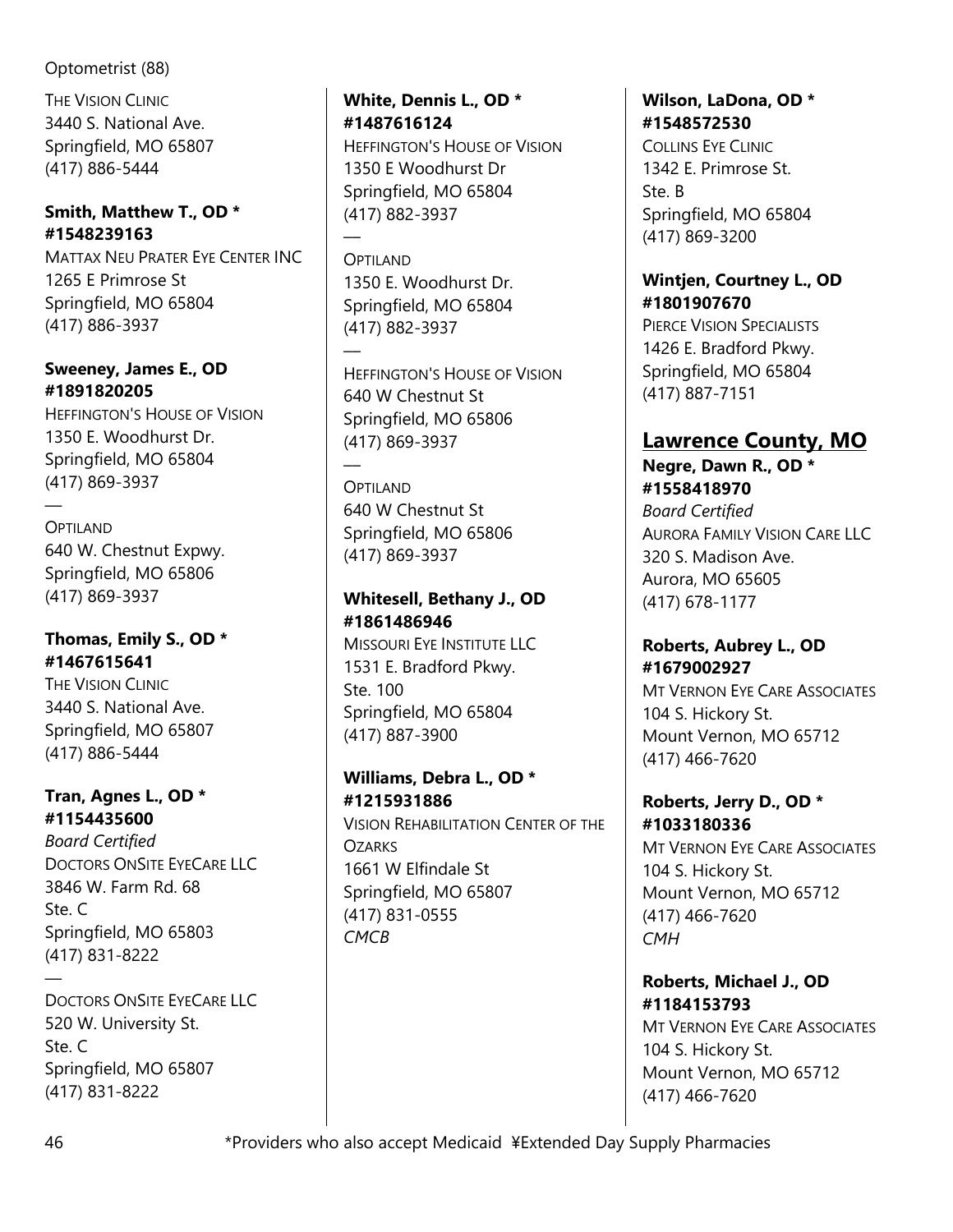Optometrist (88)

The Vision Clinic
3440 S. National Ave.
Springfield, MO 65807
(417) 886-5444

**Smith, Matthew T., OD * #1548239163**
Mattax Neu Prater Eye Center INC
1265 E Primrose St
Springfield, MO 65804
(417) 886-3937

**Sweeney, James E., OD #1891820205**
Heffington's House of Vision
1350 E. Woodhurst Dr.
Springfield, MO 65804
(417) 869-3937

—

Optiland
640 W. Chestnut Expwy.
Springfield, MO 65806
(417) 869-3937

**Thomas, Emily S., OD * #1467615641**
The Vision Clinic
3440 S. National Ave.
Springfield, MO 65807
(417) 886-5444

**Tran, Agnes L., OD * #1154435600**
*Board Certified*
Doctors OnSite EyeCare LLC
3846 W. Farm Rd. 68
Ste. C
Springfield, MO 65803
(417) 831-8222

—

Doctors OnSite EyeCare LLC
520 W. University St.
Ste. C
Springfield, MO 65807
(417) 831-8222

**White, Dennis L., OD * #1487616124**
Heffington's House of Vision
1350 E Woodhurst Dr
Springfield, MO 65804
(417) 882-3937

—

Optiland
1350 E. Woodhurst Dr.
Springfield, MO 65804
(417) 882-3937

—

Heffington's House of Vision
640 W Chestnut St
Springfield, MO 65806
(417) 869-3937

—

Optiland
640 W Chestnut St
Springfield, MO 65806
(417) 869-3937

**Whitesell, Bethany J., OD #1861486946**
Missouri Eye Institute LLC
1531 E. Bradford Pkwy.
Ste. 100
Springfield, MO 65804
(417) 887-3900

**Williams, Debra L., OD * #1215931886**
Vision Rehabilitation Center of the Ozarks
1661 W Elfindale St
Springfield, MO 65807
(417) 831-0555
*CMCB*

**Wilson, LaDona, OD * #1548572530**
Collins Eye Clinic
1342 E. Primrose St.
Ste. B
Springfield, MO 65804
(417) 869-3200

**Wintjen, Courtney L., OD #1801907670**
Pierce Vision Specialists
1426 E. Bradford Pkwy.
Springfield, MO 65804
(417) 887-7151

## Lawrence County, MO

**Negre, Dawn R., OD * #1558418970**
*Board Certified*
Aurora Family Vision Care LLC
320 S. Madison Ave.
Aurora, MO 65605
(417) 678-1177

**Roberts, Aubrey L., OD #1679002927**
Mt Vernon Eye Care Associates
104 S. Hickory St.
Mount Vernon, MO 65712
(417) 466-7620

**Roberts, Jerry D., OD * #1033180336**
Mt Vernon Eye Care Associates
104 S. Hickory St.
Mount Vernon, MO 65712
(417) 466-7620
*CMH*

**Roberts, Michael J., OD #1184153793**
Mt Vernon Eye Care Associates
104 S. Hickory St.
Mount Vernon, MO 65712
(417) 466-7620

*Providers who also accept Medicaid ¥Extended Day Supply Pharmacies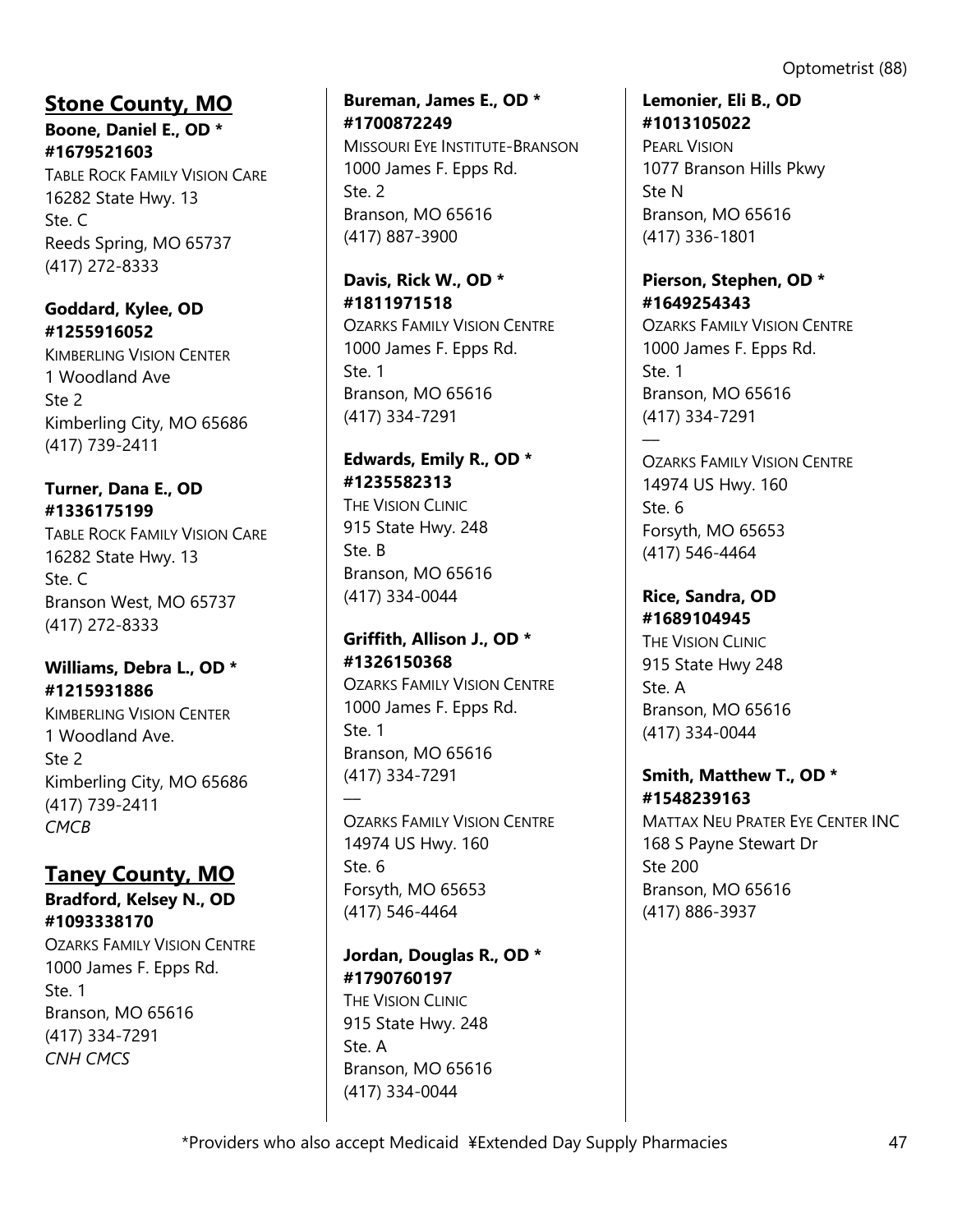## Stone County, MO

**Boone, Daniel E., OD * #1679521603**
TABLE ROCK FAMILY VISION CARE
16282 State Hwy. 13
Ste. C
Reeds Spring, MO 65737
(417) 272-8333

**Goddard, Kylee, OD #1255916052**
KIMBERLING VISION CENTER
1 Woodland Ave
Ste 2
Kimberling City, MO 65686
(417) 739-2411

**Turner, Dana E., OD #1336175199**
TABLE ROCK FAMILY VISION CARE
16282 State Hwy. 13
Ste. C
Branson West, MO 65737
(417) 272-8333

**Williams, Debra L., OD * #1215931886**
KIMBERLING VISION CENTER
1 Woodland Ave.
Ste 2
Kimberling City, MO 65686
(417) 739-2411
*CMCB*

## Taney County, MO

**Bradford, Kelsey N., OD #1093338170**
OZARKS FAMILY VISION CENTRE
1000 James F. Epps Rd.
Ste. 1
Branson, MO 65616
(417) 334-7291
*CNH CMCS*

**Bureman, James E., OD * #1700872249**
MISSOURI EYE INSTITUTE-BRANSON
1000 James F. Epps Rd.
Ste. 2
Branson, MO 65616
(417) 887-3900

**Davis, Rick W., OD * #1811971518**
OZARKS FAMILY VISION CENTRE
1000 James F. Epps Rd.
Ste. 1
Branson, MO 65616
(417) 334-7291

**Edwards, Emily R., OD * #1235582313**
THE VISION CLINIC
915 State Hwy. 248
Ste. B
Branson, MO 65616
(417) 334-0044

**Griffith, Allison J., OD * #1326150368**
OZARKS FAMILY VISION CENTRE
1000 James F. Epps Rd.
Ste. 1
Branson, MO 65616
(417) 334-7291

—

OZARKS FAMILY VISION CENTRE
14974 US Hwy. 160
Ste. 6
Forsyth, MO 65653
(417) 546-4464

**Jordan, Douglas R., OD * #1790760197**
THE VISION CLINIC
915 State Hwy. 248
Ste. A
Branson, MO 65616
(417) 334-0044

**Lemonier, Eli B., OD #1013105022**
PEARL VISION
1077 Branson Hills Pkwy
Ste N
Branson, MO 65616
(417) 336-1801

**Pierson, Stephen, OD * #1649254343**
OZARKS FAMILY VISION CENTRE
1000 James F. Epps Rd.
Ste. 1
Branson, MO 65616
(417) 334-7291

—

OZARKS FAMILY VISION CENTRE
14974 US Hwy. 160
Ste. 6
Forsyth, MO 65653
(417) 546-4464

**Rice, Sandra, OD #1689104945**
THE VISION CLINIC
915 State Hwy 248
Ste. A
Branson, MO 65616
(417) 334-0044

**Smith, Matthew T., OD * #1548239163**
MATTAX NEU PRATER EYE CENTER INC
168 S Payne Stewart Dr
Ste 200
Branson, MO 65616
(417) 886-3937

*Providers who also accept Medicaid ¥Extended Day Supply Pharmacies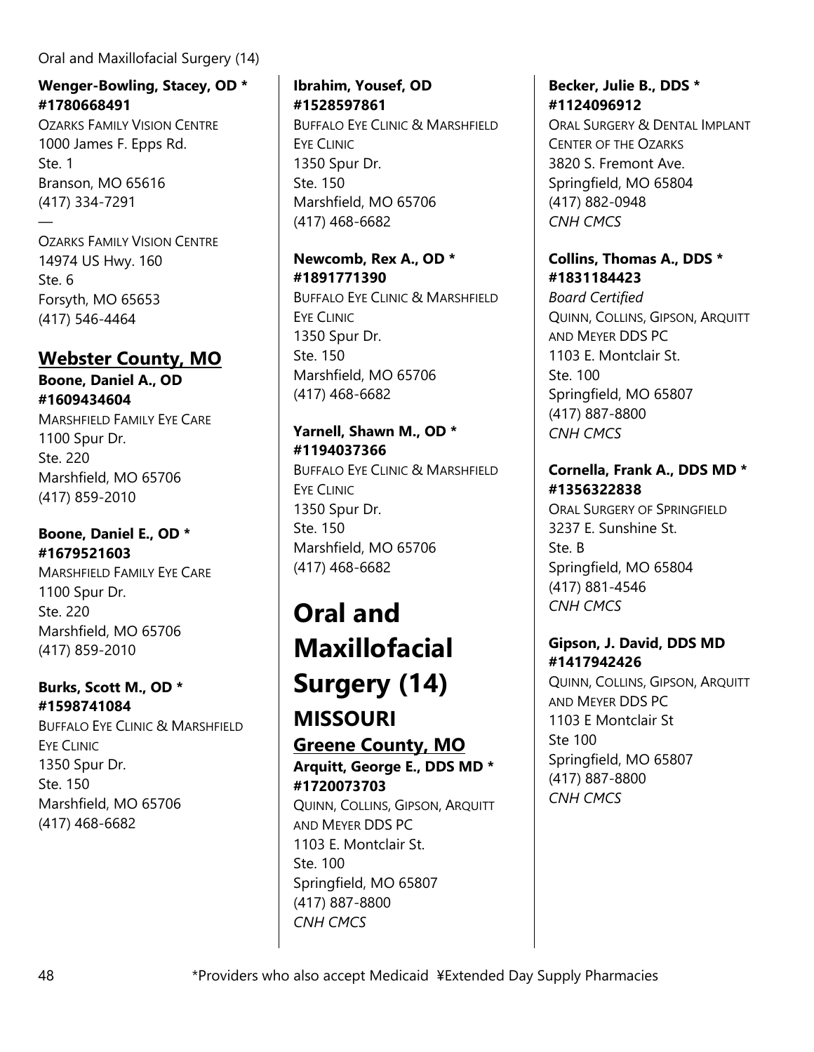**Wenger-Bowling, Stacey, OD * #1780668491**
OZARKS FAMILY VISION CENTRE
1000 James F. Epps Rd.
Ste. 1
Branson, MO 65616
(417) 334-7291
—
OZARKS FAMILY VISION CENTRE
14974 US Hwy. 160
Ste. 6
Forsyth, MO 65653
(417) 546-4464

## Webster County, MO

**Boone, Daniel A., OD #1609434604**
MARSHFIELD FAMILY EYE CARE
1100 Spur Dr.
Ste. 220
Marshfield, MO 65706
(417) 859-2010

**Boone, Daniel E., OD * #1679521603**
MARSHFIELD FAMILY EYE CARE
1100 Spur Dr.
Ste. 220
Marshfield, MO 65706
(417) 859-2010

**Burks, Scott M., OD * #1598741084**
BUFFALO EYE CLINIC & MARSHFIELD EYE CLINIC
1350 Spur Dr.
Ste. 150
Marshfield, MO 65706
(417) 468-6682

**Ibrahim, Yousef, OD #1528597861**
BUFFALO EYE CLINIC & MARSHFIELD EYE CLINIC
1350 Spur Dr.
Ste. 150
Marshfield, MO 65706
(417) 468-6682

**Newcomb, Rex A., OD * #1891771390**
BUFFALO EYE CLINIC & MARSHFIELD EYE CLINIC
1350 Spur Dr.
Ste. 150
Marshfield, MO 65706
(417) 468-6682

**Yarnell, Shawn M., OD * #1194037366**
BUFFALO EYE CLINIC & MARSHFIELD EYE CLINIC
1350 Spur Dr.
Ste. 150
Marshfield, MO 65706
(417) 468-6682

# Oral and Maxillofacial Surgery (14)

## MISSOURI

### Greene County, MO

**Arquitt, George E., DDS MD * #1720073703**
QUINN, COLLINS, GIPSON, ARQUITT AND MEYER DDS PC
1103 E. Montclair St.
Ste. 100
Springfield, MO 65807
(417) 887-8800
*CNH CMCS*

**Becker, Julie B., DDS * #1124096912**
ORAL SURGERY & DENTAL IMPLANT CENTER OF THE OZARKS
3820 S. Fremont Ave.
Springfield, MO 65804
(417) 882-0948
*CNH CMCS*

**Collins, Thomas A., DDS * #1831184423**
*Board Certified*
QUINN, COLLINS, GIPSON, ARQUITT AND MEYER DDS PC
1103 E. Montclair St.
Ste. 100
Springfield, MO 65807
(417) 887-8800
*CNH CMCS*

**Cornella, Frank A., DDS MD * #1356322838**
ORAL SURGERY OF SPRINGFIELD
3237 E. Sunshine St.
Ste. B
Springfield, MO 65804
(417) 881-4546
*CNH CMCS*

**Gipson, J. David, DDS MD #1417942426**
QUINN, COLLINS, GIPSON, ARQUITT AND MEYER DDS PC
1103 E Montclair St
Ste 100
Springfield, MO 65807
(417) 887-8800
*CNH CMCS*

*Providers who also accept Medicaid ¥Extended Day Supply Pharmacies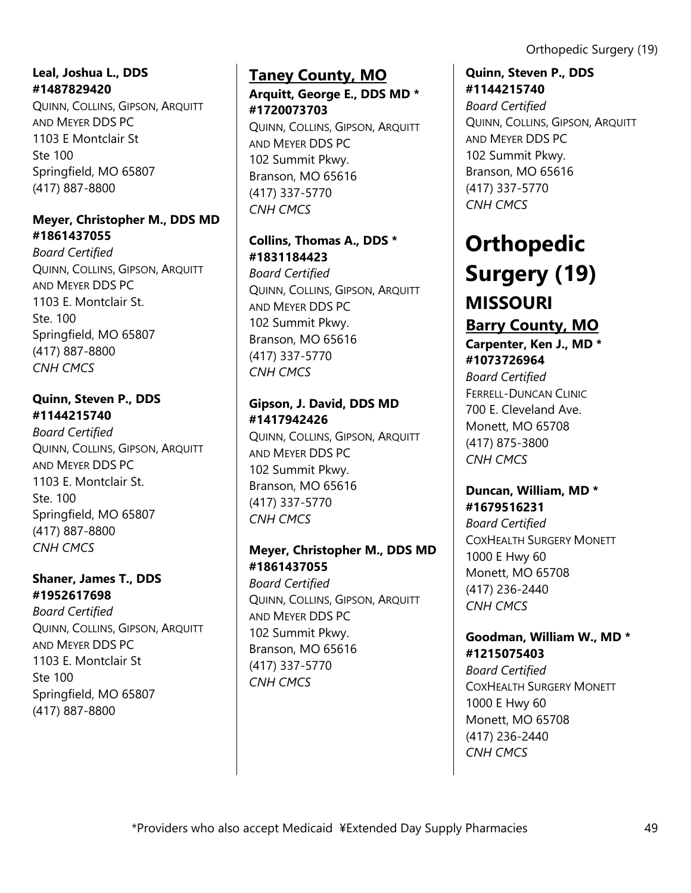**Leal, Joshua L., DDS #1487829420**
QUINN, COLLINS, GIPSON, ARQUITT AND MEYER DDS PC
1103 E Montclair St
Ste 100
Springfield, MO 65807
(417) 887-8800

**Meyer, Christopher M., DDS MD #1861437055**
*Board Certified*
QUINN, COLLINS, GIPSON, ARQUITT AND MEYER DDS PC
1103 E. Montclair St.
Ste. 100
Springfield, MO 65807
(417) 887-8800
*CNH CMCS*

**Quinn, Steven P., DDS #1144215740**
*Board Certified*
QUINN, COLLINS, GIPSON, ARQUITT AND MEYER DDS PC
1103 E. Montclair St.
Ste. 100
Springfield, MO 65807
(417) 887-8800
*CNH CMCS*

**Shaner, James T., DDS #1952617698**
*Board Certified*
QUINN, COLLINS, GIPSON, ARQUITT AND MEYER DDS PC
1103 E. Montclair St
Ste 100
Springfield, MO 65807
(417) 887-8800

### Taney County, MO

**Arquitt, George E., DDS MD * #1720073703**
QUINN, COLLINS, GIPSON, ARQUITT AND MEYER DDS PC
102 Summit Pkwy.
Branson, MO 65616
(417) 337-5770
*CNH CMCS*

**Collins, Thomas A., DDS * #1831184423**
*Board Certified*
QUINN, COLLINS, GIPSON, ARQUITT AND MEYER DDS PC
102 Summit Pkwy.
Branson, MO 65616
(417) 337-5770
*CNH CMCS*

**Gipson, J. David, DDS MD #1417942426**
QUINN, COLLINS, GIPSON, ARQUITT AND MEYER DDS PC
102 Summit Pkwy.
Branson, MO 65616
(417) 337-5770
*CNH CMCS*

**Meyer, Christopher M., DDS MD #1861437055**
*Board Certified*
QUINN, COLLINS, GIPSON, ARQUITT AND MEYER DDS PC
102 Summit Pkwy.
Branson, MO 65616
(417) 337-5770
*CNH CMCS*

**Quinn, Steven P., DDS #1144215740**
*Board Certified*
QUINN, COLLINS, GIPSON, ARQUITT AND MEYER DDS PC
102 Summit Pkwy.
Branson, MO 65616
(417) 337-5770
*CNH CMCS*

# Orthopedic Surgery (19)

## MISSOURI

### Barry County, MO

**Carpenter, Ken J., MD * #1073726964**
*Board Certified*
FERRELL-DUNCAN CLINIC
700 E. Cleveland Ave.
Monett, MO 65708
(417) 875-3800
*CNH CMCS*

**Duncan, William, MD * #1679516231**
*Board Certified*
COXHEALTH SURGERY MONETT
1000 E Hwy 60
Monett, MO 65708
(417) 236-2440
*CNH CMCS*

**Goodman, William W., MD * #1215075403**
*Board Certified*
COXHEALTH SURGERY MONETT
1000 E Hwy 60
Monett, MO 65708
(417) 236-2440
*CNH CMCS*

*Providers who also accept Medicaid ¥Extended Day Supply Pharmacies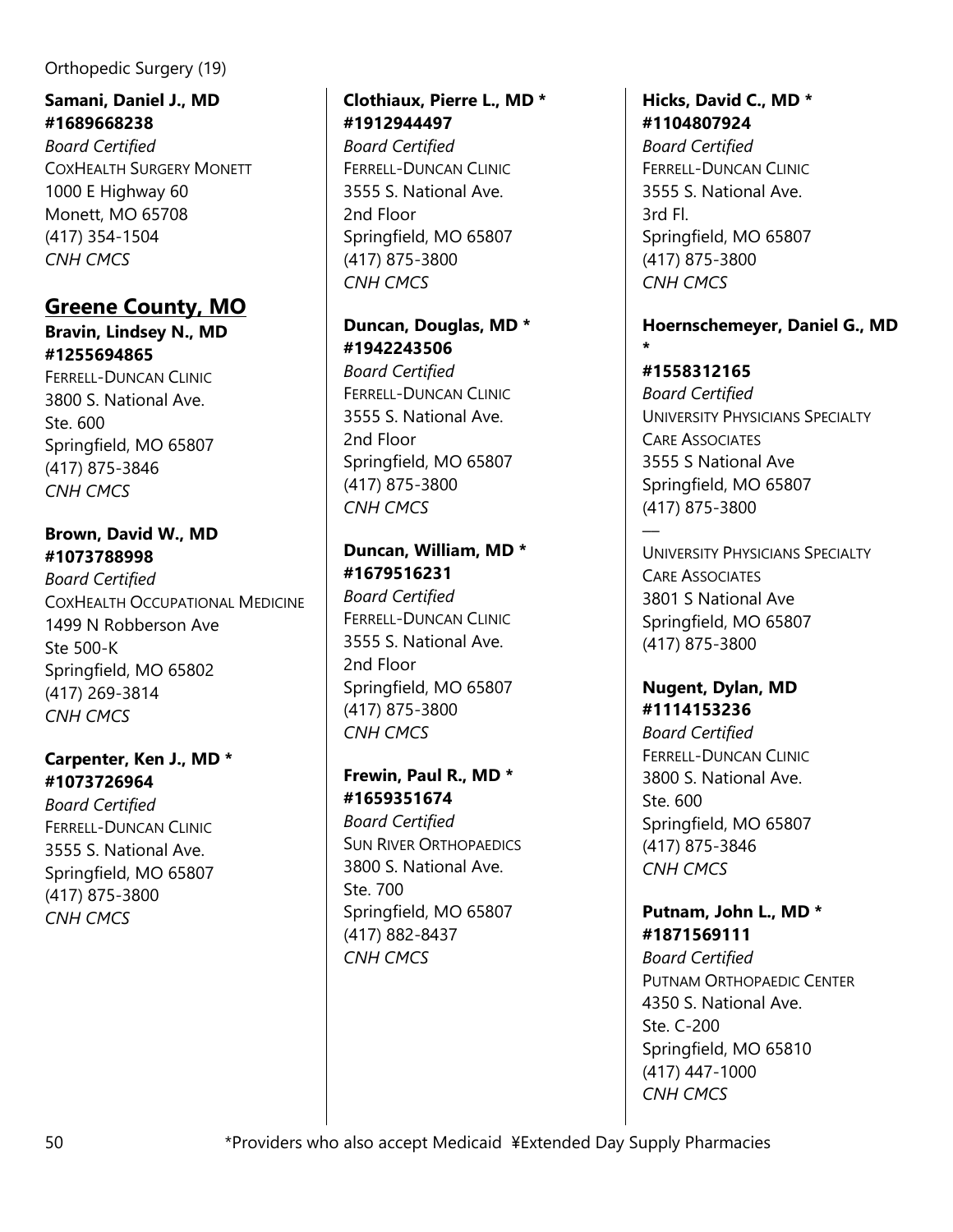Orthopedic Surgery (19)

**Samani, Daniel J., MD**
**#1689668238**
*Board Certified*
COXHEALTH SURGERY MONETT
1000 E Highway 60
Monett, MO 65708
(417) 354-1504
*CNH CMCS*

## Greene County, MO

**Bravin, Lindsey N., MD**
**#1255694865**
FERRELL-DUNCAN CLINIC
3800 S. National Ave.
Ste. 600
Springfield, MO 65807
(417) 875-3846
*CNH CMCS*

**Brown, David W., MD**
**#1073788998**
*Board Certified*
COXHEALTH OCCUPATIONAL MEDICINE
1499 N Robberson Ave
Ste 500-K
Springfield, MO 65802
(417) 269-3814
*CNH CMCS*

**Carpenter, Ken J., MD ***
**#1073726964**
*Board Certified*
FERRELL-DUNCAN CLINIC
3555 S. National Ave.
Springfield, MO 65807
(417) 875-3800
*CNH CMCS*

**Clothiaux, Pierre L., MD ***
**#1912944497**
*Board Certified*
FERRELL-DUNCAN CLINIC
3555 S. National Ave.
2nd Floor
Springfield, MO 65807
(417) 875-3800
*CNH CMCS*

**Duncan, Douglas, MD ***
**#1942243506**
*Board Certified*
FERRELL-DUNCAN CLINIC
3555 S. National Ave.
2nd Floor
Springfield, MO 65807
(417) 875-3800
*CNH CMCS*

**Duncan, William, MD ***
**#1679516231**
*Board Certified*
FERRELL-DUNCAN CLINIC
3555 S. National Ave.
2nd Floor
Springfield, MO 65807
(417) 875-3800
*CNH CMCS*

**Frewin, Paul R., MD ***
**#1659351674**
*Board Certified*
SUN RIVER ORTHOPAEDICS
3800 S. National Ave.
Ste. 700
Springfield, MO 65807
(417) 882-8437
*CNH CMCS*

**Hicks, David C., MD ***
**#1104807924**
*Board Certified*
FERRELL-DUNCAN CLINIC
3555 S. National Ave.
3rd Fl.
Springfield, MO 65807
(417) 875-3800
*CNH CMCS*

**Hoernschemeyer, Daniel G., MD ***
**#1558312165**
*Board Certified*
UNIVERSITY PHYSICIANS SPECIALTY CARE ASSOCIATES
3555 S National Ave
Springfield, MO 65807
(417) 875-3800

—

UNIVERSITY PHYSICIANS SPECIALTY CARE ASSOCIATES
3801 S National Ave
Springfield, MO 65807
(417) 875-3800

**Nugent, Dylan, MD**
**#1114153236**
*Board Certified*
FERRELL-DUNCAN CLINIC
3800 S. National Ave.
Ste. 600
Springfield, MO 65807
(417) 875-3846
*CNH CMCS*

**Putnam, John L., MD ***
**#1871569111**
*Board Certified*
PUTNAM ORTHOPAEDIC CENTER
4350 S. National Ave.
Ste. C-200
Springfield, MO 65810
(417) 447-1000
*CNH CMCS*

*Providers who also accept Medicaid ¥Extended Day Supply Pharmacies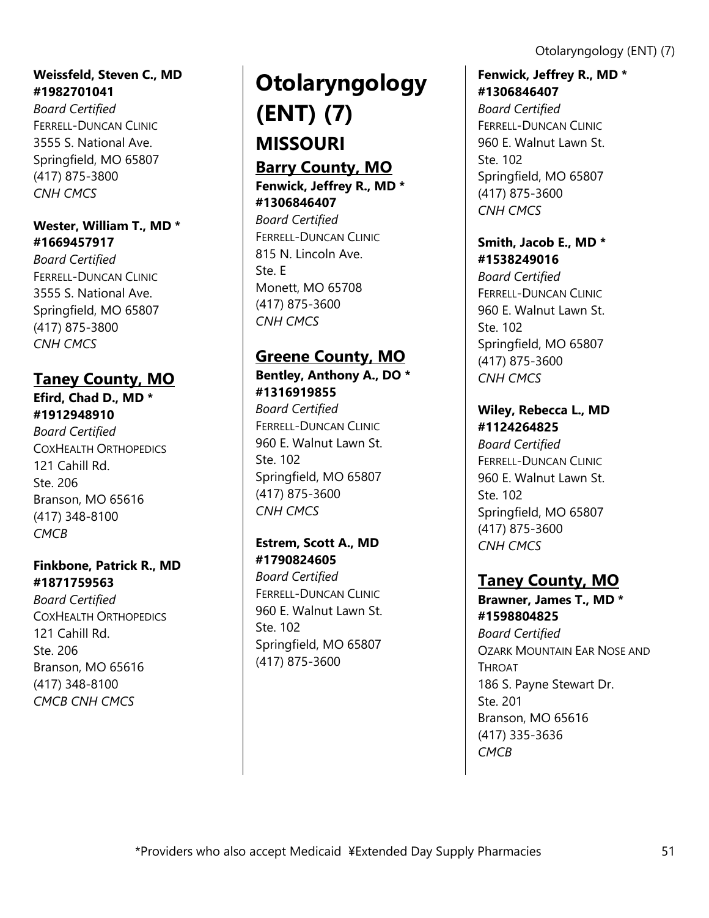**Weissfeld, Steven C., MD**
**#1982701041**
*Board Certified*
FERRELL-DUNCAN CLINIC
3555 S. National Ave.
Springfield, MO 65807
(417) 875-3800
*CNH CMCS*

**Wester, William T., MD ***
**#1669457917**
*Board Certified*
FERRELL-DUNCAN CLINIC
3555 S. National Ave.
Springfield, MO 65807
(417) 875-3800
*CNH CMCS*

## Taney County, MO

**Efird, Chad D., MD ***
**#1912948910**
*Board Certified*
COXHEALTH ORTHOPEDICS
121 Cahill Rd.
Ste. 206
Branson, MO 65616
(417) 348-8100
*CMCB*

**Finkbone, Patrick R., MD**
**#1871759563**
*Board Certified*
COXHEALTH ORTHOPEDICS
121 Cahill Rd.
Ste. 206
Branson, MO 65616
(417) 348-8100
*CMCB CNH CMCS*

# Otolaryngology (ENT) (7)

## MISSOURI

## Barry County, MO

**Fenwick, Jeffrey R., MD ***
**#1306846407**
*Board Certified*
FERRELL-DUNCAN CLINIC
815 N. Lincoln Ave.
Ste. E
Monett, MO 65708
(417) 875-3600
*CNH CMCS*

## Greene County, MO

**Bentley, Anthony A., DO ***
**#1316919855**
*Board Certified*
FERRELL-DUNCAN CLINIC
960 E. Walnut Lawn St.
Ste. 102
Springfield, MO 65807
(417) 875-3600
*CNH CMCS*

**Estrem, Scott A., MD**
**#1790824605**
*Board Certified*
FERRELL-DUNCAN CLINIC
960 E. Walnut Lawn St.
Ste. 102
Springfield, MO 65807
(417) 875-3600

**Fenwick, Jeffrey R., MD ***
**#1306846407**
*Board Certified*
FERRELL-DUNCAN CLINIC
960 E. Walnut Lawn St.
Ste. 102
Springfield, MO 65807
(417) 875-3600
*CNH CMCS*

**Smith, Jacob E., MD ***
**#1538249016**
*Board Certified*
FERRELL-DUNCAN CLINIC
960 E. Walnut Lawn St.
Ste. 102
Springfield, MO 65807
(417) 875-3600
*CNH CMCS*

**Wiley, Rebecca L., MD**
**#1124264825**
*Board Certified*
FERRELL-DUNCAN CLINIC
960 E. Walnut Lawn St.
Ste. 102
Springfield, MO 65807
(417) 875-3600
*CNH CMCS*

## Taney County, MO

**Brawner, James T., MD ***
**#1598804825**
*Board Certified*
OZARK MOUNTAIN EAR NOSE AND THROAT
186 S. Payne Stewart Dr.
Ste. 201
Branson, MO 65616
(417) 335-3636
*CMCB*

*Providers who also accept Medicaid ¥Extended Day Supply Pharmacies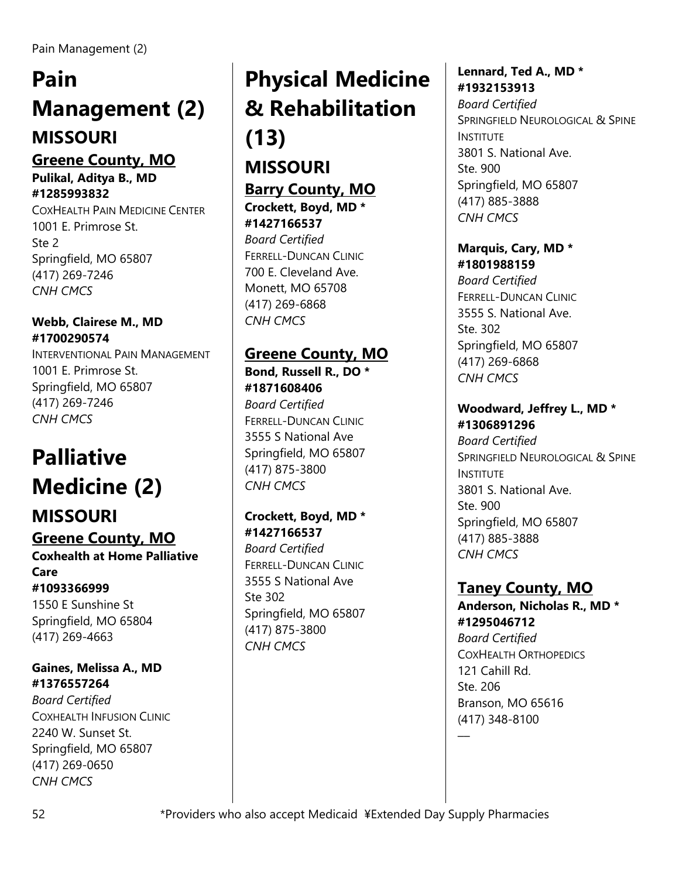# Pain Management (2)

## MISSOURI

### Greene County, MO

**Pulikal, Aditya B., MD**
**#1285993832**
COXHEALTH PAIN MEDICINE CENTER
1001 E. Primrose St.
Ste 2
Springfield, MO 65807
(417) 269-7246
*CNH CMCS*

**Webb, Clairese M., MD**
**#1700290574**
INTERVENTIONAL PAIN MANAGEMENT
1001 E. Primrose St.
Springfield, MO 65807
(417) 269-7246
*CNH CMCS*

# Palliative Medicine (2)

## MISSOURI

### Greene County, MO

**Coxhealth at Home Palliative Care**
**#1093366999**
1550 E Sunshine St
Springfield, MO 65804
(417) 269-4663

**Gaines, Melissa A., MD**
**#1376557264**
*Board Certified*
COXHEALTH INFUSION CLINIC
2240 W. Sunset St.
Springfield, MO 65807
(417) 269-0650
*CNH CMCS*

# Physical Medicine & Rehabilitation (13)

## MISSOURI

### Barry County, MO

**Crockett, Boyd, MD ***
**#1427166537**
*Board Certified*
FERRELL-DUNCAN CLINIC
700 E. Cleveland Ave.
Monett, MO 65708
(417) 269-6868
*CNH CMCS*

### Greene County, MO

**Bond, Russell R., DO ***
**#1871608406**
*Board Certified*
FERRELL-DUNCAN CLINIC
3555 S National Ave
Springfield, MO 65807
(417) 875-3800
*CNH CMCS*

**Crockett, Boyd, MD ***
**#1427166537**
*Board Certified*
FERRELL-DUNCAN CLINIC
3555 S National Ave
Ste 302
Springfield, MO 65807
(417) 875-3800
*CNH CMCS*

**Lennard, Ted A., MD ***
**#1932153913**
*Board Certified*
SPRINGFIELD NEUROLOGICAL & SPINE INSTITUTE
3801 S. National Ave.
Ste. 900
Springfield, MO 65807
(417) 885-3888
*CNH CMCS*

**Marquis, Cary, MD ***
**#1801988159**
*Board Certified*
FERRELL-DUNCAN CLINIC
3555 S. National Ave.
Ste. 302
Springfield, MO 65807
(417) 269-6868
*CNH CMCS*

**Woodward, Jeffrey L., MD ***
**#1306891296**
*Board Certified*
SPRINGFIELD NEUROLOGICAL & SPINE INSTITUTE
3801 S. National Ave.
Ste. 900
Springfield, MO 65807
(417) 885-3888
*CNH CMCS*

### Taney County, MO

**Anderson, Nicholas R., MD ***
**#1295046712**
*Board Certified*
COXHEALTH ORTHOPEDICS
121 Cahill Rd.
Ste. 206
Branson, MO 65616
(417) 348-8100

*Providers who also accept Medicaid ¥Extended Day Supply Pharmacies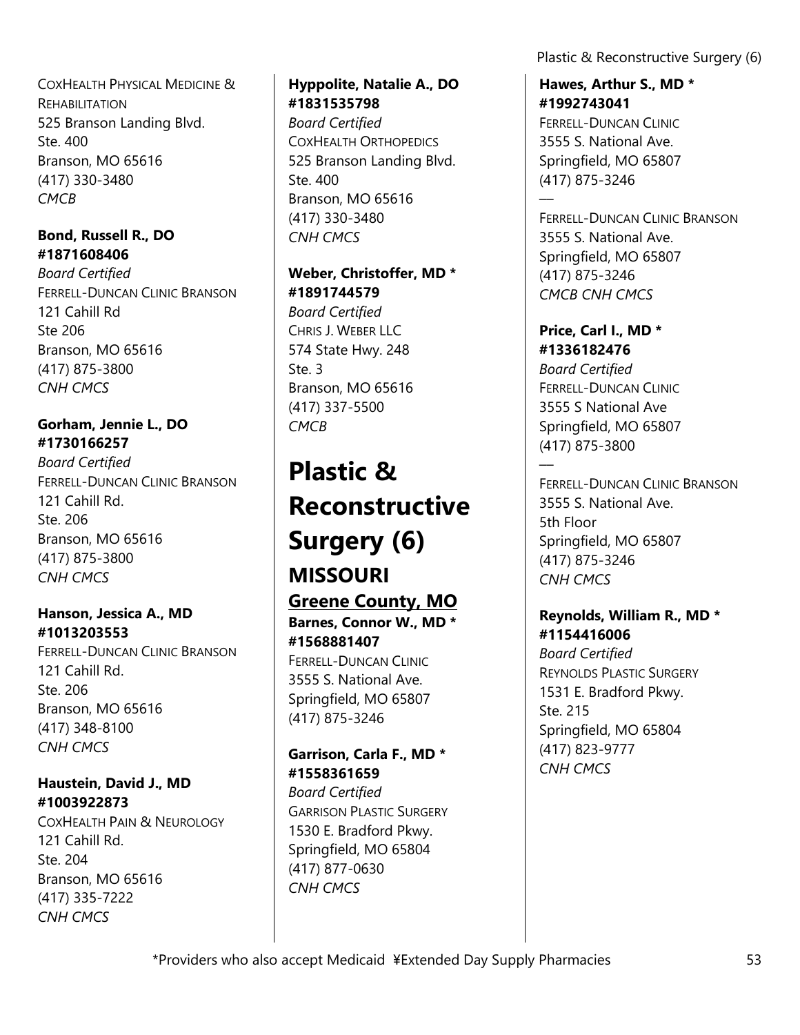COXHEALTH PHYSICAL MEDICINE & REHABILITATION
525 Branson Landing Blvd.
Ste. 400
Branson, MO 65616
(417) 330-3480
*CMCB*

**Bond, Russell R., DO**
**#1871608406**
*Board Certified*
FERRELL-DUNCAN CLINIC BRANSON
121 Cahill Rd
Ste 206
Branson, MO 65616
(417) 875-3800
*CNH CMCS*

**Gorham, Jennie L., DO**
**#1730166257**
*Board Certified*
FERRELL-DUNCAN CLINIC BRANSON
121 Cahill Rd.
Ste. 206
Branson, MO 65616
(417) 875-3800
*CNH CMCS*

**Hanson, Jessica A., MD**
**#1013203553**
FERRELL-DUNCAN CLINIC BRANSON
121 Cahill Rd.
Ste. 206
Branson, MO 65616
(417) 348-8100
*CNH CMCS*

**Haustein, David J., MD**
**#1003922873**
COXHEALTH PAIN & NEUROLOGY
121 Cahill Rd.
Ste. 204
Branson, MO 65616
(417) 335-7222
*CNH CMCS*

**Hyppolite, Natalie A., DO**
**#1831535798**
*Board Certified*
COXHEALTH ORTHOPEDICS
525 Branson Landing Blvd.
Ste. 400
Branson, MO 65616
(417) 330-3480
*CNH CMCS*

**Weber, Christoffer, MD ***
**#1891744579**
*Board Certified*
CHRIS J. WEBER LLC
574 State Hwy. 248
Ste. 3
Branson, MO 65616
(417) 337-5500
*CMCB*

# Plastic & Reconstructive Surgery (6)

## MISSOURI

### Greene County, MO

**Barnes, Connor W., MD ***
**#1568881407**
FERRELL-DUNCAN CLINIC
3555 S. National Ave.
Springfield, MO 65807
(417) 875-3246

**Garrison, Carla F., MD ***
**#1558361659**
*Board Certified*
GARRISON PLASTIC SURGERY
1530 E. Bradford Pkwy.
Springfield, MO 65804
(417) 877-0630
*CNH CMCS*

**Hawes, Arthur S., MD ***
**#1992743041**
FERRELL-DUNCAN CLINIC
3555 S. National Ave.
Springfield, MO 65807
(417) 875-3246

—

FERRELL-DUNCAN CLINIC BRANSON
3555 S. National Ave.
Springfield, MO 65807
(417) 875-3246
*CMCB CNH CMCS*

**Price, Carl I., MD ***
**#1336182476**
*Board Certified*
FERRELL-DUNCAN CLINIC
3555 S National Ave
Springfield, MO 65807
(417) 875-3800

—

FERRELL-DUNCAN CLINIC BRANSON
3555 S. National Ave.
5th Floor
Springfield, MO 65807
(417) 875-3246
*CNH CMCS*

**Reynolds, William R., MD ***
**#1154416006**
*Board Certified*
REYNOLDS PLASTIC SURGERY
1531 E. Bradford Pkwy.
Ste. 215
Springfield, MO 65804
(417) 823-9777
*CNH CMCS*

*Providers who also accept Medicaid ¥Extended Day Supply Pharmacies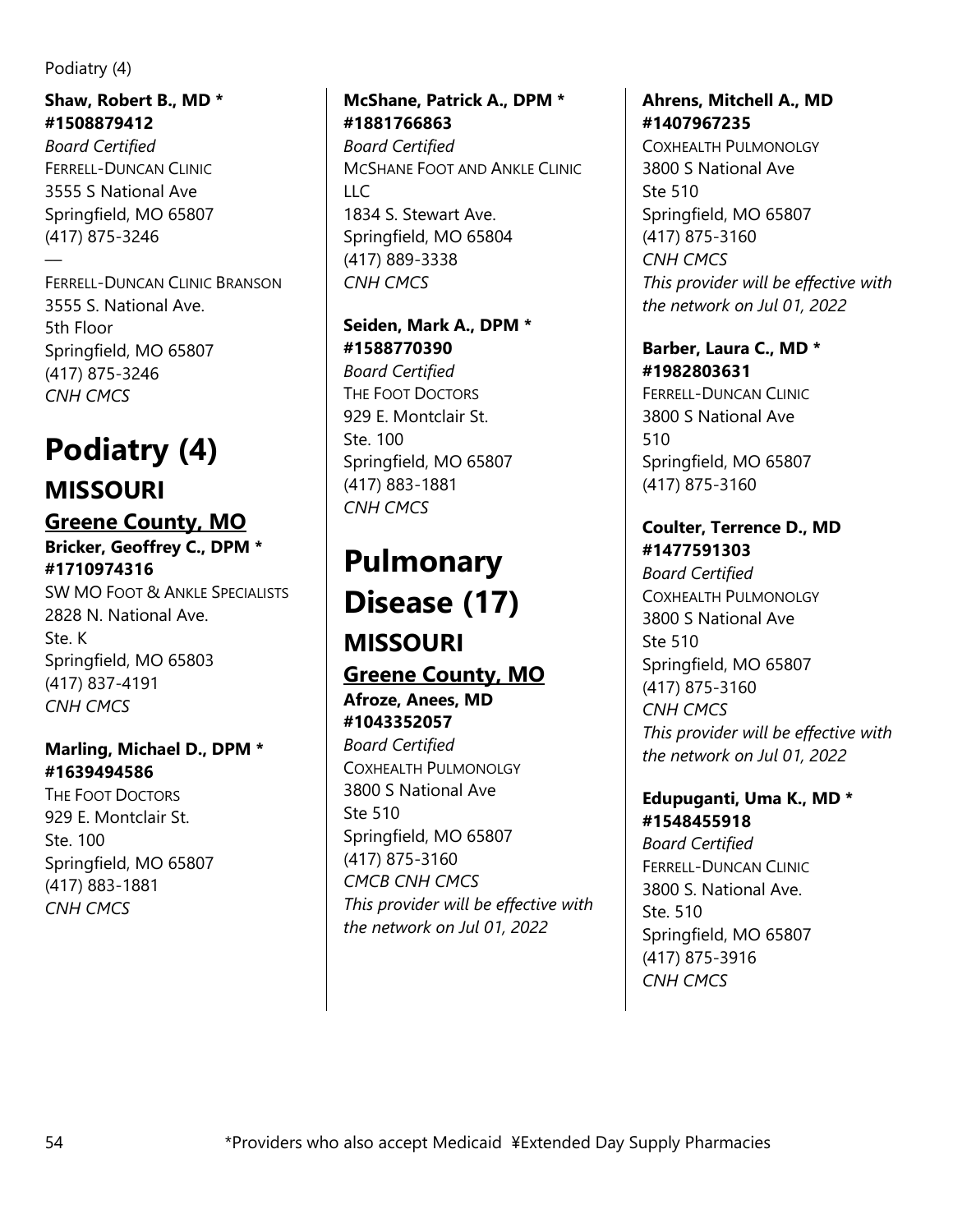**Shaw, Robert B., MD * #1508879412**
*Board Certified*
FERRELL-DUNCAN CLINIC
3555 S National Ave
Springfield, MO 65807
(417) 875-3246
—
FERRELL-DUNCAN CLINIC BRANSON
3555 S. National Ave.
5th Floor
Springfield, MO 65807
(417) 875-3246
*CNH CMCS*

# Podiatry (4)

## MISSOURI

### Greene County, MO

**Bricker, Geoffrey C., DPM * #1710974316**
SW MO FOOT & ANKLE SPECIALISTS
2828 N. National Ave.
Ste. K
Springfield, MO 65803
(417) 837-4191
*CNH CMCS*

**Marling, Michael D., DPM * #1639494586**
THE FOOT DOCTORS
929 E. Montclair St.
Ste. 100
Springfield, MO 65807
(417) 883-1881
*CNH CMCS*

**McShane, Patrick A., DPM * #1881766863**
*Board Certified*
MCSHANE FOOT AND ANKLE CLINIC LLC
1834 S. Stewart Ave.
Springfield, MO 65804
(417) 889-3338
*CNH CMCS*

**Seiden, Mark A., DPM * #1588770390**
*Board Certified*
THE FOOT DOCTORS
929 E. Montclair St.
Ste. 100
Springfield, MO 65807
(417) 883-1881
*CNH CMCS*

# Pulmonary Disease (17)

## MISSOURI

### Greene County, MO

**Afroze, Anees, MD #1043352057**
*Board Certified*
COXHEALTH PULMONOLGY
3800 S National Ave
Ste 510
Springfield, MO 65807
(417) 875-3160
*CMCB CNH CMCS*
*This provider will be effective with the network on Jul 01, 2022*

**Ahrens, Mitchell A., MD #1407967235**
COXHEALTH PULMONOLGY
3800 S National Ave
Ste 510
Springfield, MO 65807
(417) 875-3160
*CNH CMCS*
*This provider will be effective with the network on Jul 01, 2022*

**Barber, Laura C., MD * #1982803631**
FERRELL-DUNCAN CLINIC
3800 S National Ave
510
Springfield, MO 65807
(417) 875-3160

**Coulter, Terrence D., MD #1477591303**
*Board Certified*
COXHEALTH PULMONOLGY
3800 S National Ave
Ste 510
Springfield, MO 65807
(417) 875-3160
*CNH CMCS*
*This provider will be effective with the network on Jul 01, 2022*

**Edupuganti, Uma K., MD * #1548455918**
*Board Certified*
FERRELL-DUNCAN CLINIC
3800 S. National Ave.
Ste. 510
Springfield, MO 65807
(417) 875-3916
*CNH CMCS*

*Providers who also accept Medicaid ¥Extended Day Supply Pharmacies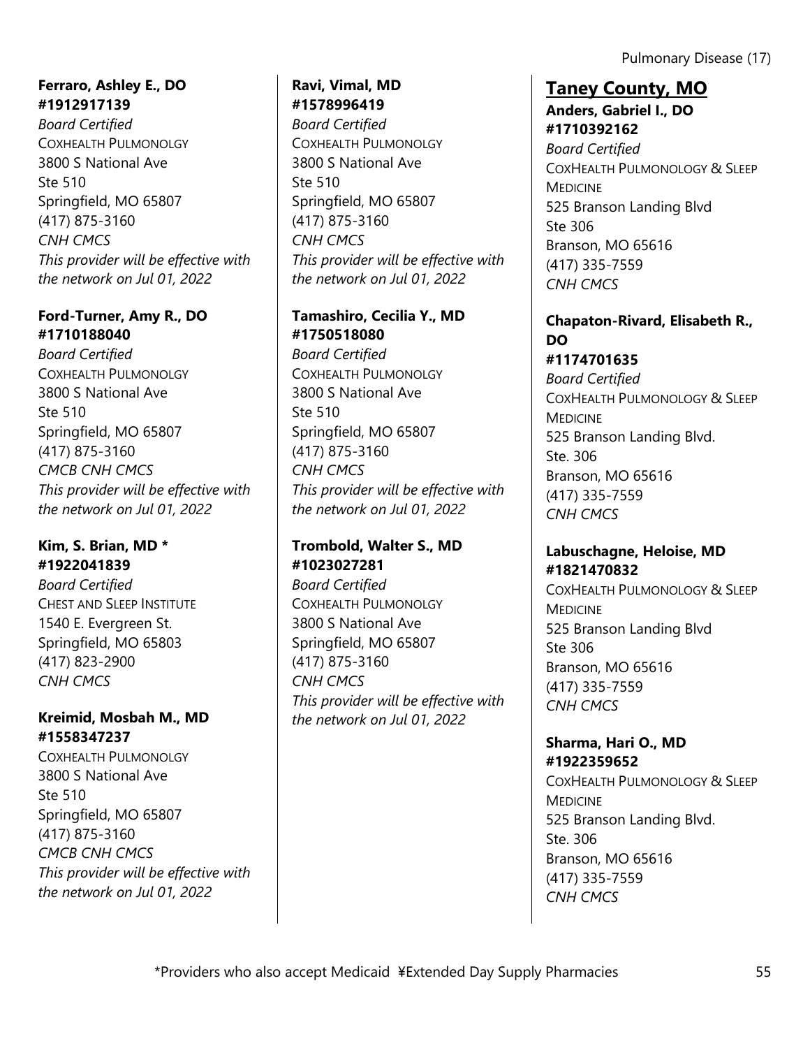**Ferraro, Ashley E., DO**
**#1912917139**
*Board Certified*
COXHEALTH PULMONOLGY
3800 S National Ave
Ste 510
Springfield, MO 65807
(417) 875-3160
*CNH CMCS*
*This provider will be effective with the network on Jul 01, 2022*

**Ford-Turner, Amy R., DO**
**#1710188040**
*Board Certified*
COXHEALTH PULMONOLGY
3800 S National Ave
Ste 510
Springfield, MO 65807
(417) 875-3160
*CMCB CNH CMCS*
*This provider will be effective with the network on Jul 01, 2022*

**Kim, S. Brian, MD ***
**#1922041839**
*Board Certified*
CHEST AND SLEEP INSTITUTE
1540 E. Evergreen St.
Springfield, MO 65803
(417) 823-2900
*CNH CMCS*

**Kreimid, Mosbah M., MD**
**#1558347237**
COXHEALTH PULMONOLGY
3800 S National Ave
Ste 510
Springfield, MO 65807
(417) 875-3160
*CMCB CNH CMCS*
*This provider will be effective with the network on Jul 01, 2022*

**Ravi, Vimal, MD**
**#1578996419**
*Board Certified*
COXHEALTH PULMONOLGY
3800 S National Ave
Ste 510
Springfield, MO 65807
(417) 875-3160
*CNH CMCS*
*This provider will be effective with the network on Jul 01, 2022*

**Tamashiro, Cecilia Y., MD**
**#1750518080**
*Board Certified*
COXHEALTH PULMONOLGY
3800 S National Ave
Ste 510
Springfield, MO 65807
(417) 875-3160
*CNH CMCS*
*This provider will be effective with the network on Jul 01, 2022*

**Trombold, Walter S., MD**
**#1023027281**
*Board Certified*
COXHEALTH PULMONOLGY
3800 S National Ave
Springfield, MO 65807
(417) 875-3160
*CNH CMCS*
*This provider will be effective with the network on Jul 01, 2022*

## Taney County, MO

**Anders, Gabriel I., DO**
**#1710392162**
*Board Certified*
COXHEALTH PULMONOLOGY & SLEEP MEDICINE
525 Branson Landing Blvd
Ste 306
Branson, MO 65616
(417) 335-7559
*CNH CMCS*

**Chapaton-Rivard, Elisabeth R., DO**
**#1174701635**
*Board Certified*
COXHEALTH PULMONOLOGY & SLEEP MEDICINE
525 Branson Landing Blvd.
Ste. 306
Branson, MO 65616
(417) 335-7559
*CNH CMCS*

**Labuschagne, Heloise, MD**
**#1821470832**
COXHEALTH PULMONOLOGY & SLEEP MEDICINE
525 Branson Landing Blvd
Ste 306
Branson, MO 65616
(417) 335-7559
*CNH CMCS*

**Sharma, Hari O., MD**
**#1922359652**
COXHEALTH PULMONOLOGY & SLEEP MEDICINE
525 Branson Landing Blvd.
Ste. 306
Branson, MO 65616
(417) 335-7559
*CNH CMCS*

*Providers who also accept Medicaid ¥Extended Day Supply Pharmacies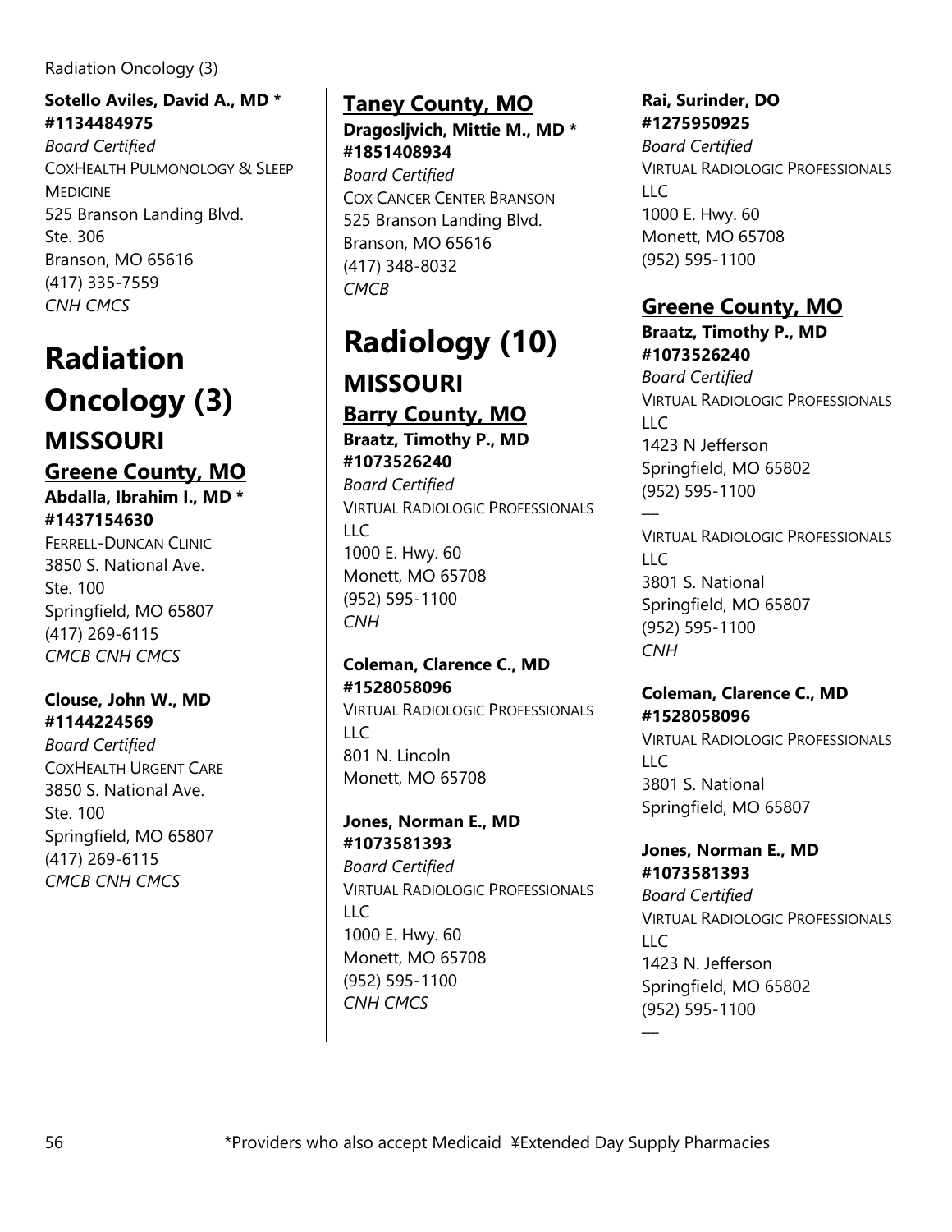**Sotello Aviles, David A., MD * #1134484975**
*Board Certified*
COXHEALTH PULMONOLOGY & SLEEP MEDICINE
525 Branson Landing Blvd.
Ste. 306
Branson, MO 65616
(417) 335-7559
*CNH CMCS*

# Radiation Oncology (3)

## MISSOURI

### Greene County, MO

**Abdalla, Ibrahim I., MD * #1437154630**
FERRELL-DUNCAN CLINIC
3850 S. National Ave.
Ste. 100
Springfield, MO 65807
(417) 269-6115
*CMCB CNH CMCS*

**Clouse, John W., MD #1144224569**
*Board Certified*
COXHEALTH URGENT CARE
3850 S. National Ave.
Ste. 100
Springfield, MO 65807
(417) 269-6115
*CMCB CNH CMCS*

### Taney County, MO

**Dragosljvich, Mittie M., MD * #1851408934**
*Board Certified*
COX CANCER CENTER BRANSON
525 Branson Landing Blvd.
Branson, MO 65616
(417) 348-8032
*CMCB*

# Radiology (10)

## MISSOURI

### Barry County, MO

**Braatz, Timothy P., MD #1073526240**
*Board Certified*
VIRTUAL RADIOLOGIC PROFESSIONALS LLC
1000 E. Hwy. 60
Monett, MO 65708
(952) 595-1100
*CNH*

**Coleman, Clarence C., MD #1528058096**
VIRTUAL RADIOLOGIC PROFESSIONALS LLC
801 N. Lincoln
Monett, MO 65708

**Jones, Norman E., MD #1073581393**
*Board Certified*
VIRTUAL RADIOLOGIC PROFESSIONALS LLC
1000 E. Hwy. 60
Monett, MO 65708
(952) 595-1100
*CNH CMCS*

**Rai, Surinder, DO #1275950925**
*Board Certified*
VIRTUAL RADIOLOGIC PROFESSIONALS LLC
1000 E. Hwy. 60
Monett, MO 65708
(952) 595-1100

### Greene County, MO

**Braatz, Timothy P., MD #1073526240**
*Board Certified*
VIRTUAL RADIOLOGIC PROFESSIONALS LLC
1423 N Jefferson
Springfield, MO 65802
(952) 595-1100

---

VIRTUAL RADIOLOGIC PROFESSIONALS LLC
3801 S. National
Springfield, MO 65807
(952) 595-1100
*CNH*

**Coleman, Clarence C., MD #1528058096**
VIRTUAL RADIOLOGIC PROFESSIONALS LLC
3801 S. National
Springfield, MO 65807

**Jones, Norman E., MD #1073581393**
*Board Certified*
VIRTUAL RADIOLOGIC PROFESSIONALS LLC
1423 N. Jefferson
Springfield, MO 65802
(952) 595-1100

---

*Providers who also accept Medicaid ¥Extended Day Supply Pharmacies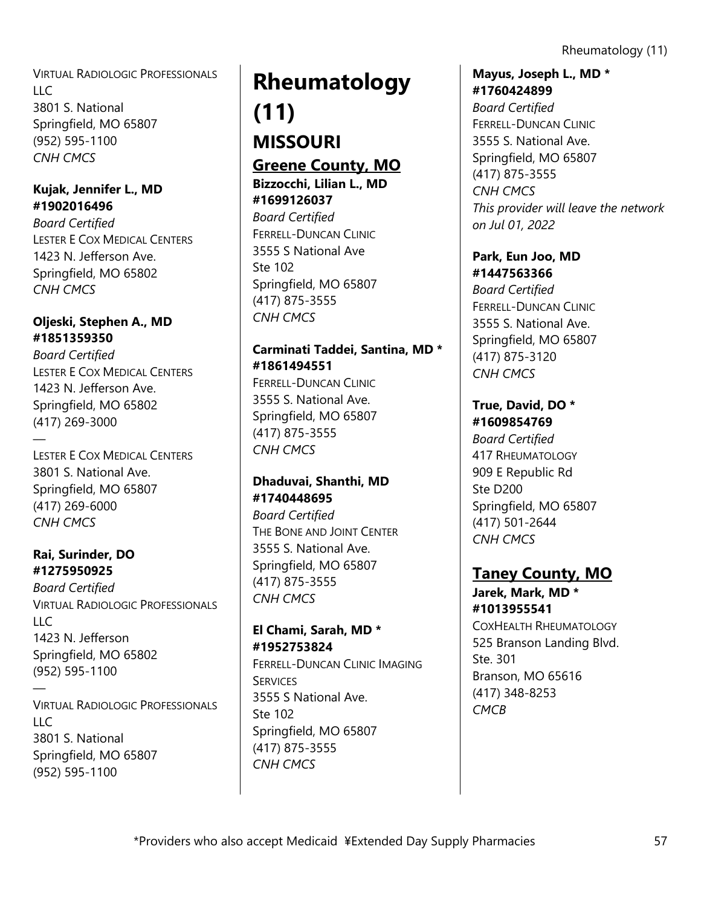VIRTUAL RADIOLOGIC PROFESSIONALS LLC
3801 S. National
Springfield, MO 65807
(952) 595-1100
*CNH CMCS*

**Kujak, Jennifer L., MD #1902016496**
*Board Certified*
LESTER E COX MEDICAL CENTERS
1423 N. Jefferson Ave.
Springfield, MO 65802
*CNH CMCS*

**Oljeski, Stephen A., MD #1851359350**
*Board Certified*
LESTER E COX MEDICAL CENTERS
1423 N. Jefferson Ave.
Springfield, MO 65802
(417) 269-3000

—

LESTER E COX MEDICAL CENTERS
3801 S. National Ave.
Springfield, MO 65807
(417) 269-6000
*CNH CMCS*

**Rai, Surinder, DO #1275950925**
*Board Certified*
VIRTUAL RADIOLOGIC PROFESSIONALS LLC
1423 N. Jefferson
Springfield, MO 65802
(952) 595-1100

—

VIRTUAL RADIOLOGIC PROFESSIONALS LLC
3801 S. National
Springfield, MO 65807
(952) 595-1100

# Rheumatology (11)

## MISSOURI

### Greene County, MO

**Bizzocchi, Lilian L., MD #1699126037**
*Board Certified*
FERRELL-DUNCAN CLINIC
3555 S National Ave
Ste 102
Springfield, MO 65807
(417) 875-3555
*CNH CMCS*

**Carminati Taddei, Santina, MD * #1861494551**
FERRELL-DUNCAN CLINIC
3555 S. National Ave.
Springfield, MO 65807
(417) 875-3555
*CNH CMCS*

**Dhaduvai, Shanthi, MD #1740448695**
*Board Certified*
THE BONE AND JOINT CENTER
3555 S. National Ave.
Springfield, MO 65807
(417) 875-3555
*CNH CMCS*

**El Chami, Sarah, MD * #1952753824**
FERRELL-DUNCAN CLINIC IMAGING SERVICES
3555 S National Ave.
Ste 102
Springfield, MO 65807
(417) 875-3555
*CNH CMCS*

**Mayus, Joseph L., MD * #1760424899**
*Board Certified*
FERRELL-DUNCAN CLINIC
3555 S. National Ave.
Springfield, MO 65807
(417) 875-3555
*CNH CMCS*
*This provider will leave the network on Jul 01, 2022*

**Park, Eun Joo, MD #1447563366**
*Board Certified*
FERRELL-DUNCAN CLINIC
3555 S. National Ave.
Springfield, MO 65807
(417) 875-3120
*CNH CMCS*

**True, David, DO * #1609854769**
*Board Certified*
417 RHEUMATOLOGY
909 E Republic Rd
Ste D200
Springfield, MO 65807
(417) 501-2644
*CNH CMCS*

### Taney County, MO

**Jarek, Mark, MD * #1013955541**
COXHEALTH RHEUMATOLOGY
525 Branson Landing Blvd.
Ste. 301
Branson, MO 65616
(417) 348-8253
*CMCB*

*Providers who also accept Medicaid ¥Extended Day Supply Pharmacies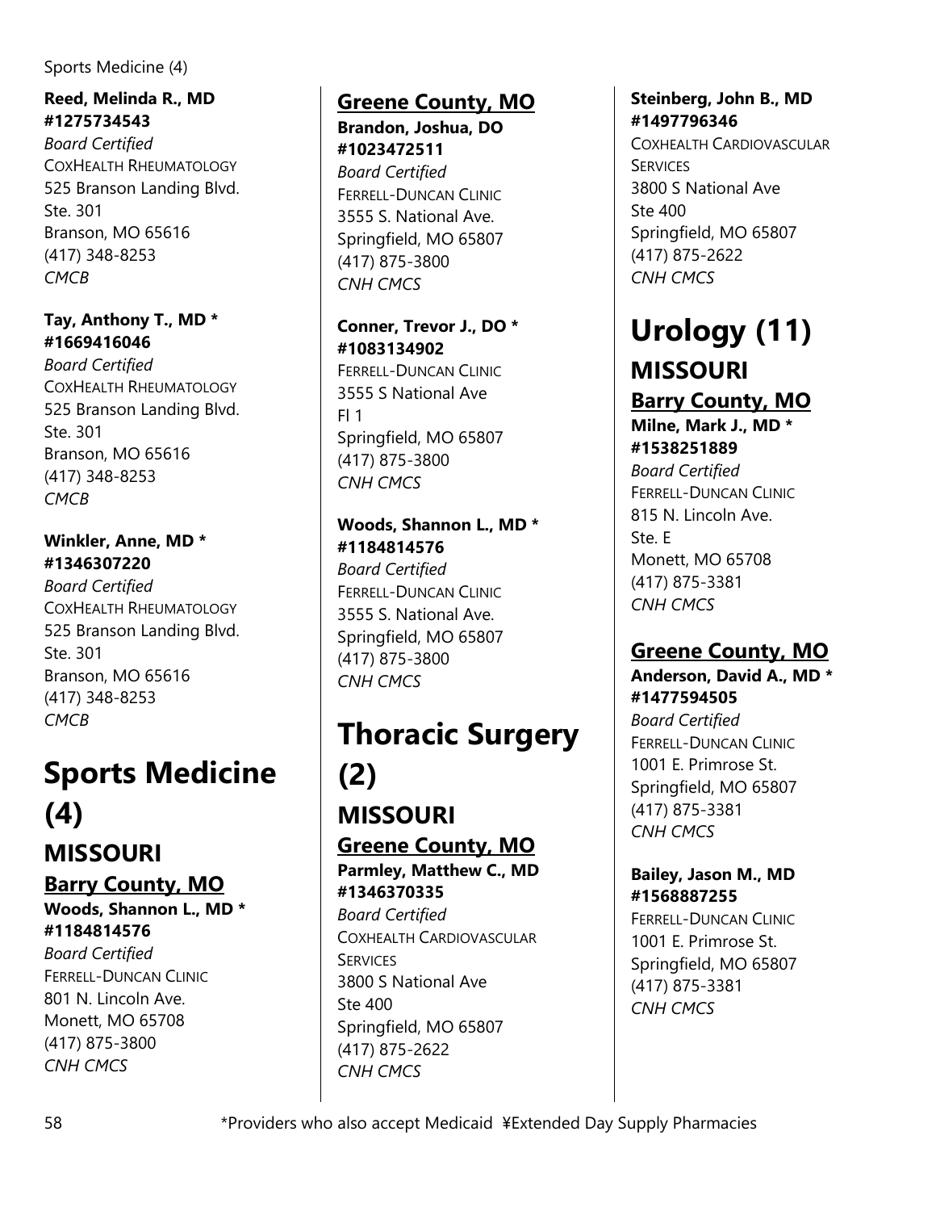**Reed, Melinda R., MD #1275734543**
*Board Certified*
COXHEALTH RHEUMATOLOGY
525 Branson Landing Blvd.
Ste. 301
Branson, MO 65616
(417) 348-8253
*CMCB*

**Tay, Anthony T., MD * #1669416046**
*Board Certified*
COXHEALTH RHEUMATOLOGY
525 Branson Landing Blvd.
Ste. 301
Branson, MO 65616
(417) 348-8253
*CMCB*

**Winkler, Anne, MD * #1346307220**
*Board Certified*
COXHEALTH RHEUMATOLOGY
525 Branson Landing Blvd.
Ste. 301
Branson, MO 65616
(417) 348-8253
*CMCB*

# Sports Medicine (4)

## MISSOURI

### Barry County, MO

**Woods, Shannon L., MD * #1184814576**
*Board Certified*
FERRELL-DUNCAN CLINIC
801 N. Lincoln Ave.
Monett, MO 65708
(417) 875-3800
*CNH CMCS*

### Greene County, MO

**Brandon, Joshua, DO #1023472511**
*Board Certified*
FERRELL-DUNCAN CLINIC
3555 S. National Ave.
Springfield, MO 65807
(417) 875-3800
*CNH CMCS*

**Conner, Trevor J., DO * #1083134902**
FERRELL-DUNCAN CLINIC
3555 S National Ave
Fl 1
Springfield, MO 65807
(417) 875-3800
*CNH CMCS*

**Woods, Shannon L., MD * #1184814576**
*Board Certified*
FERRELL-DUNCAN CLINIC
3555 S. National Ave.
Springfield, MO 65807
(417) 875-3800
*CNH CMCS*

# Thoracic Surgery (2)

## MISSOURI

### Greene County, MO

**Parmley, Matthew C., MD #1346370335**
*Board Certified*
COXHEALTH CARDIOVASCULAR SERVICES
3800 S National Ave
Ste 400
Springfield, MO 65807
(417) 875-2622
*CNH CMCS*

**Steinberg, John B., MD #1497796346**
COXHEALTH CARDIOVASCULAR SERVICES
3800 S National Ave
Ste 400
Springfield, MO 65807
(417) 875-2622
*CNH CMCS*

# Urology (11)

## MISSOURI

### Barry County, MO

**Milne, Mark J., MD * #1538251889**
*Board Certified*
FERRELL-DUNCAN CLINIC
815 N. Lincoln Ave.
Ste. E
Monett, MO 65708
(417) 875-3381
*CNH CMCS*

### Greene County, MO

**Anderson, David A., MD * #1477594505**
*Board Certified*
FERRELL-DUNCAN CLINIC
1001 E. Primrose St.
Springfield, MO 65807
(417) 875-3381
*CNH CMCS*

**Bailey, Jason M., MD #1568887255**
FERRELL-DUNCAN CLINIC
1001 E. Primrose St.
Springfield, MO 65807
(417) 875-3381
*CNH CMCS*

*Providers who also accept Medicaid ¥Extended Day Supply Pharmacies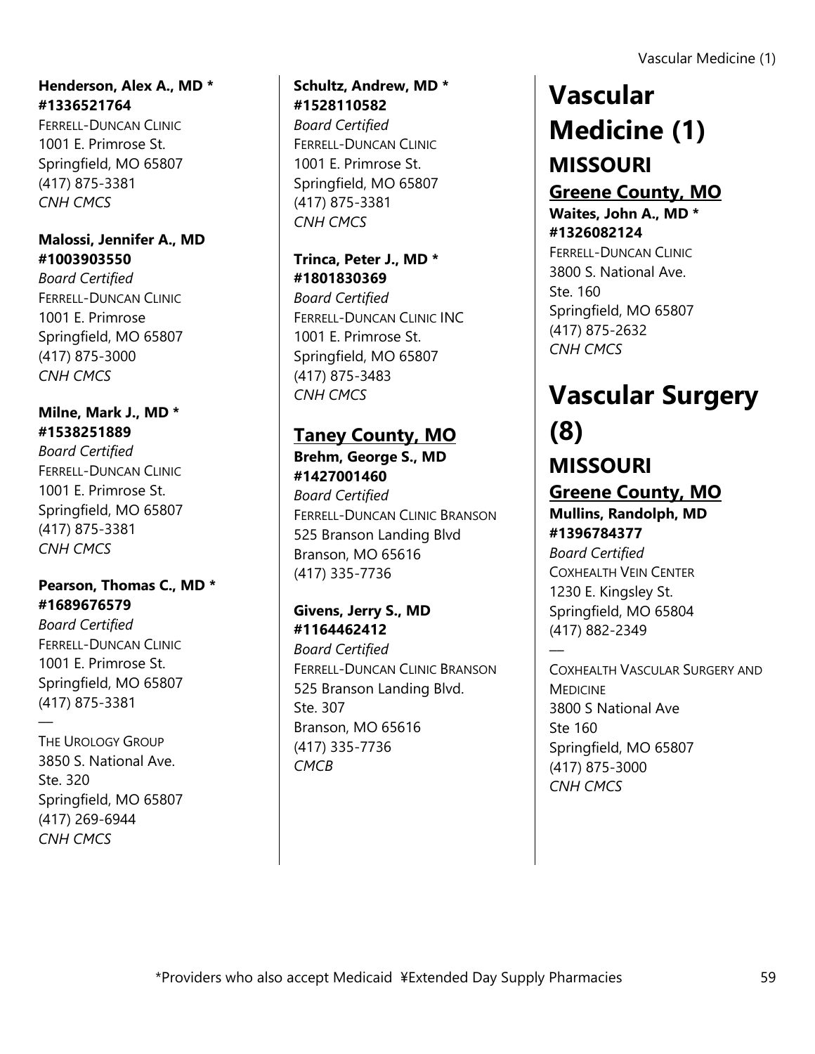**Henderson, Alex A., MD * #1336521764**
FERRELL-DUNCAN CLINIC
1001 E. Primrose St.
Springfield, MO 65807
(417) 875-3381
*CNH CMCS*

**Malossi, Jennifer A., MD #1003903550**
*Board Certified*
FERRELL-DUNCAN CLINIC
1001 E. Primrose
Springfield, MO 65807
(417) 875-3000
*CNH CMCS*

**Milne, Mark J., MD * #1538251889**
*Board Certified*
FERRELL-DUNCAN CLINIC
1001 E. Primrose St.
Springfield, MO 65807
(417) 875-3381
*CNH CMCS*

**Pearson, Thomas C., MD * #1689676579**
*Board Certified*
FERRELL-DUNCAN CLINIC
1001 E. Primrose St.
Springfield, MO 65807
(417) 875-3381

—

THE UROLOGY GROUP
3850 S. National Ave.
Ste. 320
Springfield, MO 65807
(417) 269-6944
*CNH CMCS*

**Schultz, Andrew, MD * #1528110582**
*Board Certified*
FERRELL-DUNCAN CLINIC
1001 E. Primrose St.
Springfield, MO 65807
(417) 875-3381
*CNH CMCS*

**Trinca, Peter J., MD * #1801830369**
*Board Certified*
FERRELL-DUNCAN CLINIC INC
1001 E. Primrose St.
Springfield, MO 65807
(417) 875-3483
*CNH CMCS*

### Taney County, MO

**Brehm, George S., MD #1427001460**
*Board Certified*
FERRELL-DUNCAN CLINIC BRANSON
525 Branson Landing Blvd
Branson, MO 65616
(417) 335-7736

**Givens, Jerry S., MD #1164462412**
*Board Certified*
FERRELL-DUNCAN CLINIC BRANSON
525 Branson Landing Blvd.
Ste. 307
Branson, MO 65616
(417) 335-7736
*CMCB*

# Vascular Medicine (1)

## MISSOURI

### Greene County, MO

**Waites, John A., MD * #1326082124**
FERRELL-DUNCAN CLINIC
3800 S. National Ave.
Ste. 160
Springfield, MO 65807
(417) 875-2632
*CNH CMCS*

# Vascular Surgery (8)

## MISSOURI

### Greene County, MO

**Mullins, Randolph, MD #1396784377**
*Board Certified*
COXHEALTH VEIN CENTER
1230 E. Kingsley St.
Springfield, MO 65804
(417) 882-2349

—

COXHEALTH VASCULAR SURGERY AND MEDICINE
3800 S National Ave
Ste 160
Springfield, MO 65807
(417) 875-3000
*CNH CMCS*

*Providers who also accept Medicaid ¥Extended Day Supply Pharmacies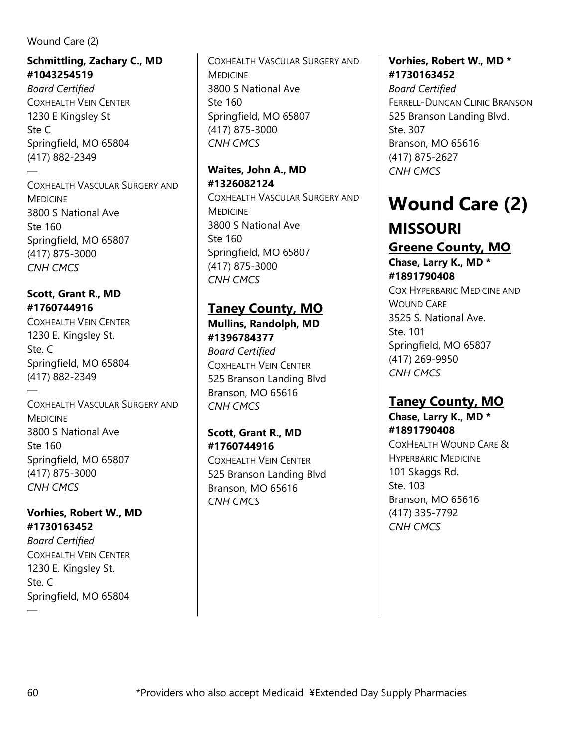**Schmittling, Zachary C., MD #1043254519**
*Board Certified*
COXHEALTH VEIN CENTER
1230 E Kingsley St
Ste C
Springfield, MO 65804
(417) 882-2349

—

COXHEALTH VASCULAR SURGERY AND MEDICINE
3800 S National Ave
Ste 160
Springfield, MO 65807
(417) 875-3000
*CNH CMCS*

**Scott, Grant R., MD #1760744916**
COXHEALTH VEIN CENTER
1230 E. Kingsley St.
Ste. C
Springfield, MO 65804
(417) 882-2349

—

COXHEALTH VASCULAR SURGERY AND MEDICINE
3800 S National Ave
Ste 160
Springfield, MO 65807
(417) 875-3000
*CNH CMCS*

**Vorhies, Robert W., MD #1730163452**
*Board Certified*
COXHEALTH VEIN CENTER
1230 E. Kingsley St.
Ste. C
Springfield, MO 65804

—

COXHEALTH VASCULAR SURGERY AND MEDICINE
3800 S National Ave
Ste 160
Springfield, MO 65807
(417) 875-3000
*CNH CMCS*

**Waites, John A., MD #1326082124**
COXHEALTH VASCULAR SURGERY AND MEDICINE
3800 S National Ave
Ste 160
Springfield, MO 65807
(417) 875-3000
*CNH CMCS*

## Taney County, MO

**Mullins, Randolph, MD #1396784377**
*Board Certified*
COXHEALTH VEIN CENTER
525 Branson Landing Blvd
Branson, MO 65616
*CNH CMCS*

**Scott, Grant R., MD #1760744916**
COXHEALTH VEIN CENTER
525 Branson Landing Blvd
Branson, MO 65616
*CNH CMCS*

**Vorhies, Robert W., MD * #1730163452**
*Board Certified*
FERRELL-DUNCAN CLINIC BRANSON
525 Branson Landing Blvd.
Ste. 307
Branson, MO 65616
(417) 875-2627
*CNH CMCS*

# Wound Care (2)

# MISSOURI

## Greene County, MO

**Chase, Larry K., MD * #1891790408**
COX HYPERBARIC MEDICINE AND WOUND CARE
3525 S. National Ave.
Ste. 101
Springfield, MO 65807
(417) 269-9950
*CNH CMCS*

## Taney County, MO

**Chase, Larry K., MD * #1891790408**
COXHEALTH WOUND CARE & HYPERBARIC MEDICINE
101 Skaggs Rd.
Ste. 103
Branson, MO 65616
(417) 335-7792
*CNH CMCS*

*Providers who also accept Medicaid ¥Extended Day Supply Pharmacies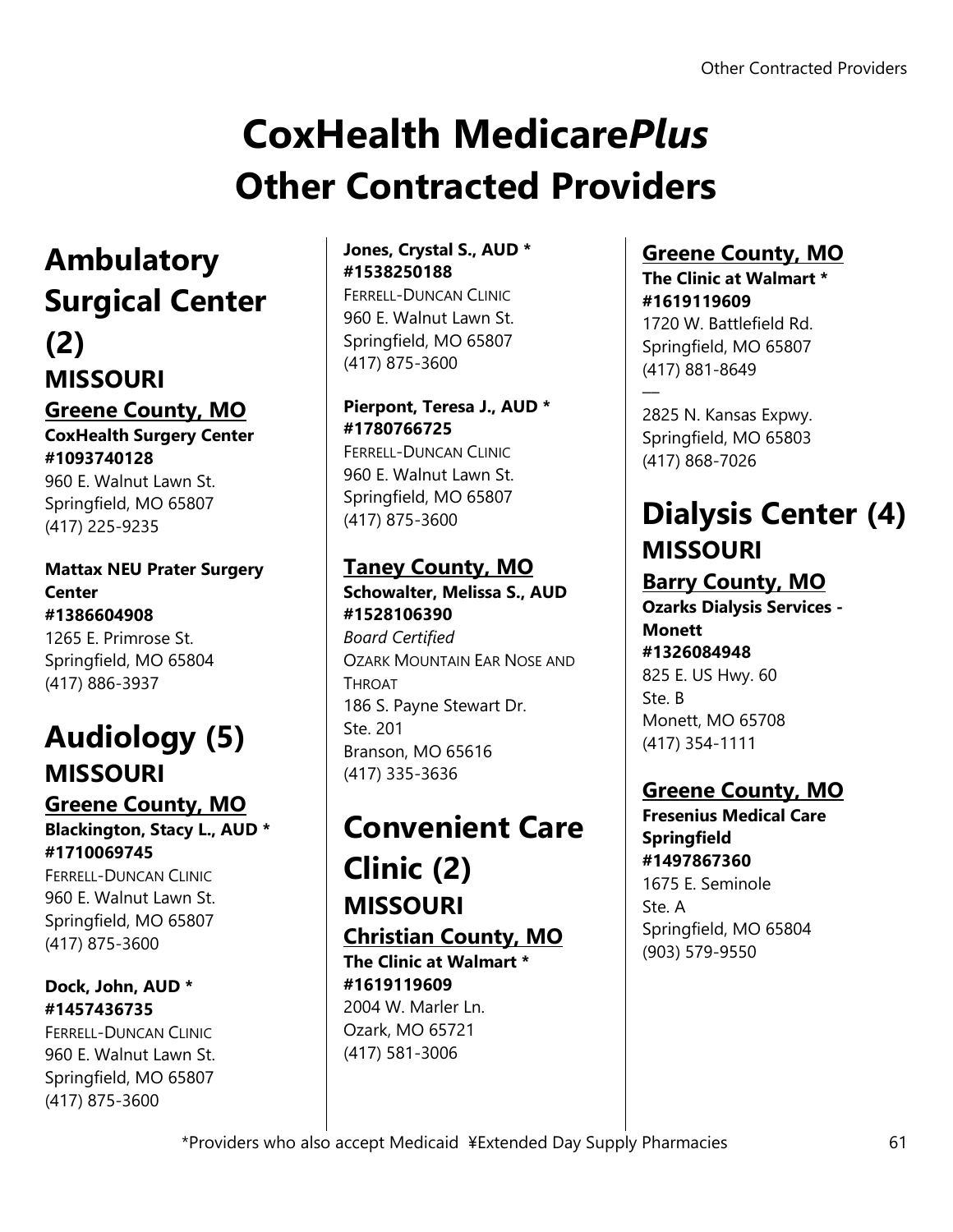# CoxHealth Medicare*Plus*
# Other Contracted Providers

## Ambulatory Surgical Center (2)

### MISSOURI

#### Greene County, MO

**CoxHealth Surgery Center**
**#1093740128**
960 E. Walnut Lawn St.
Springfield, MO 65807
(417) 225-9235

**Mattax NEU Prater Surgery Center**
**#1386604908**
1265 E. Primrose St.
Springfield, MO 65804
(417) 886-3937

## Audiology (5)

### MISSOURI

#### Greene County, MO

**Blackington, Stacy L., AUD \***
**#1710069745**
FERRELL-DUNCAN CLINIC
960 E. Walnut Lawn St.
Springfield, MO 65807
(417) 875-3600

**Dock, John, AUD \***
**#1457436735**
FERRELL-DUNCAN CLINIC
960 E. Walnut Lawn St.
Springfield, MO 65807
(417) 875-3600

**Jones, Crystal S., AUD \***
**#1538250188**
FERRELL-DUNCAN CLINIC
960 E. Walnut Lawn St.
Springfield, MO 65807
(417) 875-3600

**Pierpont, Teresa J., AUD \***
**#1780766725**
FERRELL-DUNCAN CLINIC
960 E. Walnut Lawn St.
Springfield, MO 65807
(417) 875-3600

#### Taney County, MO

**Schowalter, Melissa S., AUD**
**#1528106390**
*Board Certified*
OZARK MOUNTAIN EAR NOSE AND THROAT
186 S. Payne Stewart Dr.
Ste. 201
Branson, MO 65616
(417) 335-3636

## Convenient Care Clinic (2)

### MISSOURI

#### Christian County, MO

**The Clinic at Walmart \***
**#1619119609**
2004 W. Marler Ln.
Ozark, MO 65721
(417) 581-3006

#### Greene County, MO

**The Clinic at Walmart \***
**#1619119609**
1720 W. Battlefield Rd.
Springfield, MO 65807
(417) 881-8649

—

2825 N. Kansas Expwy.
Springfield, MO 65803
(417) 868-7026

## Dialysis Center (4)

### MISSOURI

#### Barry County, MO

**Ozarks Dialysis Services - Monett**
**#1326084948**
825 E. US Hwy. 60
Ste. B
Monett, MO 65708
(417) 354-1111

#### Greene County, MO

**Fresenius Medical Care Springfield**
**#1497867360**
1675 E. Seminole
Ste. A
Springfield, MO 65804
(903) 579-9550

\*Providers who also accept Medicaid ¥Extended Day Supply Pharmacies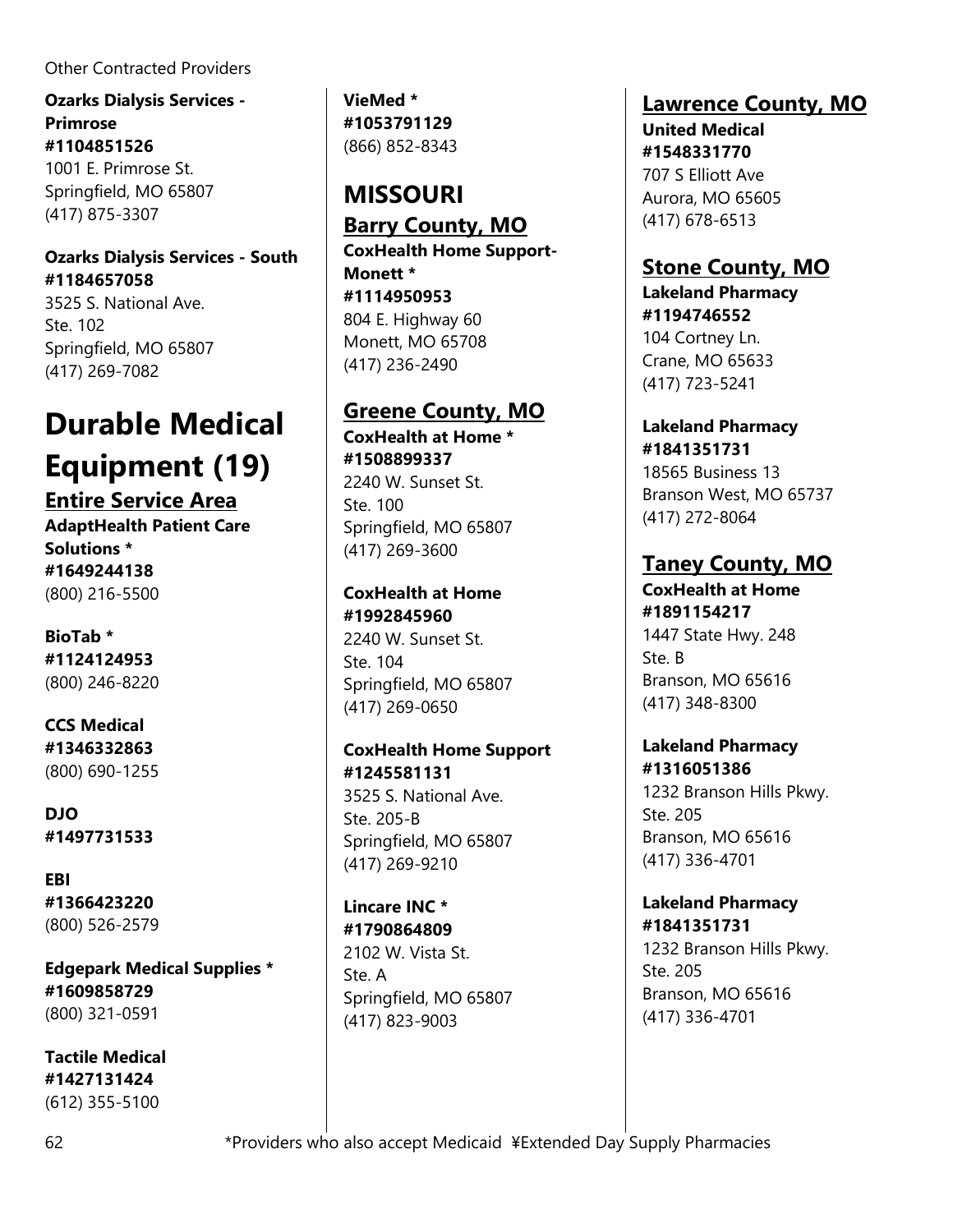**Ozarks Dialysis Services - Primrose**
**#1104851526**
1001 E. Primrose St.
Springfield, MO 65807
(417) 875-3307

**Ozarks Dialysis Services - South**
**#1184657058**
3525 S. National Ave.
Ste. 102
Springfield, MO 65807
(417) 269-7082

# Durable Medical Equipment (19)

## Entire Service Area

**AdaptHealth Patient Care Solutions ***
**#1649244138**
(800) 216-5500

**BioTab ***
**#1124124953**
(800) 246-8220

**CCS Medical**
**#1346332863**
(800) 690-1255

**DJO**
**#1497731533**

**EBI**
**#1366423220**
(800) 526-2579

**Edgepark Medical Supplies ***
**#1609858729**
(800) 321-0591

**Tactile Medical**
**#1427131424**
(612) 355-5100

**VieMed ***
**#1053791129**
(866) 852-8343

## MISSOURI

### Barry County, MO

**CoxHealth Home Support-Monett ***
**#1114950953**
804 E. Highway 60
Monett, MO 65708
(417) 236-2490

### Greene County, MO

**CoxHealth at Home ***
**#1508899337**
2240 W. Sunset St.
Ste. 100
Springfield, MO 65807
(417) 269-3600

**CoxHealth at Home**
**#1992845960**
2240 W. Sunset St.
Ste. 104
Springfield, MO 65807
(417) 269-0650

**CoxHealth Home Support**
**#1245581131**
3525 S. National Ave.
Ste. 205-B
Springfield, MO 65807
(417) 269-9210

**Lincare INC ***
**#1790864809**
2102 W. Vista St.
Ste. A
Springfield, MO 65807
(417) 823-9003

### Lawrence County, MO

**United Medical**
**#1548331770**
707 S Elliott Ave
Aurora, MO 65605
(417) 678-6513

### Stone County, MO

**Lakeland Pharmacy**
**#1194746552**
104 Cortney Ln.
Crane, MO 65633
(417) 723-5241

**Lakeland Pharmacy**
**#1841351731**
18565 Business 13
Branson West, MO 65737
(417) 272-8064

### Taney County, MO

**CoxHealth at Home**
**#1891154217**
1447 State Hwy. 248
Ste. B
Branson, MO 65616
(417) 348-8300

**Lakeland Pharmacy**
**#1316051386**
1232 Branson Hills Pkwy.
Ste. 205
Branson, MO 65616
(417) 336-4701

**Lakeland Pharmacy**
**#1841351731**
1232 Branson Hills Pkwy.
Ste. 205
Branson, MO 65616
(417) 336-4701

*Providers who also accept Medicaid ¥Extended Day Supply Pharmacies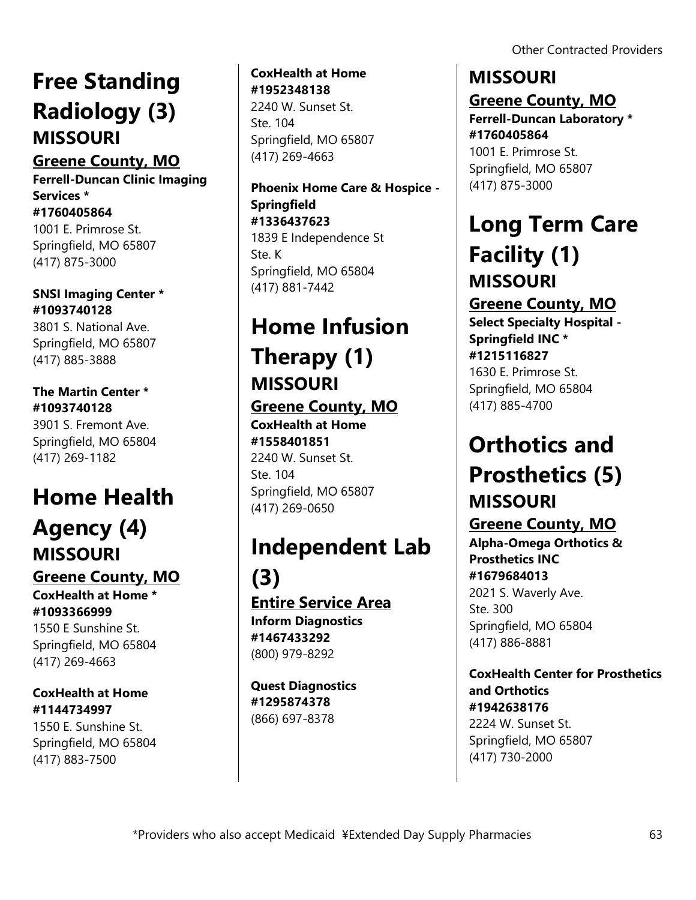# Free Standing Radiology (3)

## MISSOURI

### Greene County, MO

**Ferrell-Duncan Clinic Imaging Services ***
**#1760405864**
1001 E. Primrose St.
Springfield, MO 65807
(417) 875-3000

**SNSI Imaging Center ***
**#1093740128**
3801 S. National Ave.
Springfield, MO 65807
(417) 885-3888

**The Martin Center ***
**#1093740128**
3901 S. Fremont Ave.
Springfield, MO 65804
(417) 269-1182

# Home Health Agency (4)

## MISSOURI

### Greene County, MO

**CoxHealth at Home ***
**#1093366999**
1550 E Sunshine St.
Springfield, MO 65804
(417) 269-4663

**CoxHealth at Home**
**#1144734997**
1550 E. Sunshine St.
Springfield, MO 65804
(417) 883-7500

**CoxHealth at Home**
**#1952348138**
2240 W. Sunset St.
Ste. 104
Springfield, MO 65807
(417) 269-4663

**Phoenix Home Care & Hospice - Springfield**
**#1336437623**
1839 E Independence St
Ste. K
Springfield, MO 65804
(417) 881-7442

# Home Infusion Therapy (1)

## MISSOURI

### Greene County, MO

**CoxHealth at Home**
**#1558401851**
2240 W. Sunset St.
Ste. 104
Springfield, MO 65807
(417) 269-0650

# Independent Lab (3)

### Entire Service Area

**Inform Diagnostics**
**#1467433292**
(800) 979-8292

**Quest Diagnostics**
**#1295874378**
(866) 697-8378

## MISSOURI

### Greene County, MO

**Ferrell-Duncan Laboratory ***
**#1760405864**
1001 E. Primrose St.
Springfield, MO 65807
(417) 875-3000

# Long Term Care Facility (1)

## MISSOURI

### Greene County, MO

**Select Specialty Hospital - Springfield INC ***
**#1215116827**
1630 E. Primrose St.
Springfield, MO 65804
(417) 885-4700

# Orthotics and Prosthetics (5)

## MISSOURI

### Greene County, MO

**Alpha-Omega Orthotics & Prosthetics INC**
**#1679684013**
2021 S. Waverly Ave.
Ste. 300
Springfield, MO 65804
(417) 886-8881

**CoxHealth Center for Prosthetics and Orthotics**
**#1942638176**
2224 W. Sunset St.
Springfield, MO 65807
(417) 730-2000

*Providers who also accept Medicaid ¥Extended Day Supply Pharmacies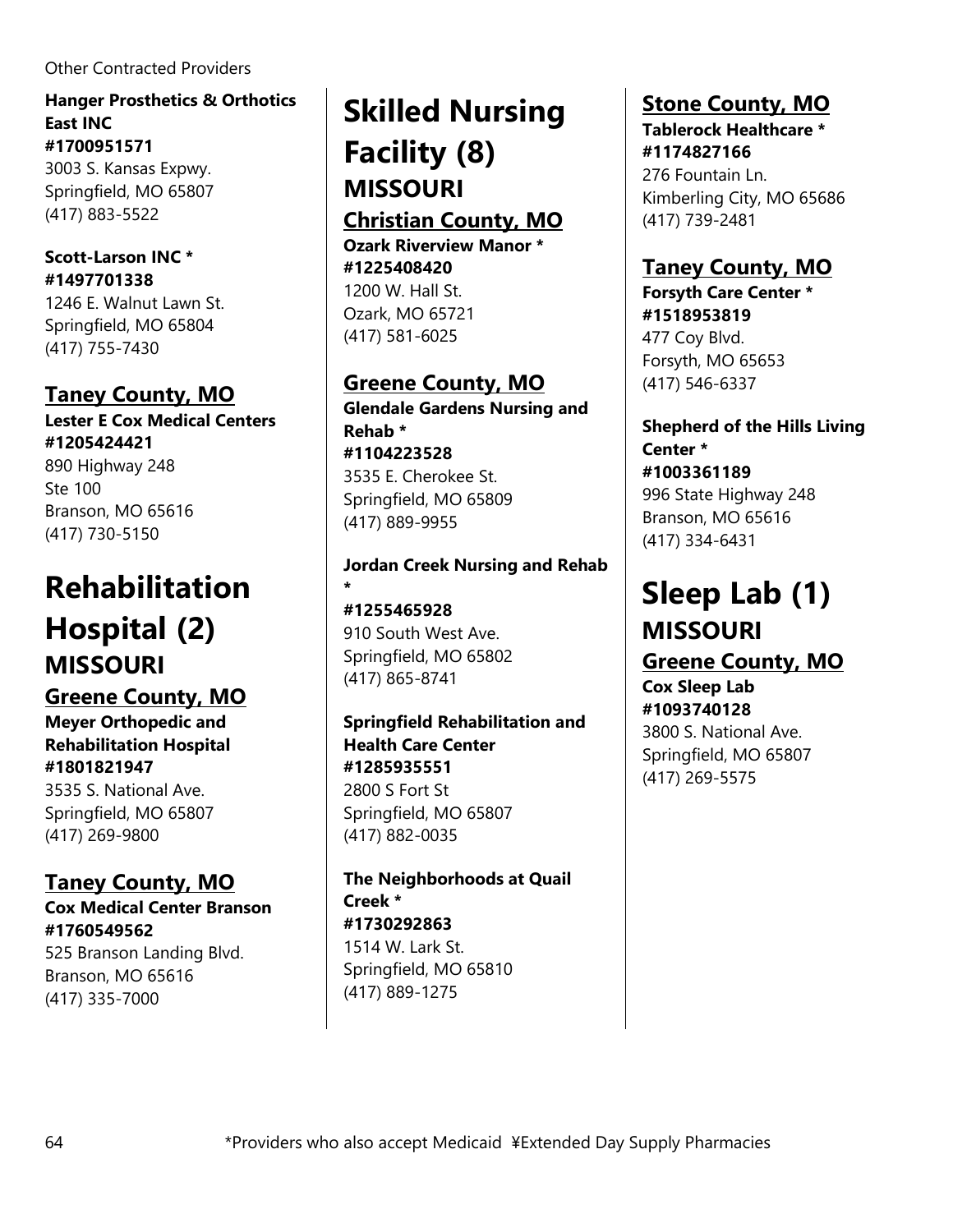Other Contracted Providers

**Hanger Prosthetics & Orthotics East INC**
**#1700951571**
3003 S. Kansas Expwy.
Springfield, MO 65807
(417) 883-5522

**Scott-Larson INC ***
**#1497701338**
1246 E. Walnut Lawn St.
Springfield, MO 65804
(417) 755-7430

### Taney County, MO

**Lester E Cox Medical Centers**
**#1205424421**
890 Highway 248
Ste 100
Branson, MO 65616
(417) 730-5150

# Rehabilitation Hospital (2)

## MISSOURI

### Greene County, MO

**Meyer Orthopedic and Rehabilitation Hospital**
**#1801821947**
3535 S. National Ave.
Springfield, MO 65807
(417) 269-9800

### Taney County, MO

**Cox Medical Center Branson**
**#1760549562**
525 Branson Landing Blvd.
Branson, MO 65616
(417) 335-7000

# Skilled Nursing Facility (8)

## MISSOURI

### Christian County, MO

**Ozark Riverview Manor ***
**#1225408420**
1200 W. Hall St.
Ozark, MO 65721
(417) 581-6025

### Greene County, MO

**Glendale Gardens Nursing and Rehab ***
**#1104223528**
3535 E. Cherokee St.
Springfield, MO 65809
(417) 889-9955

**Jordan Creek Nursing and Rehab ***
**#1255465928**
910 South West Ave.
Springfield, MO 65802
(417) 865-8741

**Springfield Rehabilitation and Health Care Center**
**#1285935551**
2800 S Fort St
Springfield, MO 65807
(417) 882-0035

**The Neighborhoods at Quail Creek ***
**#1730292863**
1514 W. Lark St.
Springfield, MO 65810
(417) 889-1275

### Stone County, MO

**Tablerock Healthcare ***
**#1174827166**
276 Fountain Ln.
Kimberling City, MO 65686
(417) 739-2481

### Taney County, MO

**Forsyth Care Center ***
**#1518953819**
477 Coy Blvd.
Forsyth, MO 65653
(417) 546-6337

**Shepherd of the Hills Living Center ***
**#1003361189**
996 State Highway 248
Branson, MO 65616
(417) 334-6431

# Sleep Lab (1)

## MISSOURI

### Greene County, MO

**Cox Sleep Lab**
**#1093740128**
3800 S. National Ave.
Springfield, MO 65807
(417) 269-5575

*Providers who also accept Medicaid ¥Extended Day Supply Pharmacies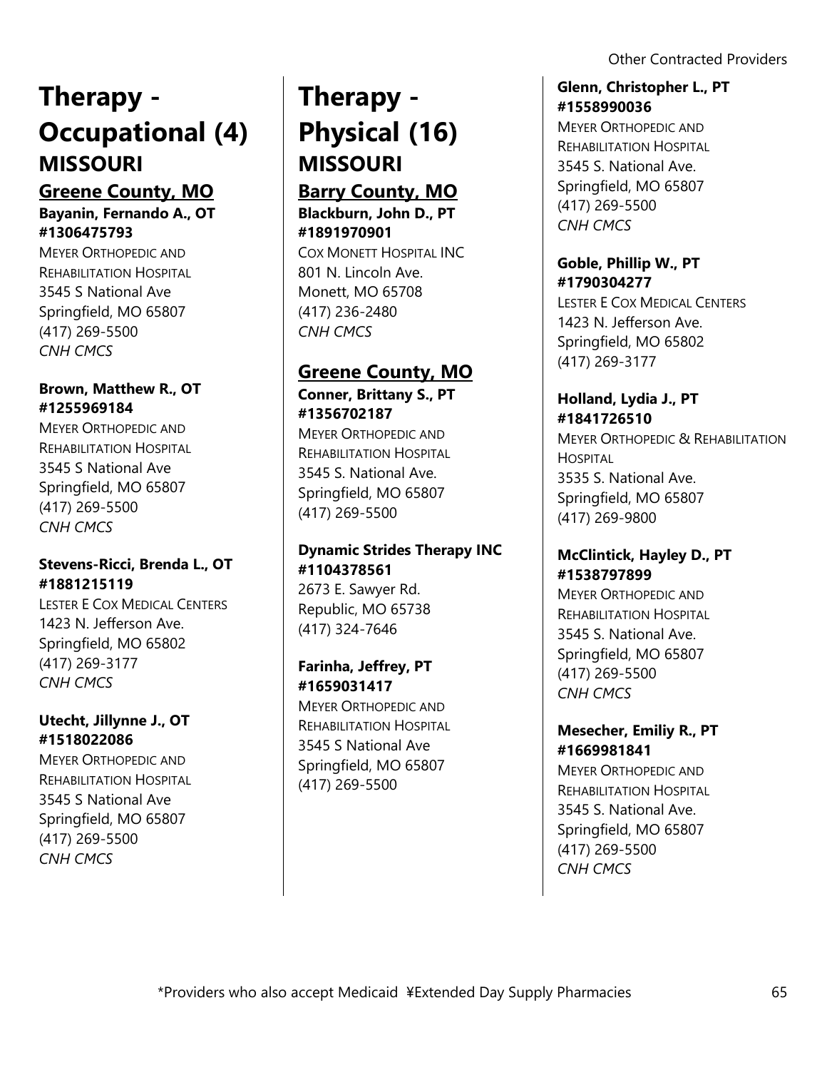# Therapy - Occupational (4)

## MISSOURI

### Greene County, MO

**Bayanin, Fernando A., OT**
**#1306475793**
MEYER ORTHOPEDIC AND REHABILITATION HOSPITAL
3545 S National Ave
Springfield, MO 65807
(417) 269-5500
*CNH CMCS*

**Brown, Matthew R., OT**
**#1255969184**
MEYER ORTHOPEDIC AND REHABILITATION HOSPITAL
3545 S National Ave
Springfield, MO 65807
(417) 269-5500
*CNH CMCS*

**Stevens-Ricci, Brenda L., OT**
**#1881215119**
LESTER E COX MEDICAL CENTERS
1423 N. Jefferson Ave.
Springfield, MO 65802
(417) 269-3177
*CNH CMCS*

**Utecht, Jillynne J., OT**
**#1518022086**
MEYER ORTHOPEDIC AND REHABILITATION HOSPITAL
3545 S National Ave
Springfield, MO 65807
(417) 269-5500
*CNH CMCS*

# Therapy - Physical (16)

## MISSOURI

### Barry County, MO

**Blackburn, John D., PT**
**#1891970901**
COX MONETT HOSPITAL INC
801 N. Lincoln Ave.
Monett, MO 65708
(417) 236-2480
*CNH CMCS*

### Greene County, MO

**Conner, Brittany S., PT**
**#1356702187**
MEYER ORTHOPEDIC AND REHABILITATION HOSPITAL
3545 S. National Ave.
Springfield, MO 65807
(417) 269-5500

**Dynamic Strides Therapy INC**
**#1104378561**
2673 E. Sawyer Rd.
Republic, MO 65738
(417) 324-7646

**Farinha, Jeffrey, PT**
**#1659031417**
MEYER ORTHOPEDIC AND REHABILITATION HOSPITAL
3545 S National Ave
Springfield, MO 65807
(417) 269-5500

**Glenn, Christopher L., PT**
**#1558990036**
MEYER ORTHOPEDIC AND REHABILITATION HOSPITAL
3545 S. National Ave.
Springfield, MO 65807
(417) 269-5500
*CNH CMCS*

**Goble, Phillip W., PT**
**#1790304277**
LESTER E COX MEDICAL CENTERS
1423 N. Jefferson Ave.
Springfield, MO 65802
(417) 269-3177

**Holland, Lydia J., PT**
**#1841726510**
MEYER ORTHOPEDIC & REHABILITATION HOSPITAL
3535 S. National Ave.
Springfield, MO 65807
(417) 269-9800

**McClintick, Hayley D., PT**
**#1538797899**
MEYER ORTHOPEDIC AND REHABILITATION HOSPITAL
3545 S. National Ave.
Springfield, MO 65807
(417) 269-5500
*CNH CMCS*

**Mesecher, Emiliy R., PT**
**#1669981841**
MEYER ORTHOPEDIC AND REHABILITATION HOSPITAL
3545 S. National Ave.
Springfield, MO 65807
(417) 269-5500
*CNH CMCS*

*Providers who also accept Medicaid ¥Extended Day Supply Pharmacies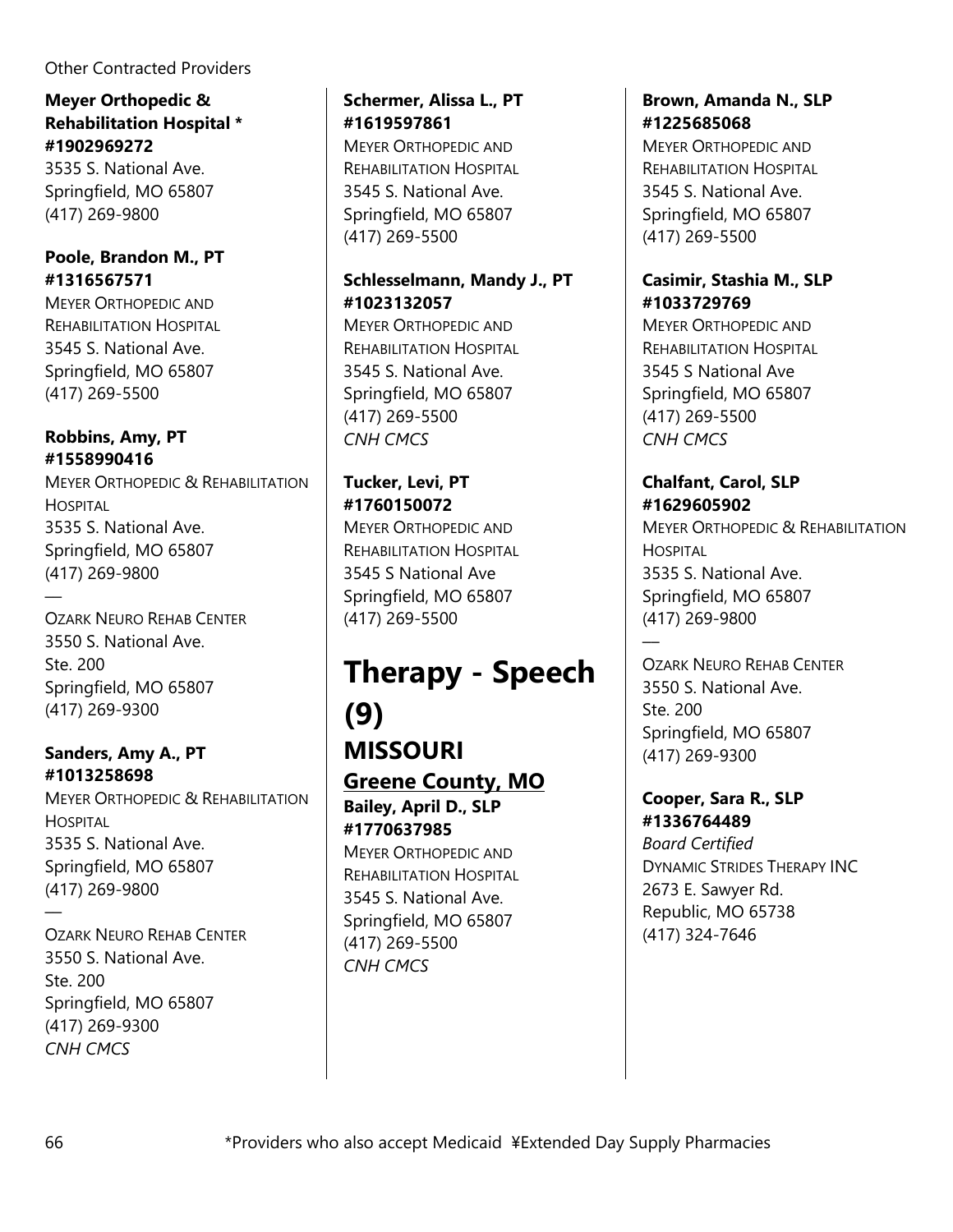**Meyer Orthopedic & Rehabilitation Hospital * #1902969272**
3535 S. National Ave.
Springfield, MO 65807
(417) 269-9800

**Poole, Brandon M., PT #1316567571**
MEYER ORTHOPEDIC AND REHABILITATION HOSPITAL
3545 S. National Ave.
Springfield, MO 65807
(417) 269-5500

**Robbins, Amy, PT #1558990416**
MEYER ORTHOPEDIC & REHABILITATION HOSPITAL
3535 S. National Ave.
Springfield, MO 65807
(417) 269-9800
—
OZARK NEURO REHAB CENTER
3550 S. National Ave.
Ste. 200
Springfield, MO 65807
(417) 269-9300

**Sanders, Amy A., PT #1013258698**
MEYER ORTHOPEDIC & REHABILITATION HOSPITAL
3535 S. National Ave.
Springfield, MO 65807
(417) 269-9800
—
OZARK NEURO REHAB CENTER
3550 S. National Ave.
Ste. 200
Springfield, MO 65807
(417) 269-9300
*CNH CMCS*

**Schermer, Alissa L., PT #1619597861**
MEYER ORTHOPEDIC AND REHABILITATION HOSPITAL
3545 S. National Ave.
Springfield, MO 65807
(417) 269-5500

**Schlesselmann, Mandy J., PT #1023132057**
MEYER ORTHOPEDIC AND REHABILITATION HOSPITAL
3545 S. National Ave.
Springfield, MO 65807
(417) 269-5500
*CNH CMCS*

**Tucker, Levi, PT #1760150072**
MEYER ORTHOPEDIC AND REHABILITATION HOSPITAL
3545 S National Ave
Springfield, MO 65807
(417) 269-5500

# Therapy - Speech (9)

## MISSOURI

### Greene County, MO

**Bailey, April D., SLP #1770637985**
MEYER ORTHOPEDIC AND REHABILITATION HOSPITAL
3545 S. National Ave.
Springfield, MO 65807
(417) 269-5500
*CNH CMCS*

**Brown, Amanda N., SLP #1225685068**
MEYER ORTHOPEDIC AND REHABILITATION HOSPITAL
3545 S. National Ave.
Springfield, MO 65807
(417) 269-5500

**Casimir, Stashia M., SLP #1033729769**
MEYER ORTHOPEDIC AND REHABILITATION HOSPITAL
3545 S National Ave
Springfield, MO 65807
(417) 269-5500
*CNH CMCS*

**Chalfant, Carol, SLP #1629605902**
MEYER ORTHOPEDIC & REHABILITATION HOSPITAL
3535 S. National Ave.
Springfield, MO 65807
(417) 269-9800
—
OZARK NEURO REHAB CENTER
3550 S. National Ave.
Ste. 200
Springfield, MO 65807
(417) 269-9300

**Cooper, Sara R., SLP #1336764489**
*Board Certified*
DYNAMIC STRIDES THERAPY INC
2673 E. Sawyer Rd.
Republic, MO 65738
(417) 324-7646

*Providers who also accept Medicaid ¥Extended Day Supply Pharmacies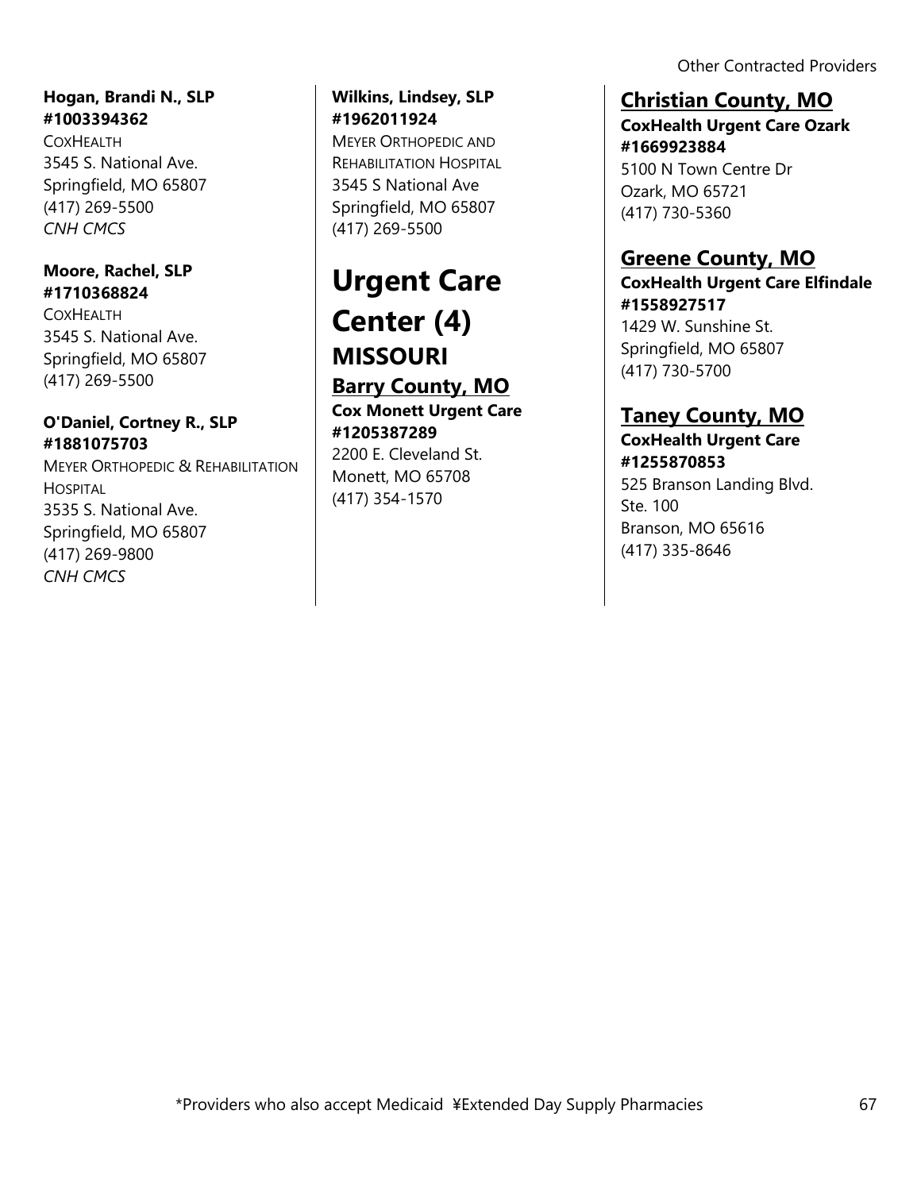**Hogan, Brandi N., SLP**
**#1003394362**
COXHEALTH
3545 S. National Ave.
Springfield, MO 65807
(417) 269-5500
*CNH CMCS*

**Moore, Rachel, SLP**
**#1710368824**
COXHEALTH
3545 S. National Ave.
Springfield, MO 65807
(417) 269-5500

**O'Daniel, Cortney R., SLP**
**#1881075703**
MEYER ORTHOPEDIC & REHABILITATION HOSPITAL
3535 S. National Ave.
Springfield, MO 65807
(417) 269-9800
*CNH CMCS*

**Wilkins, Lindsey, SLP**
**#1962011924**
MEYER ORTHOPEDIC AND REHABILITATION HOSPITAL
3545 S National Ave
Springfield, MO 65807
(417) 269-5500

# Urgent Care Center (4)

## MISSOURI

### Barry County, MO

**Cox Monett Urgent Care**
**#1205387289**
2200 E. Cleveland St.
Monett, MO 65708
(417) 354-1570

### Christian County, MO

**CoxHealth Urgent Care Ozark**
**#1669923884**
5100 N Town Centre Dr
Ozark, MO 65721
(417) 730-5360

### Greene County, MO

**CoxHealth Urgent Care Elfindale**
**#1558927517**
1429 W. Sunshine St.
Springfield, MO 65807
(417) 730-5700

### Taney County, MO

**CoxHealth Urgent Care**
**#1255870853**
525 Branson Landing Blvd.
Ste. 100
Branson, MO 65616
(417) 335-8646

*Providers who also accept Medicaid ¥Extended Day Supply Pharmacies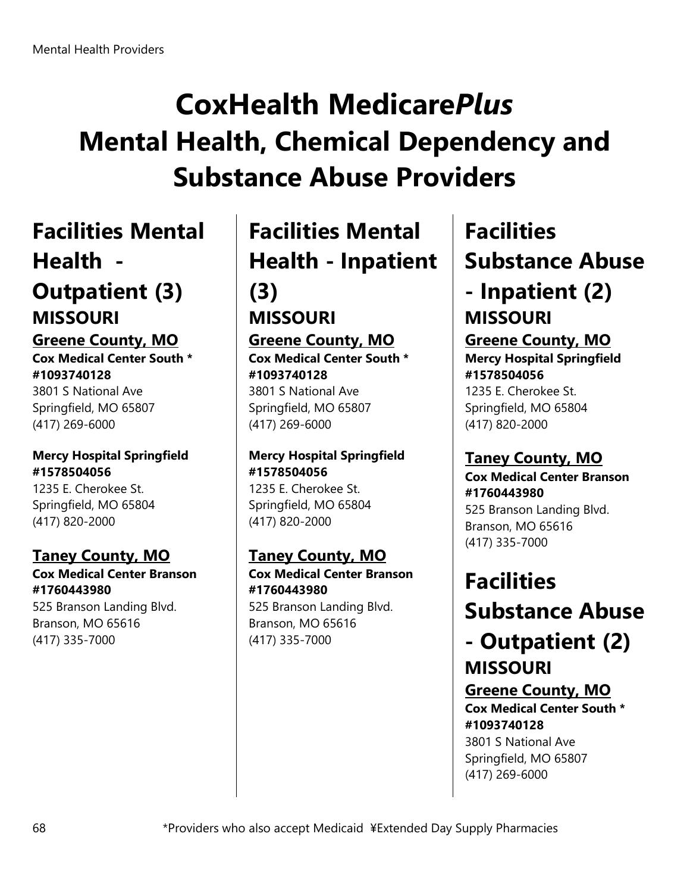# CoxHealth Medicare*Plus*
# Mental Health, Chemical Dependency and Substance Abuse Providers

## Facilities Mental Health - Outpatient (3)

### MISSOURI

#### Greene County, MO

**Cox Medical Center South * #1093740128**
3801 S National Ave
Springfield, MO 65807
(417) 269-6000

**Mercy Hospital Springfield #1578504056**
1235 E. Cherokee St.
Springfield, MO 65804
(417) 820-2000

#### Taney County, MO

**Cox Medical Center Branson #1760443980**
525 Branson Landing Blvd.
Branson, MO 65616
(417) 335-7000

## Facilities Mental Health - Inpatient (3)

### MISSOURI

#### Greene County, MO

**Cox Medical Center South * #1093740128**
3801 S National Ave
Springfield, MO 65807
(417) 269-6000

**Mercy Hospital Springfield #1578504056**
1235 E. Cherokee St.
Springfield, MO 65804
(417) 820-2000

#### Taney County, MO

**Cox Medical Center Branson #1760443980**
525 Branson Landing Blvd.
Branson, MO 65616
(417) 335-7000

## Facilities Substance Abuse - Inpatient (2)

### MISSOURI

#### Greene County, MO

**Mercy Hospital Springfield #1578504056**
1235 E. Cherokee St.
Springfield, MO 65804
(417) 820-2000

#### Taney County, MO

**Cox Medical Center Branson #1760443980**
525 Branson Landing Blvd.
Branson, MO 65616
(417) 335-7000

## Facilities Substance Abuse - Outpatient (2)

### MISSOURI

#### Greene County, MO

**Cox Medical Center South * #1093740128**
3801 S National Ave
Springfield, MO 65807
(417) 269-6000

*Providers who also accept Medicaid ¥Extended Day Supply Pharmacies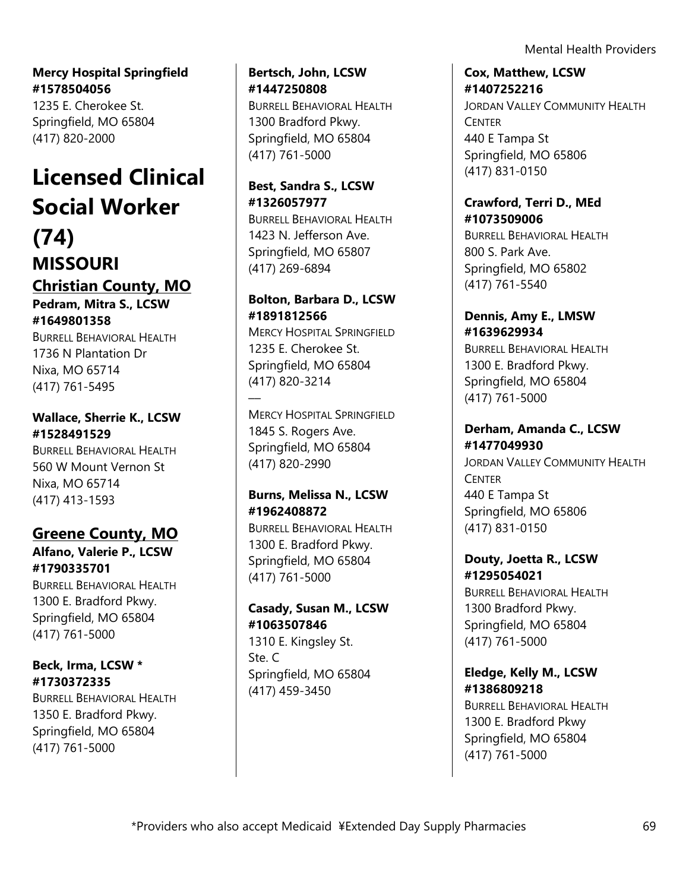**Mercy Hospital Springfield #1578504056**
1235 E. Cherokee St.
Springfield, MO 65804
(417) 820-2000

# Licensed Clinical Social Worker (74)

## MISSOURI

### Christian County, MO

**Pedram, Mitra S., LCSW #1649801358**
BURRELL BEHAVIORAL HEALTH
1736 N Plantation Dr
Nixa, MO 65714
(417) 761-5495

**Wallace, Sherrie K., LCSW #1528491529**
BURRELL BEHAVIORAL HEALTH
560 W Mount Vernon St
Nixa, MO 65714
(417) 413-1593

### Greene County, MO

**Alfano, Valerie P., LCSW #1790335701**
BURRELL BEHAVIORAL HEALTH
1300 E. Bradford Pkwy.
Springfield, MO 65804
(417) 761-5000

**Beck, Irma, LCSW * #1730372335**
BURRELL BEHAVIORAL HEALTH
1350 E. Bradford Pkwy.
Springfield, MO 65804
(417) 761-5000

**Bertsch, John, LCSW #1447250808**
BURRELL BEHAVIORAL HEALTH
1300 Bradford Pkwy.
Springfield, MO 65804
(417) 761-5000

**Best, Sandra S., LCSW #1326057977**
BURRELL BEHAVIORAL HEALTH
1423 N. Jefferson Ave.
Springfield, MO 65807
(417) 269-6894

**Bolton, Barbara D., LCSW #1891812566**
MERCY HOSPITAL SPRINGFIELD
1235 E. Cherokee St.
Springfield, MO 65804
(417) 820-3214
—
MERCY HOSPITAL SPRINGFIELD
1845 S. Rogers Ave.
Springfield, MO 65804
(417) 820-2990

**Burns, Melissa N., LCSW #1962408872**
BURRELL BEHAVIORAL HEALTH
1300 E. Bradford Pkwy.
Springfield, MO 65804
(417) 761-5000

**Casady, Susan M., LCSW #1063507846**
1310 E. Kingsley St.
Ste. C
Springfield, MO 65804
(417) 459-3450

**Cox, Matthew, LCSW #1407252216**
JORDAN VALLEY COMMUNITY HEALTH CENTER
440 E Tampa St
Springfield, MO 65806
(417) 831-0150

**Crawford, Terri D., MEd #1073509006**
BURRELL BEHAVIORAL HEALTH
800 S. Park Ave.
Springfield, MO 65802
(417) 761-5540

**Dennis, Amy E., LMSW #1639629934**
BURRELL BEHAVIORAL HEALTH
1300 E. Bradford Pkwy.
Springfield, MO 65804
(417) 761-5000

**Derham, Amanda C., LCSW #1477049930**
JORDAN VALLEY COMMUNITY HEALTH CENTER
440 E Tampa St
Springfield, MO 65806
(417) 831-0150

**Douty, Joetta R., LCSW #1295054021**
BURRELL BEHAVIORAL HEALTH
1300 Bradford Pkwy.
Springfield, MO 65804
(417) 761-5000

**Eledge, Kelly M., LCSW #1386809218**
BURRELL BEHAVIORAL HEALTH
1300 E. Bradford Pkwy
Springfield, MO 65804
(417) 761-5000

*Providers who also accept Medicaid ¥Extended Day Supply Pharmacies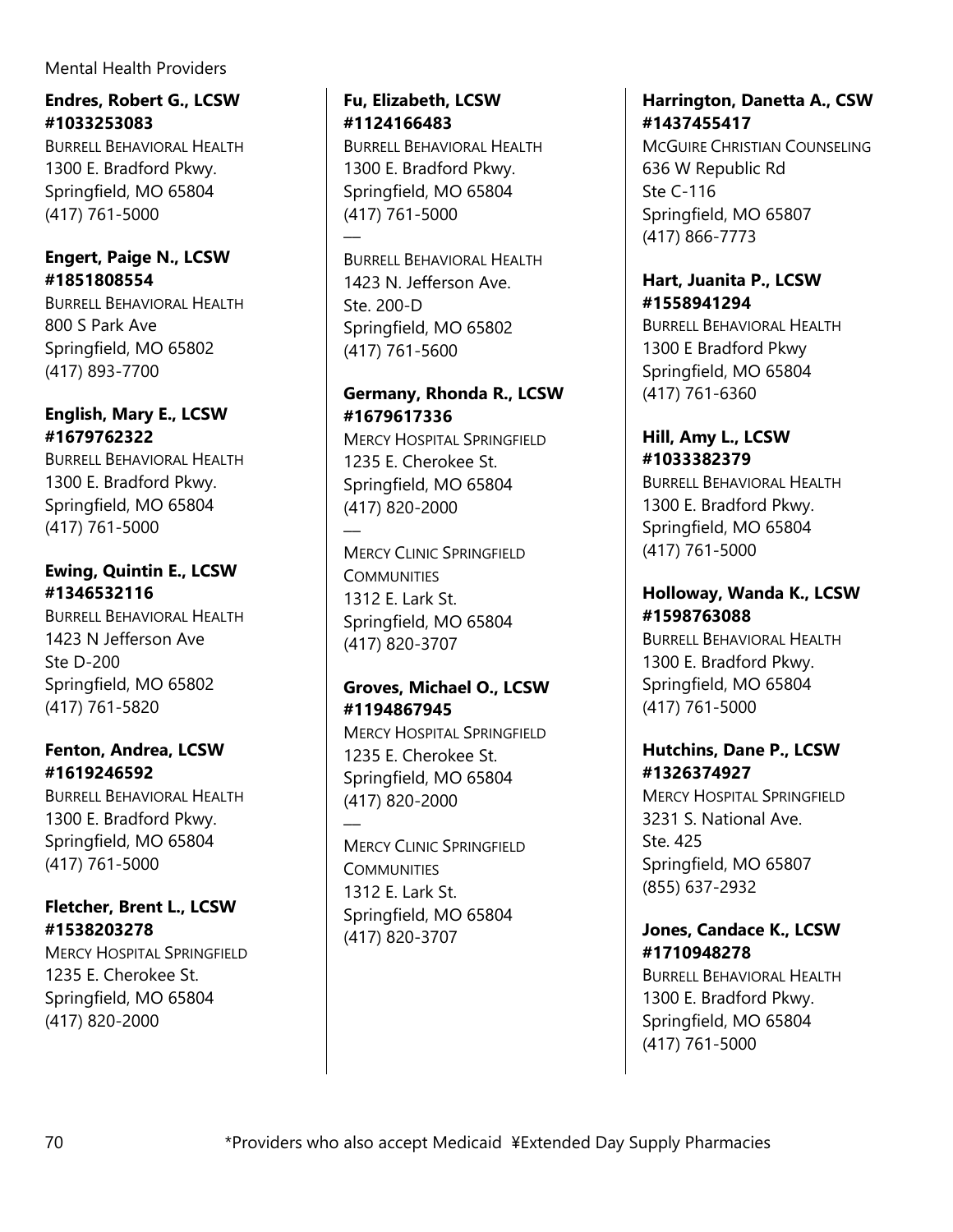**Endres, Robert G., LCSW #1033253083**
BURRELL BEHAVIORAL HEALTH
1300 E. Bradford Pkwy.
Springfield, MO 65804
(417) 761-5000

**Engert, Paige N., LCSW #1851808554**
BURRELL BEHAVIORAL HEALTH
800 S Park Ave
Springfield, MO 65802
(417) 893-7700

**English, Mary E., LCSW #1679762322**
BURRELL BEHAVIORAL HEALTH
1300 E. Bradford Pkwy.
Springfield, MO 65804
(417) 761-5000

**Ewing, Quintin E., LCSW #1346532116**
BURRELL BEHAVIORAL HEALTH
1423 N Jefferson Ave
Ste D-200
Springfield, MO 65802
(417) 761-5820

**Fenton, Andrea, LCSW #1619246592**
BURRELL BEHAVIORAL HEALTH
1300 E. Bradford Pkwy.
Springfield, MO 65804
(417) 761-5000

**Fletcher, Brent L., LCSW #1538203278**
MERCY HOSPITAL SPRINGFIELD
1235 E. Cherokee St.
Springfield, MO 65804
(417) 820-2000

**Fu, Elizabeth, LCSW #1124166483**
BURRELL BEHAVIORAL HEALTH
1300 E. Bradford Pkwy.
Springfield, MO 65804
(417) 761-5000

—

BURRELL BEHAVIORAL HEALTH
1423 N. Jefferson Ave.
Ste. 200-D
Springfield, MO 65802
(417) 761-5600

**Germany, Rhonda R., LCSW #1679617336**
MERCY HOSPITAL SPRINGFIELD
1235 E. Cherokee St.
Springfield, MO 65804
(417) 820-2000

—

MERCY CLINIC SPRINGFIELD COMMUNITIES
1312 E. Lark St.
Springfield, MO 65804
(417) 820-3707

**Groves, Michael O., LCSW #1194867945**
MERCY HOSPITAL SPRINGFIELD
1235 E. Cherokee St.
Springfield, MO 65804
(417) 820-2000

—

MERCY CLINIC SPRINGFIELD COMMUNITIES
1312 E. Lark St.
Springfield, MO 65804
(417) 820-3707

**Harrington, Danetta A., CSW #1437455417**
MCGUIRE CHRISTIAN COUNSELING
636 W Republic Rd
Ste C-116
Springfield, MO 65807
(417) 866-7773

**Hart, Juanita P., LCSW #1558941294**
BURRELL BEHAVIORAL HEALTH
1300 E Bradford Pkwy
Springfield, MO 65804
(417) 761-6360

**Hill, Amy L., LCSW #1033382379**
BURRELL BEHAVIORAL HEALTH
1300 E. Bradford Pkwy.
Springfield, MO 65804
(417) 761-5000

**Holloway, Wanda K., LCSW #1598763088**
BURRELL BEHAVIORAL HEALTH
1300 E. Bradford Pkwy.
Springfield, MO 65804
(417) 761-5000

**Hutchins, Dane P., LCSW #1326374927**
MERCY HOSPITAL SPRINGFIELD
3231 S. National Ave.
Ste. 425
Springfield, MO 65807
(855) 637-2932

**Jones, Candace K., LCSW #1710948278**
BURRELL BEHAVIORAL HEALTH
1300 E. Bradford Pkwy.
Springfield, MO 65804
(417) 761-5000

*Providers who also accept Medicaid ¥Extended Day Supply Pharmacies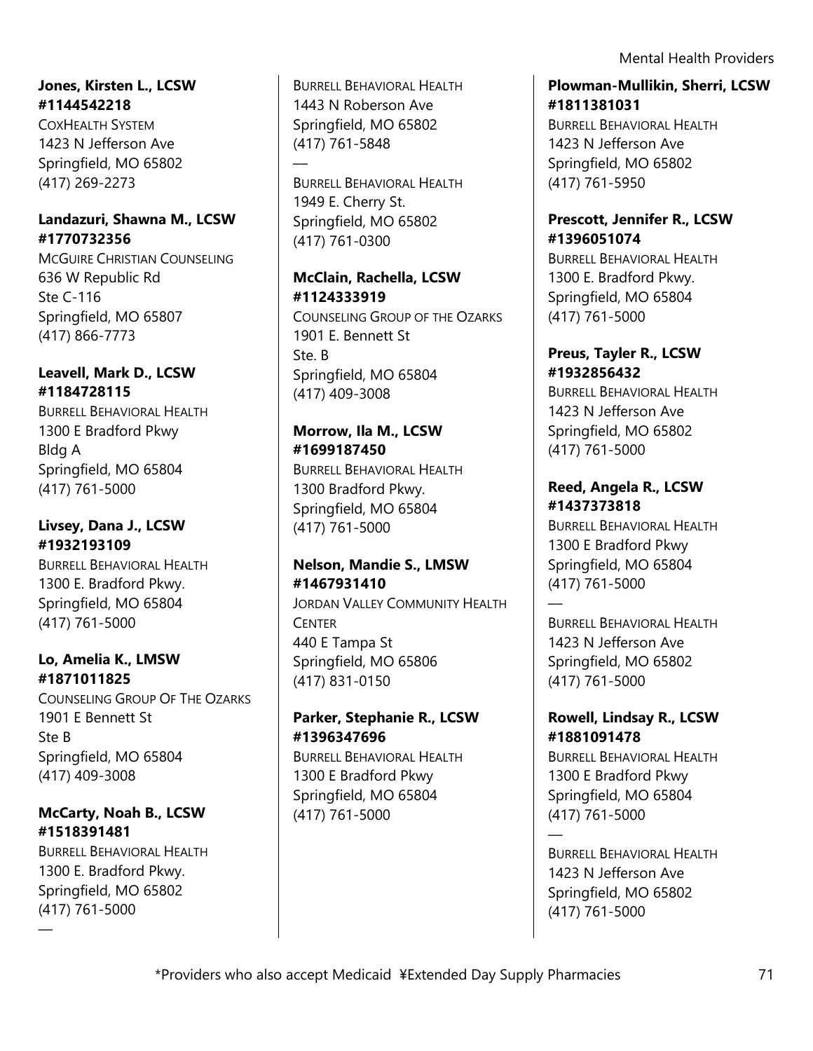**Jones, Kirsten L., LCSW #1144542218**
COXHEALTH SYSTEM
1423 N Jefferson Ave
Springfield, MO 65802
(417) 269-2273

**Landazuri, Shawna M., LCSW #1770732356**
MCGUIRE CHRISTIAN COUNSELING
636 W Republic Rd
Ste C-116
Springfield, MO 65807
(417) 866-7773

**Leavell, Mark D., LCSW #1184728115**
BURRELL BEHAVIORAL HEALTH
1300 E Bradford Pkwy
Bldg A
Springfield, MO 65804
(417) 761-5000

**Livsey, Dana J., LCSW #1932193109**
BURRELL BEHAVIORAL HEALTH
1300 E. Bradford Pkwy.
Springfield, MO 65804
(417) 761-5000

**Lo, Amelia K., LMSW #1871011825**
COUNSELING GROUP OF THE OZARKS
1901 E Bennett St
Ste B
Springfield, MO 65804
(417) 409-3008

**McCarty, Noah B., LCSW #1518391481**
BURRELL BEHAVIORAL HEALTH
1300 E. Bradford Pkwy.
Springfield, MO 65802
(417) 761-5000

—

BURRELL BEHAVIORAL HEALTH
1443 N Roberson Ave
Springfield, MO 65802
(417) 761-5848

—

BURRELL BEHAVIORAL HEALTH
1949 E. Cherry St.
Springfield, MO 65802
(417) 761-0300

**McClain, Rachella, LCSW #1124333919**
COUNSELING GROUP OF THE OZARKS
1901 E. Bennett St
Ste. B
Springfield, MO 65804
(417) 409-3008

**Morrow, Ila M., LCSW #1699187450**
BURRELL BEHAVIORAL HEALTH
1300 Bradford Pkwy.
Springfield, MO 65804
(417) 761-5000

**Nelson, Mandie S., LMSW #1467931410**
JORDAN VALLEY COMMUNITY HEALTH CENTER
440 E Tampa St
Springfield, MO 65806
(417) 831-0150

**Parker, Stephanie R., LCSW #1396347696**
BURRELL BEHAVIORAL HEALTH
1300 E Bradford Pkwy
Springfield, MO 65804
(417) 761-5000

**Plowman-Mullikin, Sherri, LCSW #1811381031**
BURRELL BEHAVIORAL HEALTH
1423 N Jefferson Ave
Springfield, MO 65802
(417) 761-5950

**Prescott, Jennifer R., LCSW #1396051074**
BURRELL BEHAVIORAL HEALTH
1300 E. Bradford Pkwy.
Springfield, MO 65804
(417) 761-5000

**Preus, Tayler R., LCSW #1932856432**
BURRELL BEHAVIORAL HEALTH
1423 N Jefferson Ave
Springfield, MO 65802
(417) 761-5000

**Reed, Angela R., LCSW #1437373818**
BURRELL BEHAVIORAL HEALTH
1300 E Bradford Pkwy
Springfield, MO 65804
(417) 761-5000

—

BURRELL BEHAVIORAL HEALTH
1423 N Jefferson Ave
Springfield, MO 65802
(417) 761-5000

**Rowell, Lindsay R., LCSW #1881091478**
BURRELL BEHAVIORAL HEALTH
1300 E Bradford Pkwy
Springfield, MO 65804
(417) 761-5000

—

BURRELL BEHAVIORAL HEALTH
1423 N Jefferson Ave
Springfield, MO 65802
(417) 761-5000

*Providers who also accept Medicaid ¥Extended Day Supply Pharmacies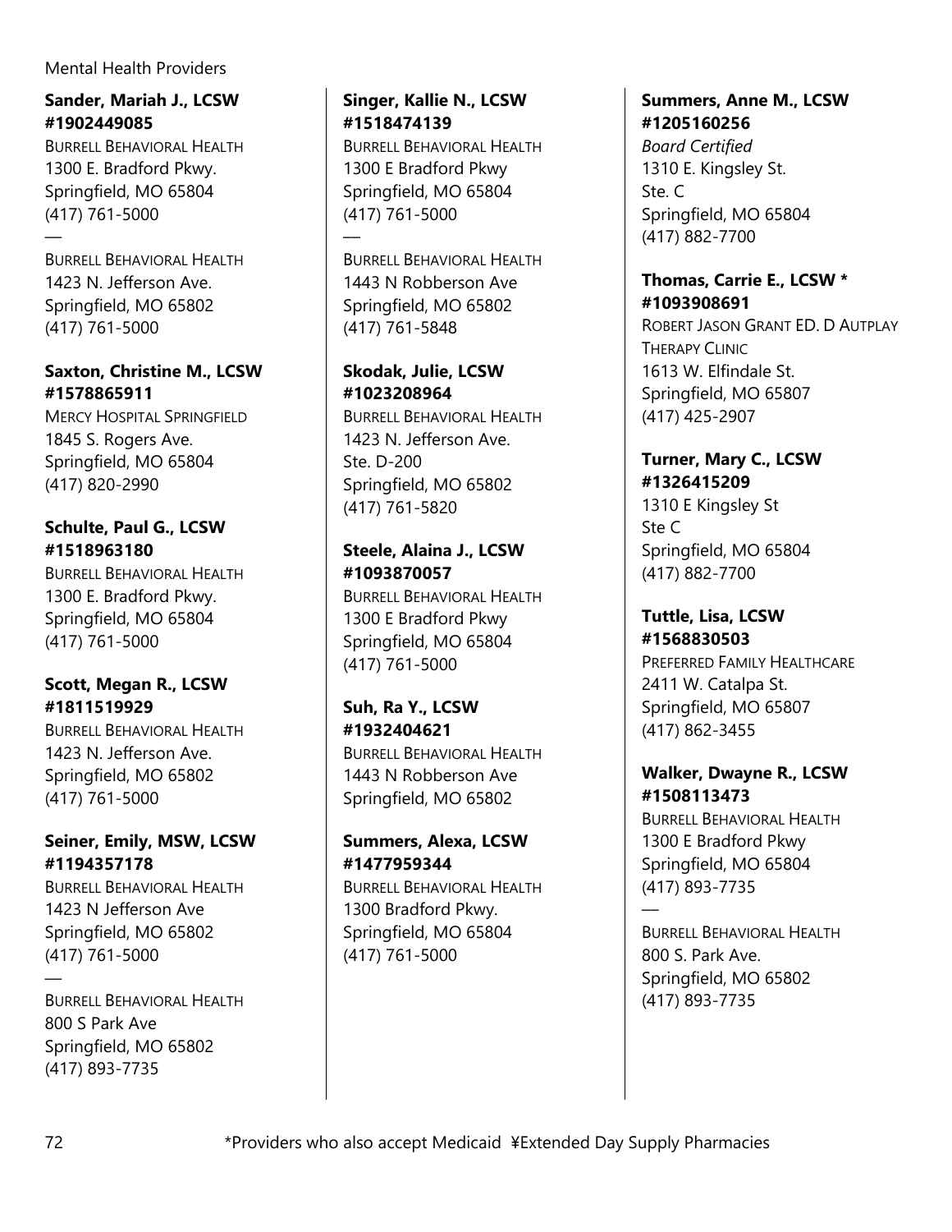**Sander, Mariah J., LCSW #1902449085**
BURRELL BEHAVIORAL HEALTH
1300 E. Bradford Pkwy.
Springfield, MO 65804
(417) 761-5000
—
BURRELL BEHAVIORAL HEALTH
1423 N. Jefferson Ave.
Springfield, MO 65802
(417) 761-5000

**Saxton, Christine M., LCSW #1578865911**
MERCY HOSPITAL SPRINGFIELD
1845 S. Rogers Ave.
Springfield, MO 65804
(417) 820-2990

**Schulte, Paul G., LCSW #1518963180**
BURRELL BEHAVIORAL HEALTH
1300 E. Bradford Pkwy.
Springfield, MO 65804
(417) 761-5000

**Scott, Megan R., LCSW #1811519929**
BURRELL BEHAVIORAL HEALTH
1423 N. Jefferson Ave.
Springfield, MO 65802
(417) 761-5000

**Seiner, Emily, MSW, LCSW #1194357178**
BURRELL BEHAVIORAL HEALTH
1423 N Jefferson Ave
Springfield, MO 65802
(417) 761-5000
—
BURRELL BEHAVIORAL HEALTH
800 S Park Ave
Springfield, MO 65802
(417) 893-7735

**Singer, Kallie N., LCSW #1518474139**
BURRELL BEHAVIORAL HEALTH
1300 E Bradford Pkwy
Springfield, MO 65804
(417) 761-5000
—
BURRELL BEHAVIORAL HEALTH
1443 N Robberson Ave
Springfield, MO 65802
(417) 761-5848

**Skodak, Julie, LCSW #1023208964**
BURRELL BEHAVIORAL HEALTH
1423 N. Jefferson Ave.
Ste. D-200
Springfield, MO 65802
(417) 761-5820

**Steele, Alaina J., LCSW #1093870057**
BURRELL BEHAVIORAL HEALTH
1300 E Bradford Pkwy
Springfield, MO 65804
(417) 761-5000

**Suh, Ra Y., LCSW #1932404621**
BURRELL BEHAVIORAL HEALTH
1443 N Robberson Ave
Springfield, MO 65802

**Summers, Alexa, LCSW #1477959344**
BURRELL BEHAVIORAL HEALTH
1300 Bradford Pkwy.
Springfield, MO 65804
(417) 761-5000

**Summers, Anne M., LCSW #1205160256**
*Board Certified*
1310 E. Kingsley St.
Ste. C
Springfield, MO 65804
(417) 882-7700

**Thomas, Carrie E., LCSW * #1093908691**
ROBERT JASON GRANT ED. D AUTPLAY THERAPY CLINIC
1613 W. Elfindale St.
Springfield, MO 65807
(417) 425-2907

**Turner, Mary C., LCSW #1326415209**
1310 E Kingsley St
Ste C
Springfield, MO 65804
(417) 882-7700

**Tuttle, Lisa, LCSW #1568830503**
PREFERRED FAMILY HEALTHCARE
2411 W. Catalpa St.
Springfield, MO 65807
(417) 862-3455

**Walker, Dwayne R., LCSW #1508113473**
BURRELL BEHAVIORAL HEALTH
1300 E Bradford Pkwy
Springfield, MO 65804
(417) 893-7735
—
BURRELL BEHAVIORAL HEALTH
800 S. Park Ave.
Springfield, MO 65802
(417) 893-7735

*Providers who also accept Medicaid ¥Extended Day Supply Pharmacies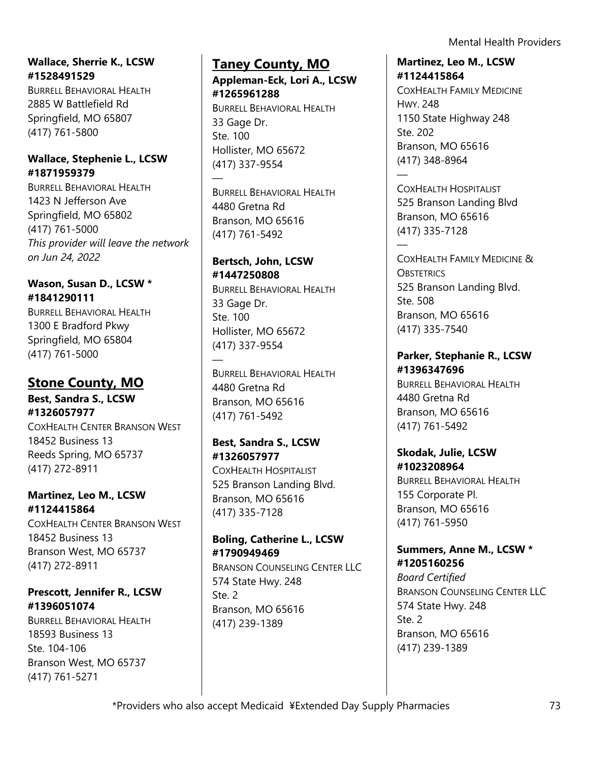**Wallace, Sherrie K., LCSW**
**#1528491529**
BURRELL BEHAVIORAL HEALTH
2885 W Battlefield Rd
Springfield, MO 65807
(417) 761-5800

**Wallace, Stephenie L., LCSW**
**#1871959379**
BURRELL BEHAVIORAL HEALTH
1423 N Jefferson Ave
Springfield, MO 65802
(417) 761-5000
*This provider will leave the network on Jun 24, 2022*

**Wason, Susan D., LCSW ***
**#1841290111**
BURRELL BEHAVIORAL HEALTH
1300 E Bradford Pkwy
Springfield, MO 65804
(417) 761-5000

## Stone County, MO

**Best, Sandra S., LCSW**
**#1326057977**
COXHEALTH CENTER BRANSON WEST
18452 Business 13
Reeds Spring, MO 65737
(417) 272-8911

**Martinez, Leo M., LCSW**
**#1124415864**
COXHEALTH CENTER BRANSON WEST
18452 Business 13
Branson West, MO 65737
(417) 272-8911

**Prescott, Jennifer R., LCSW**
**#1396051074**
BURRELL BEHAVIORAL HEALTH
18593 Business 13
Ste. 104-106
Branson West, MO 65737
(417) 761-5271

## Taney County, MO

**Appleman-Eck, Lori A., LCSW**
**#1265961288**
BURRELL BEHAVIORAL HEALTH
33 Gage Dr.
Ste. 100
Hollister, MO 65672
(417) 337-9554

—

BURRELL BEHAVIORAL HEALTH
4480 Gretna Rd
Branson, MO 65616
(417) 761-5492

**Bertsch, John, LCSW**
**#1447250808**
BURRELL BEHAVIORAL HEALTH
33 Gage Dr.
Ste. 100
Hollister, MO 65672
(417) 337-9554

—

BURRELL BEHAVIORAL HEALTH
4480 Gretna Rd
Branson, MO 65616
(417) 761-5492

**Best, Sandra S., LCSW**
**#1326057977**
COXHEALTH HOSPITALIST
525 Branson Landing Blvd.
Branson, MO 65616
(417) 335-7128

**Boling, Catherine L., LCSW**
**#1790949469**
BRANSON COUNSELING CENTER LLC
574 State Hwy. 248
Ste. 2
Branson, MO 65616
(417) 239-1389

**Martinez, Leo M., LCSW**
**#1124415864**
COXHEALTH FAMILY MEDICINE HWY. 248
1150 State Highway 248
Ste. 202
Branson, MO 65616
(417) 348-8964

—

COXHEALTH HOSPITALIST
525 Branson Landing Blvd
Branson, MO 65616
(417) 335-7128

—

COXHEALTH FAMILY MEDICINE & OBSTETRICS
525 Branson Landing Blvd.
Ste. 508
Branson, MO 65616
(417) 335-7540

**Parker, Stephanie R., LCSW**
**#1396347696**
BURRELL BEHAVIORAL HEALTH
4480 Gretna Rd
Branson, MO 65616
(417) 761-5492

**Skodak, Julie, LCSW**
**#1023208964**
BURRELL BEHAVIORAL HEALTH
155 Corporate Pl.
Branson, MO 65616
(417) 761-5950

**Summers, Anne M., LCSW ***
**#1205160256**
*Board Certified*
BRANSON COUNSELING CENTER LLC
574 State Hwy. 248
Ste. 2
Branson, MO 65616
(417) 239-1389

*Providers who also accept Medicaid ¥Extended Day Supply Pharmacies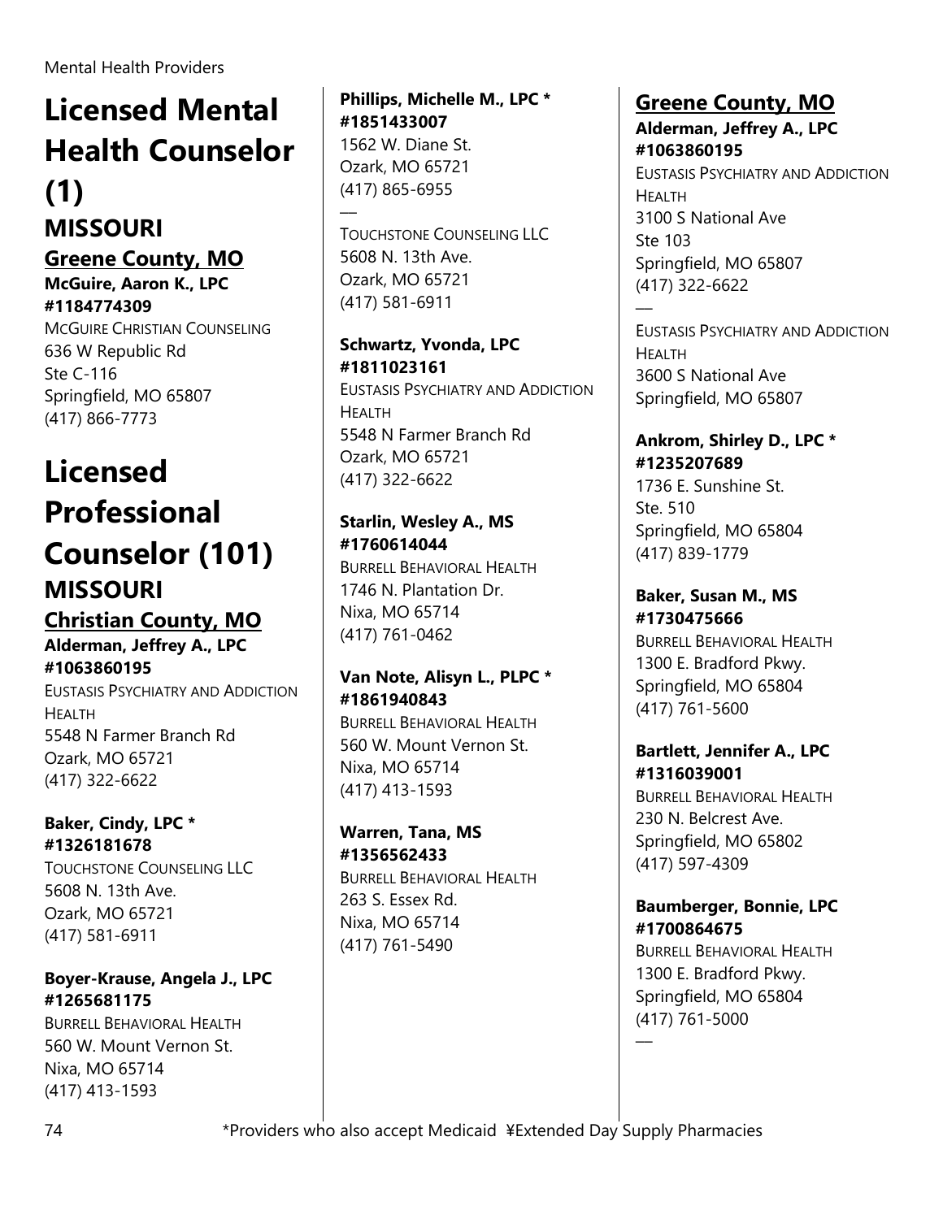# Licensed Mental Health Counselor (1)

## MISSOURI

### Greene County, MO

**McGuire, Aaron K., LPC #1184774309**
MCGUIRE CHRISTIAN COUNSELING
636 W Republic Rd
Ste C-116
Springfield, MO 65807
(417) 866-7773

# Licensed Professional Counselor (101)

## MISSOURI

### Christian County, MO

**Alderman, Jeffrey A., LPC #1063860195**
EUSTASIS PSYCHIATRY AND ADDICTION HEALTH
5548 N Farmer Branch Rd
Ozark, MO 65721
(417) 322-6622

**Baker, Cindy, LPC * #1326181678**
TOUCHSTONE COUNSELING LLC
5608 N. 13th Ave.
Ozark, MO 65721
(417) 581-6911

**Boyer-Krause, Angela J., LPC #1265681175**
BURRELL BEHAVIORAL HEALTH
560 W. Mount Vernon St.
Nixa, MO 65714
(417) 413-1593

**Phillips, Michelle M., LPC * #1851433007**
1562 W. Diane St.
Ozark, MO 65721
(417) 865-6955

—

TOUCHSTONE COUNSELING LLC
5608 N. 13th Ave.
Ozark, MO 65721
(417) 581-6911

**Schwartz, Yvonda, LPC #1811023161**
EUSTASIS PSYCHIATRY AND ADDICTION HEALTH
5548 N Farmer Branch Rd
Ozark, MO 65721
(417) 322-6622

**Starlin, Wesley A., MS #1760614044**
BURRELL BEHAVIORAL HEALTH
1746 N. Plantation Dr.
Nixa, MO 65714
(417) 761-0462

**Van Note, Alisyn L., PLPC * #1861940843**
BURRELL BEHAVIORAL HEALTH
560 W. Mount Vernon St.
Nixa, MO 65714
(417) 413-1593

**Warren, Tana, MS #1356562433**
BURRELL BEHAVIORAL HEALTH
263 S. Essex Rd.
Nixa, MO 65714
(417) 761-5490

### Greene County, MO

**Alderman, Jeffrey A., LPC #1063860195**
EUSTASIS PSYCHIATRY AND ADDICTION HEALTH
3100 S National Ave
Ste 103
Springfield, MO 65807
(417) 322-6622

—

EUSTASIS PSYCHIATRY AND ADDICTION HEALTH
3600 S National Ave
Springfield, MO 65807

**Ankrom, Shirley D., LPC * #1235207689**
1736 E. Sunshine St.
Ste. 510
Springfield, MO 65804
(417) 839-1779

**Baker, Susan M., MS #1730475666**
BURRELL BEHAVIORAL HEALTH
1300 E. Bradford Pkwy.
Springfield, MO 65804
(417) 761-5600

**Bartlett, Jennifer A., LPC #1316039001**
BURRELL BEHAVIORAL HEALTH
230 N. Belcrest Ave.
Springfield, MO 65802
(417) 597-4309

**Baumberger, Bonnie, LPC #1700864675**
BURRELL BEHAVIORAL HEALTH
1300 E. Bradford Pkwy.
Springfield, MO 65804
(417) 761-5000

—

*Providers who also accept Medicaid ¥Extended Day Supply Pharmacies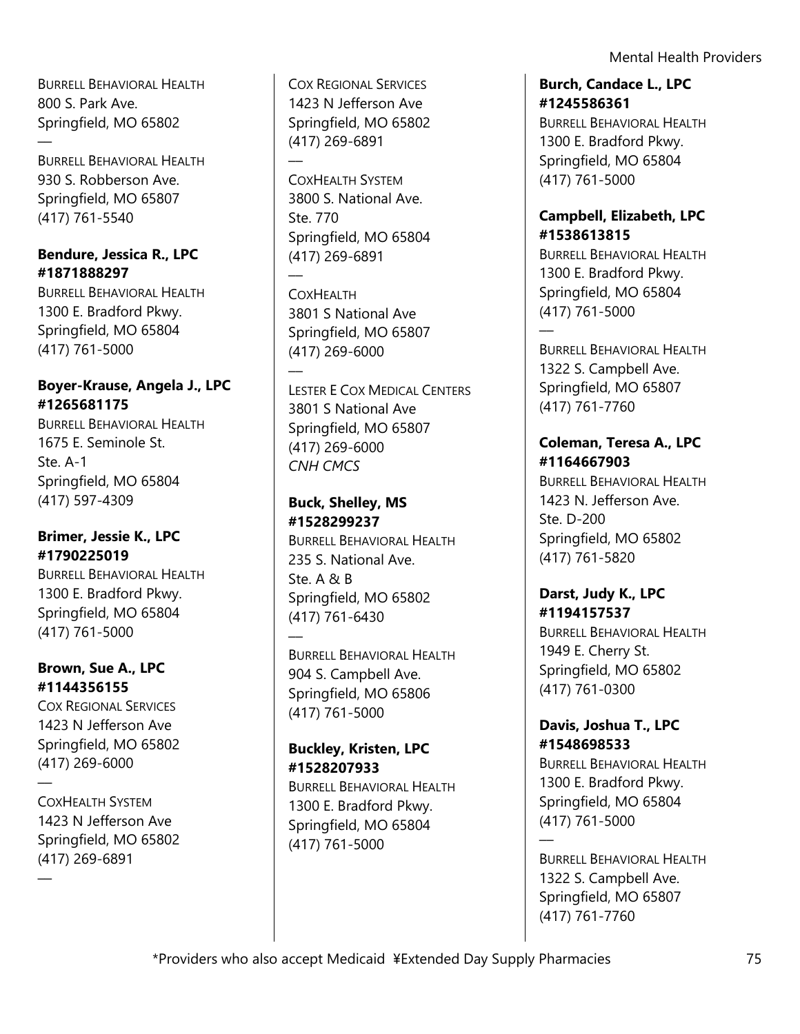BURRELL BEHAVIORAL HEALTH
800 S. Park Ave.
Springfield, MO 65802

—

BURRELL BEHAVIORAL HEALTH
930 S. Robberson Ave.
Springfield, MO 65807
(417) 761-5540

**Bendure, Jessica R., LPC #1871888297**
BURRELL BEHAVIORAL HEALTH
1300 E. Bradford Pkwy.
Springfield, MO 65804
(417) 761-5000

**Boyer-Krause, Angela J., LPC #1265681175**
BURRELL BEHAVIORAL HEALTH
1675 E. Seminole St.
Ste. A-1
Springfield, MO 65804
(417) 597-4309

**Brimer, Jessie K., LPC #1790225019**
BURRELL BEHAVIORAL HEALTH
1300 E. Bradford Pkwy.
Springfield, MO 65804
(417) 761-5000

**Brown, Sue A., LPC #1144356155**
COX REGIONAL SERVICES
1423 N Jefferson Ave
Springfield, MO 65802
(417) 269-6000

—

COXHEALTH SYSTEM
1423 N Jefferson Ave
Springfield, MO 65802
(417) 269-6891

—

COX REGIONAL SERVICES
1423 N Jefferson Ave
Springfield, MO 65802
(417) 269-6891

—

COXHEALTH SYSTEM
3800 S. National Ave.
Ste. 770
Springfield, MO 65804
(417) 269-6891

—

COXHEALTH
3801 S National Ave
Springfield, MO 65807
(417) 269-6000

—

LESTER E COX MEDICAL CENTERS
3801 S National Ave
Springfield, MO 65807
(417) 269-6000
*CNH CMCS*

**Buck, Shelley, MS #1528299237**
BURRELL BEHAVIORAL HEALTH
235 S. National Ave.
Ste. A & B
Springfield, MO 65802
(417) 761-6430

—

BURRELL BEHAVIORAL HEALTH
904 S. Campbell Ave.
Springfield, MO 65806
(417) 761-5000

**Buckley, Kristen, LPC #1528207933**
BURRELL BEHAVIORAL HEALTH
1300 E. Bradford Pkwy.
Springfield, MO 65804
(417) 761-5000

**Burch, Candace L., LPC #1245586361**
BURRELL BEHAVIORAL HEALTH
1300 E. Bradford Pkwy.
Springfield, MO 65804
(417) 761-5000

**Campbell, Elizabeth, LPC #1538613815**
BURRELL BEHAVIORAL HEALTH
1300 E. Bradford Pkwy.
Springfield, MO 65804
(417) 761-5000

—

BURRELL BEHAVIORAL HEALTH
1322 S. Campbell Ave.
Springfield, MO 65807
(417) 761-7760

**Coleman, Teresa A., LPC #1164667903**
BURRELL BEHAVIORAL HEALTH
1423 N. Jefferson Ave.
Ste. D-200
Springfield, MO 65802
(417) 761-5820

**Darst, Judy K., LPC #1194157537**
BURRELL BEHAVIORAL HEALTH
1949 E. Cherry St.
Springfield, MO 65802
(417) 761-0300

**Davis, Joshua T., LPC #1548698533**
BURRELL BEHAVIORAL HEALTH
1300 E. Bradford Pkwy.
Springfield, MO 65804
(417) 761-5000

—

BURRELL BEHAVIORAL HEALTH
1322 S. Campbell Ave.
Springfield, MO 65807
(417) 761-7760

*Providers who also accept Medicaid ¥Extended Day Supply Pharmacies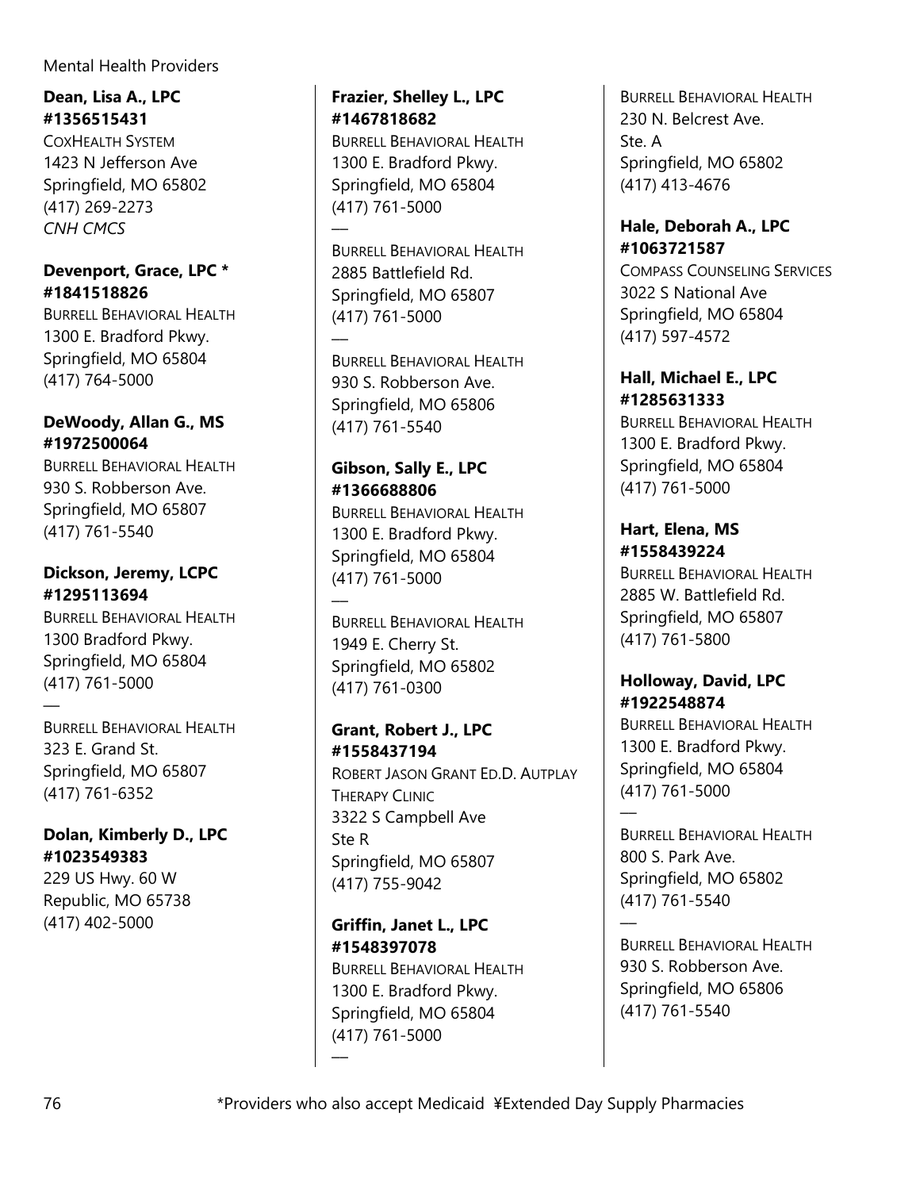**Dean, Lisa A., LPC #1356515431**
CoxHealth System
1423 N Jefferson Ave
Springfield, MO 65802
(417) 269-2273
*CNH CMCS*

**Devenport, Grace, LPC * #1841518826**
Burrell Behavioral Health
1300 E. Bradford Pkwy.
Springfield, MO 65804
(417) 764-5000

**DeWoody, Allan G., MS #1972500064**
Burrell Behavioral Health
930 S. Robberson Ave.
Springfield, MO 65807
(417) 761-5540

**Dickson, Jeremy, LCPC #1295113694**
Burrell Behavioral Health
1300 Bradford Pkwy.
Springfield, MO 65804
(417) 761-5000
—
Burrell Behavioral Health
323 E. Grand St.
Springfield, MO 65807
(417) 761-6352

**Dolan, Kimberly D., LPC #1023549383**
229 US Hwy. 60 W
Republic, MO 65738
(417) 402-5000

**Frazier, Shelley L., LPC #1467818682**
Burrell Behavioral Health
1300 E. Bradford Pkwy.
Springfield, MO 65804
(417) 761-5000
—
Burrell Behavioral Health
2885 Battlefield Rd.
Springfield, MO 65807
(417) 761-5000
—
Burrell Behavioral Health
930 S. Robberson Ave.
Springfield, MO 65806
(417) 761-5540

**Gibson, Sally E., LPC #1366688806**
Burrell Behavioral Health
1300 E. Bradford Pkwy.
Springfield, MO 65804
(417) 761-5000
—
Burrell Behavioral Health
1949 E. Cherry St.
Springfield, MO 65802
(417) 761-0300

**Grant, Robert J., LPC #1558437194**
Robert Jason Grant Ed.D. AutPlay Therapy Clinic
3322 S Campbell Ave
Ste R
Springfield, MO 65807
(417) 755-9042

**Griffin, Janet L., LPC #1548397078**
Burrell Behavioral Health
1300 E. Bradford Pkwy.
Springfield, MO 65804
(417) 761-5000
—
Burrell Behavioral Health
230 N. Belcrest Ave.
Ste. A
Springfield, MO 65802
(417) 413-4676

**Hale, Deborah A., LPC #1063721587**
Compass Counseling Services
3022 S National Ave
Springfield, MO 65804
(417) 597-4572

**Hall, Michael E., LPC #1285631333**
Burrell Behavioral Health
1300 E. Bradford Pkwy.
Springfield, MO 65804
(417) 761-5000

**Hart, Elena, MS #1558439224**
Burrell Behavioral Health
2885 W. Battlefield Rd.
Springfield, MO 65807
(417) 761-5800

**Holloway, David, LPC #1922548874**
Burrell Behavioral Health
1300 E. Bradford Pkwy.
Springfield, MO 65804
(417) 761-5000
—
Burrell Behavioral Health
800 S. Park Ave.
Springfield, MO 65802
(417) 761-5540
—
Burrell Behavioral Health
930 S. Robberson Ave.
Springfield, MO 65806
(417) 761-5540

*Providers who also accept Medicaid ¥Extended Day Supply Pharmacies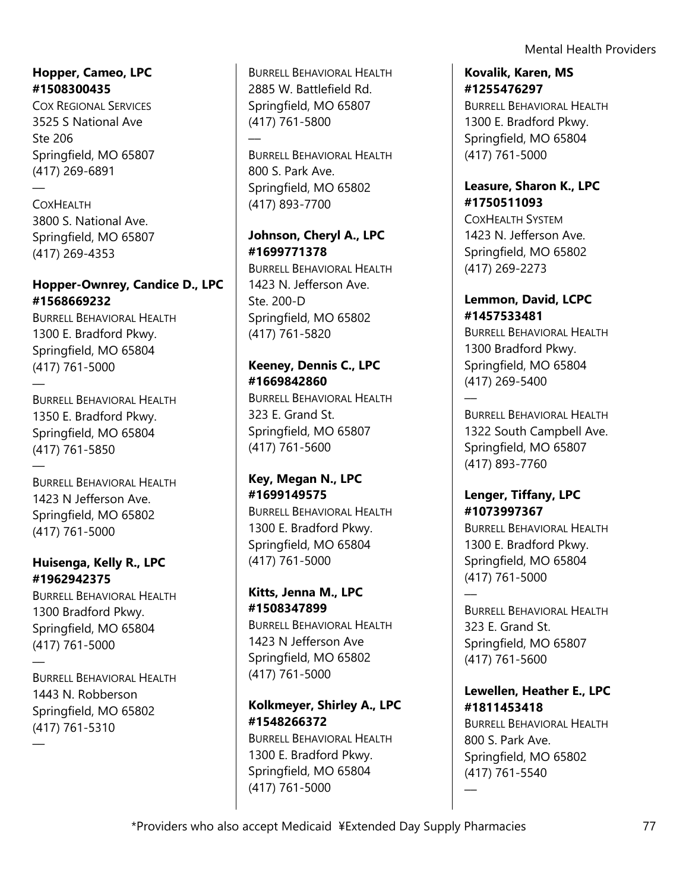**Hopper, Cameo, LPC**
**#1508300435**
COX REGIONAL SERVICES
3525 S National Ave
Ste 206
Springfield, MO 65807
(417) 269-6891

---

COXHEALTH
3800 S. National Ave.
Springfield, MO 65807
(417) 269-4353

**Hopper-Ownrey, Candice D., LPC**
**#1568669232**
BURRELL BEHAVIORAL HEALTH
1300 E. Bradford Pkwy.
Springfield, MO 65804
(417) 761-5000

---

BURRELL BEHAVIORAL HEALTH
1350 E. Bradford Pkwy.
Springfield, MO 65804
(417) 761-5850

---

BURRELL BEHAVIORAL HEALTH
1423 N Jefferson Ave.
Springfield, MO 65802
(417) 761-5000

**Huisenga, Kelly R., LPC**
**#1962942375**
BURRELL BEHAVIORAL HEALTH
1300 Bradford Pkwy.
Springfield, MO 65804
(417) 761-5000

---

BURRELL BEHAVIORAL HEALTH
1443 N. Robberson
Springfield, MO 65802
(417) 761-5310

---

BURRELL BEHAVIORAL HEALTH
2885 W. Battlefield Rd.
Springfield, MO 65807
(417) 761-5800

---

BURRELL BEHAVIORAL HEALTH
800 S. Park Ave.
Springfield, MO 65802
(417) 893-7700

**Johnson, Cheryl A., LPC**
**#1699771378**
BURRELL BEHAVIORAL HEALTH
1423 N. Jefferson Ave.
Ste. 200-D
Springfield, MO 65802
(417) 761-5820

**Keeney, Dennis C., LPC**
**#1669842860**
BURRELL BEHAVIORAL HEALTH
323 E. Grand St.
Springfield, MO 65807
(417) 761-5600

**Key, Megan N., LPC**
**#1699149575**
BURRELL BEHAVIORAL HEALTH
1300 E. Bradford Pkwy.
Springfield, MO 65804
(417) 761-5000

**Kitts, Jenna M., LPC**
**#1508347899**
BURRELL BEHAVIORAL HEALTH
1423 N Jefferson Ave
Springfield, MO 65802
(417) 761-5000

**Kolkmeyer, Shirley A., LPC**
**#1548266372**
BURRELL BEHAVIORAL HEALTH
1300 E. Bradford Pkwy.
Springfield, MO 65804
(417) 761-5000

**Kovalik, Karen, MS**
**#1255476297**
BURRELL BEHAVIORAL HEALTH
1300 E. Bradford Pkwy.
Springfield, MO 65804
(417) 761-5000

**Leasure, Sharon K., LPC**
**#1750511093**
COXHEALTH SYSTEM
1423 N. Jefferson Ave.
Springfield, MO 65802
(417) 269-2273

**Lemmon, David, LCPC**
**#1457533481**
BURRELL BEHAVIORAL HEALTH
1300 Bradford Pkwy.
Springfield, MO 65804
(417) 269-5400

---

BURRELL BEHAVIORAL HEALTH
1322 South Campbell Ave.
Springfield, MO 65807
(417) 893-7760

**Lenger, Tiffany, LPC**
**#1073997367**
BURRELL BEHAVIORAL HEALTH
1300 E. Bradford Pkwy.
Springfield, MO 65804
(417) 761-5000

---

BURRELL BEHAVIORAL HEALTH
323 E. Grand St.
Springfield, MO 65807
(417) 761-5600

**Lewellen, Heather E., LPC**
**#1811453418**
BURRELL BEHAVIORAL HEALTH
800 S. Park Ave.
Springfield, MO 65802
(417) 761-5540

---

*Providers who also accept Medicaid ¥Extended Day Supply Pharmacies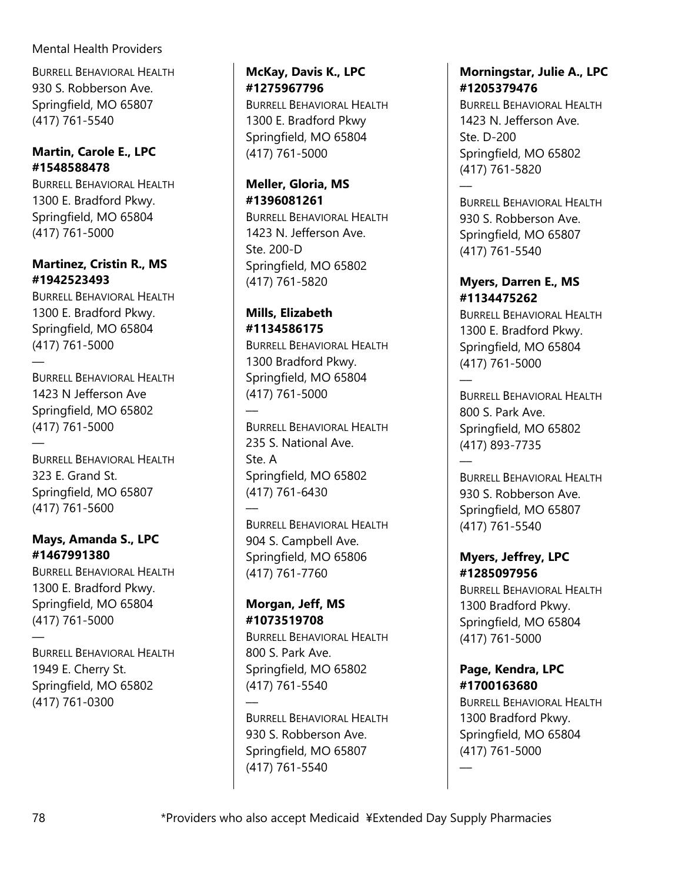BURRELL BEHAVIORAL HEALTH
930 S. Robberson Ave.
Springfield, MO 65807
(417) 761-5540

**Martin, Carole E., LPC #1548588478**
BURRELL BEHAVIORAL HEALTH
1300 E. Bradford Pkwy.
Springfield, MO 65804
(417) 761-5000

**Martinez, Cristin R., MS #1942523493**
BURRELL BEHAVIORAL HEALTH
1300 E. Bradford Pkwy.
Springfield, MO 65804
(417) 761-5000

—

BURRELL BEHAVIORAL HEALTH
1423 N Jefferson Ave
Springfield, MO 65802
(417) 761-5000

—

BURRELL BEHAVIORAL HEALTH
323 E. Grand St.
Springfield, MO 65807
(417) 761-5600

**Mays, Amanda S., LPC #1467991380**
BURRELL BEHAVIORAL HEALTH
1300 E. Bradford Pkwy.
Springfield, MO 65804
(417) 761-5000

—

BURRELL BEHAVIORAL HEALTH
1949 E. Cherry St.
Springfield, MO 65802
(417) 761-0300

**McKay, Davis K., LPC #1275967796**
BURRELL BEHAVIORAL HEALTH
1300 E. Bradford Pkwy
Springfield, MO 65804
(417) 761-5000

**Meller, Gloria, MS #1396081261**
BURRELL BEHAVIORAL HEALTH
1423 N. Jefferson Ave.
Ste. 200-D
Springfield, MO 65802
(417) 761-5820

**Mills, Elizabeth #1134586175**
BURRELL BEHAVIORAL HEALTH
1300 Bradford Pkwy.
Springfield, MO 65804
(417) 761-5000

—

BURRELL BEHAVIORAL HEALTH
235 S. National Ave.
Ste. A
Springfield, MO 65802
(417) 761-6430

—

BURRELL BEHAVIORAL HEALTH
904 S. Campbell Ave.
Springfield, MO 65806
(417) 761-7760

**Morgan, Jeff, MS #1073519708**
BURRELL BEHAVIORAL HEALTH
800 S. Park Ave.
Springfield, MO 65802
(417) 761-5540

—

BURRELL BEHAVIORAL HEALTH
930 S. Robberson Ave.
Springfield, MO 65807
(417) 761-5540

**Morningstar, Julie A., LPC #1205379476**
BURRELL BEHAVIORAL HEALTH
1423 N. Jefferson Ave.
Ste. D-200
Springfield, MO 65802
(417) 761-5820

—

BURRELL BEHAVIORAL HEALTH
930 S. Robberson Ave.
Springfield, MO 65807
(417) 761-5540

**Myers, Darren E., MS #1134475262**
BURRELL BEHAVIORAL HEALTH
1300 E. Bradford Pkwy.
Springfield, MO 65804
(417) 761-5000

—

BURRELL BEHAVIORAL HEALTH
800 S. Park Ave.
Springfield, MO 65802
(417) 893-7735

—

BURRELL BEHAVIORAL HEALTH
930 S. Robberson Ave.
Springfield, MO 65807
(417) 761-5540

**Myers, Jeffrey, LPC #1285097956**
BURRELL BEHAVIORAL HEALTH
1300 Bradford Pkwy.
Springfield, MO 65804
(417) 761-5000

**Page, Kendra, LPC #1700163680**
BURRELL BEHAVIORAL HEALTH
1300 Bradford Pkwy.
Springfield, MO 65804
(417) 761-5000

—

*Providers who also accept Medicaid ¥Extended Day Supply Pharmacies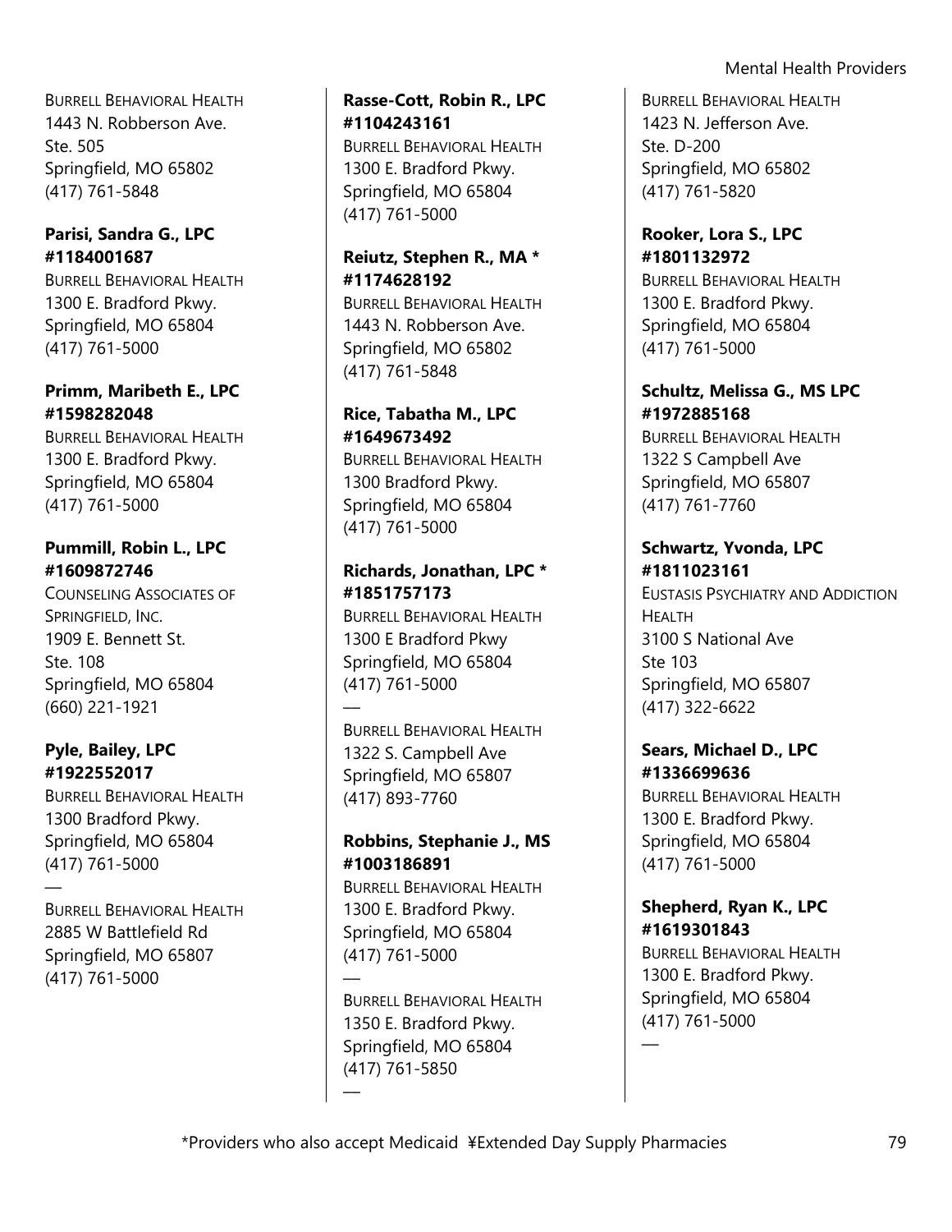BURRELL BEHAVIORAL HEALTH
1443 N. Robberson Ave.
Ste. 505
Springfield, MO 65802
(417) 761-5848

**Parisi, Sandra G., LPC**
**#1184001687**
BURRELL BEHAVIORAL HEALTH
1300 E. Bradford Pkwy.
Springfield, MO 65804
(417) 761-5000

**Primm, Maribeth E., LPC**
**#1598282048**
BURRELL BEHAVIORAL HEALTH
1300 E. Bradford Pkwy.
Springfield, MO 65804
(417) 761-5000

**Pummill, Robin L., LPC**
**#1609872746**
COUNSELING ASSOCIATES OF SPRINGFIELD, INC.
1909 E. Bennett St.
Ste. 108
Springfield, MO 65804
(660) 221-1921

**Pyle, Bailey, LPC**
**#1922552017**
BURRELL BEHAVIORAL HEALTH
1300 Bradford Pkwy.
Springfield, MO 65804
(417) 761-5000

—

BURRELL BEHAVIORAL HEALTH
2885 W Battlefield Rd
Springfield, MO 65807
(417) 761-5000

**Rasse-Cott, Robin R., LPC**
**#1104243161**
BURRELL BEHAVIORAL HEALTH
1300 E. Bradford Pkwy.
Springfield, MO 65804
(417) 761-5000

**Reiutz, Stephen R., MA ***
**#1174628192**
BURRELL BEHAVIORAL HEALTH
1443 N. Robberson Ave.
Springfield, MO 65802
(417) 761-5848

**Rice, Tabatha M., LPC**
**#1649673492**
BURRELL BEHAVIORAL HEALTH
1300 Bradford Pkwy.
Springfield, MO 65804
(417) 761-5000

**Richards, Jonathan, LPC ***
**#1851757173**
BURRELL BEHAVIORAL HEALTH
1300 E Bradford Pkwy
Springfield, MO 65804
(417) 761-5000

—

BURRELL BEHAVIORAL HEALTH
1322 S. Campbell Ave
Springfield, MO 65807
(417) 893-7760

**Robbins, Stephanie J., MS**
**#1003186891**
BURRELL BEHAVIORAL HEALTH
1300 E. Bradford Pkwy.
Springfield, MO 65804
(417) 761-5000

—

BURRELL BEHAVIORAL HEALTH
1350 E. Bradford Pkwy.
Springfield, MO 65804
(417) 761-5850

—

BURRELL BEHAVIORAL HEALTH
1423 N. Jefferson Ave.
Ste. D-200
Springfield, MO 65802
(417) 761-5820

**Rooker, Lora S., LPC**
**#1801132972**
BURRELL BEHAVIORAL HEALTH
1300 E. Bradford Pkwy.
Springfield, MO 65804
(417) 761-5000

**Schultz, Melissa G., MS LPC**
**#1972885168**
BURRELL BEHAVIORAL HEALTH
1322 S Campbell Ave
Springfield, MO 65807
(417) 761-7760

**Schwartz, Yvonda, LPC**
**#1811023161**
EUSTASIS PSYCHIATRY AND ADDICTION HEALTH
3100 S National Ave
Ste 103
Springfield, MO 65807
(417) 322-6622

**Sears, Michael D., LPC**
**#1336699636**
BURRELL BEHAVIORAL HEALTH
1300 E. Bradford Pkwy.
Springfield, MO 65804
(417) 761-5000

**Shepherd, Ryan K., LPC**
**#1619301843**
BURRELL BEHAVIORAL HEALTH
1300 E. Bradford Pkwy.
Springfield, MO 65804
(417) 761-5000

—

*Providers who also accept Medicaid ¥Extended Day Supply Pharmacies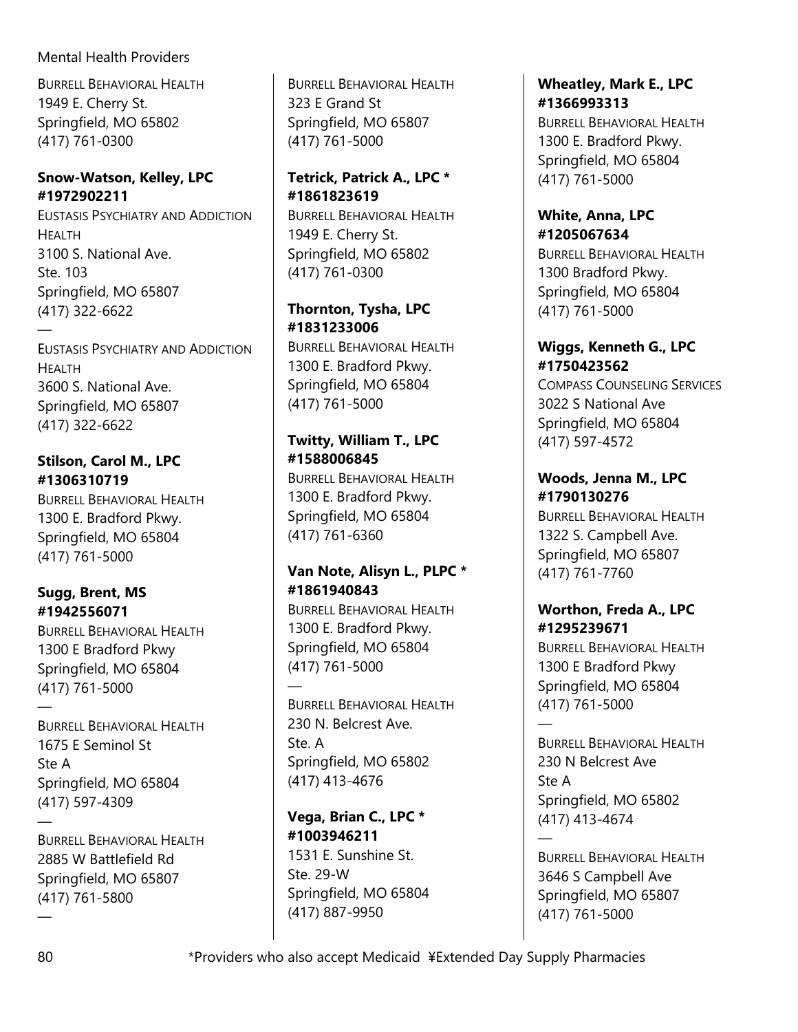BURRELL BEHAVIORAL HEALTH
1949 E. Cherry St.
Springfield, MO 65802
(417) 761-0300

**Snow-Watson, Kelley, LPC**
**#1972902211**
EUSTASIS PSYCHIATRY AND ADDICTION HEALTH
3100 S. National Ave.
Ste. 103
Springfield, MO 65807
(417) 322-6622
—
EUSTASIS PSYCHIATRY AND ADDICTION HEALTH
3600 S. National Ave.
Springfield, MO 65807
(417) 322-6622

**Stilson, Carol M., LPC**
**#1306310719**
BURRELL BEHAVIORAL HEALTH
1300 E. Bradford Pkwy.
Springfield, MO 65804
(417) 761-5000

**Sugg, Brent, MS**
**#1942556071**
BURRELL BEHAVIORAL HEALTH
1300 E Bradford Pkwy
Springfield, MO 65804
(417) 761-5000
—
BURRELL BEHAVIORAL HEALTH
1675 E Seminol St
Ste A
Springfield, MO 65804
(417) 597-4309
—
BURRELL BEHAVIORAL HEALTH
2885 W Battlefield Rd
Springfield, MO 65807
(417) 761-5800
—
BURRELL BEHAVIORAL HEALTH
323 E Grand St
Springfield, MO 65807
(417) 761-5000

**Tetrick, Patrick A., LPC \***
**#1861823619**
BURRELL BEHAVIORAL HEALTH
1949 E. Cherry St.
Springfield, MO 65802
(417) 761-0300

**Thornton, Tysha, LPC**
**#1831233006**
BURRELL BEHAVIORAL HEALTH
1300 E. Bradford Pkwy.
Springfield, MO 65804
(417) 761-5000

**Twitty, William T., LPC**
**#1588006845**
BURRELL BEHAVIORAL HEALTH
1300 E. Bradford Pkwy.
Springfield, MO 65804
(417) 761-6360

**Van Note, Alisyn L., PLPC \***
**#1861940843**
BURRELL BEHAVIORAL HEALTH
1300 E. Bradford Pkwy.
Springfield, MO 65804
(417) 761-5000
—
BURRELL BEHAVIORAL HEALTH
230 N. Belcrest Ave.
Ste. A
Springfield, MO 65802
(417) 413-4676

**Vega, Brian C., LPC \***
**#1003946211**
1531 E. Sunshine St.
Ste. 29-W
Springfield, MO 65804
(417) 887-9950

**Wheatley, Mark E., LPC**
**#1366993313**
BURRELL BEHAVIORAL HEALTH
1300 E. Bradford Pkwy.
Springfield, MO 65804
(417) 761-5000

**White, Anna, LPC**
**#1205067634**
BURRELL BEHAVIORAL HEALTH
1300 Bradford Pkwy.
Springfield, MO 65804
(417) 761-5000

**Wiggs, Kenneth G., LPC**
**#1750423562**
COMPASS COUNSELING SERVICES
3022 S National Ave
Springfield, MO 65804
(417) 597-4572

**Woods, Jenna M., LPC**
**#1790130276**
BURRELL BEHAVIORAL HEALTH
1322 S. Campbell Ave.
Springfield, MO 65807
(417) 761-7760

**Worthon, Freda A., LPC**
**#1295239671**
BURRELL BEHAVIORAL HEALTH
1300 E Bradford Pkwy
Springfield, MO 65804
(417) 761-5000
—
BURRELL BEHAVIORAL HEALTH
230 N Belcrest Ave
Ste A
Springfield, MO 65802
(417) 413-4674
—
BURRELL BEHAVIORAL HEALTH
3646 S Campbell Ave
Springfield, MO 65807
(417) 761-5000

\*Providers who also accept Medicaid ¥Extended Day Supply Pharmacies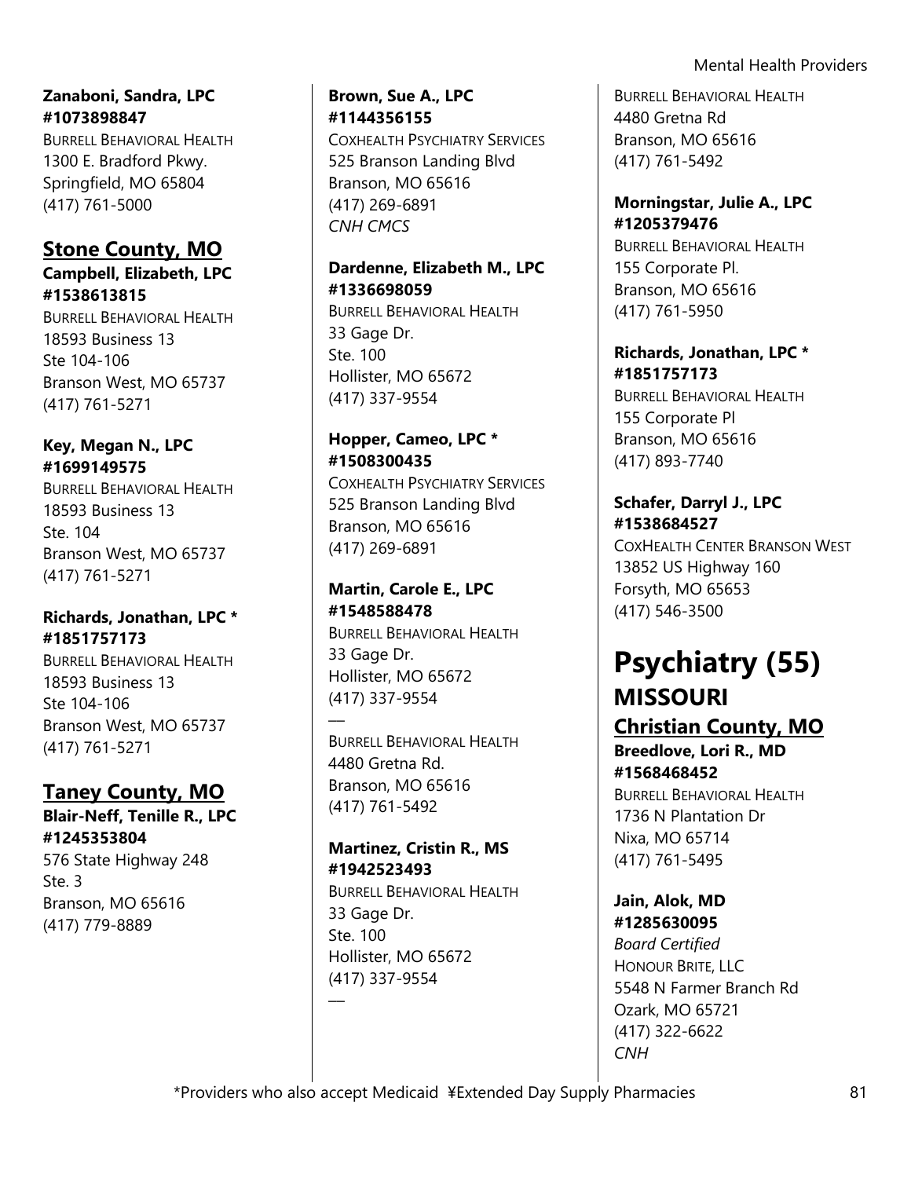**Zanaboni, Sandra, LPC #1073898847**
BURRELL BEHAVIORAL HEALTH
1300 E. Bradford Pkwy.
Springfield, MO 65804
(417) 761-5000

## Stone County, MO

**Campbell, Elizabeth, LPC #1538613815**
BURRELL BEHAVIORAL HEALTH
18593 Business 13
Ste 104-106
Branson West, MO 65737
(417) 761-5271

**Key, Megan N., LPC #1699149575**
BURRELL BEHAVIORAL HEALTH
18593 Business 13
Ste. 104
Branson West, MO 65737
(417) 761-5271

**Richards, Jonathan, LPC * #1851757173**
BURRELL BEHAVIORAL HEALTH
18593 Business 13
Ste 104-106
Branson West, MO 65737
(417) 761-5271

## Taney County, MO

**Blair-Neff, Tenille R., LPC #1245353804**
576 State Highway 248
Ste. 3
Branson, MO 65616
(417) 779-8889

**Brown, Sue A., LPC #1144356155**
COXHEALTH PSYCHIATRY SERVICES
525 Branson Landing Blvd
Branson, MO 65616
(417) 269-6891
*CNH CMCS*

**Dardenne, Elizabeth M., LPC #1336698059**
BURRELL BEHAVIORAL HEALTH
33 Gage Dr.
Ste. 100
Hollister, MO 65672
(417) 337-9554

**Hopper, Cameo, LPC * #1508300435**
COXHEALTH PSYCHIATRY SERVICES
525 Branson Landing Blvd
Branson, MO 65616
(417) 269-6891

**Martin, Carole E., LPC #1548588478**
BURRELL BEHAVIORAL HEALTH
33 Gage Dr.
Hollister, MO 65672
(417) 337-9554

—

BURRELL BEHAVIORAL HEALTH
4480 Gretna Rd.
Branson, MO 65616
(417) 761-5492

**Martinez, Cristin R., MS #1942523493**
BURRELL BEHAVIORAL HEALTH
33 Gage Dr.
Ste. 100
Hollister, MO 65672
(417) 337-9554

—

BURRELL BEHAVIORAL HEALTH
4480 Gretna Rd
Branson, MO 65616
(417) 761-5492

**Morningstar, Julie A., LPC #1205379476**
BURRELL BEHAVIORAL HEALTH
155 Corporate Pl.
Branson, MO 65616
(417) 761-5950

**Richards, Jonathan, LPC * #1851757173**
BURRELL BEHAVIORAL HEALTH
155 Corporate Pl
Branson, MO 65616
(417) 893-7740

**Schafer, Darryl J., LPC #1538684527**
COXHEALTH CENTER BRANSON WEST
13852 US Highway 160
Forsyth, MO 65653
(417) 546-3500

# Psychiatry (55)

## MISSOURI

## Christian County, MO

**Breedlove, Lori R., MD #1568468452**
BURRELL BEHAVIORAL HEALTH
1736 N Plantation Dr
Nixa, MO 65714
(417) 761-5495

**Jain, Alok, MD #1285630095**
*Board Certified*
HONOUR BRITE, LLC
5548 N Farmer Branch Rd
Ozark, MO 65721
(417) 322-6622
*CNH*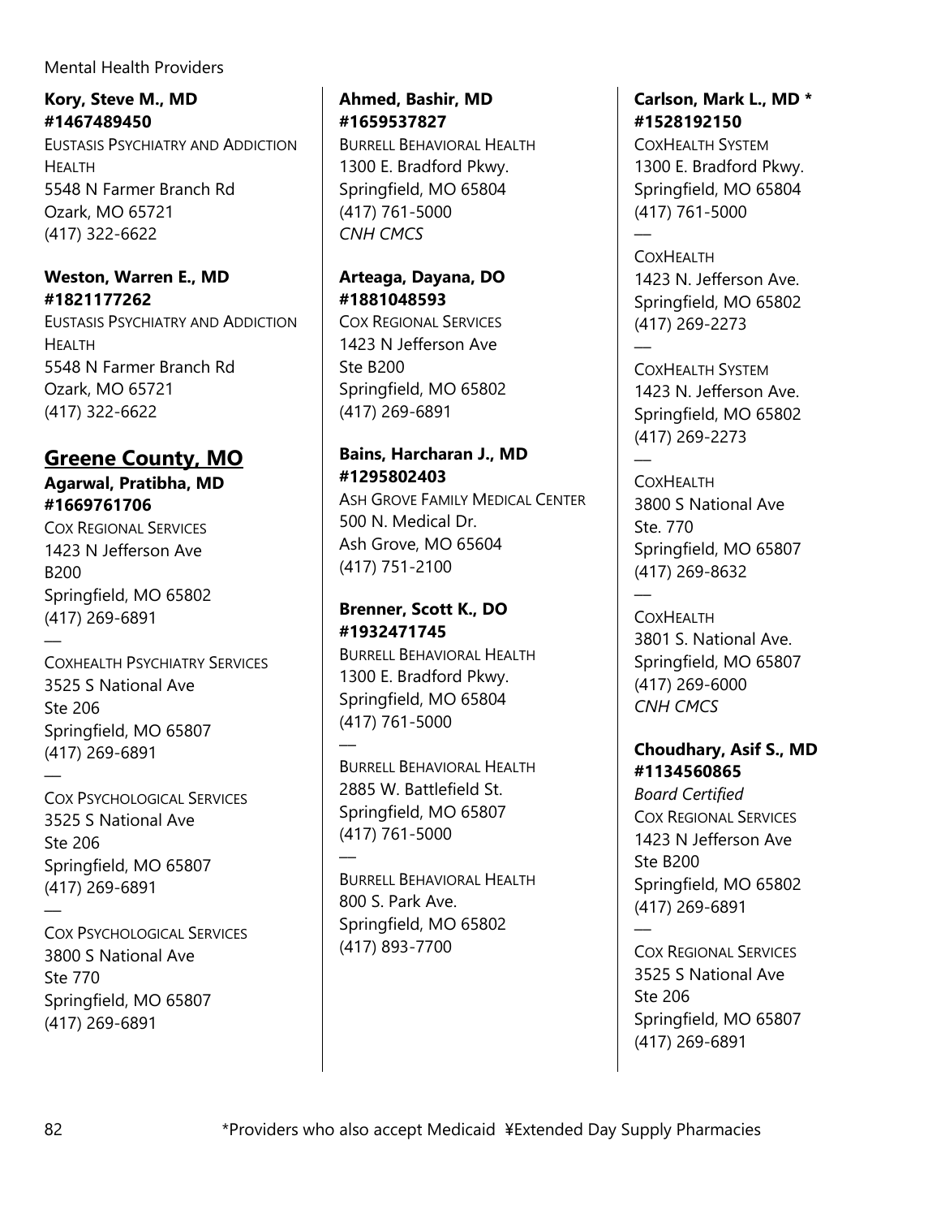**Kory, Steve M., MD**
**#1467489450**
Eustasis Psychiatry and Addiction Health
5548 N Farmer Branch Rd
Ozark, MO 65721
(417) 322-6622

**Weston, Warren E., MD**
**#1821177262**
Eustasis Psychiatry and Addiction Health
5548 N Farmer Branch Rd
Ozark, MO 65721
(417) 322-6622

## Greene County, MO

**Agarwal, Pratibha, MD**
**#1669761706**
Cox Regional Services
1423 N Jefferson Ave
B200
Springfield, MO 65802
(417) 269-6891

—

CoxHealth Psychiatry Services
3525 S National Ave
Ste 206
Springfield, MO 65807
(417) 269-6891

—

Cox Psychological Services
3525 S National Ave
Ste 206
Springfield, MO 65807
(417) 269-6891

—

Cox Psychological Services
3800 S National Ave
Ste 770
Springfield, MO 65807
(417) 269-6891

**Ahmed, Bashir, MD**
**#1659537827**
Burrell Behavioral Health
1300 E. Bradford Pkwy.
Springfield, MO 65804
(417) 761-5000
*CNH CMCS*

**Arteaga, Dayana, DO**
**#1881048593**
Cox Regional Services
1423 N Jefferson Ave
Ste B200
Springfield, MO 65802
(417) 269-6891

**Bains, Harcharan J., MD**
**#1295802403**
Ash Grove Family Medical Center
500 N. Medical Dr.
Ash Grove, MO 65604
(417) 751-2100

**Brenner, Scott K., DO**
**#1932471745**
Burrell Behavioral Health
1300 E. Bradford Pkwy.
Springfield, MO 65804
(417) 761-5000

—

Burrell Behavioral Health
2885 W. Battlefield St.
Springfield, MO 65807
(417) 761-5000

—

Burrell Behavioral Health
800 S. Park Ave.
Springfield, MO 65802
(417) 893-7700

**Carlson, Mark L., MD ***
**#1528192150**
CoxHealth System
1300 E. Bradford Pkwy.
Springfield, MO 65804
(417) 761-5000

—

CoxHealth
1423 N. Jefferson Ave.
Springfield, MO 65802
(417) 269-2273

—

CoxHealth System
1423 N. Jefferson Ave.
Springfield, MO 65802
(417) 269-2273

—

CoxHealth
3800 S National Ave
Ste. 770
Springfield, MO 65807
(417) 269-8632

—

CoxHealth
3801 S. National Ave.
Springfield, MO 65807
(417) 269-6000
*CNH CMCS*

**Choudhary, Asif S., MD**
**#1134560865**
*Board Certified*
Cox Regional Services
1423 N Jefferson Ave
Ste B200
Springfield, MO 65802
(417) 269-6891

—

Cox Regional Services
3525 S National Ave
Ste 206
Springfield, MO 65807
(417) 269-6891

*Providers who also accept Medicaid ¥Extended Day Supply Pharmacies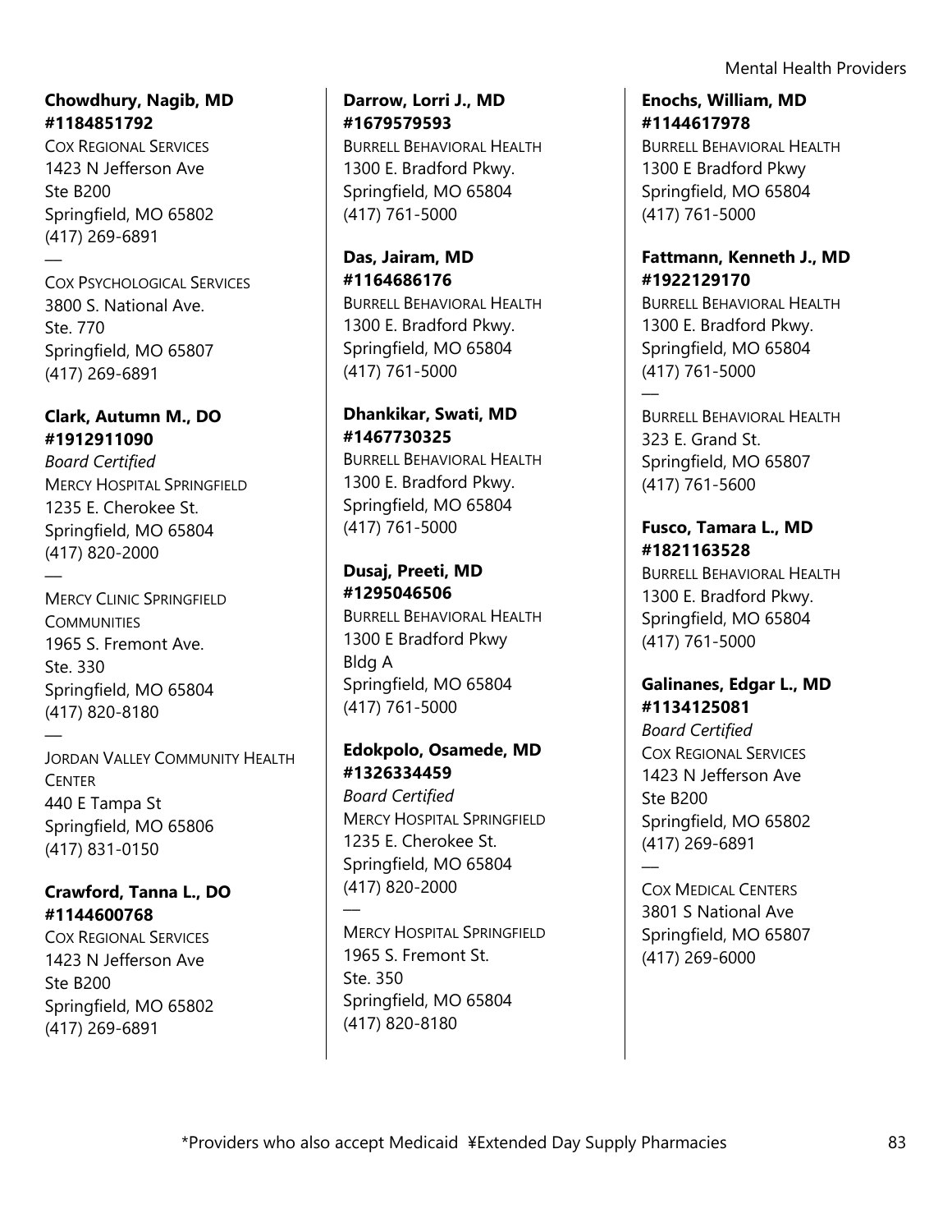**Chowdhury, Nagib, MD**
**#1184851792**
COX REGIONAL SERVICES
1423 N Jefferson Ave
Ste B200
Springfield, MO 65802
(417) 269-6891

—

COX PSYCHOLOGICAL SERVICES
3800 S. National Ave.
Ste. 770
Springfield, MO 65807
(417) 269-6891

**Clark, Autumn M., DO**
**#1912911090**
*Board Certified*
MERCY HOSPITAL SPRINGFIELD
1235 E. Cherokee St.
Springfield, MO 65804
(417) 820-2000

—

MERCY CLINIC SPRINGFIELD COMMUNITIES
1965 S. Fremont Ave.
Ste. 330
Springfield, MO 65804
(417) 820-8180

—

JORDAN VALLEY COMMUNITY HEALTH CENTER
440 E Tampa St
Springfield, MO 65806
(417) 831-0150

**Crawford, Tanna L., DO**
**#1144600768**
COX REGIONAL SERVICES
1423 N Jefferson Ave
Ste B200
Springfield, MO 65802
(417) 269-6891

**Darrow, Lorri J., MD**
**#1679579593**
BURRELL BEHAVIORAL HEALTH
1300 E. Bradford Pkwy.
Springfield, MO 65804
(417) 761-5000

**Das, Jairam, MD**
**#1164686176**
BURRELL BEHAVIORAL HEALTH
1300 E. Bradford Pkwy.
Springfield, MO 65804
(417) 761-5000

**Dhankikar, Swati, MD**
**#1467730325**
BURRELL BEHAVIORAL HEALTH
1300 E. Bradford Pkwy.
Springfield, MO 65804
(417) 761-5000

**Dusaj, Preeti, MD**
**#1295046506**
BURRELL BEHAVIORAL HEALTH
1300 E Bradford Pkwy
Bldg A
Springfield, MO 65804
(417) 761-5000

**Edokpolo, Osamede, MD**
**#1326334459**
*Board Certified*
MERCY HOSPITAL SPRINGFIELD
1235 E. Cherokee St.
Springfield, MO 65804
(417) 820-2000

—

MERCY HOSPITAL SPRINGFIELD
1965 S. Fremont St.
Ste. 350
Springfield, MO 65804
(417) 820-8180

**Enochs, William, MD**
**#1144617978**
BURRELL BEHAVIORAL HEALTH
1300 E Bradford Pkwy
Springfield, MO 65804
(417) 761-5000

**Fattmann, Kenneth J., MD**
**#1922129170**
BURRELL BEHAVIORAL HEALTH
1300 E. Bradford Pkwy.
Springfield, MO 65804
(417) 761-5000

—

BURRELL BEHAVIORAL HEALTH
323 E. Grand St.
Springfield, MO 65807
(417) 761-5600

**Fusco, Tamara L., MD**
**#1821163528**
BURRELL BEHAVIORAL HEALTH
1300 E. Bradford Pkwy.
Springfield, MO 65804
(417) 761-5000

**Galinanes, Edgar L., MD**
**#1134125081**
*Board Certified*
COX REGIONAL SERVICES
1423 N Jefferson Ave
Ste B200
Springfield, MO 65802
(417) 269-6891

—

COX MEDICAL CENTERS
3801 S National Ave
Springfield, MO 65807
(417) 269-6000

*Providers who also accept Medicaid ¥Extended Day Supply Pharmacies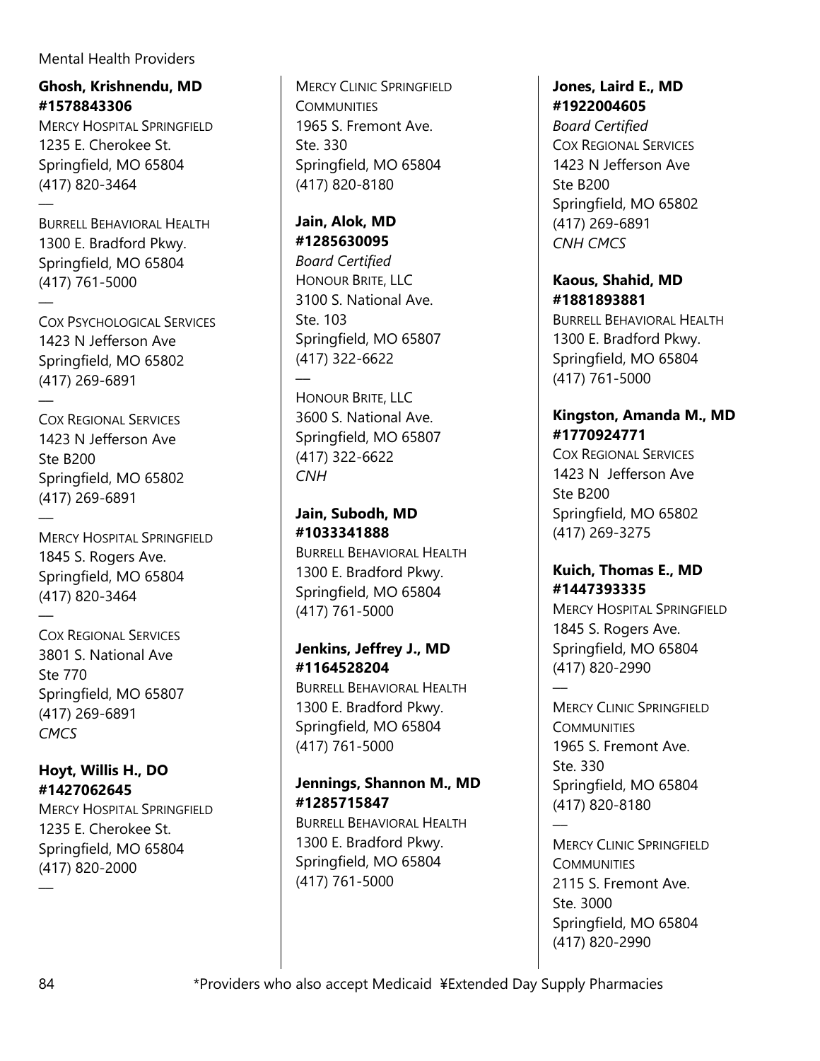**Ghosh, Krishnendu, MD**
**#1578843306**
MERCY HOSPITAL SPRINGFIELD
1235 E. Cherokee St.
Springfield, MO 65804
(417) 820-3464

—

BURRELL BEHAVIORAL HEALTH
1300 E. Bradford Pkwy.
Springfield, MO 65804
(417) 761-5000

—

COX PSYCHOLOGICAL SERVICES
1423 N Jefferson Ave
Springfield, MO 65802
(417) 269-6891

—

COX REGIONAL SERVICES
1423 N Jefferson Ave
Ste B200
Springfield, MO 65802
(417) 269-6891

—

MERCY HOSPITAL SPRINGFIELD
1845 S. Rogers Ave.
Springfield, MO 65804
(417) 820-3464

—

COX REGIONAL SERVICES
3801 S. National Ave
Ste 770
Springfield, MO 65807
(417) 269-6891
*CMCS*

**Hoyt, Willis H., DO**
**#1427062645**
MERCY HOSPITAL SPRINGFIELD
1235 E. Cherokee St.
Springfield, MO 65804
(417) 820-2000

—

MERCY CLINIC SPRINGFIELD COMMUNITIES
1965 S. Fremont Ave.
Ste. 330
Springfield, MO 65804
(417) 820-8180

**Jain, Alok, MD**
**#1285630095**
*Board Certified*
HONOUR BRITE, LLC
3100 S. National Ave.
Ste. 103
Springfield, MO 65807
(417) 322-6622

—

HONOUR BRITE, LLC
3600 S. National Ave.
Springfield, MO 65807
(417) 322-6622
*CNH*

**Jain, Subodh, MD**
**#1033341888**
BURRELL BEHAVIORAL HEALTH
1300 E. Bradford Pkwy.
Springfield, MO 65804
(417) 761-5000

**Jenkins, Jeffrey J., MD**
**#1164528204**
BURRELL BEHAVIORAL HEALTH
1300 E. Bradford Pkwy.
Springfield, MO 65804
(417) 761-5000

**Jennings, Shannon M., MD**
**#1285715847**
BURRELL BEHAVIORAL HEALTH
1300 E. Bradford Pkwy.
Springfield, MO 65804
(417) 761-5000

**Jones, Laird E., MD**
**#1922004605**
*Board Certified*
COX REGIONAL SERVICES
1423 N Jefferson Ave
Ste B200
Springfield, MO 65802
(417) 269-6891
*CNH CMCS*

**Kaous, Shahid, MD**
**#1881893881**
BURRELL BEHAVIORAL HEALTH
1300 E. Bradford Pkwy.
Springfield, MO 65804
(417) 761-5000

**Kingston, Amanda M., MD**
**#1770924771**
COX REGIONAL SERVICES
1423 N Jefferson Ave
Ste B200
Springfield, MO 65802
(417) 269-3275

**Kuich, Thomas E., MD**
**#1447393335**
MERCY HOSPITAL SPRINGFIELD
1845 S. Rogers Ave.
Springfield, MO 65804
(417) 820-2990

—

MERCY CLINIC SPRINGFIELD COMMUNITIES
1965 S. Fremont Ave.
Ste. 330
Springfield, MO 65804
(417) 820-8180

—

MERCY CLINIC SPRINGFIELD COMMUNITIES
2115 S. Fremont Ave.
Ste. 3000
Springfield, MO 65804
(417) 820-2990

*Providers who also accept Medicaid ¥Extended Day Supply Pharmacies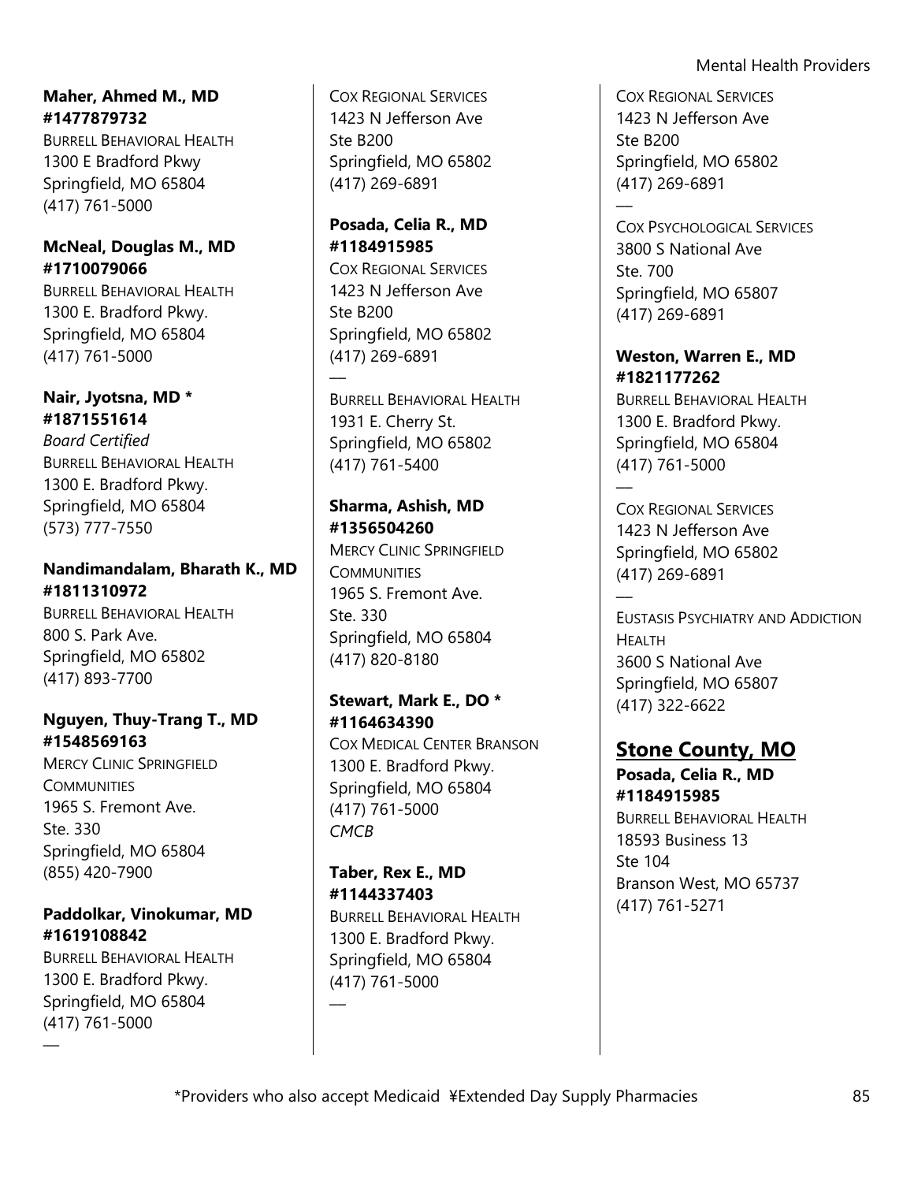**Maher, Ahmed M., MD**
**#1477879732**
BURRELL BEHAVIORAL HEALTH
1300 E Bradford Pkwy
Springfield, MO 65804
(417) 761-5000

**McNeal, Douglas M., MD**
**#1710079066**
BURRELL BEHAVIORAL HEALTH
1300 E. Bradford Pkwy.
Springfield, MO 65804
(417) 761-5000

**Nair, Jyotsna, MD ***
**#1871551614**
*Board Certified*
BURRELL BEHAVIORAL HEALTH
1300 E. Bradford Pkwy.
Springfield, MO 65804
(573) 777-7550

**Nandimandalam, Bharath K., MD**
**#1811310972**
BURRELL BEHAVIORAL HEALTH
800 S. Park Ave.
Springfield, MO 65802
(417) 893-7700

**Nguyen, Thuy-Trang T., MD**
**#1548569163**
MERCY CLINIC SPRINGFIELD COMMUNITIES
1965 S. Fremont Ave.
Ste. 330
Springfield, MO 65804
(855) 420-7900

**Paddolkar, Vinokumar, MD**
**#1619108842**
BURRELL BEHAVIORAL HEALTH
1300 E. Bradford Pkwy.
Springfield, MO 65804
(417) 761-5000

—

COX REGIONAL SERVICES
1423 N Jefferson Ave
Ste B200
Springfield, MO 65802
(417) 269-6891

**Posada, Celia R., MD**
**#1184915985**
COX REGIONAL SERVICES
1423 N Jefferson Ave
Ste B200
Springfield, MO 65802
(417) 269-6891

—

BURRELL BEHAVIORAL HEALTH
1931 E. Cherry St.
Springfield, MO 65802
(417) 761-5400

**Sharma, Ashish, MD**
**#1356504260**
MERCY CLINIC SPRINGFIELD COMMUNITIES
1965 S. Fremont Ave.
Ste. 330
Springfield, MO 65804
(417) 820-8180

**Stewart, Mark E., DO ***
**#1164634390**
COX MEDICAL CENTER BRANSON
1300 E. Bradford Pkwy.
Springfield, MO 65804
(417) 761-5000
*CMCB*

**Taber, Rex E., MD**
**#1144337403**
BURRELL BEHAVIORAL HEALTH
1300 E. Bradford Pkwy.
Springfield, MO 65804
(417) 761-5000

—

COX REGIONAL SERVICES
1423 N Jefferson Ave
Ste B200
Springfield, MO 65802
(417) 269-6891

—

COX PSYCHOLOGICAL SERVICES
3800 S National Ave
Ste. 700
Springfield, MO 65807
(417) 269-6891

**Weston, Warren E., MD**
**#1821177262**
BURRELL BEHAVIORAL HEALTH
1300 E. Bradford Pkwy.
Springfield, MO 65804
(417) 761-5000

—

COX REGIONAL SERVICES
1423 N Jefferson Ave
Springfield, MO 65802
(417) 269-6891

—

EUSTASIS PSYCHIATRY AND ADDICTION HEALTH
3600 S National Ave
Springfield, MO 65807
(417) 322-6622

## Stone County, MO

**Posada, Celia R., MD**
**#1184915985**
BURRELL BEHAVIORAL HEALTH
18593 Business 13
Ste 104
Branson West, MO 65737
(417) 761-5271

*Providers who also accept Medicaid ¥Extended Day Supply Pharmacies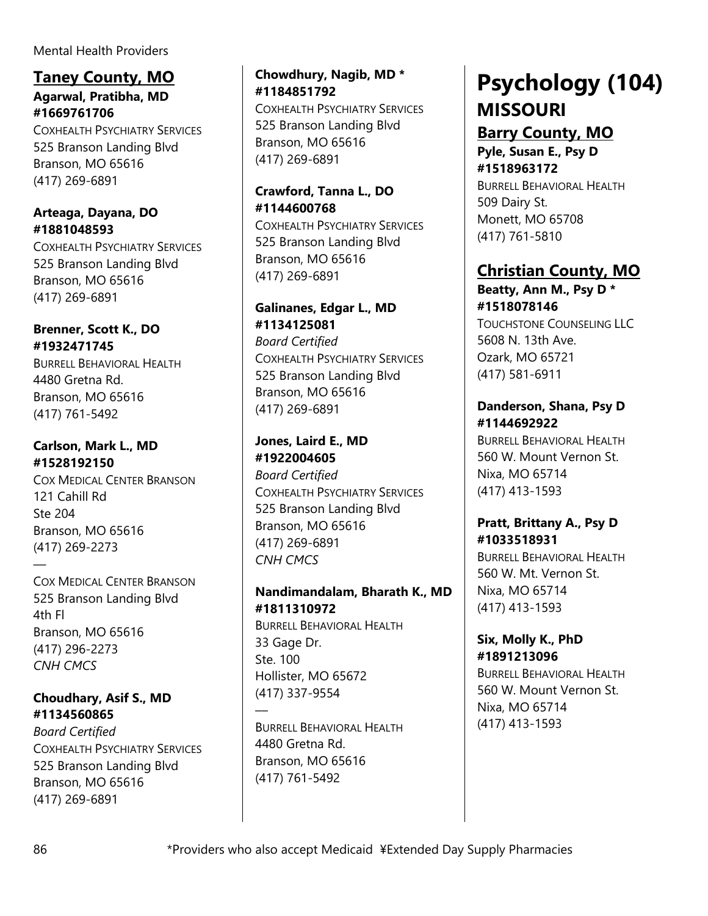## Taney County, MO

**Agarwal, Pratibha, MD**
**#1669761706**
COXHEALTH PSYCHIATRY SERVICES
525 Branson Landing Blvd
Branson, MO 65616
(417) 269-6891

**Arteaga, Dayana, DO**
**#1881048593**
COXHEALTH PSYCHIATRY SERVICES
525 Branson Landing Blvd
Branson, MO 65616
(417) 269-6891

**Brenner, Scott K., DO**
**#1932471745**
BURRELL BEHAVIORAL HEALTH
4480 Gretna Rd.
Branson, MO 65616
(417) 761-5492

**Carlson, Mark L., MD**
**#1528192150**
COX MEDICAL CENTER BRANSON
121 Cahill Rd
Ste 204
Branson, MO 65616
(417) 269-2273

—

COX MEDICAL CENTER BRANSON
525 Branson Landing Blvd
4th Fl
Branson, MO 65616
(417) 296-2273
*CNH CMCS*

**Choudhary, Asif S., MD**
**#1134560865**
*Board Certified*
COXHEALTH PSYCHIATRY SERVICES
525 Branson Landing Blvd
Branson, MO 65616
(417) 269-6891

**Chowdhury, Nagib, MD \***
**#1184851792**
COXHEALTH PSYCHIATRY SERVICES
525 Branson Landing Blvd
Branson, MO 65616
(417) 269-6891

**Crawford, Tanna L., DO**
**#1144600768**
COXHEALTH PSYCHIATRY SERVICES
525 Branson Landing Blvd
Branson, MO 65616
(417) 269-6891

**Galinanes, Edgar L., MD**
**#1134125081**
*Board Certified*
COXHEALTH PSYCHIATRY SERVICES
525 Branson Landing Blvd
Branson, MO 65616
(417) 269-6891

**Jones, Laird E., MD**
**#1922004605**
*Board Certified*
COXHEALTH PSYCHIATRY SERVICES
525 Branson Landing Blvd
Branson, MO 65616
(417) 269-6891
*CNH CMCS*

**Nandimandalam, Bharath K., MD**
**#1811310972**
BURRELL BEHAVIORAL HEALTH
33 Gage Dr.
Ste. 100
Hollister, MO 65672
(417) 337-9554

—

BURRELL BEHAVIORAL HEALTH
4480 Gretna Rd.
Branson, MO 65616
(417) 761-5492

# Psychology (104)

## MISSOURI

## Barry County, MO

**Pyle, Susan E., Psy D**
**#1518963172**
BURRELL BEHAVIORAL HEALTH
509 Dairy St.
Monett, MO 65708
(417) 761-5810

## Christian County, MO

**Beatty, Ann M., Psy D \***
**#1518078146**
TOUCHSTONE COUNSELING LLC
5608 N. 13th Ave.
Ozark, MO 65721
(417) 581-6911

**Danderson, Shana, Psy D**
**#1144692922**
BURRELL BEHAVIORAL HEALTH
560 W. Mount Vernon St.
Nixa, MO 65714
(417) 413-1593

**Pratt, Brittany A., Psy D**
**#1033518931**
BURRELL BEHAVIORAL HEALTH
560 W. Mt. Vernon St.
Nixa, MO 65714
(417) 413-1593

**Six, Molly K., PhD**
**#1891213096**
BURRELL BEHAVIORAL HEALTH
560 W. Mount Vernon St.
Nixa, MO 65714
(417) 413-1593

*Providers who also accept Medicaid ¥Extended Day Supply Pharmacies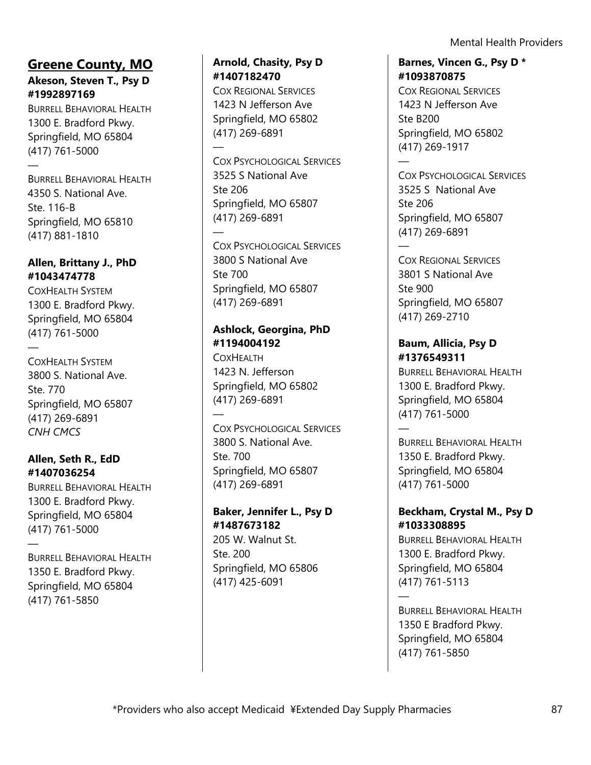## Greene County, MO

**Akeson, Steven T., Psy D #1992897169**
BURRELL BEHAVIORAL HEALTH
1300 E. Bradford Pkwy.
Springfield, MO 65804
(417) 761-5000
—
BURRELL BEHAVIORAL HEALTH
4350 S. National Ave.
Ste. 116-B
Springfield, MO 65810
(417) 881-1810

**Allen, Brittany J., PhD #1043474778**
COXHEALTH SYSTEM
1300 E. Bradford Pkwy.
Springfield, MO 65804
(417) 761-5000
—
COXHEALTH SYSTEM
3800 S. National Ave.
Ste. 770
Springfield, MO 65807
(417) 269-6891
*CNH CMCS*

**Allen, Seth R., EdD #1407036254**
BURRELL BEHAVIORAL HEALTH
1300 E. Bradford Pkwy.
Springfield, MO 65804
(417) 761-5000
—
BURRELL BEHAVIORAL HEALTH
1350 E. Bradford Pkwy.
Springfield, MO 65804
(417) 761-5850

**Arnold, Chasity, Psy D #1407182470**
COX REGIONAL SERVICES
1423 N Jefferson Ave
Springfield, MO 65802
(417) 269-6891
—
COX PSYCHOLOGICAL SERVICES
3525 S National Ave
Ste 206
Springfield, MO 65807
(417) 269-6891
—
COX PSYCHOLOGICAL SERVICES
3800 S National Ave
Ste 700
Springfield, MO 65807
(417) 269-6891

**Ashlock, Georgina, PhD #1194004192**
COXHEALTH
1423 N. Jefferson
Springfield, MO 65802
(417) 269-6891
—
COX PSYCHOLOGICAL SERVICES
3800 S. National Ave.
Ste. 700
Springfield, MO 65807
(417) 269-6891

**Baker, Jennifer L., Psy D #1487673182**
205 W. Walnut St.
Ste. 200
Springfield, MO 65806
(417) 425-6091

**Barnes, Vincen G., Psy D * #1093870875**
COX REGIONAL SERVICES
1423 N Jefferson Ave
Ste B200
Springfield, MO 65802
(417) 269-1917
—
COX PSYCHOLOGICAL SERVICES
3525 S National Ave
Ste 206
Springfield, MO 65807
(417) 269-6891
—
COX REGIONAL SERVICES
3801 S National Ave
Ste 900
Springfield, MO 65807
(417) 269-2710

**Baum, Allicia, Psy D #1376549311**
BURRELL BEHAVIORAL HEALTH
1300 E. Bradford Pkwy.
Springfield, MO 65804
(417) 761-5000
—
BURRELL BEHAVIORAL HEALTH
1350 E. Bradford Pkwy.
Springfield, MO 65804
(417) 761-5000

**Beckham, Crystal M., Psy D #1033308895**
BURRELL BEHAVIORAL HEALTH
1300 E. Bradford Pkwy.
Springfield, MO 65804
(417) 761-5113
—
BURRELL BEHAVIORAL HEALTH
1350 E Bradford Pkwy.
Springfield, MO 65804
(417) 761-5850

*Providers who also accept Medicaid ¥Extended Day Supply Pharmacies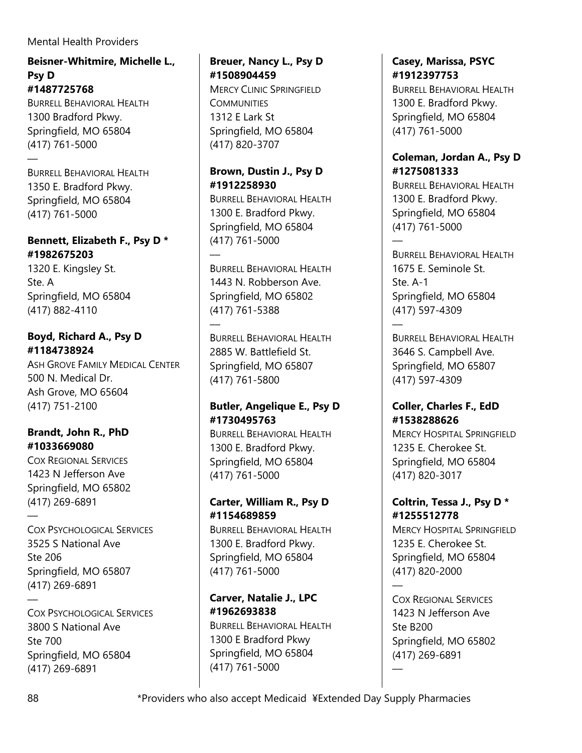**Beisner-Whitmire, Michelle L., Psy D**
**#1487725768**
BURRELL BEHAVIORAL HEALTH
1300 Bradford Pkwy.
Springfield, MO 65804
(417) 761-5000
—
BURRELL BEHAVIORAL HEALTH
1350 E. Bradford Pkwy.
Springfield, MO 65804
(417) 761-5000

**Bennett, Elizabeth F., Psy D ***
**#1982675203**
1320 E. Kingsley St.
Ste. A
Springfield, MO 65804
(417) 882-4110

**Boyd, Richard A., Psy D**
**#1184738924**
ASH GROVE FAMILY MEDICAL CENTER
500 N. Medical Dr.
Ash Grove, MO 65604
(417) 751-2100

**Brandt, John R., PhD**
**#1033669080**
COX REGIONAL SERVICES
1423 N Jefferson Ave
Springfield, MO 65802
(417) 269-6891
—
COX PSYCHOLOGICAL SERVICES
3525 S National Ave
Ste 206
Springfield, MO 65807
(417) 269-6891
—
COX PSYCHOLOGICAL SERVICES
3800 S National Ave
Ste 700
Springfield, MO 65804
(417) 269-6891

**Breuer, Nancy L., Psy D**
**#1508904459**
MERCY CLINIC SPRINGFIELD COMMUNITIES
1312 E Lark St
Springfield, MO 65804
(417) 820-3707

**Brown, Dustin J., Psy D**
**#1912258930**
BURRELL BEHAVIORAL HEALTH
1300 E. Bradford Pkwy.
Springfield, MO 65804
(417) 761-5000
—
BURRELL BEHAVIORAL HEALTH
1443 N. Robberson Ave.
Springfield, MO 65802
(417) 761-5388
—
BURRELL BEHAVIORAL HEALTH
2885 W. Battlefield St.
Springfield, MO 65807
(417) 761-5800

**Butler, Angelique E., Psy D**
**#1730495763**
BURRELL BEHAVIORAL HEALTH
1300 E. Bradford Pkwy.
Springfield, MO 65804
(417) 761-5000

**Carter, William R., Psy D**
**#1154689859**
BURRELL BEHAVIORAL HEALTH
1300 E. Bradford Pkwy.
Springfield, MO 65804
(417) 761-5000

**Carver, Natalie J., LPC**
**#1962693838**
BURRELL BEHAVIORAL HEALTH
1300 E Bradford Pkwy
Springfield, MO 65804
(417) 761-5000

**Casey, Marissa, PSYC**
**#1912397753**
BURRELL BEHAVIORAL HEALTH
1300 E. Bradford Pkwy.
Springfield, MO 65804
(417) 761-5000

**Coleman, Jordan A., Psy D**
**#1275081333**
BURRELL BEHAVIORAL HEALTH
1300 E. Bradford Pkwy.
Springfield, MO 65804
(417) 761-5000
—
BURRELL BEHAVIORAL HEALTH
1675 E. Seminole St.
Ste. A-1
Springfield, MO 65804
(417) 597-4309
—
BURRELL BEHAVIORAL HEALTH
3646 S. Campbell Ave.
Springfield, MO 65807
(417) 597-4309

**Coller, Charles F., EdD**
**#1538288626**
MERCY HOSPITAL SPRINGFIELD
1235 E. Cherokee St.
Springfield, MO 65804
(417) 820-3017

**Coltrin, Tessa J., Psy D ***
**#1255512778**
MERCY HOSPITAL SPRINGFIELD
1235 E. Cherokee St.
Springfield, MO 65804
(417) 820-2000
—
COX REGIONAL SERVICES
1423 N Jefferson Ave
Ste B200
Springfield, MO 65802
(417) 269-6891
—

*Providers who also accept Medicaid ¥Extended Day Supply Pharmacies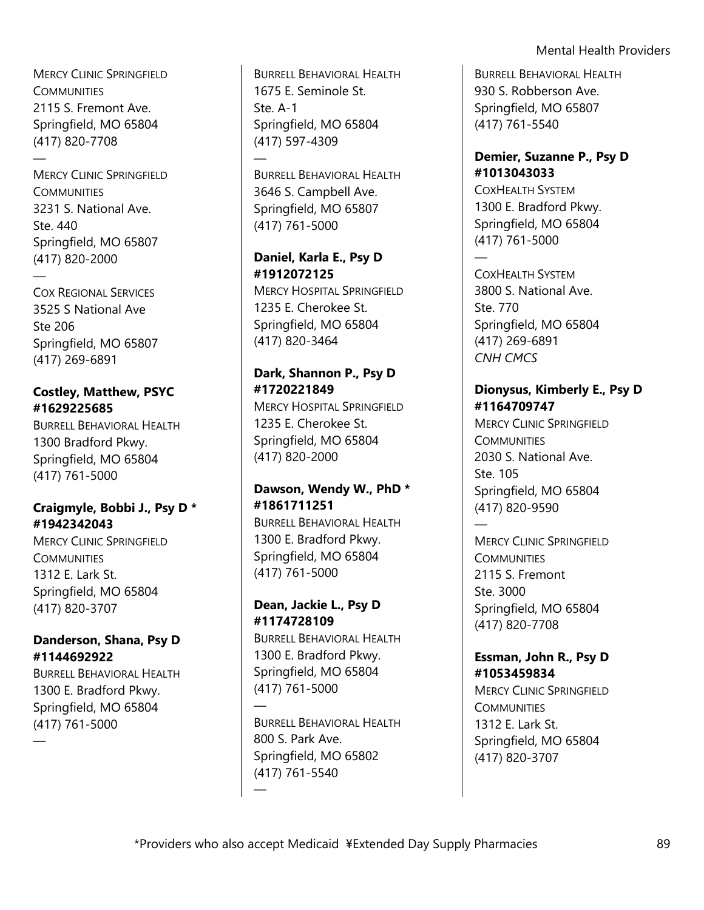MERCY CLINIC SPRINGFIELD COMMUNITIES
2115 S. Fremont Ave.
Springfield, MO 65804
(417) 820-7708

—

MERCY CLINIC SPRINGFIELD COMMUNITIES
3231 S. National Ave.
Ste. 440
Springfield, MO 65807
(417) 820-2000

—

COX REGIONAL SERVICES
3525 S National Ave
Ste 206
Springfield, MO 65807
(417) 269-6891

**Costley, Matthew, PSYC**
**#1629225685**
BURRELL BEHAVIORAL HEALTH
1300 Bradford Pkwy.
Springfield, MO 65804
(417) 761-5000

**Craigmyle, Bobbi J., Psy D ***
**#1942342043**
MERCY CLINIC SPRINGFIELD COMMUNITIES
1312 E. Lark St.
Springfield, MO 65804
(417) 820-3707

**Danderson, Shana, Psy D**
**#1144692922**
BURRELL BEHAVIORAL HEALTH
1300 E. Bradford Pkwy.
Springfield, MO 65804
(417) 761-5000

—

BURRELL BEHAVIORAL HEALTH
1675 E. Seminole St.
Ste. A-1
Springfield, MO 65804
(417) 597-4309

—

BURRELL BEHAVIORAL HEALTH
3646 S. Campbell Ave.
Springfield, MO 65807
(417) 761-5000

**Daniel, Karla E., Psy D**
**#1912072125**
MERCY HOSPITAL SPRINGFIELD
1235 E. Cherokee St.
Springfield, MO 65804
(417) 820-3464

**Dark, Shannon P., Psy D**
**#1720221849**
MERCY HOSPITAL SPRINGFIELD
1235 E. Cherokee St.
Springfield, MO 65804
(417) 820-2000

**Dawson, Wendy W., PhD ***
**#1861711251**
BURRELL BEHAVIORAL HEALTH
1300 E. Bradford Pkwy.
Springfield, MO 65804
(417) 761-5000

**Dean, Jackie L., Psy D**
**#1174728109**
BURRELL BEHAVIORAL HEALTH
1300 E. Bradford Pkwy.
Springfield, MO 65804
(417) 761-5000

—

BURRELL BEHAVIORAL HEALTH
800 S. Park Ave.
Springfield, MO 65802
(417) 761-5540

—

BURRELL BEHAVIORAL HEALTH
930 S. Robberson Ave.
Springfield, MO 65807
(417) 761-5540

**Demier, Suzanne P., Psy D**
**#1013043033**
COXHEALTH SYSTEM
1300 E. Bradford Pkwy.
Springfield, MO 65804
(417) 761-5000

—

COXHEALTH SYSTEM
3800 S. National Ave.
Ste. 770
Springfield, MO 65804
(417) 269-6891
*CNH CMCS*

**Dionysus, Kimberly E., Psy D**
**#1164709747**
MERCY CLINIC SPRINGFIELD COMMUNITIES
2030 S. National Ave.
Ste. 105
Springfield, MO 65804
(417) 820-9590

—

MERCY CLINIC SPRINGFIELD COMMUNITIES
2115 S. Fremont
Ste. 3000
Springfield, MO 65804
(417) 820-7708

**Essman, John R., Psy D**
**#1053459834**
MERCY CLINIC SPRINGFIELD COMMUNITIES
1312 E. Lark St.
Springfield, MO 65804
(417) 820-3707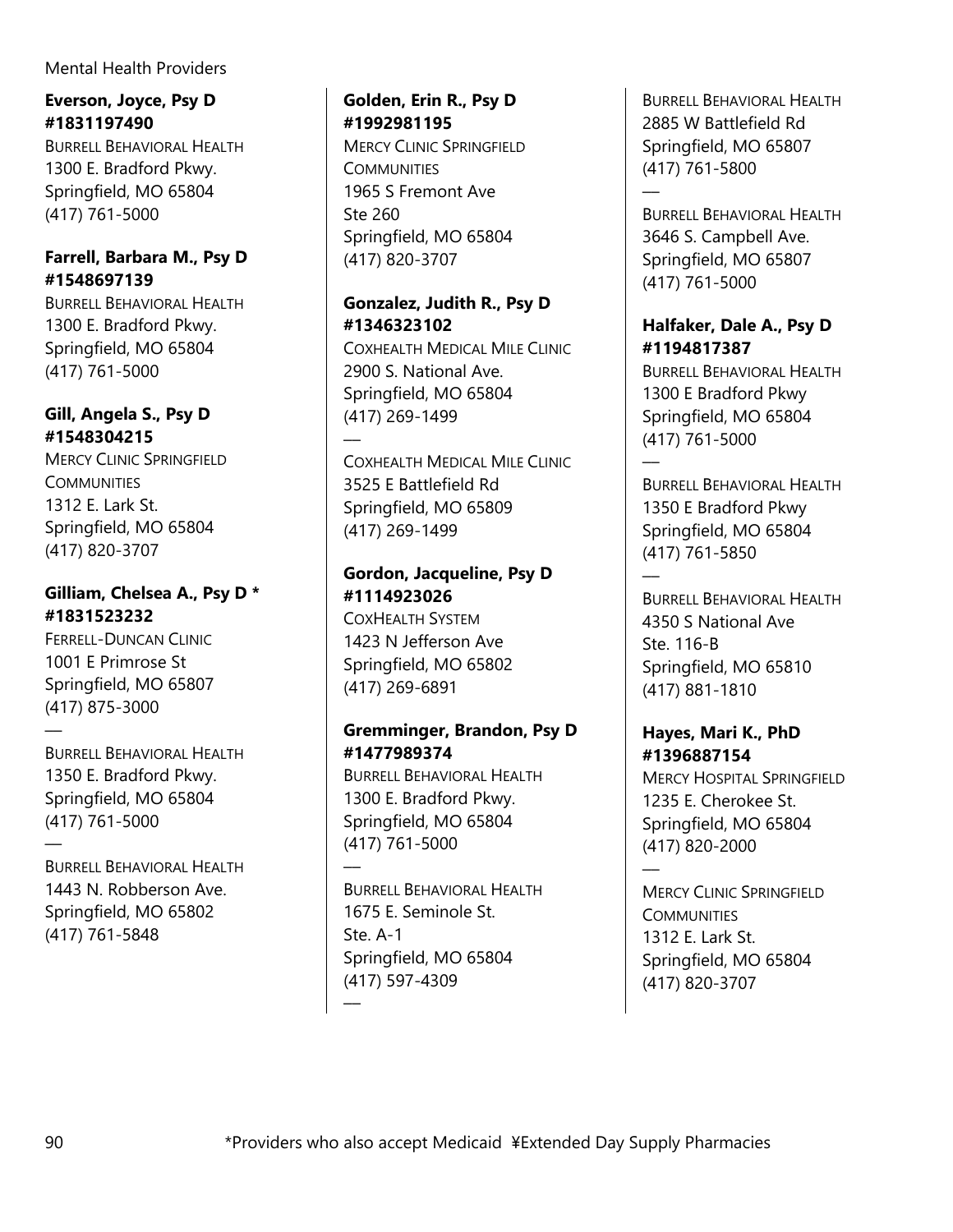**Everson, Joyce, Psy D #1831197490**
BURRELL BEHAVIORAL HEALTH
1300 E. Bradford Pkwy.
Springfield, MO 65804
(417) 761-5000

**Farrell, Barbara M., Psy D #1548697139**
BURRELL BEHAVIORAL HEALTH
1300 E. Bradford Pkwy.
Springfield, MO 65804
(417) 761-5000

**Gill, Angela S., Psy D #1548304215**
MERCY CLINIC SPRINGFIELD COMMUNITIES
1312 E. Lark St.
Springfield, MO 65804
(417) 820-3707

**Gilliam, Chelsea A., Psy D * #1831523232**
FERRELL-DUNCAN CLINIC
1001 E Primrose St
Springfield, MO 65807
(417) 875-3000

—

BURRELL BEHAVIORAL HEALTH
1350 E. Bradford Pkwy.
Springfield, MO 65804
(417) 761-5000

—

BURRELL BEHAVIORAL HEALTH
1443 N. Robberson Ave.
Springfield, MO 65802
(417) 761-5848

**Golden, Erin R., Psy D #1992981195**
MERCY CLINIC SPRINGFIELD COMMUNITIES
1965 S Fremont Ave
Ste 260
Springfield, MO 65804
(417) 820-3707

**Gonzalez, Judith R., Psy D #1346323102**
COXHEALTH MEDICAL MILE CLINIC
2900 S. National Ave.
Springfield, MO 65804
(417) 269-1499

—

COXHEALTH MEDICAL MILE CLINIC
3525 E Battlefield Rd
Springfield, MO 65809
(417) 269-1499

**Gordon, Jacqueline, Psy D #1114923026**
COXHEALTH SYSTEM
1423 N Jefferson Ave
Springfield, MO 65802
(417) 269-6891

**Gremminger, Brandon, Psy D #1477989374**
BURRELL BEHAVIORAL HEALTH
1300 E. Bradford Pkwy.
Springfield, MO 65804
(417) 761-5000

—

BURRELL BEHAVIORAL HEALTH
1675 E. Seminole St.
Ste. A-1
Springfield, MO 65804
(417) 597-4309

—

BURRELL BEHAVIORAL HEALTH
2885 W Battlefield Rd
Springfield, MO 65807
(417) 761-5800

—

BURRELL BEHAVIORAL HEALTH
3646 S. Campbell Ave.
Springfield, MO 65807
(417) 761-5000

**Halfaker, Dale A., Psy D #1194817387**
BURRELL BEHAVIORAL HEALTH
1300 E Bradford Pkwy
Springfield, MO 65804
(417) 761-5000

—

BURRELL BEHAVIORAL HEALTH
1350 E Bradford Pkwy
Springfield, MO 65804
(417) 761-5850

—

BURRELL BEHAVIORAL HEALTH
4350 S National Ave
Ste. 116-B
Springfield, MO 65810
(417) 881-1810

**Hayes, Mari K., PhD #1396887154**
MERCY HOSPITAL SPRINGFIELD
1235 E. Cherokee St.
Springfield, MO 65804
(417) 820-2000

—

MERCY CLINIC SPRINGFIELD COMMUNITIES
1312 E. Lark St.
Springfield, MO 65804
(417) 820-3707

*Providers who also accept Medicaid ¥Extended Day Supply Pharmacies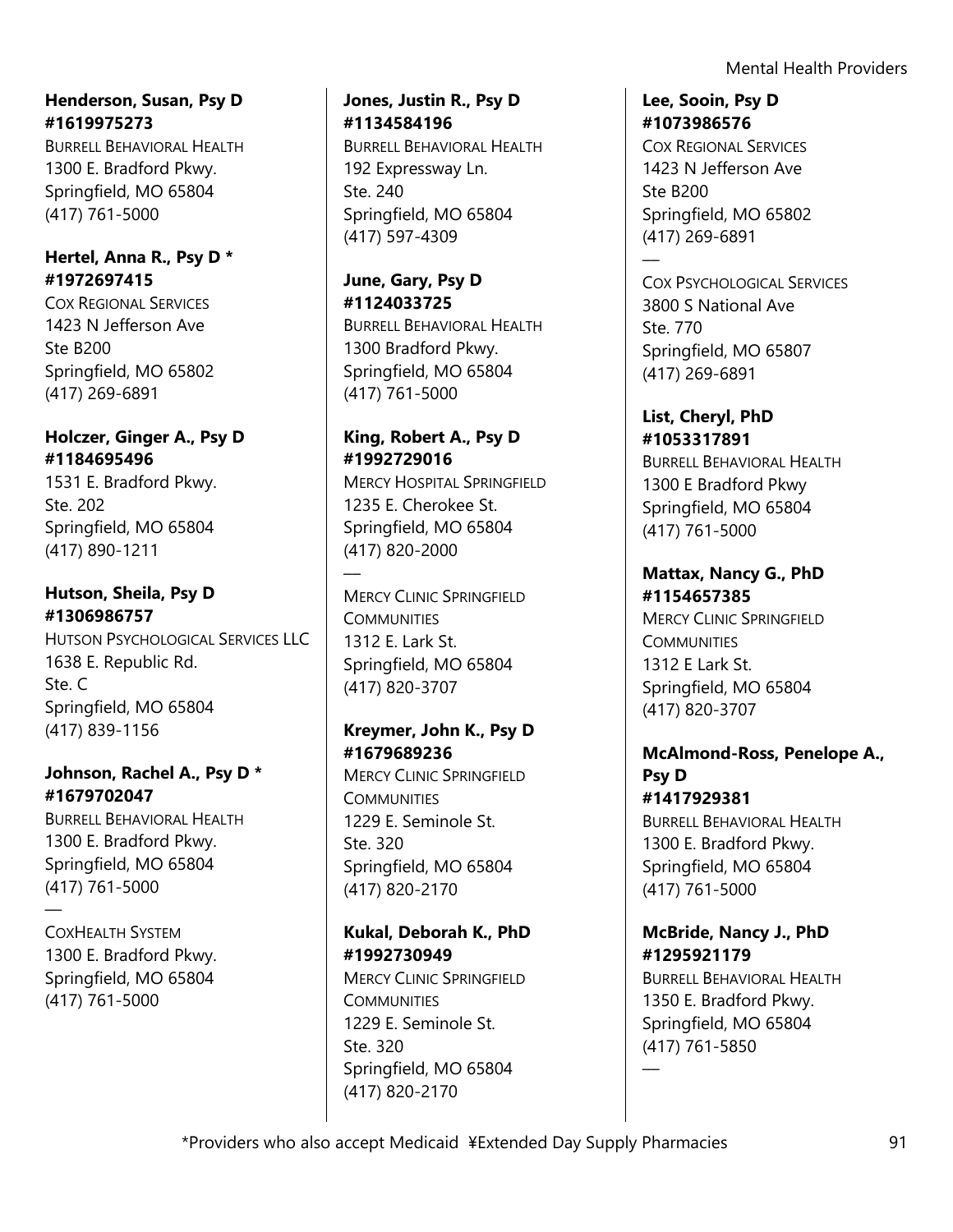**Henderson, Susan, Psy D**
**#1619975273**
BURRELL BEHAVIORAL HEALTH
1300 E. Bradford Pkwy.
Springfield, MO 65804
(417) 761-5000

**Hertel, Anna R., Psy D ***
**#1972697415**
COX REGIONAL SERVICES
1423 N Jefferson Ave
Ste B200
Springfield, MO 65802
(417) 269-6891

**Holczer, Ginger A., Psy D**
**#1184695496**
1531 E. Bradford Pkwy.
Ste. 202
Springfield, MO 65804
(417) 890-1211

**Hutson, Sheila, Psy D**
**#1306986757**
HUTSON PSYCHOLOGICAL SERVICES LLC
1638 E. Republic Rd.
Ste. C
Springfield, MO 65804
(417) 839-1156

**Johnson, Rachel A., Psy D ***
**#1679702047**
BURRELL BEHAVIORAL HEALTH
1300 E. Bradford Pkwy.
Springfield, MO 65804
(417) 761-5000

—

COXHEALTH SYSTEM
1300 E. Bradford Pkwy.
Springfield, MO 65804
(417) 761-5000

**Jones, Justin R., Psy D**
**#1134584196**
BURRELL BEHAVIORAL HEALTH
192 Expressway Ln.
Ste. 240
Springfield, MO 65804
(417) 597-4309

**June, Gary, Psy D**
**#1124033725**
BURRELL BEHAVIORAL HEALTH
1300 Bradford Pkwy.
Springfield, MO 65804
(417) 761-5000

**King, Robert A., Psy D**
**#1992729016**
MERCY HOSPITAL SPRINGFIELD
1235 E. Cherokee St.
Springfield, MO 65804
(417) 820-2000

—

MERCY CLINIC SPRINGFIELD COMMUNITIES
1312 E. Lark St.
Springfield, MO 65804
(417) 820-3707

**Kreymer, John K., Psy D**
**#1679689236**
MERCY CLINIC SPRINGFIELD COMMUNITIES
1229 E. Seminole St.
Ste. 320
Springfield, MO 65804
(417) 820-2170

**Kukal, Deborah K., PhD**
**#1992730949**
MERCY CLINIC SPRINGFIELD COMMUNITIES
1229 E. Seminole St.
Ste. 320
Springfield, MO 65804
(417) 820-2170

**Lee, Sooin, Psy D**
**#1073986576**
COX REGIONAL SERVICES
1423 N Jefferson Ave
Ste B200
Springfield, MO 65802
(417) 269-6891

—

COX PSYCHOLOGICAL SERVICES
3800 S National Ave
Ste. 770
Springfield, MO 65807
(417) 269-6891

**List, Cheryl, PhD**
**#1053317891**
BURRELL BEHAVIORAL HEALTH
1300 E Bradford Pkwy
Springfield, MO 65804
(417) 761-5000

**Mattax, Nancy G., PhD**
**#1154657385**
MERCY CLINIC SPRINGFIELD COMMUNITIES
1312 E Lark St.
Springfield, MO 65804
(417) 820-3707

**McAlmond-Ross, Penelope A., Psy D**
**#1417929381**
BURRELL BEHAVIORAL HEALTH
1300 E. Bradford Pkwy.
Springfield, MO 65804
(417) 761-5000

**McBride, Nancy J., PhD**
**#1295921179**
BURRELL BEHAVIORAL HEALTH
1350 E. Bradford Pkwy.
Springfield, MO 65804
(417) 761-5850

—

*Providers who also accept Medicaid ¥Extended Day Supply Pharmacies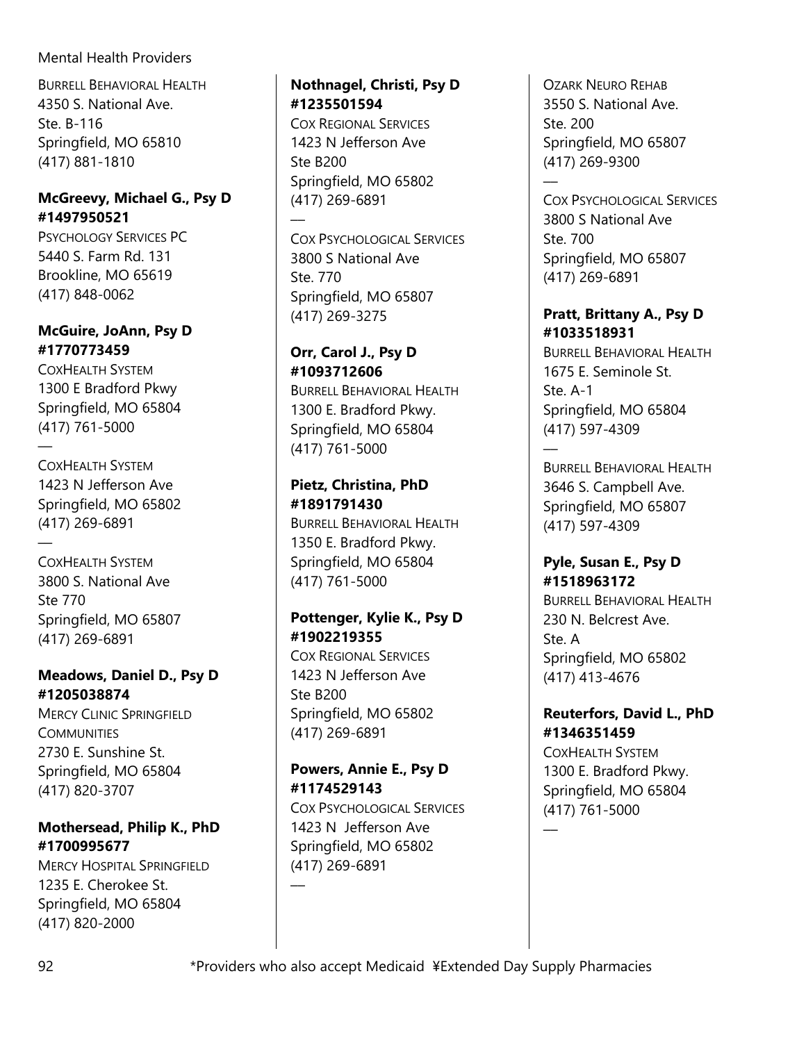BURRELL BEHAVIORAL HEALTH
4350 S. National Ave.
Ste. B-116
Springfield, MO 65810
(417) 881-1810

**McGreevy, Michael G., Psy D**
**#1497950521**
PSYCHOLOGY SERVICES PC
5440 S. Farm Rd. 131
Brookline, MO 65619
(417) 848-0062

**McGuire, JoAnn, Psy D**
**#1770773459**
COXHEALTH SYSTEM
1300 E Bradford Pkwy
Springfield, MO 65804
(417) 761-5000

—

COXHEALTH SYSTEM
1423 N Jefferson Ave
Springfield, MO 65802
(417) 269-6891

—

COXHEALTH SYSTEM
3800 S. National Ave
Ste 770
Springfield, MO 65807
(417) 269-6891

**Meadows, Daniel D., Psy D**
**#1205038874**
MERCY CLINIC SPRINGFIELD COMMUNITIES
2730 E. Sunshine St.
Springfield, MO 65804
(417) 820-3707

**Mothersead, Philip K., PhD**
**#1700995677**
MERCY HOSPITAL SPRINGFIELD
1235 E. Cherokee St.
Springfield, MO 65804
(417) 820-2000

**Nothnagel, Christi, Psy D**
**#1235501594**
COX REGIONAL SERVICES
1423 N Jefferson Ave
Ste B200
Springfield, MO 65802
(417) 269-6891

—

COX PSYCHOLOGICAL SERVICES
3800 S National Ave
Ste. 770
Springfield, MO 65807
(417) 269-3275

**Orr, Carol J., Psy D**
**#1093712606**
BURRELL BEHAVIORAL HEALTH
1300 E. Bradford Pkwy.
Springfield, MO 65804
(417) 761-5000

**Pietz, Christina, PhD**
**#1891791430**
BURRELL BEHAVIORAL HEALTH
1350 E. Bradford Pkwy.
Springfield, MO 65804
(417) 761-5000

**Pottenger, Kylie K., Psy D**
**#1902219355**
COX REGIONAL SERVICES
1423 N Jefferson Ave
Ste B200
Springfield, MO 65802
(417) 269-6891

**Powers, Annie E., Psy D**
**#1174529143**
COX PSYCHOLOGICAL SERVICES
1423 N Jefferson Ave
Springfield, MO 65802
(417) 269-6891

—

OZARK NEURO REHAB
3550 S. National Ave.
Ste. 200
Springfield, MO 65807
(417) 269-9300

—

COX PSYCHOLOGICAL SERVICES
3800 S National Ave
Ste. 700
Springfield, MO 65807
(417) 269-6891

**Pratt, Brittany A., Psy D**
**#1033518931**
BURRELL BEHAVIORAL HEALTH
1675 E. Seminole St.
Ste. A-1
Springfield, MO 65804
(417) 597-4309

—

BURRELL BEHAVIORAL HEALTH
3646 S. Campbell Ave.
Springfield, MO 65807
(417) 597-4309

**Pyle, Susan E., Psy D**
**#1518963172**
BURRELL BEHAVIORAL HEALTH
230 N. Belcrest Ave.
Ste. A
Springfield, MO 65802
(417) 413-4676

**Reuterfors, David L., PhD**
**#1346351459**
COXHEALTH SYSTEM
1300 E. Bradford Pkwy.
Springfield, MO 65804
(417) 761-5000

—

*Providers who also accept Medicaid ¥Extended Day Supply Pharmacies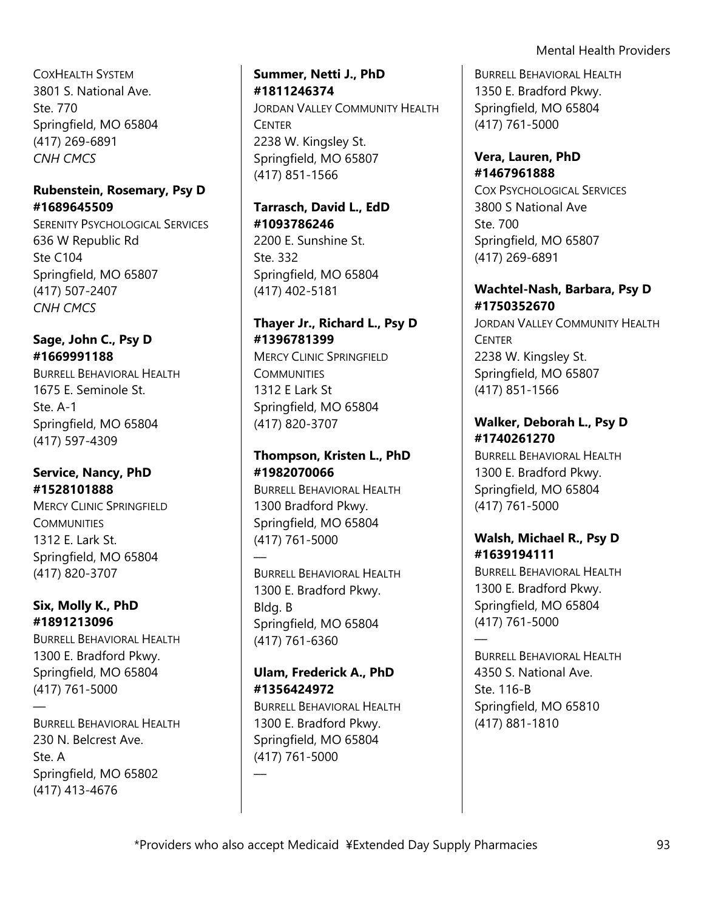CoxHealth System
3801 S. National Ave.
Ste. 770
Springfield, MO 65804
(417) 269-6891
*CNH CMCS*

**Rubenstein, Rosemary, Psy D**
**#1689645509**
Serenity Psychological Services
636 W Republic Rd
Ste C104
Springfield, MO 65807
(417) 507-2407
*CNH CMCS*

**Sage, John C., Psy D**
**#1669991188**
Burrell Behavioral Health
1675 E. Seminole St.
Ste. A-1
Springfield, MO 65804
(417) 597-4309

**Service, Nancy, PhD**
**#1528101888**
Mercy Clinic Springfield Communities
1312 E. Lark St.
Springfield, MO 65804
(417) 820-3707

**Six, Molly K., PhD**
**#1891213096**
Burrell Behavioral Health
1300 E. Bradford Pkwy.
Springfield, MO 65804
(417) 761-5000

—

Burrell Behavioral Health
230 N. Belcrest Ave.
Ste. A
Springfield, MO 65802
(417) 413-4676

**Summer, Netti J., PhD**
**#1811246374**
Jordan Valley Community Health Center
2238 W. Kingsley St.
Springfield, MO 65807
(417) 851-1566

**Tarrasch, David L., EdD**
**#1093786246**
2200 E. Sunshine St.
Ste. 332
Springfield, MO 65804
(417) 402-5181

**Thayer Jr., Richard L., Psy D**
**#1396781399**
Mercy Clinic Springfield Communities
1312 E Lark St
Springfield, MO 65804
(417) 820-3707

**Thompson, Kristen L., PhD**
**#1982070066**
Burrell Behavioral Health
1300 Bradford Pkwy.
Springfield, MO 65804
(417) 761-5000

—

Burrell Behavioral Health
1300 E. Bradford Pkwy.
Bldg. B
Springfield, MO 65804
(417) 761-6360

**Ulam, Frederick A., PhD**
**#1356424972**
Burrell Behavioral Health
1300 E. Bradford Pkwy.
Springfield, MO 65804
(417) 761-5000

—

Burrell Behavioral Health
1350 E. Bradford Pkwy.
Springfield, MO 65804
(417) 761-5000

**Vera, Lauren, PhD**
**#1467961888**
Cox Psychological Services
3800 S National Ave
Ste. 700
Springfield, MO 65807
(417) 269-6891

**Wachtel-Nash, Barbara, Psy D**
**#1750352670**
Jordan Valley Community Health Center
2238 W. Kingsley St.
Springfield, MO 65807
(417) 851-1566

**Walker, Deborah L., Psy D**
**#1740261270**
Burrell Behavioral Health
1300 E. Bradford Pkwy.
Springfield, MO 65804
(417) 761-5000

**Walsh, Michael R., Psy D**
**#1639194111**
Burrell Behavioral Health
1300 E. Bradford Pkwy.
Springfield, MO 65804
(417) 761-5000

—

Burrell Behavioral Health
4350 S. National Ave.
Ste. 116-B
Springfield, MO 65810
(417) 881-1810

*Providers who also accept Medicaid ¥Extended Day Supply Pharmacies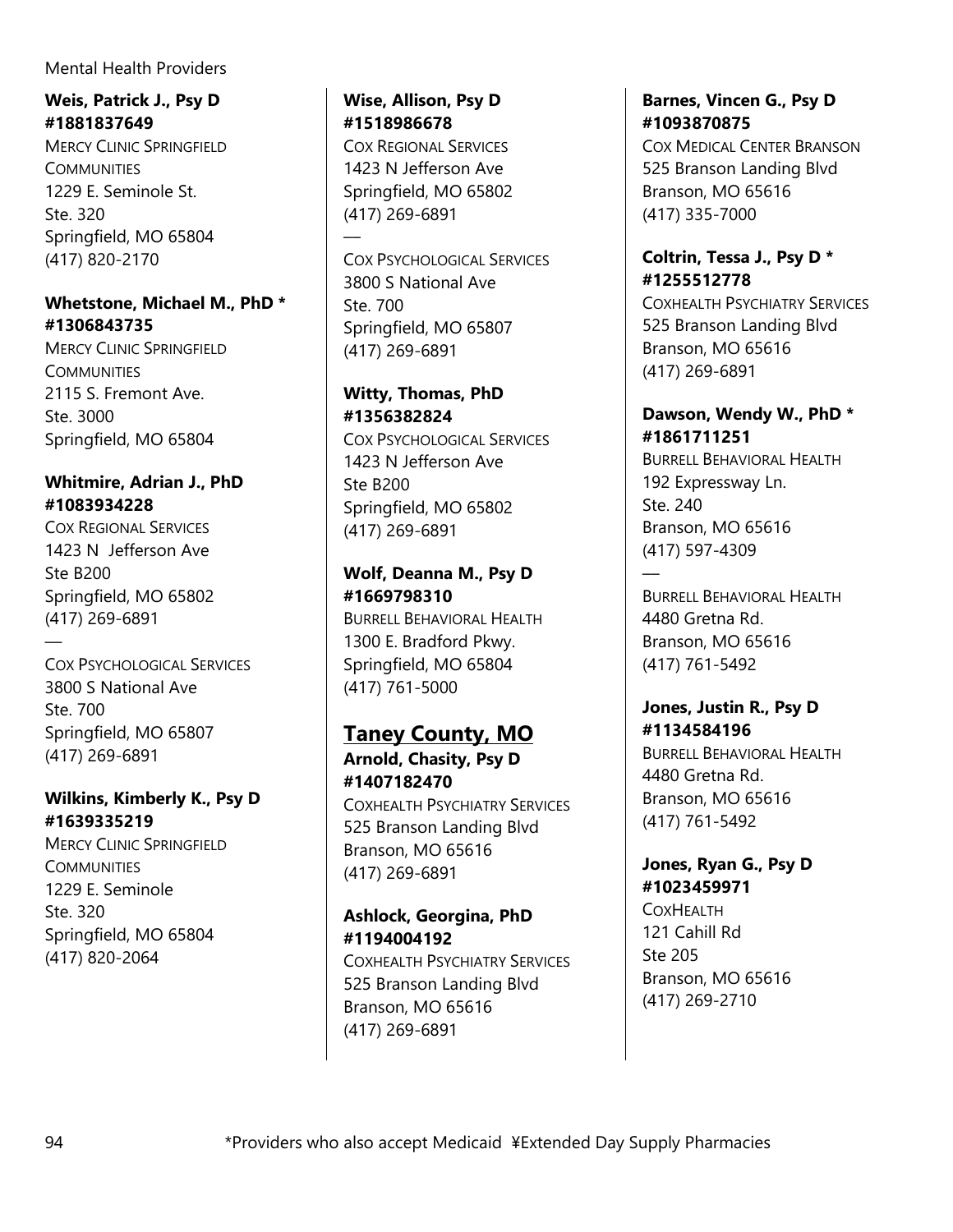**Weis, Patrick J., Psy D**
**#1881837649**
MERCY CLINIC SPRINGFIELD COMMUNITIES
1229 E. Seminole St.
Ste. 320
Springfield, MO 65804
(417) 820-2170

**Whetstone, Michael M., PhD ***
**#1306843735**
MERCY CLINIC SPRINGFIELD COMMUNITIES
2115 S. Fremont Ave.
Ste. 3000
Springfield, MO 65804

**Whitmire, Adrian J., PhD**
**#1083934228**
COX REGIONAL SERVICES
1423 N Jefferson Ave
Ste B200
Springfield, MO 65802
(417) 269-6891

—

COX PSYCHOLOGICAL SERVICES
3800 S National Ave
Ste. 700
Springfield, MO 65807
(417) 269-6891

**Wilkins, Kimberly K., Psy D**
**#1639335219**
MERCY CLINIC SPRINGFIELD COMMUNITIES
1229 E. Seminole
Ste. 320
Springfield, MO 65804
(417) 820-2064

**Wise, Allison, Psy D**
**#1518986678**
COX REGIONAL SERVICES
1423 N Jefferson Ave
Springfield, MO 65802
(417) 269-6891

—

COX PSYCHOLOGICAL SERVICES
3800 S National Ave
Ste. 700
Springfield, MO 65807
(417) 269-6891

**Witty, Thomas, PhD**
**#1356382824**
COX PSYCHOLOGICAL SERVICES
1423 N Jefferson Ave
Ste B200
Springfield, MO 65802
(417) 269-6891

**Wolf, Deanna M., Psy D**
**#1669798310**
BURRELL BEHAVIORAL HEALTH
1300 E. Bradford Pkwy.
Springfield, MO 65804
(417) 761-5000

## Taney County, MO

**Arnold, Chasity, Psy D**
**#1407182470**
COXHEALTH PSYCHIATRY SERVICES
525 Branson Landing Blvd
Branson, MO 65616
(417) 269-6891

**Ashlock, Georgina, PhD**
**#1194004192**
COXHEALTH PSYCHIATRY SERVICES
525 Branson Landing Blvd
Branson, MO 65616
(417) 269-6891

**Barnes, Vincen G., Psy D**
**#1093870875**
COX MEDICAL CENTER BRANSON
525 Branson Landing Blvd
Branson, MO 65616
(417) 335-7000

**Coltrin, Tessa J., Psy D ***
**#1255512778**
COXHEALTH PSYCHIATRY SERVICES
525 Branson Landing Blvd
Branson, MO 65616
(417) 269-6891

**Dawson, Wendy W., PhD ***
**#1861711251**
BURRELL BEHAVIORAL HEALTH
192 Expressway Ln.
Ste. 240
Branson, MO 65616
(417) 597-4309

—

BURRELL BEHAVIORAL HEALTH
4480 Gretna Rd.
Branson, MO 65616
(417) 761-5492

**Jones, Justin R., Psy D**
**#1134584196**
BURRELL BEHAVIORAL HEALTH
4480 Gretna Rd.
Branson, MO 65616
(417) 761-5492

**Jones, Ryan G., Psy D**
**#1023459971**
COXHEALTH
121 Cahill Rd
Ste 205
Branson, MO 65616
(417) 269-2710

*Providers who also accept Medicaid ¥Extended Day Supply Pharmacies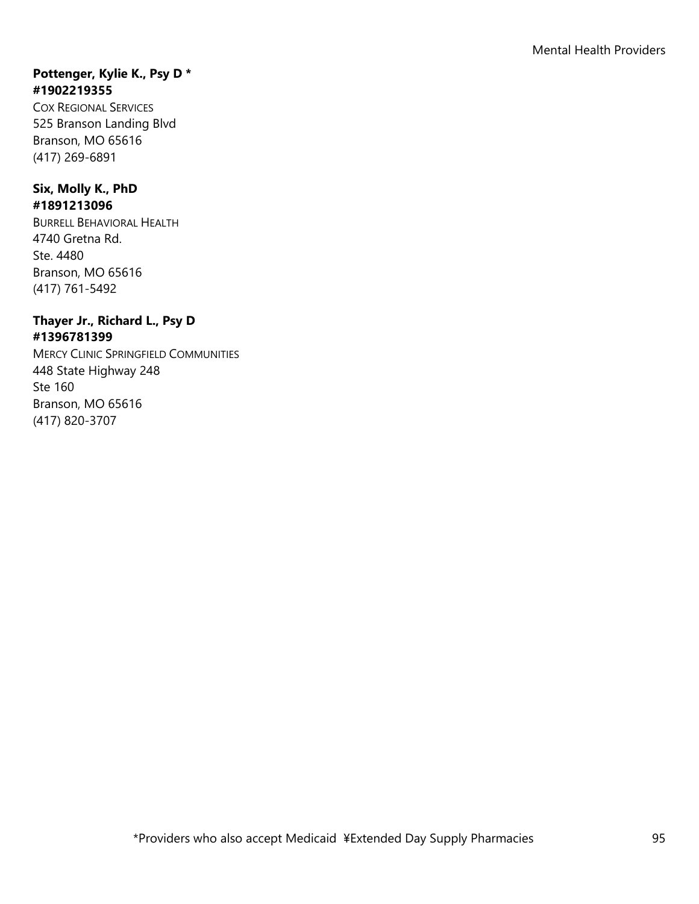**Pottenger, Kylie K., Psy D * #1902219355**
COX REGIONAL SERVICES
525 Branson Landing Blvd
Branson, MO 65616
(417) 269-6891

**Six, Molly K., PhD #1891213096**
BURRELL BEHAVIORAL HEALTH
4740 Gretna Rd.
Ste. 4480
Branson, MO 65616
(417) 761-5492

**Thayer Jr., Richard L., Psy D #1396781399**
MERCY CLINIC SPRINGFIELD COMMUNITIES
448 State Highway 248
Ste 160
Branson, MO 65616
(417) 820-3707

*Providers who also accept Medicaid ¥Extended Day Supply Pharmacies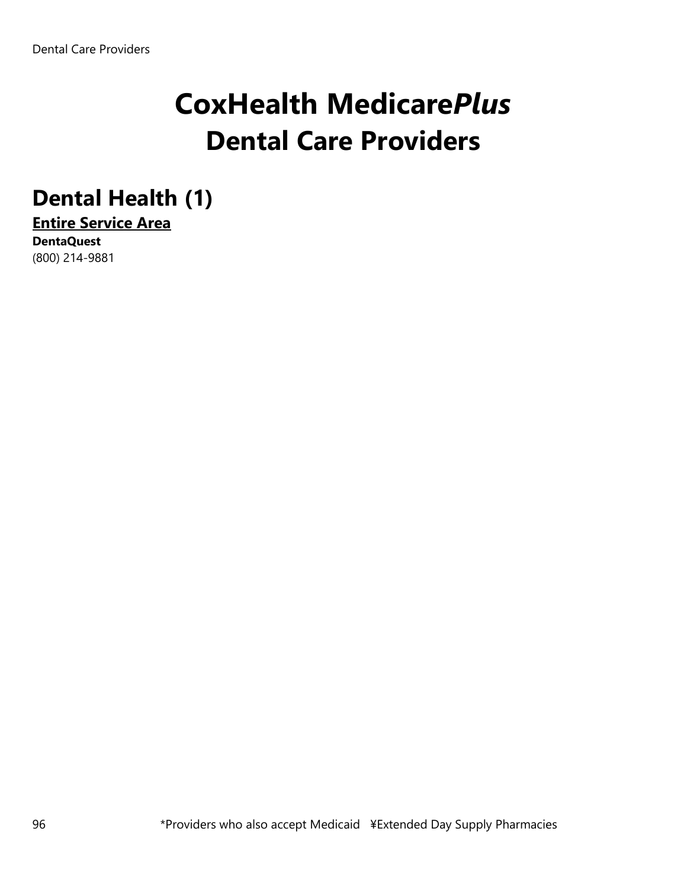# CoxHealth Medicare*Plus*
# Dental Care Providers

## Dental Health (1)

**Entire Service Area**

**DentaQuest**
(800) 214-9881

*Providers who also accept Medicaid ¥Extended Day Supply Pharmacies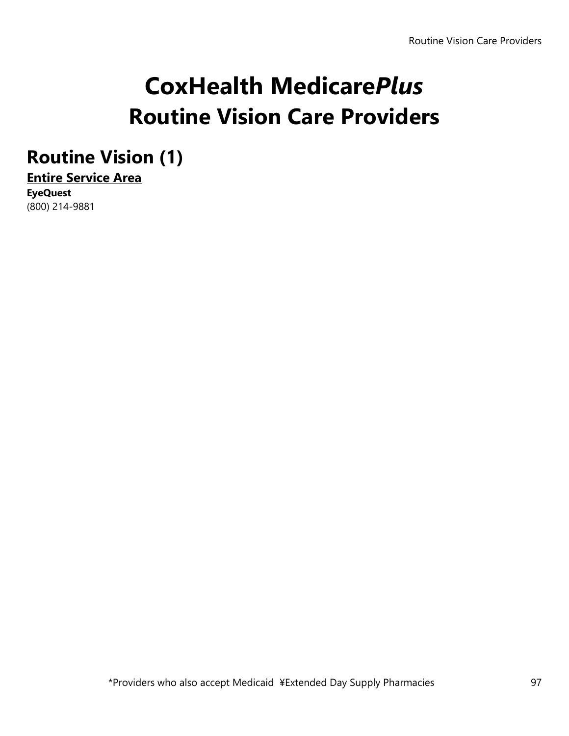# CoxHealth Medicare*Plus*
# Routine Vision Care Providers

## Routine Vision (1)

### <u>Entire Service Area</u>

**EyeQuest**
(800) 214-9881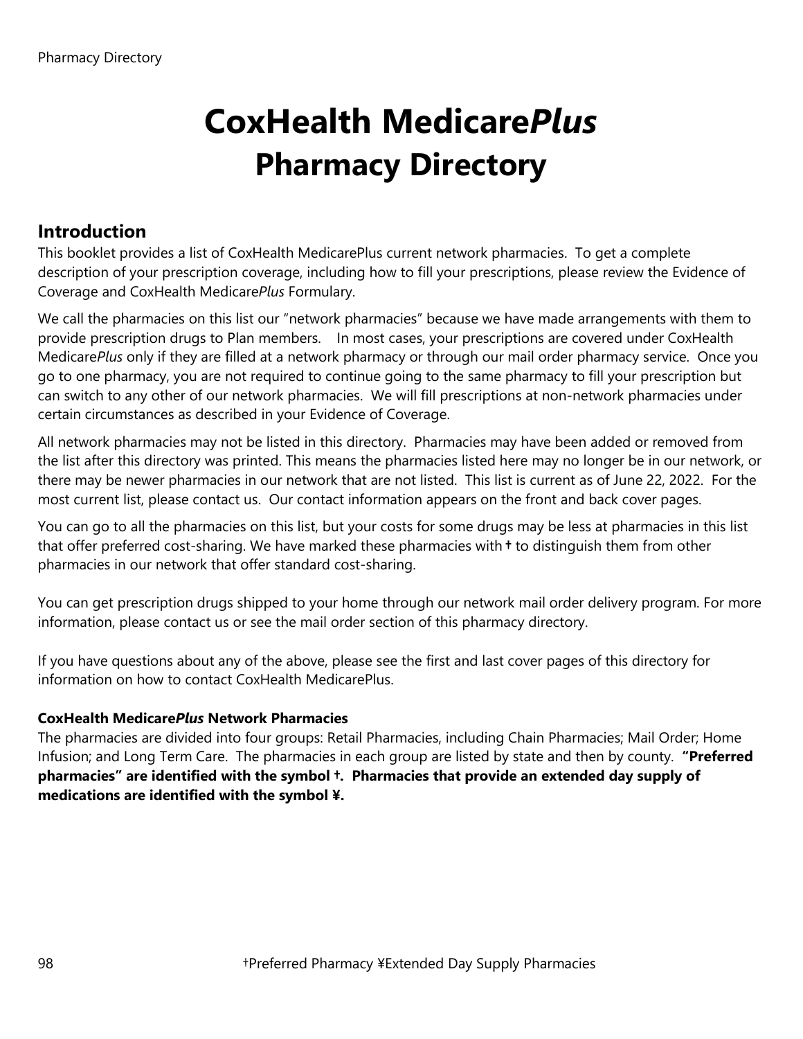# CoxHealth Medicare*Plus*
# Pharmacy Directory

## Introduction

This booklet provides a list of CoxHealth MedicarePlus current network pharmacies. To get a complete description of your prescription coverage, including how to fill your prescriptions, please review the Evidence of Coverage and CoxHealth Medicare*Plus* Formulary.

We call the pharmacies on this list our "network pharmacies" because we have made arrangements with them to provide prescription drugs to Plan members. In most cases, your prescriptions are covered under CoxHealth Medicare*Plus* only if they are filled at a network pharmacy or through our mail order pharmacy service. Once you go to one pharmacy, you are not required to continue going to the same pharmacy to fill your prescription but can switch to any other of our network pharmacies. We will fill prescriptions at non-network pharmacies under certain circumstances as described in your Evidence of Coverage.

All network pharmacies may not be listed in this directory. Pharmacies may have been added or removed from the list after this directory was printed. This means the pharmacies listed here may no longer be in our network, or there may be newer pharmacies in our network that are not listed. This list is current as of June 22, 2022. For the most current list, please contact us. Our contact information appears on the front and back cover pages.

You can go to all the pharmacies on this list, but your costs for some drugs may be less at pharmacies in this list that offer preferred cost-sharing. We have marked these pharmacies with **†** to distinguish them from other pharmacies in our network that offer standard cost-sharing.

You can get prescription drugs shipped to your home through our network mail order delivery program. For more information, please contact us or see the mail order section of this pharmacy directory.

If you have questions about any of the above, please see the first and last cover pages of this directory for information on how to contact CoxHealth MedicarePlus.

### CoxHealth Medicare*Plus* Network Pharmacies

The pharmacies are divided into four groups: Retail Pharmacies, including Chain Pharmacies; Mail Order; Home Infusion; and Long Term Care. The pharmacies in each group are listed by state and then by county. **"Preferred pharmacies" are identified with the symbol †. Pharmacies that provide an extended day supply of medications are identified with the symbol ¥.**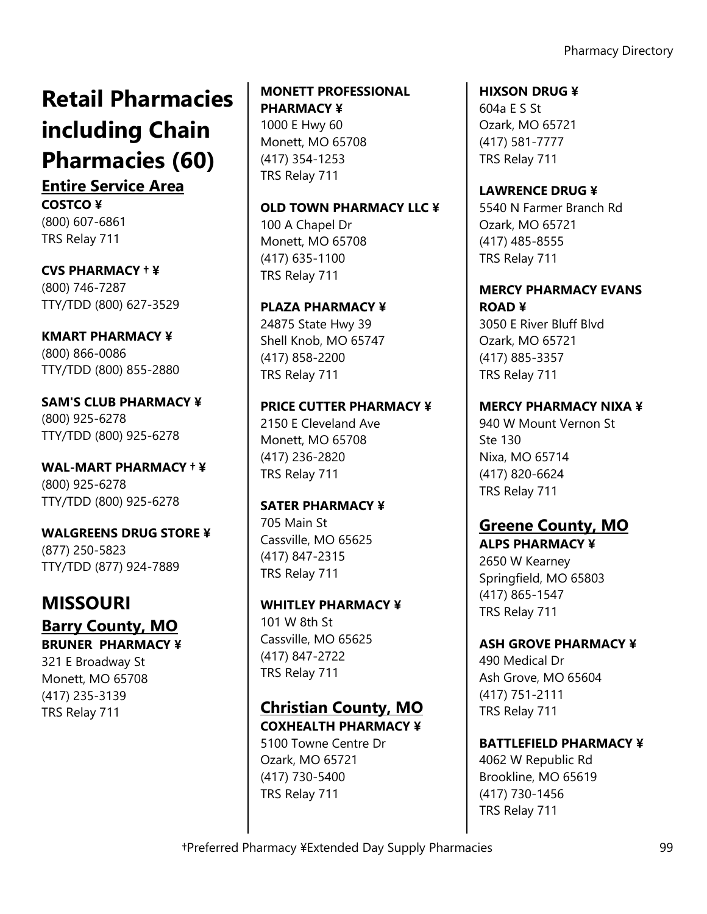# Retail Pharmacies including Chain Pharmacies (60)

## Entire Service Area

**COSTCO ¥**
(800) 607-6861
TRS Relay 711

**CVS PHARMACY † ¥**
(800) 746-7287
TTY/TDD (800) 627-3529

**KMART PHARMACY ¥**
(800) 866-0086
TTY/TDD (800) 855-2880

**SAM'S CLUB PHARMACY ¥**
(800) 925-6278
TTY/TDD (800) 925-6278

**WAL-MART PHARMACY † ¥**
(800) 925-6278
TTY/TDD (800) 925-6278

**WALGREENS DRUG STORE ¥**
(877) 250-5823
TTY/TDD (877) 924-7889

# MISSOURI

## Barry County, MO

**BRUNER PHARMACY ¥**
321 E Broadway St
Monett, MO 65708
(417) 235-3139
TRS Relay 711

**MONETT PROFESSIONAL PHARMACY ¥**
1000 E Hwy 60
Monett, MO 65708
(417) 354-1253
TRS Relay 711

**OLD TOWN PHARMACY LLC ¥**
100 A Chapel Dr
Monett, MO 65708
(417) 635-1100
TRS Relay 711

**PLAZA PHARMACY ¥**
24875 State Hwy 39
Shell Knob, MO 65747
(417) 858-2200
TRS Relay 711

**PRICE CUTTER PHARMACY ¥**
2150 E Cleveland Ave
Monett, MO 65708
(417) 236-2820
TRS Relay 711

**SATER PHARMACY ¥**
705 Main St
Cassville, MO 65625
(417) 847-2315
TRS Relay 711

**WHITLEY PHARMACY ¥**
101 W 8th St
Cassville, MO 65625
(417) 847-2722
TRS Relay 711

## Christian County, MO

**COXHEALTH PHARMACY ¥**
5100 Towne Centre Dr
Ozark, MO 65721
(417) 730-5400
TRS Relay 711

**HIXSON DRUG ¥**
604a E S St
Ozark, MO 65721
(417) 581-7777
TRS Relay 711

**LAWRENCE DRUG ¥**
5540 N Farmer Branch Rd
Ozark, MO 65721
(417) 485-8555
TRS Relay 711

**MERCY PHARMACY EVANS ROAD ¥**
3050 E River Bluff Blvd
Ozark, MO 65721
(417) 885-3357
TRS Relay 711

**MERCY PHARMACY NIXA ¥**
940 W Mount Vernon St
Ste 130
Nixa, MO 65714
(417) 820-6624
TRS Relay 711

## Greene County, MO

**ALPS PHARMACY ¥**
2650 W Kearney
Springfield, MO 65803
(417) 865-1547
TRS Relay 711

**ASH GROVE PHARMACY ¥**
490 Medical Dr
Ash Grove, MO 65604
(417) 751-2111
TRS Relay 711

**BATTLEFIELD PHARMACY ¥**
4062 W Republic Rd
Brookline, MO 65619
(417) 730-1456
TRS Relay 711

†Preferred Pharmacy ¥Extended Day Supply Pharmacies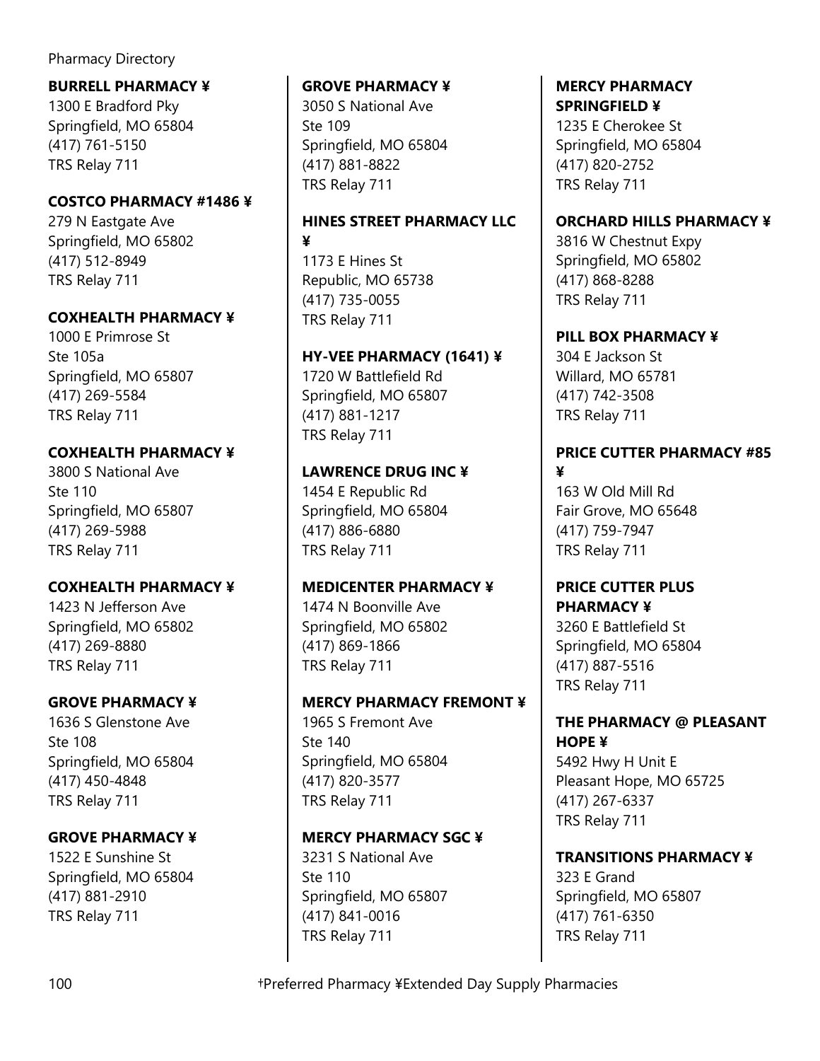Pharmacy Directory

**BURRELL PHARMACY ¥**
1300 E Bradford Pky
Springfield, MO 65804
(417) 761-5150
TRS Relay 711

**COSTCO PHARMACY #1486 ¥**
279 N Eastgate Ave
Springfield, MO 65802
(417) 512-8949
TRS Relay 711

**COXHEALTH PHARMACY ¥**
1000 E Primrose St
Ste 105a
Springfield, MO 65807
(417) 269-5584
TRS Relay 711

**COXHEALTH PHARMACY ¥**
3800 S National Ave
Ste 110
Springfield, MO 65807
(417) 269-5988
TRS Relay 711

**COXHEALTH PHARMACY ¥**
1423 N Jefferson Ave
Springfield, MO 65802
(417) 269-8880
TRS Relay 711

**GROVE PHARMACY ¥**
1636 S Glenstone Ave
Ste 108
Springfield, MO 65804
(417) 450-4848
TRS Relay 711

**GROVE PHARMACY ¥**
1522 E Sunshine St
Springfield, MO 65804
(417) 881-2910
TRS Relay 711

**GROVE PHARMACY ¥**
3050 S National Ave
Ste 109
Springfield, MO 65804
(417) 881-8822
TRS Relay 711

**HINES STREET PHARMACY LLC ¥**
1173 E Hines St
Republic, MO 65738
(417) 735-0055
TRS Relay 711

**HY-VEE PHARMACY (1641) ¥**
1720 W Battlefield Rd
Springfield, MO 65807
(417) 881-1217
TRS Relay 711

**LAWRENCE DRUG INC ¥**
1454 E Republic Rd
Springfield, MO 65804
(417) 886-6880
TRS Relay 711

**MEDICENTER PHARMACY ¥**
1474 N Boonville Ave
Springfield, MO 65802
(417) 869-1866
TRS Relay 711

**MERCY PHARMACY FREMONT ¥**
1965 S Fremont Ave
Ste 140
Springfield, MO 65804
(417) 820-3577
TRS Relay 711

**MERCY PHARMACY SGC ¥**
3231 S National Ave
Ste 110
Springfield, MO 65807
(417) 841-0016
TRS Relay 711

**MERCY PHARMACY SPRINGFIELD ¥**
1235 E Cherokee St
Springfield, MO 65804
(417) 820-2752
TRS Relay 711

**ORCHARD HILLS PHARMACY ¥**
3816 W Chestnut Expy
Springfield, MO 65802
(417) 868-8288
TRS Relay 711

**PILL BOX PHARMACY ¥**
304 E Jackson St
Willard, MO 65781
(417) 742-3508
TRS Relay 711

**PRICE CUTTER PHARMACY #85 ¥**
163 W Old Mill Rd
Fair Grove, MO 65648
(417) 759-7947
TRS Relay 711

**PRICE CUTTER PLUS PHARMACY ¥**
3260 E Battlefield St
Springfield, MO 65804
(417) 887-5516
TRS Relay 711

**THE PHARMACY @ PLEASANT HOPE ¥**
5492 Hwy H Unit E
Pleasant Hope, MO 65725
(417) 267-6337
TRS Relay 711

**TRANSITIONS PHARMACY ¥**
323 E Grand
Springfield, MO 65807
(417) 761-6350
TRS Relay 711

†Preferred Pharmacy ¥Extended Day Supply Pharmacies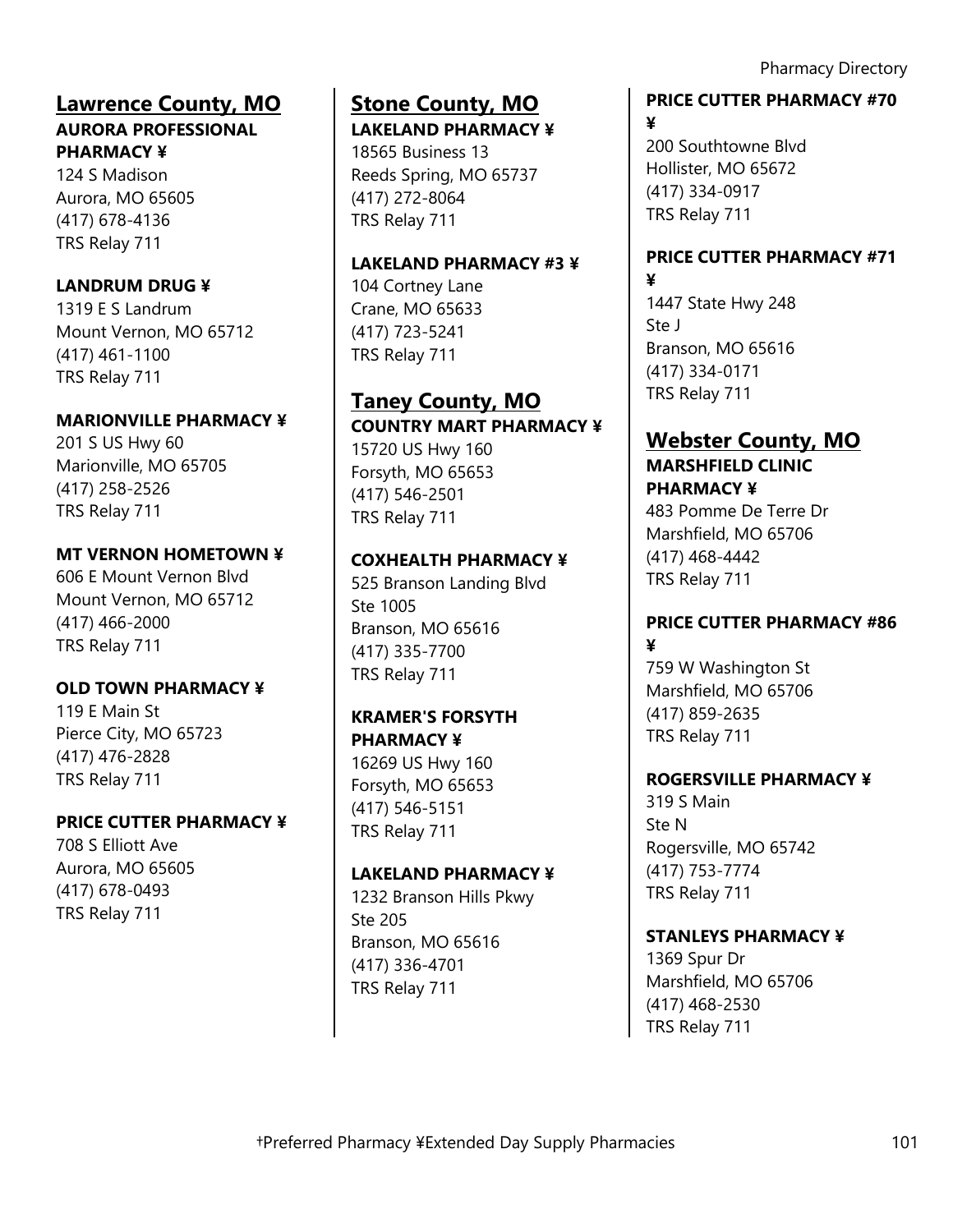## Lawrence County, MO

**AURORA PROFESSIONAL PHARMACY ¥**
124 S Madison
Aurora, MO 65605
(417) 678-4136
TRS Relay 711

**LANDRUM DRUG ¥**
1319 E S Landrum
Mount Vernon, MO 65712
(417) 461-1100
TRS Relay 711

**MARIONVILLE PHARMACY ¥**
201 S US Hwy 60
Marionville, MO 65705
(417) 258-2526
TRS Relay 711

**MT VERNON HOMETOWN ¥**
606 E Mount Vernon Blvd
Mount Vernon, MO 65712
(417) 466-2000
TRS Relay 711

**OLD TOWN PHARMACY ¥**
119 E Main St
Pierce City, MO 65723
(417) 476-2828
TRS Relay 711

**PRICE CUTTER PHARMACY ¥**
708 S Elliott Ave
Aurora, MO 65605
(417) 678-0493
TRS Relay 711

## Stone County, MO

**LAKELAND PHARMACY ¥**
18565 Business 13
Reeds Spring, MO 65737
(417) 272-8064
TRS Relay 711

**LAKELAND PHARMACY #3 ¥**
104 Cortney Lane
Crane, MO 65633
(417) 723-5241
TRS Relay 711

## Taney County, MO

**COUNTRY MART PHARMACY ¥**
15720 US Hwy 160
Forsyth, MO 65653
(417) 546-2501
TRS Relay 711

**COXHEALTH PHARMACY ¥**
525 Branson Landing Blvd
Ste 1005
Branson, MO 65616
(417) 335-7700
TRS Relay 711

**KRAMER'S FORSYTH PHARMACY ¥**
16269 US Hwy 160
Forsyth, MO 65653
(417) 546-5151
TRS Relay 711

**LAKELAND PHARMACY ¥**
1232 Branson Hills Pkwy
Ste 205
Branson, MO 65616
(417) 336-4701
TRS Relay 711

**PRICE CUTTER PHARMACY #70 ¥**
200 Southtowne Blvd
Hollister, MO 65672
(417) 334-0917
TRS Relay 711

**PRICE CUTTER PHARMACY #71 ¥**
1447 State Hwy 248
Ste J
Branson, MO 65616
(417) 334-0171
TRS Relay 711

## Webster County, MO

**MARSHFIELD CLINIC PHARMACY ¥**
483 Pomme De Terre Dr
Marshfield, MO 65706
(417) 468-4442
TRS Relay 711

**PRICE CUTTER PHARMACY #86 ¥**
759 W Washington St
Marshfield, MO 65706
(417) 859-2635
TRS Relay 711

**ROGERSVILLE PHARMACY ¥**
319 S Main
Ste N
Rogersville, MO 65742
(417) 753-7774
TRS Relay 711

**STANLEYS PHARMACY ¥**
1369 Spur Dr
Marshfield, MO 65706
(417) 468-2530
TRS Relay 711

†Preferred Pharmacy ¥Extended Day Supply Pharmacies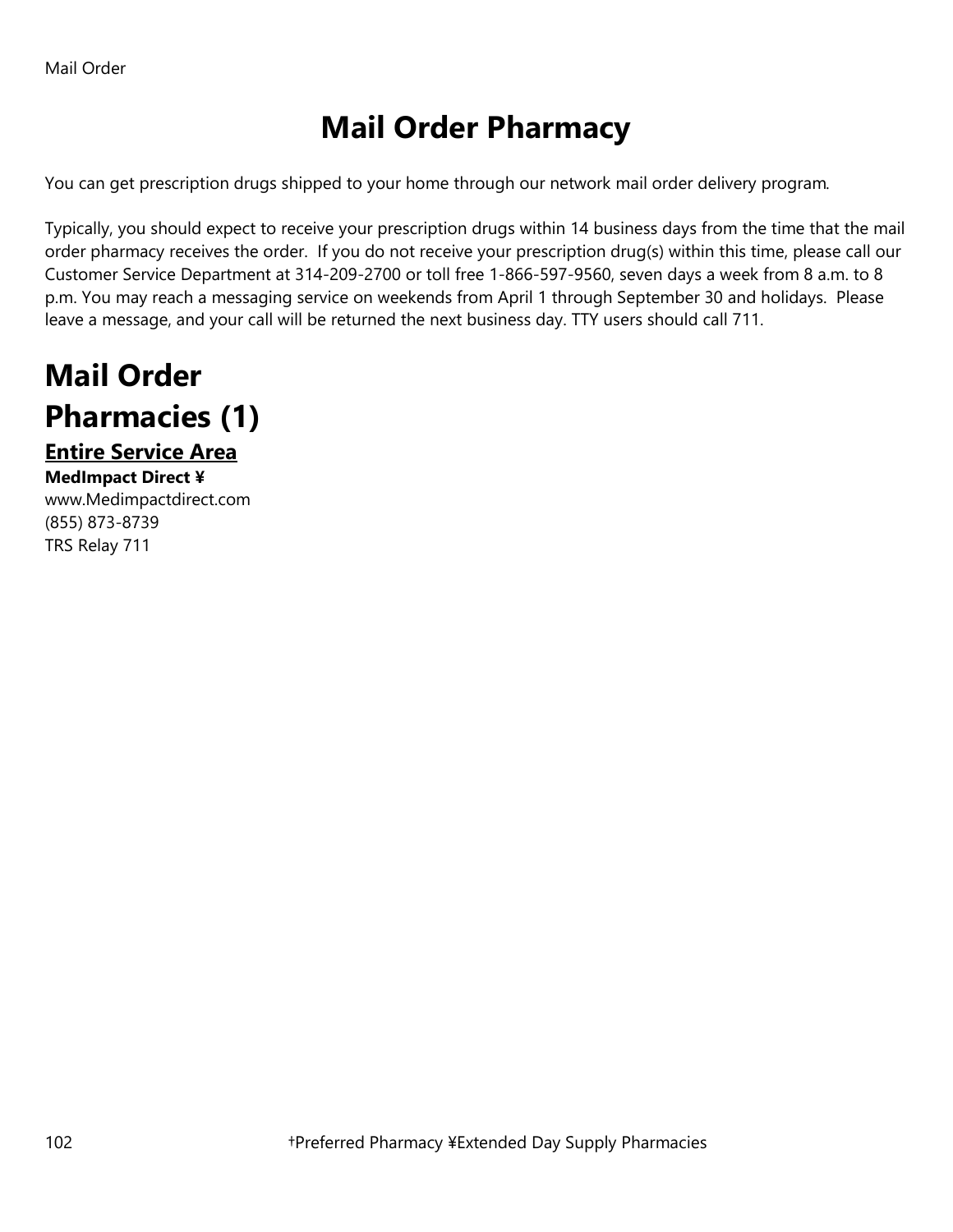# Mail Order Pharmacy

You can get prescription drugs shipped to your home through our network mail order delivery program.

Typically, you should expect to receive your prescription drugs within 14 business days from the time that the mail order pharmacy receives the order. If you do not receive your prescription drug(s) within this time, please call our Customer Service Department at 314-209-2700 or toll free 1-866-597-9560, seven days a week from 8 a.m. to 8 p.m. You may reach a messaging service on weekends from April 1 through September 30 and holidays. Please leave a message, and your call will be returned the next business day. TTY users should call 711.

## Mail Order Pharmacies (1)

### Entire Service Area

**MedImpact Direct ¥**
www.Medimpactdirect.com
(855) 873-8739
TRS Relay 711

†Preferred Pharmacy ¥Extended Day Supply Pharmacies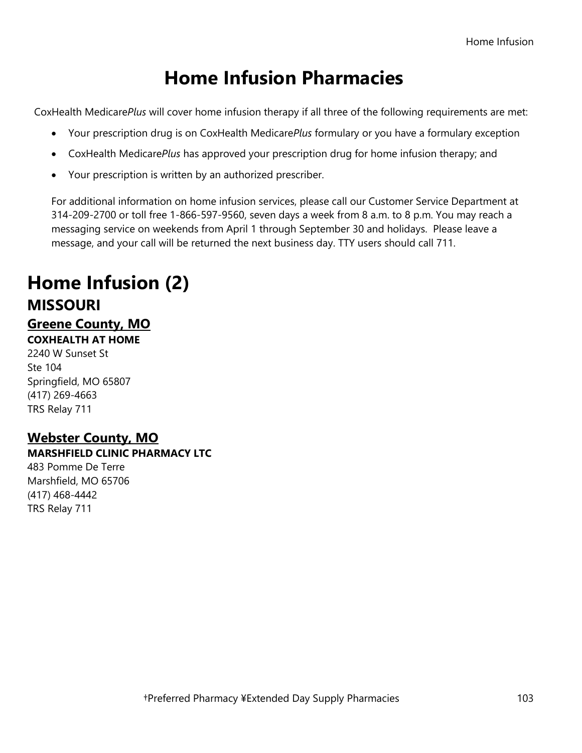# Home Infusion Pharmacies

CoxHealth Medicare*Plus* will cover home infusion therapy if all three of the following requirements are met:

- Your prescription drug is on CoxHealth Medicare*Plus* formulary or you have a formulary exception
- CoxHealth Medicare*Plus* has approved your prescription drug for home infusion therapy; and
- Your prescription is written by an authorized prescriber.

For additional information on home infusion services, please call our Customer Service Department at 314-209-2700 or toll free 1-866-597-9560, seven days a week from 8 a.m. to 8 p.m. You may reach a messaging service on weekends from April 1 through September 30 and holidays. Please leave a message, and your call will be returned the next business day. TTY users should call 711.

# Home Infusion (2)

## MISSOURI

### Greene County, MO

**COXHEALTH AT HOME**
2240 W Sunset St
Ste 104
Springfield, MO 65807
(417) 269-4663
TRS Relay 711

### Webster County, MO

**MARSHFIELD CLINIC PHARMACY LTC**
483 Pomme De Terre
Marshfield, MO 65706
(417) 468-4442
TRS Relay 711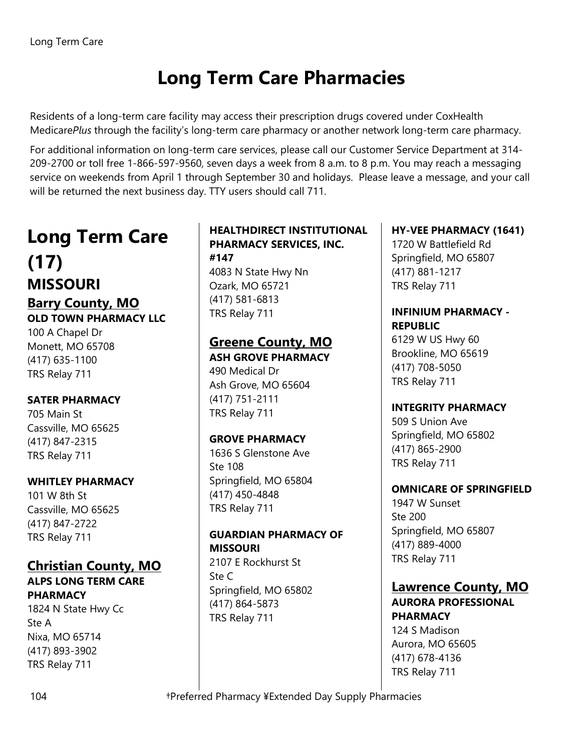# Long Term Care Pharmacies

Residents of a long-term care facility may access their prescription drugs covered under CoxHealth Medicare*Plus* through the facility's long-term care pharmacy or another network long-term care pharmacy.

For additional information on long-term care services, please call our Customer Service Department at 314-209-2700 or toll free 1-866-597-9560, seven days a week from 8 a.m. to 8 p.m. You may reach a messaging service on weekends from April 1 through September 30 and holidays. Please leave a message, and your call will be returned the next business day. TTY users should call 711.

# Long Term Care (17)

## MISSOURI

### Barry County, MO

**OLD TOWN PHARMACY LLC**
100 A Chapel Dr
Monett, MO 65708
(417) 635-1100
TRS Relay 711

**SATER PHARMACY**
705 Main St
Cassville, MO 65625
(417) 847-2315
TRS Relay 711

**WHITLEY PHARMACY**
101 W 8th St
Cassville, MO 65625
(417) 847-2722
TRS Relay 711

### Christian County, MO

**ALPS LONG TERM CARE PHARMACY**
1824 N State Hwy Cc
Ste A
Nixa, MO 65714
(417) 893-3902
TRS Relay 711

**HEALTHDIRECT INSTITUTIONAL PHARMACY SERVICES, INC. #147**
4083 N State Hwy Nn
Ozark, MO 65721
(417) 581-6813
TRS Relay 711

### Greene County, MO

**ASH GROVE PHARMACY**
490 Medical Dr
Ash Grove, MO 65604
(417) 751-2111
TRS Relay 711

**GROVE PHARMACY**
1636 S Glenstone Ave
Ste 108
Springfield, MO 65804
(417) 450-4848
TRS Relay 711

**GUARDIAN PHARMACY OF MISSOURI**
2107 E Rockhurst St
Ste C
Springfield, MO 65802
(417) 864-5873
TRS Relay 711

**HY-VEE PHARMACY (1641)**
1720 W Battlefield Rd
Springfield, MO 65807
(417) 881-1217
TRS Relay 711

**INFINIUM PHARMACY - REPUBLIC**
6129 W US Hwy 60
Brookline, MO 65619
(417) 708-5050
TRS Relay 711

**INTEGRITY PHARMACY**
509 S Union Ave
Springfield, MO 65802
(417) 865-2900
TRS Relay 711

**OMNICARE OF SPRINGFIELD**
1947 W Sunset
Ste 200
Springfield, MO 65807
(417) 889-4000
TRS Relay 711

### Lawrence County, MO

**AURORA PROFESSIONAL PHARMACY**
124 S Madison
Aurora, MO 65605
(417) 678-4136
TRS Relay 711

†Preferred Pharmacy ¥Extended Day Supply Pharmacies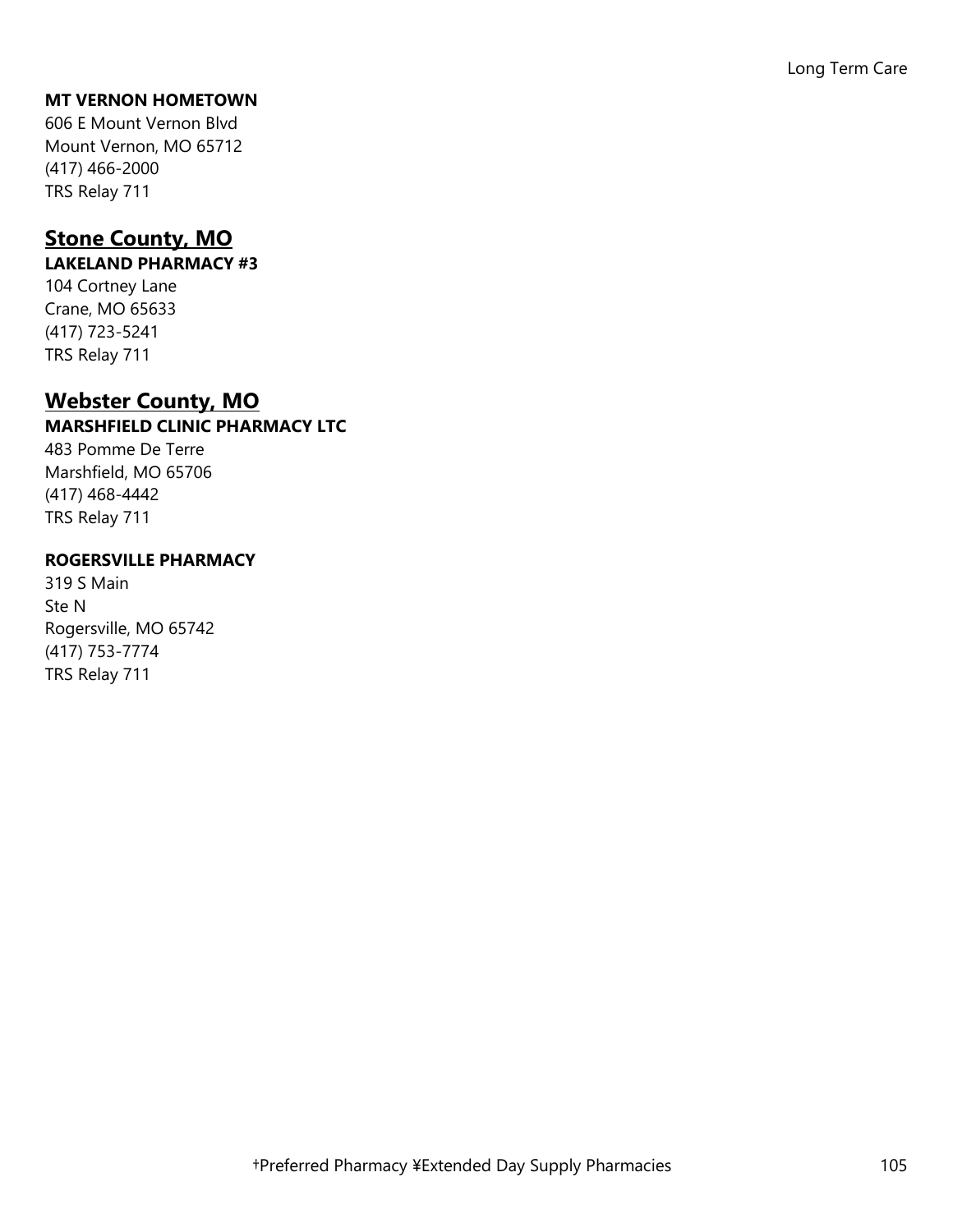**MT VERNON HOMETOWN**
606 E Mount Vernon Blvd
Mount Vernon, MO 65712
(417) 466-2000
TRS Relay 711

## Stone County, MO

**LAKELAND PHARMACY #3**
104 Cortney Lane
Crane, MO 65633
(417) 723-5241
TRS Relay 711

## Webster County, MO

**MARSHFIELD CLINIC PHARMACY LTC**
483 Pomme De Terre
Marshfield, MO 65706
(417) 468-4442
TRS Relay 711

**ROGERSVILLE PHARMACY**
319 S Main
Ste N
Rogersville, MO 65742
(417) 753-7774
TRS Relay 711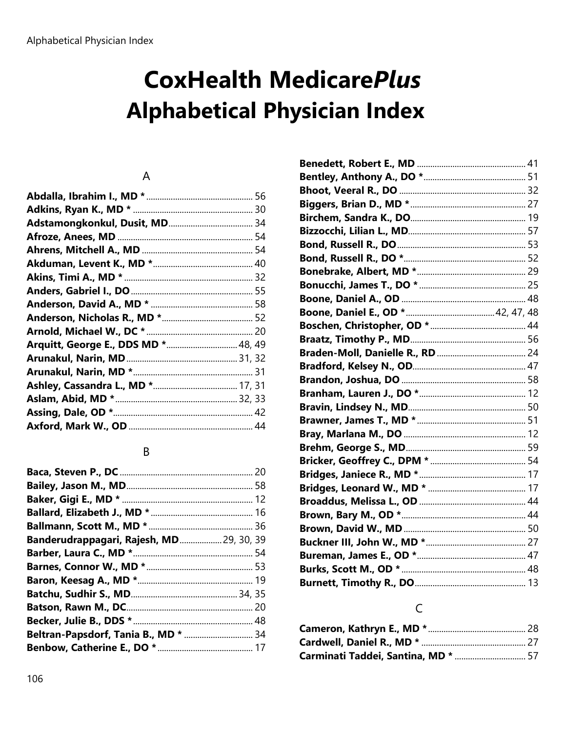# CoxHealth Medicare*Plus*
# Alphabetical Physician Index

## A

**Abdalla, Ibrahim I., MD *** .......... 56
**Adkins, Ryan K., MD *** .......... 30
**Adstamongkonkul, Dusit, MD** .......... 34
**Afroze, Anees, MD** .......... 54
**Ahrens, Mitchell A., MD** .......... 54
**Akduman, Levent K., MD *** .......... 40
**Akins, Timi A., MD *** .......... 32
**Anders, Gabriel I., DO** .......... 55
**Anderson, David A., MD *** .......... 58
**Anderson, Nicholas R., MD *** .......... 52
**Arnold, Michael W., DC *** .......... 20
**Arquitt, George E., DDS MD *** .......... 48, 49
**Arunakul, Narin, MD** .......... 31, 32
**Arunakul, Narin, MD *** .......... 31
**Ashley, Cassandra L., MD *** .......... 17, 31
**Aslam, Abid, MD *** .......... 32, 33
**Assing, Dale, OD *** .......... 42
**Axford, Mark W., OD** .......... 44

## B

**Baca, Steven P., DC** .......... 20
**Bailey, Jason M., MD** .......... 58
**Baker, Gigi E., MD *** .......... 12
**Ballard, Elizabeth J., MD *** .......... 16
**Ballmann, Scott M., MD *** .......... 36
**Banderudrappagari, Rajesh, MD** .......... 29, 30, 39
**Barber, Laura C., MD *** .......... 54
**Barnes, Connor W., MD *** .......... 53
**Baron, Keesag A., MD *** .......... 19
**Batchu, Sudhir S., MD** .......... 34, 35
**Batson, Rawn M., DC** .......... 20
**Becker, Julie B., DDS *** .......... 48
**Beltran-Papsdorf, Tania B., MD *** .......... 34
**Benbow, Catherine E., DO *** .......... 17
**Benedett, Robert E., MD** .......... 41
**Bentley, Anthony A., DO *** .......... 51
**Bhoot, Veeral R., DO** .......... 32
**Biggers, Brian D., MD *** .......... 27
**Birchem, Sandra K., DO** .......... 19
**Bizzocchi, Lilian L., MD** .......... 57
**Bond, Russell R., DO** .......... 53
**Bond, Russell R., DO *** .......... 52
**Bonebrake, Albert, MD *** .......... 29
**Bonucchi, James T., DO *** .......... 25
**Boone, Daniel A., OD** .......... 48
**Boone, Daniel E., OD *** .......... 42, 47, 48
**Boschen, Christopher, OD *** .......... 44
**Braatz, Timothy P., MD** .......... 56
**Braden-Moll, Danielle R., RD** .......... 24
**Bradford, Kelsey N., OD** .......... 47
**Brandon, Joshua, DO** .......... 58
**Branham, Lauren J., DO *** .......... 12
**Bravin, Lindsey N., MD** .......... 50
**Brawner, James T., MD *** .......... 51
**Bray, Marlana M., DO** .......... 12
**Brehm, George S., MD** .......... 59
**Bricker, Geoffrey C., DPM *** .......... 54
**Bridges, Janiece R., MD *** .......... 17
**Bridges, Leonard W., MD *** .......... 17
**Broaddus, Melissa L., OD** .......... 44
**Brown, Bary M., OD *** .......... 44
**Brown, David W., MD** .......... 50
**Buckner III, John W., MD *** .......... 27
**Bureman, James E., OD *** .......... 47
**Burks, Scott M., OD *** .......... 48
**Burnett, Timothy R., DO** .......... 13

## C

**Cameron, Kathryn E., MD *** .......... 28
**Cardwell, Daniel R., MD *** .......... 27
**Carminati Taddei, Santina, MD *** .......... 57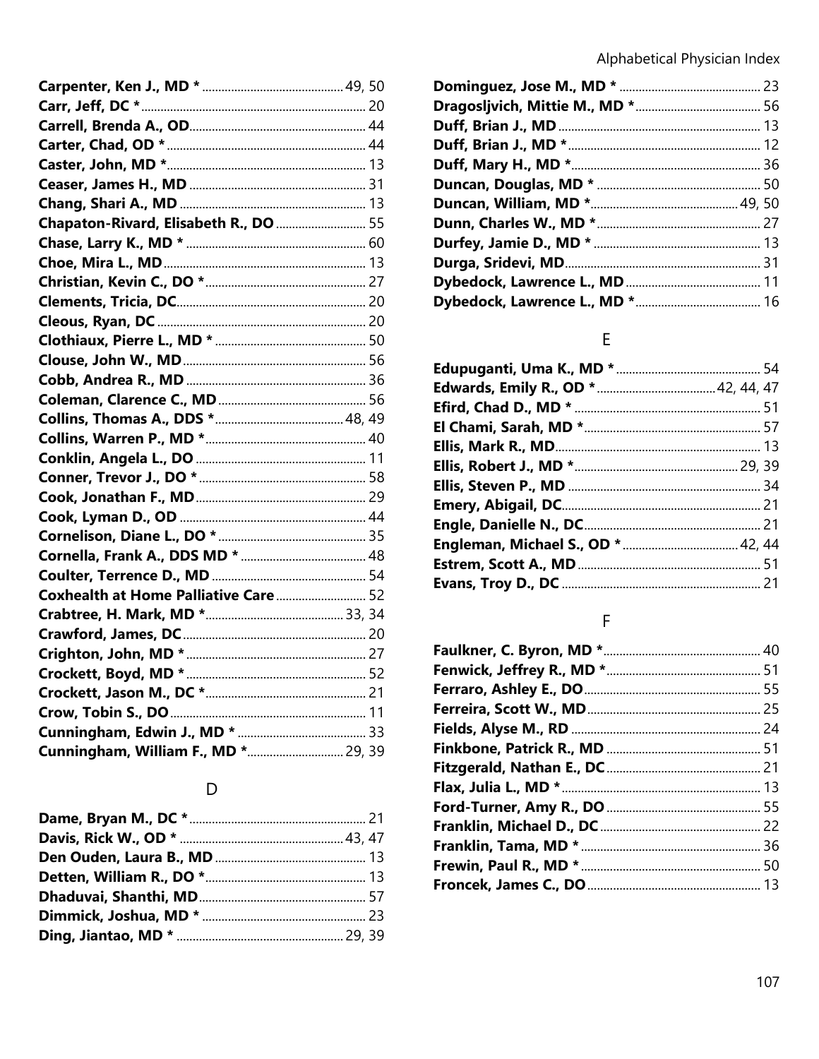**Carpenter, Ken J., MD *** ............ 49, 50
**Carr, Jeff, DC *** ............ 20
**Carrell, Brenda A., OD** ............ 44
**Carter, Chad, OD *** ............ 44
**Caster, John, MD *** ............ 13
**Ceaser, James H., MD** ............ 31
**Chang, Shari A., MD** ............ 13
**Chapaton-Rivard, Elisabeth R., DO** ............ 55
**Chase, Larry K., MD *** ............ 60
**Choe, Mira L., MD** ............ 13
**Christian, Kevin C., DO *** ............ 27
**Clements, Tricia, DC** ............ 20
**Cleous, Ryan, DC** ............ 20
**Clothiaux, Pierre L., MD *** ............ 50
**Clouse, John W., MD** ............ 56
**Cobb, Andrea R., MD** ............ 36
**Coleman, Clarence C., MD** ............ 56
**Collins, Thomas A., DDS *** ............ 48, 49
**Collins, Warren P., MD *** ............ 40
**Conklin, Angela L., DO** ............ 11
**Conner, Trevor J., DO *** ............ 58
**Cook, Jonathan F., MD** ............ 29
**Cook, Lyman D., OD** ............ 44
**Cornelison, Diane L., DO *** ............ 35
**Cornella, Frank A., DDS MD *** ............ 48
**Coulter, Terrence D., MD** ............ 54
**Coxhealth at Home Palliative Care** ............ 52
**Crabtree, H. Mark, MD *** ............ 33, 34
**Crawford, James, DC** ............ 20
**Crighton, John, MD *** ............ 27
**Crockett, Boyd, MD *** ............ 52
**Crockett, Jason M., DC *** ............ 21
**Crow, Tobin S., DO** ............ 11
**Cunningham, Edwin J., MD *** ............ 33
**Cunningham, William F., MD *** ............ 29, 39

## D

**Dame, Bryan M., DC *** ............ 21
**Davis, Rick W., OD *** ............ 43, 47
**Den Ouden, Laura B., MD** ............ 13
**Detten, William R., DO *** ............ 13
**Dhaduvai, Shanthi, MD** ............ 57
**Dimmick, Joshua, MD *** ............ 23
**Ding, Jiantao, MD *** ............ 29, 39
**Dominguez, Jose M., MD *** ............ 23
**Dragosljvich, Mittie M., MD *** ............ 56
**Duff, Brian J., MD** ............ 13
**Duff, Brian J., MD *** ............ 12
**Duff, Mary H., MD *** ............ 36
**Duncan, Douglas, MD *** ............ 50
**Duncan, William, MD *** ............ 49, 50
**Dunn, Charles W., MD *** ............ 27
**Durfey, Jamie D., MD *** ............ 13
**Durga, Sridevi, MD** ............ 31
**Dybedock, Lawrence L., MD** ............ 11
**Dybedock, Lawrence L., MD *** ............ 16

## E

**Edupuganti, Uma K., MD *** ............ 54
**Edwards, Emily R., OD *** ............ 42, 44, 47
**Efird, Chad D., MD *** ............ 51
**El Chami, Sarah, MD *** ............ 57
**Ellis, Mark R., MD** ............ 13
**Ellis, Robert J., MD *** ............ 29, 39
**Ellis, Steven P., MD** ............ 34
**Emery, Abigail, DC** ............ 21
**Engle, Danielle N., DC** ............ 21
**Engleman, Michael S., OD *** ............ 42, 44
**Estrem, Scott A., MD** ............ 51
**Evans, Troy D., DC** ............ 21

## F

**Faulkner, C. Byron, MD *** ............ 40
**Fenwick, Jeffrey R., MD *** ............ 51
**Ferraro, Ashley E., DO** ............ 55
**Ferreira, Scott W., MD** ............ 25
**Fields, Alyse M., RD** ............ 24
**Finkbone, Patrick R., MD** ............ 51
**Fitzgerald, Nathan E., DC** ............ 21
**Flax, Julia L., MD *** ............ 13
**Ford-Turner, Amy R., DO** ............ 55
**Franklin, Michael D., DC** ............ 22
**Franklin, Tama, MD *** ............ 36
**Frewin, Paul R., MD *** ............ 50
**Froncek, James C., DO** ............ 13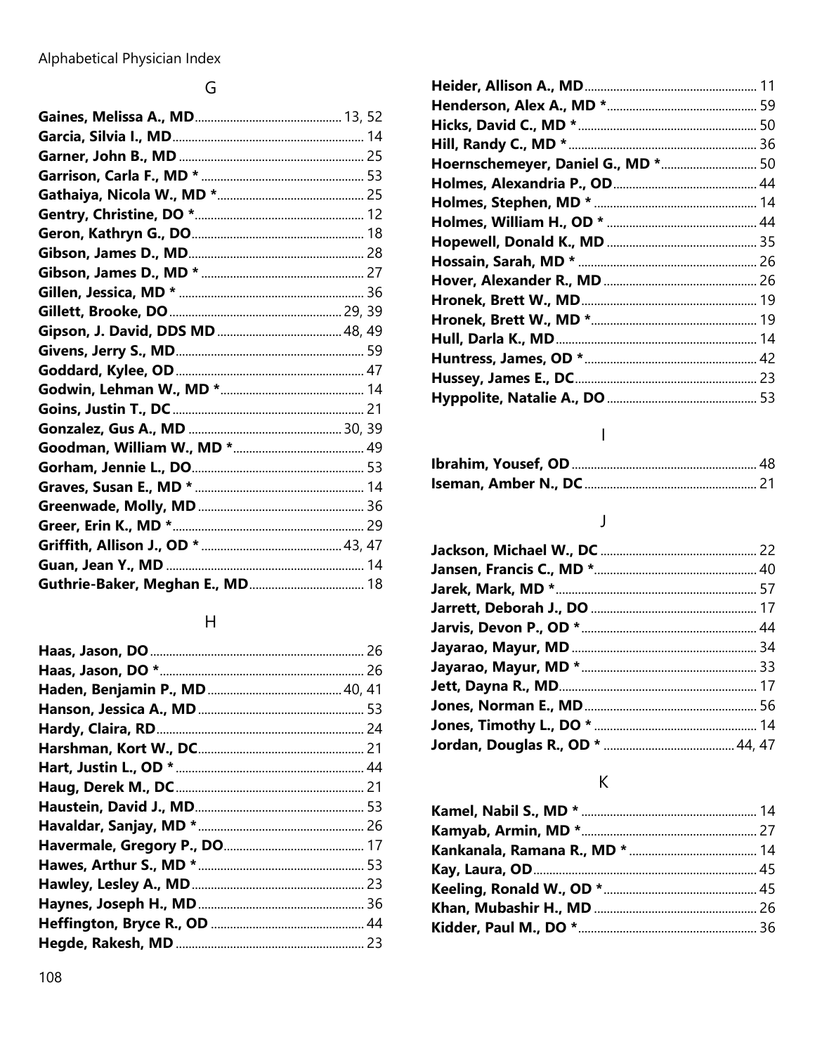Alphabetical Physician Index

## G

**Gaines, Melissa A., MD** ... 13, 52
**Garcia, Silvia I., MD** ... 14
**Garner, John B., MD** ... 25
**Garrison, Carla F., MD *** ... 53
**Gathaiya, Nicola W., MD *** ... 25
**Gentry, Christine, DO *** ... 12
**Geron, Kathryn G., DO** ... 18
**Gibson, James D., MD** ... 28
**Gibson, James D., MD *** ... 27
**Gillen, Jessica, MD *** ... 36
**Gillett, Brooke, DO** ... 29, 39
**Gipson, J. David, DDS MD** ... 48, 49
**Givens, Jerry S., MD** ... 59
**Goddard, Kylee, OD** ... 47
**Godwin, Lehman W., MD *** ... 14
**Goins, Justin T., DC** ... 21
**Gonzalez, Gus A., MD** ... 30, 39
**Goodman, William W., MD *** ... 49
**Gorham, Jennie L., DO** ... 53
**Graves, Susan E., MD *** ... 14
**Greenwade, Molly, MD** ... 36
**Greer, Erin K., MD *** ... 29
**Griffith, Allison J., OD *** ... 43, 47
**Guan, Jean Y., MD** ... 14
**Guthrie-Baker, Meghan E., MD** ... 18

## H

**Haas, Jason, DO** ... 26
**Haas, Jason, DO *** ... 26
**Haden, Benjamin P., MD** ... 40, 41
**Hanson, Jessica A., MD** ... 53
**Hardy, Claira, RD** ... 24
**Harshman, Kort W., DC** ... 21
**Hart, Justin L., OD *** ... 44
**Haug, Derek M., DC** ... 21
**Haustein, David J., MD** ... 53
**Havaldar, Sanjay, MD *** ... 26
**Havermale, Gregory P., DO** ... 17
**Hawes, Arthur S., MD *** ... 53
**Hawley, Lesley A., MD** ... 23
**Haynes, Joseph H., MD** ... 36
**Heffington, Bryce R., OD** ... 44
**Hegde, Rakesh, MD** ... 23
**Heider, Allison A., MD** ... 11
**Henderson, Alex A., MD *** ... 59
**Hicks, David C., MD *** ... 50
**Hill, Randy C., MD *** ... 36
**Hoernschemeyer, Daniel G., MD *** ... 50
**Holmes, Alexandria P., OD** ... 44
**Holmes, Stephen, MD *** ... 14
**Holmes, William H., OD *** ... 44
**Hopewell, Donald K., MD** ... 35
**Hossain, Sarah, MD *** ... 26
**Hover, Alexander R., MD** ... 26
**Hronek, Brett W., MD** ... 19
**Hronek, Brett W., MD *** ... 19
**Hull, Darla K., MD** ... 14
**Huntress, James, OD *** ... 42
**Hussey, James E., DC** ... 23
**Hyppolite, Natalie A., DO** ... 53

## I

**Ibrahim, Yousef, OD** ... 48
**Iseman, Amber N., DC** ... 21

## J

**Jackson, Michael W., DC** ... 22
**Jansen, Francis C., MD *** ... 40
**Jarek, Mark, MD *** ... 57
**Jarrett, Deborah J., DO** ... 17
**Jarvis, Devon P., OD *** ... 44
**Jayarao, Mayur, MD** ... 34
**Jayarao, Mayur, MD *** ... 33
**Jett, Dayna R., MD** ... 17
**Jones, Norman E., MD** ... 56
**Jones, Timothy L., DO *** ... 14
**Jordan, Douglas R., OD *** ... 44, 47

## K

**Kamel, Nabil S., MD *** ... 14
**Kamyab, Armin, MD *** ... 27
**Kankanala, Ramana R., MD *** ... 14
**Kay, Laura, OD** ... 45
**Keeling, Ronald W., OD *** ... 45
**Khan, Mubashir H., MD** ... 26
**Kidder, Paul M., DO *** ... 36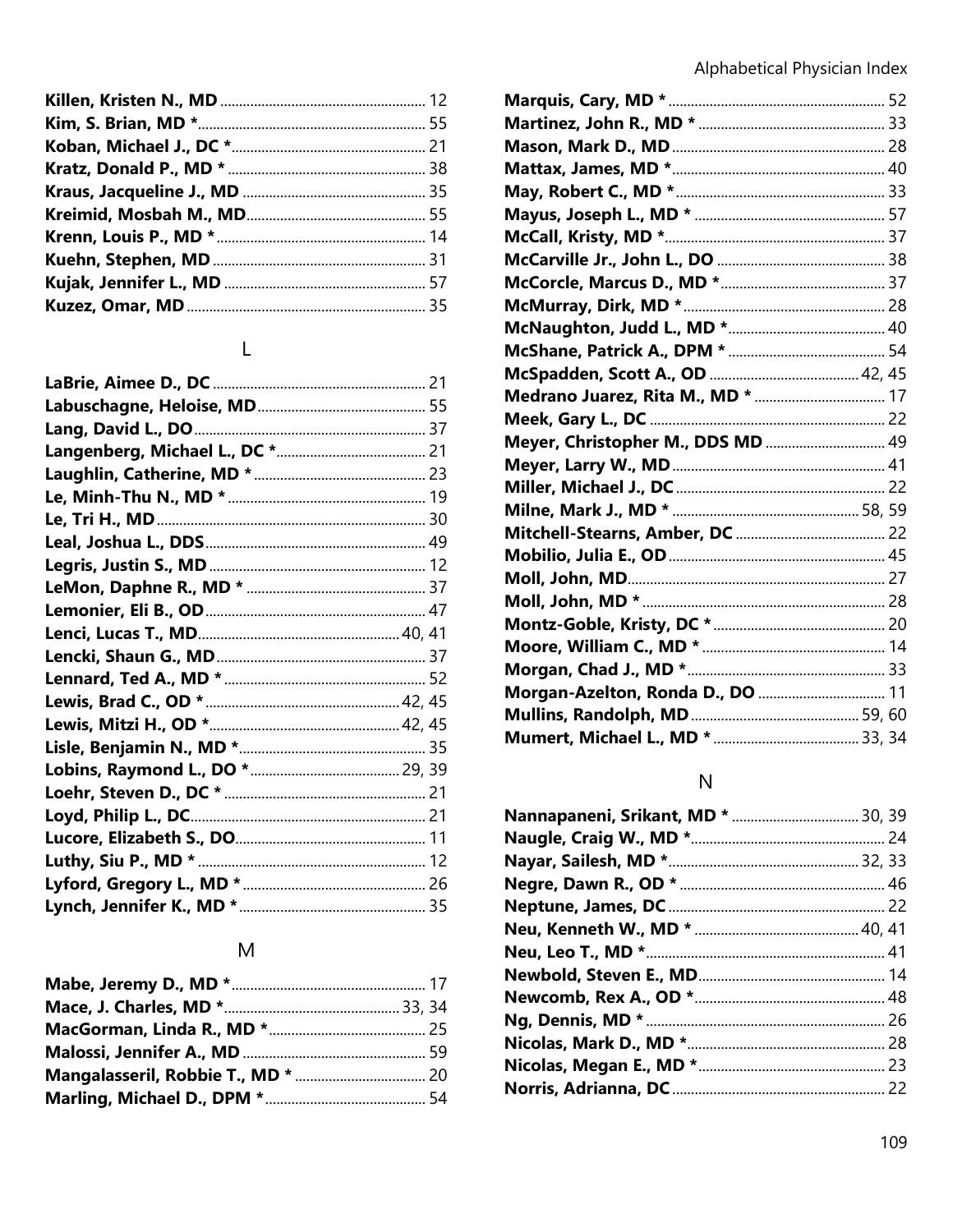**Killen, Kristen N., MD** ........ 12
**Kim, S. Brian, MD *** ........ 55
**Koban, Michael J., DC *** ........ 21
**Kratz, Donald P., MD *** ........ 38
**Kraus, Jacqueline J., MD** ........ 35
**Kreimid, Mosbah M., MD** ........ 55
**Krenn, Louis P., MD *** ........ 14
**Kuehn, Stephen, MD** ........ 31
**Kujak, Jennifer L., MD** ........ 57
**Kuzez, Omar, MD** ........ 35

## L

**LaBrie, Aimee D., DC** ........ 21
**Labuschagne, Heloise, MD** ........ 55
**Lang, David L., DO** ........ 37
**Langenberg, Michael L., DC *** ........ 21
**Laughlin, Catherine, MD *** ........ 23
**Le, Minh-Thu N., MD *** ........ 19
**Le, Tri H., MD** ........ 30
**Leal, Joshua L., DDS** ........ 49
**Legris, Justin S., MD** ........ 12
**LeMon, Daphne R., MD *** ........ 37
**Lemonier, Eli B., OD** ........ 47
**Lenci, Lucas T., MD** ........ 40, 41
**Lencki, Shaun G., MD** ........ 37
**Lennard, Ted A., MD *** ........ 52
**Lewis, Brad C., OD *** ........ 42, 45
**Lewis, Mitzi H., OD *** ........ 42, 45
**Lisle, Benjamin N., MD *** ........ 35
**Lobins, Raymond L., DO *** ........ 29, 39
**Loehr, Steven D., DC *** ........ 21
**Loyd, Philip L., DC** ........ 21
**Lucore, Elizabeth S., DO** ........ 11
**Luthy, Siu P., MD *** ........ 12
**Lyford, Gregory L., MD *** ........ 26
**Lynch, Jennifer K., MD *** ........ 35

## M

**Mabe, Jeremy D., MD *** ........ 17
**Mace, J. Charles, MD *** ........ 33, 34
**MacGorman, Linda R., MD *** ........ 25
**Malossi, Jennifer A., MD** ........ 59
**Mangalasseril, Robbie T., MD *** ........ 20
**Marling, Michael D., DPM *** ........ 54
**Marquis, Cary, MD *** ........ 52
**Martinez, John R., MD *** ........ 33
**Mason, Mark D., MD** ........ 28
**Mattax, James, MD *** ........ 40
**May, Robert C., MD *** ........ 33
**Mayus, Joseph L., MD *** ........ 57
**McCall, Kristy, MD *** ........ 37
**McCarville Jr., John L., DO** ........ 38
**McCorcle, Marcus D., MD *** ........ 37
**McMurray, Dirk, MD *** ........ 28
**McNaughton, Judd L., MD *** ........ 40
**McShane, Patrick A., DPM *** ........ 54
**McSpadden, Scott A., OD** ........ 42, 45
**Medrano Juarez, Rita M., MD *** ........ 17
**Meek, Gary L., DC** ........ 22
**Meyer, Christopher M., DDS MD** ........ 49
**Meyer, Larry W., MD** ........ 41
**Miller, Michael J., DC** ........ 22
**Milne, Mark J., MD *** ........ 58, 59
**Mitchell-Stearns, Amber, DC** ........ 22
**Mobilio, Julia E., OD** ........ 45
**Moll, John, MD** ........ 27
**Moll, John, MD *** ........ 28
**Montz-Goble, Kristy, DC *** ........ 20
**Moore, William C., MD *** ........ 14
**Morgan, Chad J., MD *** ........ 33
**Morgan-Azelton, Ronda D., DO** ........ 11
**Mullins, Randolph, MD** ........ 59, 60
**Mumert, Michael L., MD *** ........ 33, 34

## N

**Nannapaneni, Srikant, MD *** ........ 30, 39
**Naugle, Craig W., MD *** ........ 24
**Nayar, Sailesh, MD *** ........ 32, 33
**Negre, Dawn R., OD *** ........ 46
**Neptune, James, DC** ........ 22
**Neu, Kenneth W., MD *** ........ 40, 41
**Neu, Leo T., MD *** ........ 41
**Newbold, Steven E., MD** ........ 14
**Newcomb, Rex A., OD *** ........ 48
**Ng, Dennis, MD *** ........ 26
**Nicolas, Mark D., MD *** ........ 28
**Nicolas, Megan E., MD *** ........ 23
**Norris, Adrianna, DC** ........ 22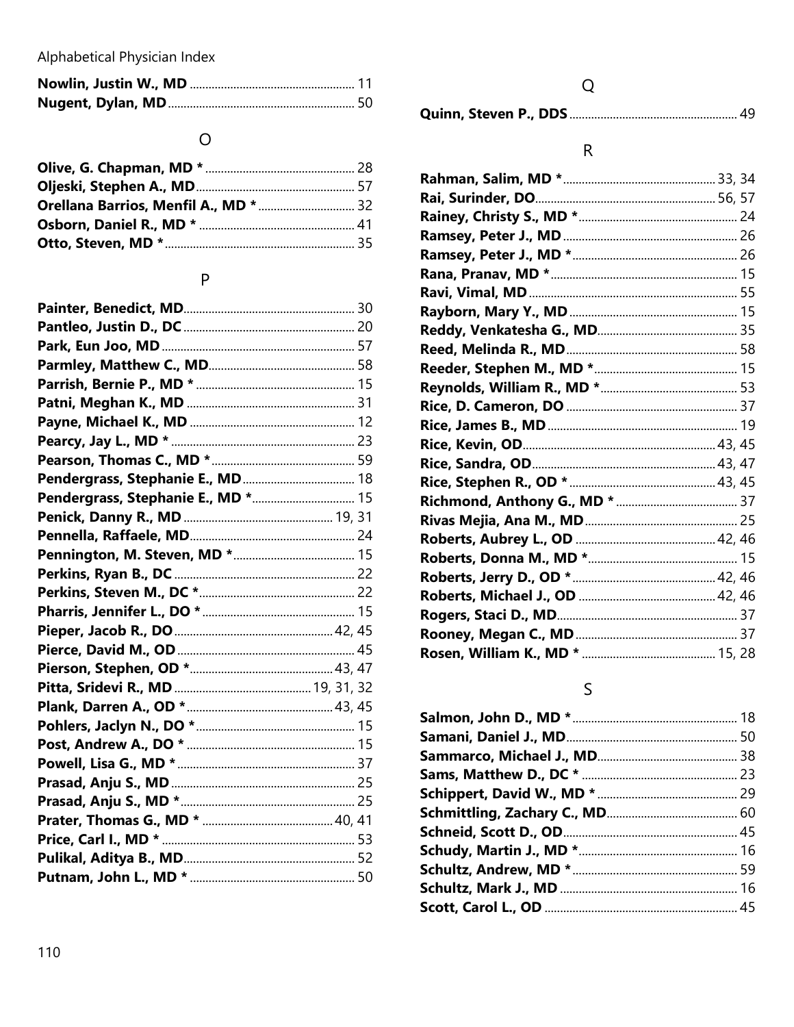**Nowlin, Justin W., MD** .... 11
**Nugent, Dylan, MD** .... 50

## O

**Olive, G. Chapman, MD *** .... 28
**Oljeski, Stephen A., MD** .... 57
**Orellana Barrios, Menfil A., MD *** .... 32
**Osborn, Daniel R., MD *** .... 41
**Otto, Steven, MD *** .... 35

## P

**Painter, Benedict, MD** .... 30
**Pantleo, Justin D., DC** .... 20
**Park, Eun Joo, MD** .... 57
**Parmley, Matthew C., MD** .... 58
**Parrish, Bernie P., MD *** .... 15
**Patni, Meghan K., MD** .... 31
**Payne, Michael K., MD** .... 12
**Pearcy, Jay L., MD *** .... 23
**Pearson, Thomas C., MD *** .... 59
**Pendergrass, Stephanie E., MD** .... 18
**Pendergrass, Stephanie E., MD *** .... 15
**Penick, Danny R., MD** .... 19, 31
**Pennella, Raffaele, MD** .... 24
**Pennington, M. Steven, MD *** .... 15
**Perkins, Ryan B., DC** .... 22
**Perkins, Steven M., DC *** .... 22
**Pharris, Jennifer L., DO *** .... 15
**Pieper, Jacob R., DO** .... 42, 45
**Pierce, David M., OD** .... 45
**Pierson, Stephen, OD *** .... 43, 47
**Pitta, Sridevi R., MD** .... 19, 31, 32
**Plank, Darren A., OD *** .... 43, 45
**Pohlers, Jaclyn N., DO *** .... 15
**Post, Andrew A., DO *** .... 15
**Powell, Lisa G., MD *** .... 37
**Prasad, Anju S., MD** .... 25
**Prasad, Anju S., MD *** .... 25
**Prater, Thomas G., MD *** .... 40, 41
**Price, Carl I., MD *** .... 53
**Pulikal, Aditya B., MD** .... 52
**Putnam, John L., MD *** .... 50

## Q

**Quinn, Steven P., DDS** .... 49

## R

**Rahman, Salim, MD *** .... 33, 34
**Rai, Surinder, DO** .... 56, 57
**Rainey, Christy S., MD *** .... 24
**Ramsey, Peter J., MD** .... 26
**Ramsey, Peter J., MD *** .... 26
**Rana, Pranav, MD *** .... 15
**Ravi, Vimal, MD** .... 55
**Rayborn, Mary Y., MD** .... 15
**Reddy, Venkatesha G., MD** .... 35
**Reed, Melinda R., MD** .... 58
**Reeder, Stephen M., MD *** .... 15
**Reynolds, William R., MD *** .... 53
**Rice, D. Cameron, DO** .... 37
**Rice, James B., MD** .... 19
**Rice, Kevin, OD** .... 43, 45
**Rice, Sandra, OD** .... 43, 47
**Rice, Stephen R., OD *** .... 43, 45
**Richmond, Anthony G., MD *** .... 37
**Rivas Mejia, Ana M., MD** .... 25
**Roberts, Aubrey L., OD** .... 42, 46
**Roberts, Donna M., MD *** .... 15
**Roberts, Jerry D., OD *** .... 42, 46
**Roberts, Michael J., OD** .... 42, 46
**Rogers, Staci D., MD** .... 37
**Rooney, Megan C., MD** .... 37
**Rosen, William K., MD *** .... 15, 28

## S

**Salmon, John D., MD *** .... 18
**Samani, Daniel J., MD** .... 50
**Sammarco, Michael J., MD** .... 38
**Sams, Matthew D., DC *** .... 23
**Schippert, David W., MD *** .... 29
**Schmittling, Zachary C., MD** .... 60
**Schneid, Scott D., OD** .... 45
**Schudy, Martin J., MD *** .... 16
**Schultz, Andrew, MD *** .... 59
**Schultz, Mark J., MD** .... 16
**Scott, Carol L., OD** .... 45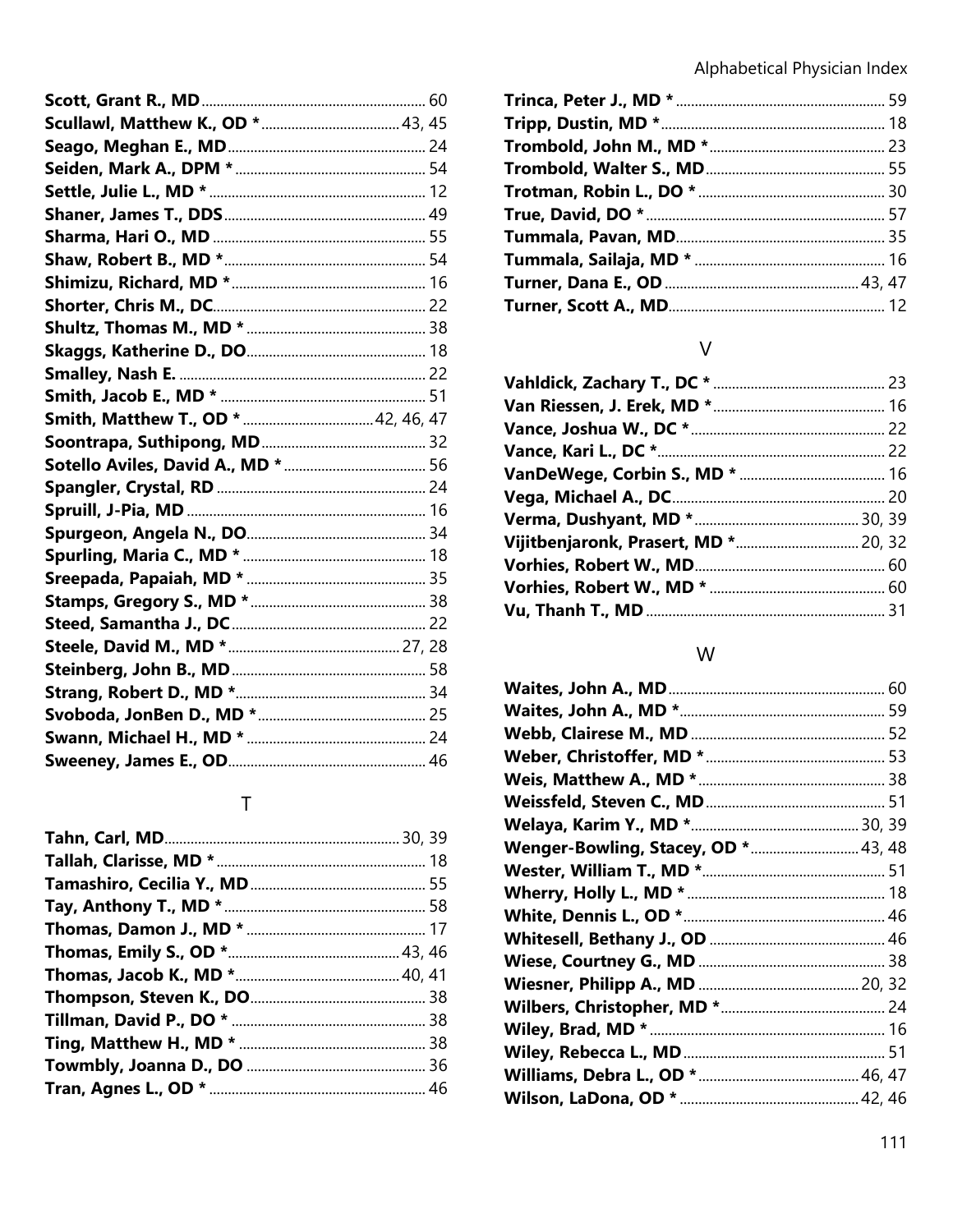**Scott, Grant R., MD** ........ 60
**Scullawl, Matthew K., OD *** ........ 43, 45
**Seago, Meghan E., MD** ........ 24
**Seiden, Mark A., DPM *** ........ 54
**Settle, Julie L., MD *** ........ 12
**Shaner, James T., DDS** ........ 49
**Sharma, Hari O., MD** ........ 55
**Shaw, Robert B., MD *** ........ 54
**Shimizu, Richard, MD *** ........ 16
**Shorter, Chris M., DC** ........ 22
**Shultz, Thomas M., MD *** ........ 38
**Skaggs, Katherine D., DO** ........ 18
**Smalley, Nash E.** ........ 22
**Smith, Jacob E., MD *** ........ 51
**Smith, Matthew T., OD *** ........ 42, 46, 47
**Soontrapa, Suthipong, MD** ........ 32
**Sotello Aviles, David A., MD *** ........ 56
**Spangler, Crystal, RD** ........ 24
**Spruill, J-Pia, MD** ........ 16
**Spurgeon, Angela N., DO** ........ 34
**Spurling, Maria C., MD *** ........ 18
**Sreepada, Papaiah, MD *** ........ 35
**Stamps, Gregory S., MD *** ........ 38
**Steed, Samantha J., DC** ........ 22
**Steele, David M., MD *** ........ 27, 28
**Steinberg, John B., MD** ........ 58
**Strang, Robert D., MD *** ........ 34
**Svoboda, JonBen D., MD *** ........ 25
**Swann, Michael H., MD *** ........ 24
**Sweeney, James E., OD** ........ 46

## T

**Tahn, Carl, MD** ........ 30, 39
**Tallah, Clarisse, MD *** ........ 18
**Tamashiro, Cecilia Y., MD** ........ 55
**Tay, Anthony T., MD *** ........ 58
**Thomas, Damon J., MD *** ........ 17
**Thomas, Emily S., OD *** ........ 43, 46
**Thomas, Jacob K., MD *** ........ 40, 41
**Thompson, Steven K., DO** ........ 38
**Tillman, David P., DO *** ........ 38
**Ting, Matthew H., MD *** ........ 38
**Towmbly, Joanna D., DO** ........ 36
**Tran, Agnes L., OD *** ........ 46
**Trinca, Peter J., MD *** ........ 59
**Tripp, Dustin, MD *** ........ 18
**Trombold, John M., MD *** ........ 23
**Trombold, Walter S., MD** ........ 55
**Trotman, Robin L., DO *** ........ 30
**True, David, DO *** ........ 57
**Tummala, Pavan, MD** ........ 35
**Tummala, Sailaja, MD *** ........ 16
**Turner, Dana E., OD** ........ 43, 47
**Turner, Scott A., MD** ........ 12

## V

**Vahldick, Zachary T., DC *** ........ 23
**Van Riessen, J. Erek, MD *** ........ 16
**Vance, Joshua W., DC *** ........ 22
**Vance, Kari L., DC *** ........ 22
**VanDeWege, Corbin S., MD *** ........ 16
**Vega, Michael A., DC** ........ 20
**Verma, Dushyant, MD *** ........ 30, 39
**Vijitbenjaronk, Prasert, MD *** ........ 20, 32
**Vorhies, Robert W., MD** ........ 60
**Vorhies, Robert W., MD *** ........ 60
**Vu, Thanh T., MD** ........ 31

## W

**Waites, John A., MD** ........ 60
**Waites, John A., MD *** ........ 59
**Webb, Clairese M., MD** ........ 52
**Weber, Christoffer, MD *** ........ 53
**Weis, Matthew A., MD *** ........ 38
**Weissfeld, Steven C., MD** ........ 51
**Welaya, Karim Y., MD *** ........ 30, 39
**Wenger-Bowling, Stacey, OD *** ........ 43, 48
**Wester, William T., MD *** ........ 51
**Wherry, Holly L., MD *** ........ 18
**White, Dennis L., OD *** ........ 46
**Whitesell, Bethany J., OD** ........ 46
**Wiese, Courtney G., MD** ........ 38
**Wiesner, Philipp A., MD** ........ 20, 32
**Wilbers, Christopher, MD *** ........ 24
**Wiley, Brad, MD *** ........ 16
**Wiley, Rebecca L., MD** ........ 51
**Williams, Debra L., OD *** ........ 46, 47
**Wilson, LaDona, OD *** ........ 42, 46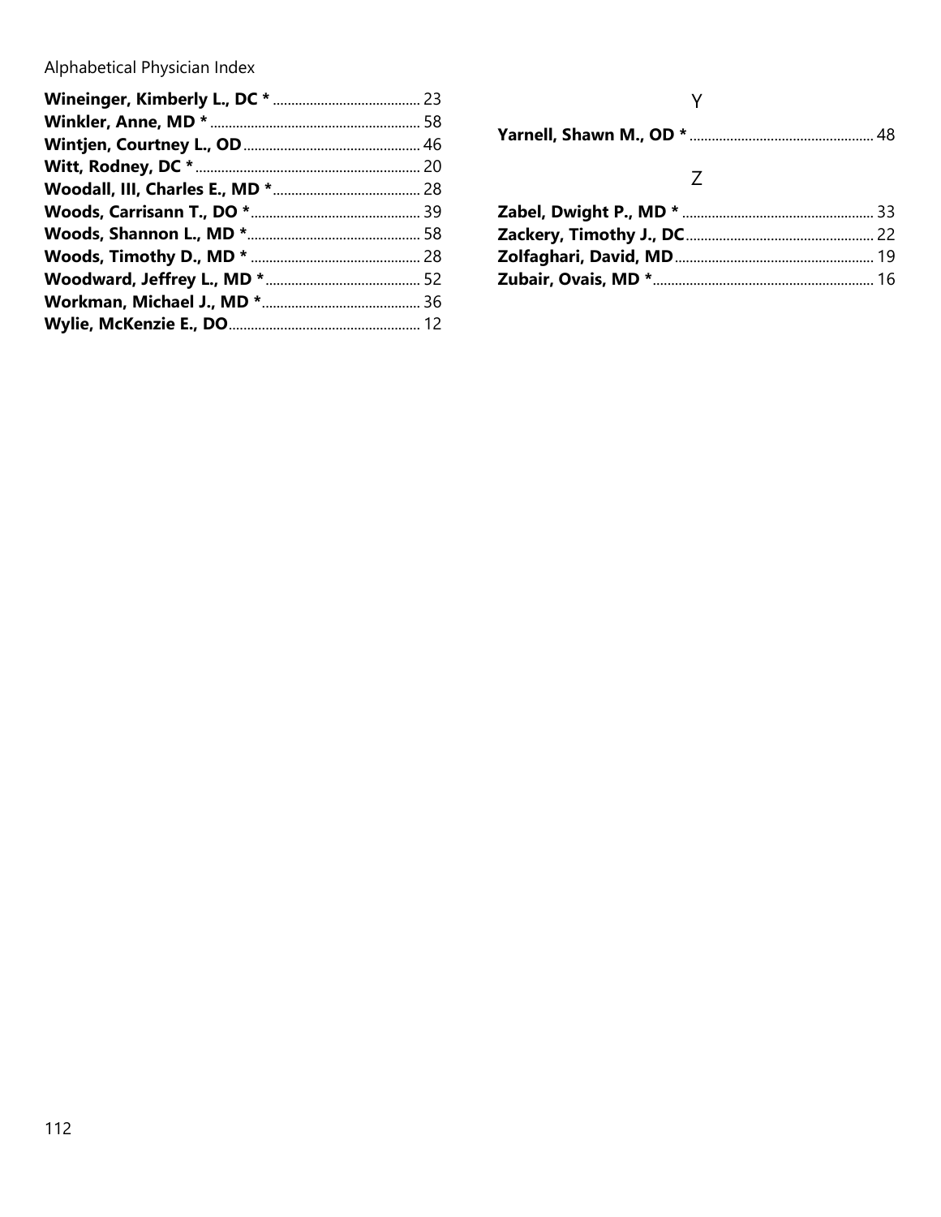**Wineinger, Kimberly L., DC *** ........................................ 23
**Winkler, Anne, MD *** ........................................................ 58
**Wintjen, Courtney L., OD** ............................................... 46
**Witt, Rodney, DC *** ............................................................ 20
**Woodall, III, Charles E., MD *** ........................................ 28
**Woods, Carrisann T., DO *** .............................................. 39
**Woods, Shannon L., MD *** ............................................... 58
**Woods, Timothy D., MD *** .............................................. 28
**Woodward, Jeffrey L., MD *** .......................................... 52
**Workman, Michael J., MD *** ........................................... 36
**Wylie, McKenzie E., DO** ................................................... 12

## Y

**Yarnell, Shawn M., OD *** ................................................. 48

## Z

**Zabel, Dwight P., MD *** ................................................... 33
**Zackery, Timothy J., DC** .................................................. 22
**Zolfaghari, David, MD** ..................................................... 19
**Zubair, Ovais, MD *** ........................................................... 16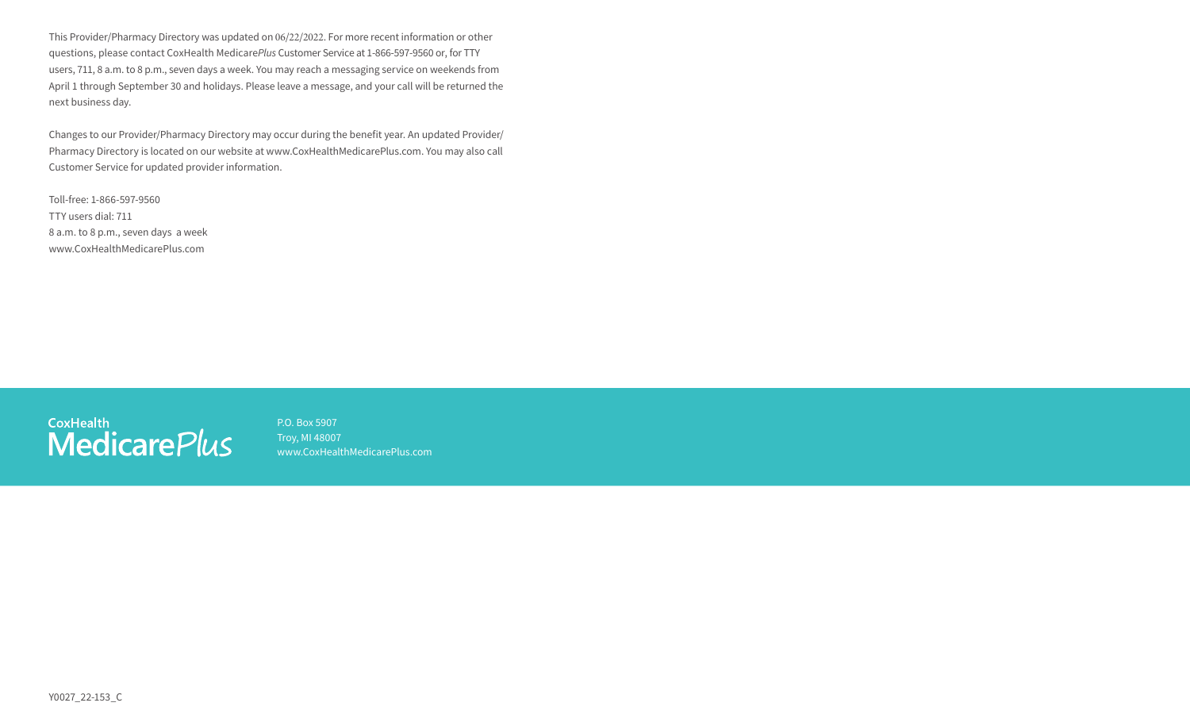This Provider/Pharmacy Directory was updated on 06/22/2022. For more recent information or other questions, please contact CoxHealth Medicare*Plus* Customer Service at 1-866-597-9560 or, for TTY users, 711, 8 a.m. to 8 p.m., seven days a week. You may reach a messaging service on weekends from April 1 through September 30 and holidays. Please leave a message, and your call will be returned the next business day.

Changes to our Provider/Pharmacy Directory may occur during the benefit year. An updated Provider/Pharmacy Directory is located on our website at www.CoxHealthMedicarePlus.com. You may also call Customer Service for updated provider information.

Toll-free: 1-866-597-9560
TTY users dial: 711
8 a.m. to 8 p.m., seven days a week
www.CoxHealthMedicarePlus.com

CoxHealth MedicarePlus

P.O. Box 5907
Troy, MI 48007
www.CoxHealthMedicarePlus.com

Y0027_22-153_C